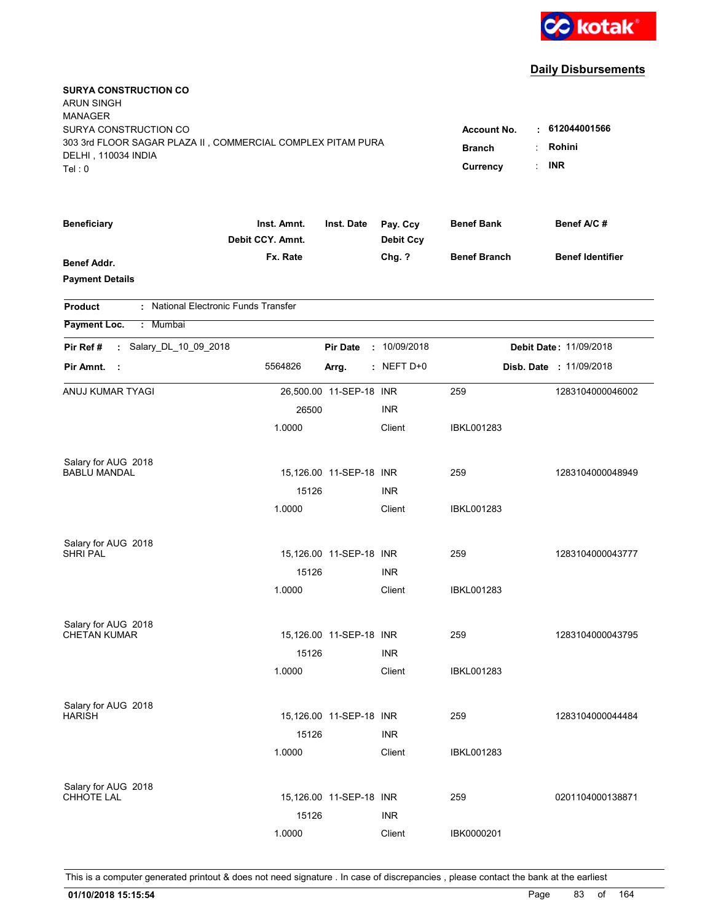kotak

## Daily Disbursements

**SURYA CONSTRUCTION CO**
ARUN SINGH
MANAGER
SURYA CONSTRUCTION CO
303 3rd FLOOR SAGAR PLAZA II , COMMERCIAL COMPLEX PITAM PURA
DELHI , 110034 INDIA
Tel : 0

**Account No.** : **612044001566**
**Branch** : **Rohini**
**Currency** : **INR**

| Beneficiary / Benef Addr. / Payment Details | Inst. Amnt. / Debit CCY. Amnt. / Fx. Rate | Inst. Date | Pay. Ccy / Debit Ccy / Chg. ? | Benef Bank / Benef Branch | Benef A/C # / Benef Identifier |
|---|---|---|---|---|---|

**Product** : National Electronic Funds Transfer

**Payment Loc.** : Mumbai

**Pir Ref #** : Salary_DL_10_09_2018 | **Pir Date** : 10/09/2018 | **Debit Date** : 11/09/2018

**Pir Amnt.** : 5564826 | **Arrg.** : NEFT D+0 | **Disb. Date** : 11/09/2018

| Beneficiary | Inst. Amnt. | Inst. Date | Pay. Ccy | Benef Bank | Benef A/C # |
|---|---|---|---|---|---|
| ANUJ KUMAR TYAGI | 26,500.00 | 11-SEP-18 | INR | 259 | 1283104000046002 |
| | 26500 | | INR | | |
| | 1.0000 | | Client | IBKL001283 | |
| Salary for AUG 2018 | | | | | |
| BABLU MANDAL | 15,126.00 | 11-SEP-18 | INR | 259 | 1283104000048949 |
| | 15126 | | INR | | |
| | 1.0000 | | Client | IBKL001283 | |
| Salary for AUG 2018 | | | | | |
| SHRI PAL | 15,126.00 | 11-SEP-18 | INR | 259 | 1283104000043777 |
| | 15126 | | INR | | |
| | 1.0000 | | Client | IBKL001283 | |
| Salary for AUG 2018 | | | | | |
| CHETAN KUMAR | 15,126.00 | 11-SEP-18 | INR | 259 | 1283104000043795 |
| | 15126 | | INR | | |
| | 1.0000 | | Client | IBKL001283 | |
| Salary for AUG 2018 | | | | | |
| HARISH | 15,126.00 | 11-SEP-18 | INR | 259 | 1283104000044484 |
| | 15126 | | INR | | |
| | 1.0000 | | Client | IBKL001283 | |
| Salary for AUG 2018 | | | | | |
| CHHOTE LAL | 15,126.00 | 11-SEP-18 | INR | 259 | 0201104000138871 |
| | 15126 | | INR | | |
| | 1.0000 | | Client | IBK0000201 | |

This is a computer generated printout & does not need signature . In case of discrepancies , please contact the bank at the earliest

**01/10/2018 15:15:54**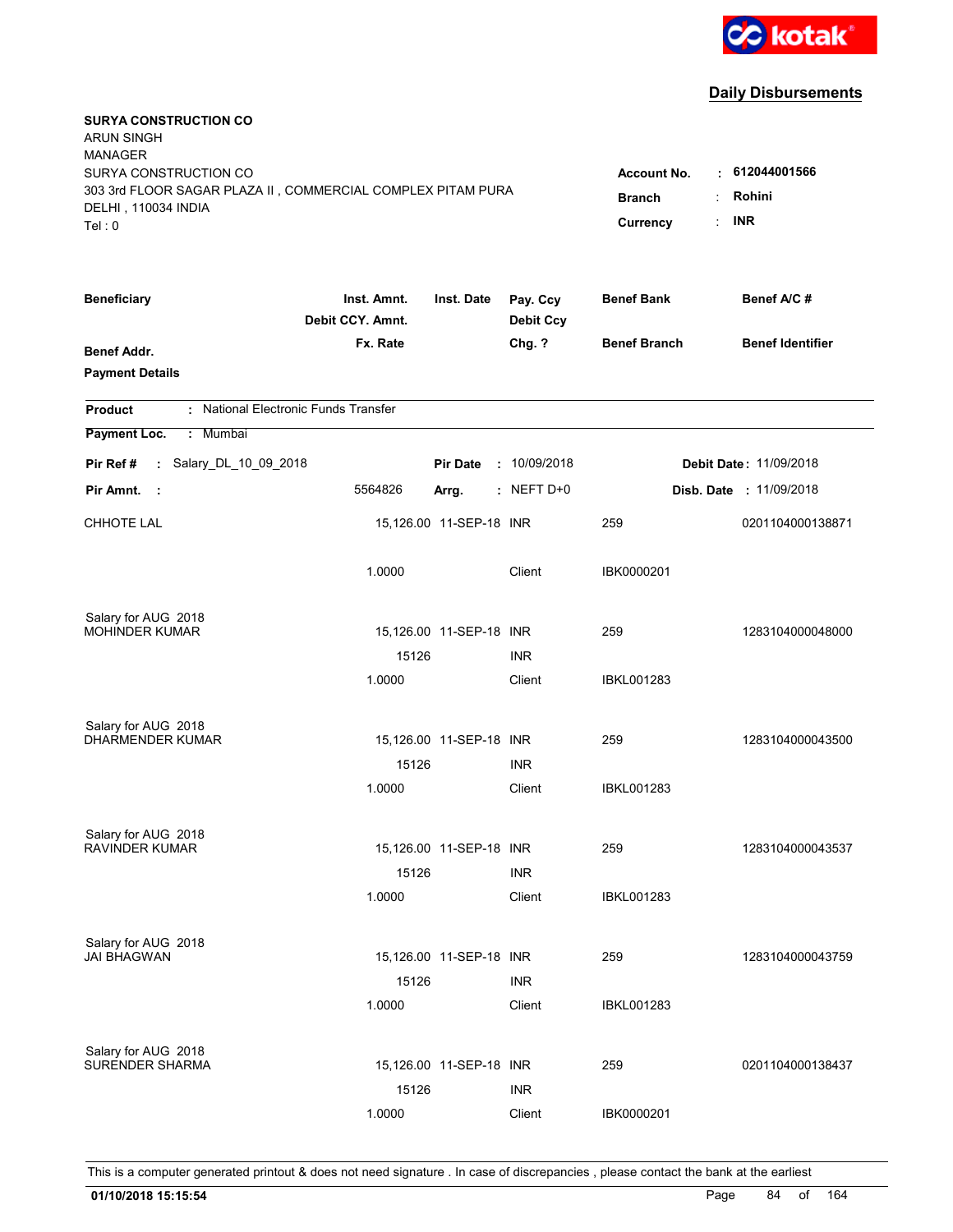kotak

## Daily Disbursements

**SURYA CONSTRUCTION CO**
ARUN SINGH
MANAGER
SURYA CONSTRUCTION CO
303 3rd FLOOR SAGAR PLAZA II , COMMERCIAL COMPLEX PITAM PURA
DELHI , 110034 INDIA
Tel : 0

**Account No.** : **612044001566**
**Branch** : **Rohini**
**Currency** : **INR**

| Beneficiary / Benef Addr. / Payment Details | Inst. Amnt. / Debit CCY. Amnt. / Fx. Rate | Inst. Date | Pay. Ccy / Debit Ccy / Chg. ? | Benef Bank / Benef Branch | Benef A/C # / Benef Identifier |
|---|---|---|---|---|---|

**Product** : National Electronic Funds Transfer
**Payment Loc.** : Mumbai

**Pir Ref #** : Salary_DL_10_09_2018 **Pir Date** : 10/09/2018 **Debit Date** : 11/09/2018
**Pir Amnt.** : 5564826 **Arrg.** : NEFT D+0 **Disb. Date** : 11/09/2018

| Beneficiary | Inst. Amnt. | Inst. Date | Pay. Ccy | Benef Bank | Benef A/C # |
|---|---|---|---|---|---|
| CHHOTE LAL | 15,126.00 | 11-SEP-18 | INR | 259 | 0201104000138871 |
| | 1.0000 | | Client | IBK0000201 | |
| Salary for AUG 2018 | | | | | |
| MOHINDER KUMAR | 15,126.00 | 11-SEP-18 | INR | 259 | 1283104000048000 |
| | 15126 | | INR | | |
| | 1.0000 | | Client | IBKL001283 | |
| Salary for AUG 2018 | | | | | |
| DHARMENDER KUMAR | 15,126.00 | 11-SEP-18 | INR | 259 | 1283104000043500 |
| | 15126 | | INR | | |
| | 1.0000 | | Client | IBKL001283 | |
| Salary for AUG 2018 | | | | | |
| RAVINDER KUMAR | 15,126.00 | 11-SEP-18 | INR | 259 | 1283104000043537 |
| | 15126 | | INR | | |
| | 1.0000 | | Client | IBKL001283 | |
| Salary for AUG 2018 | | | | | |
| JAI BHAGWAN | 15,126.00 | 11-SEP-18 | INR | 259 | 1283104000043759 |
| | 15126 | | INR | | |
| | 1.0000 | | Client | IBKL001283 | |
| Salary for AUG 2018 | | | | | |
| SURENDER SHARMA | 15,126.00 | 11-SEP-18 | INR | 259 | 0201104000138437 |
| | 15126 | | INR | | |
| | 1.0000 | | Client | IBK0000201 | |

This is a computer generated printout & does not need signature . In case of discrepancies , please contact the bank at the earliest

**01/10/2018 15:15:54**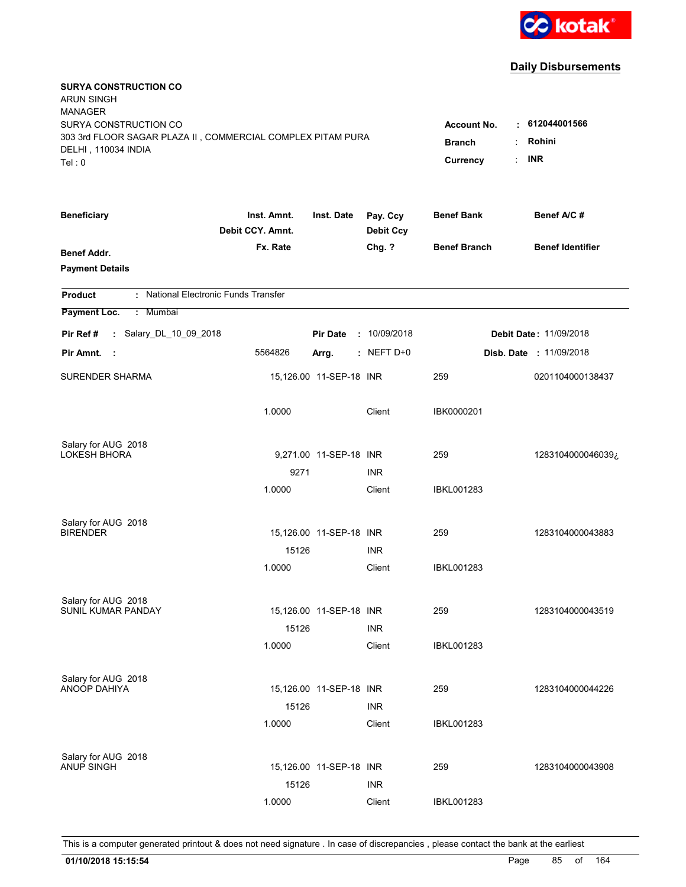kotak

**Daily Disbursements**

**SURYA CONSTRUCTION CO**
ARUN SINGH
MANAGER
SURYA CONSTRUCTION CO
303 3rd FLOOR SAGAR PLAZA II , COMMERCIAL COMPLEX PITAM PURA
DELHI , 110034 INDIA
Tel : 0

**Account No.** : **612044001566**
**Branch** : **Rohini**
**Currency** : **INR**

| Beneficiary / Benef Addr. / Payment Details | Inst. Amnt. / Debit CCY. Amnt. / Fx. Rate | Inst. Date | Pay. Ccy / Debit Ccy / Chg. ? | Benef Bank / Benef Branch | Benef A/C # / Benef Identifier |
|---|---|---|---|---|---|

**Product** : National Electronic Funds Transfer
**Payment Loc.** : Mumbai

**Pir Ref #** : Salary_DL_10_09_2018 **Pir Date** : 10/09/2018 **Debit Date** : 11/09/2018
**Pir Amnt.** : 5564826 **Arrg.** : NEFT D+0 **Disb. Date** : 11/09/2018

| Beneficiary | Inst. Amnt. | Inst. Date | Pay. Ccy | Benef Bank | Benef A/C # |
|---|---|---|---|---|---|
| SURENDER SHARMA | 15,126.00 | 11-SEP-18 | INR | 259 | 0201104000138437 |
| | 1.0000 | | Client | IBK0000201 | |
| Salary for AUG 2018 | | | | | |
| LOKESH BHORA | 9,271.00 | 11-SEP-18 | INR | 259 | 1283104000046039¿ |
| | 9271 | | INR | | |
| | 1.0000 | | Client | IBKL001283 | |
| Salary for AUG 2018 | | | | | |
| BIRENDER | 15,126.00 | 11-SEP-18 | INR | 259 | 1283104000043883 |
| | 15126 | | INR | | |
| | 1.0000 | | Client | IBKL001283 | |
| Salary for AUG 2018 | | | | | |
| SUNIL KUMAR PANDAY | 15,126.00 | 11-SEP-18 | INR | 259 | 1283104000043519 |
| | 15126 | | INR | | |
| | 1.0000 | | Client | IBKL001283 | |
| Salary for AUG 2018 | | | | | |
| ANOOP DAHIYA | 15,126.00 | 11-SEP-18 | INR | 259 | 1283104000044226 |
| | 15126 | | INR | | |
| | 1.0000 | | Client | IBKL001283 | |
| Salary for AUG 2018 | | | | | |
| ANUP SINGH | 15,126.00 | 11-SEP-18 | INR | 259 | 1283104000043908 |
| | 15126 | | INR | | |
| | 1.0000 | | Client | IBKL001283 | |

This is a computer generated printout & does not need signature . In case of discrepancies , please contact the bank at the earliest

**01/10/2018 15:15:54**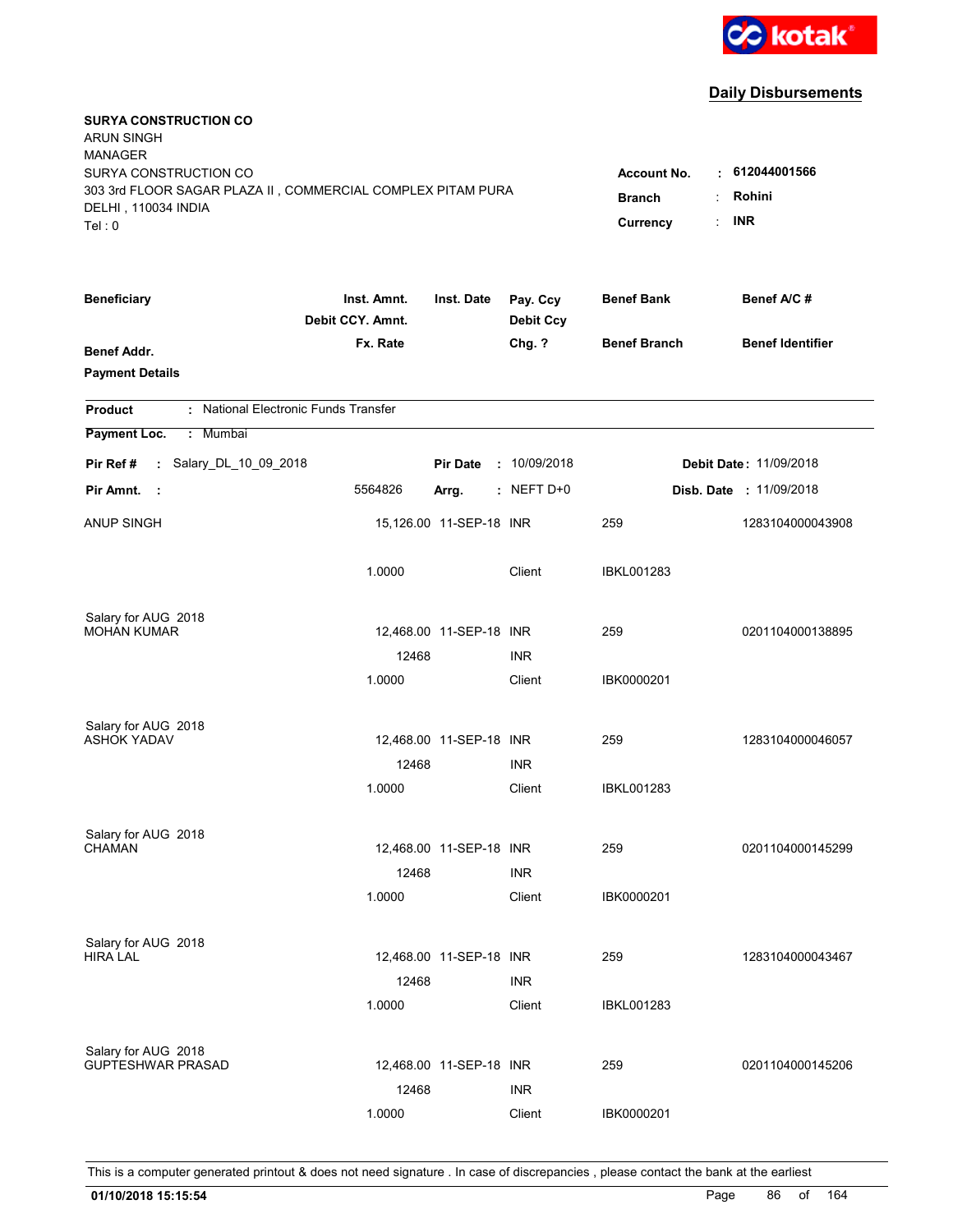kotak

## Daily Disbursements

**SURYA CONSTRUCTION CO**
ARUN SINGH
MANAGER
SURYA CONSTRUCTION CO
303 3rd FLOOR SAGAR PLAZA II , COMMERCIAL COMPLEX PITAM PURA
DELHI , 110034 INDIA
Tel : 0

**Account No.** : **612044001566**
**Branch** : **Rohini**
**Currency** : **INR**

| Beneficiary / Benef Addr. / Payment Details | Inst. Amnt. / Debit CCY. Amnt. / Fx. Rate | Inst. Date | Pay. Ccy / Debit Ccy / Chg. ? | Benef Bank / Benef Branch | Benef A/C # / Benef Identifier |
|---|---|---|---|---|---|

**Product** : National Electronic Funds Transfer
**Payment Loc.** : Mumbai

**Pir Ref #** : Salary_DL_10_09_2018 **Pir Date** : 10/09/2018 **Debit Date** : 11/09/2018
**Pir Amnt.** : 5564826 **Arrg.** : NEFT D+0 **Disb. Date** : 11/09/2018

| Beneficiary | Inst. Amnt. | Inst. Date | Pay. Ccy | Benef Bank | Benef A/C # |
|---|---|---|---|---|---|
| ANUP SINGH | 15,126.00 | 11-SEP-18 | INR | 259 | 1283104000043908 |
| | 1.0000 | | Client | IBKL001283 | |
| Salary for AUG 2018 | | | | | |
| MOHAN KUMAR | 12,468.00 | 11-SEP-18 | INR | 259 | 0201104000138895 |
| | 12468 | | INR | | |
| | 1.0000 | | Client | IBK0000201 | |
| Salary for AUG 2018 | | | | | |
| ASHOK YADAV | 12,468.00 | 11-SEP-18 | INR | 259 | 1283104000046057 |
| | 12468 | | INR | | |
| | 1.0000 | | Client | IBKL001283 | |
| Salary for AUG 2018 | | | | | |
| CHAMAN | 12,468.00 | 11-SEP-18 | INR | 259 | 0201104000145299 |
| | 12468 | | INR | | |
| | 1.0000 | | Client | IBK0000201 | |
| Salary for AUG 2018 | | | | | |
| HIRA LAL | 12,468.00 | 11-SEP-18 | INR | 259 | 1283104000043467 |
| | 12468 | | INR | | |
| | 1.0000 | | Client | IBKL001283 | |
| Salary for AUG 2018 | | | | | |
| GUPTESHWAR PRASAD | 12,468.00 | 11-SEP-18 | INR | 259 | 0201104000145206 |
| | 12468 | | INR | | |
| | 1.0000 | | Client | IBK0000201 | |

This is a computer generated printout & does not need signature . In case of discrepancies , please contact the bank at the earliest

**01/10/2018 15:15:54**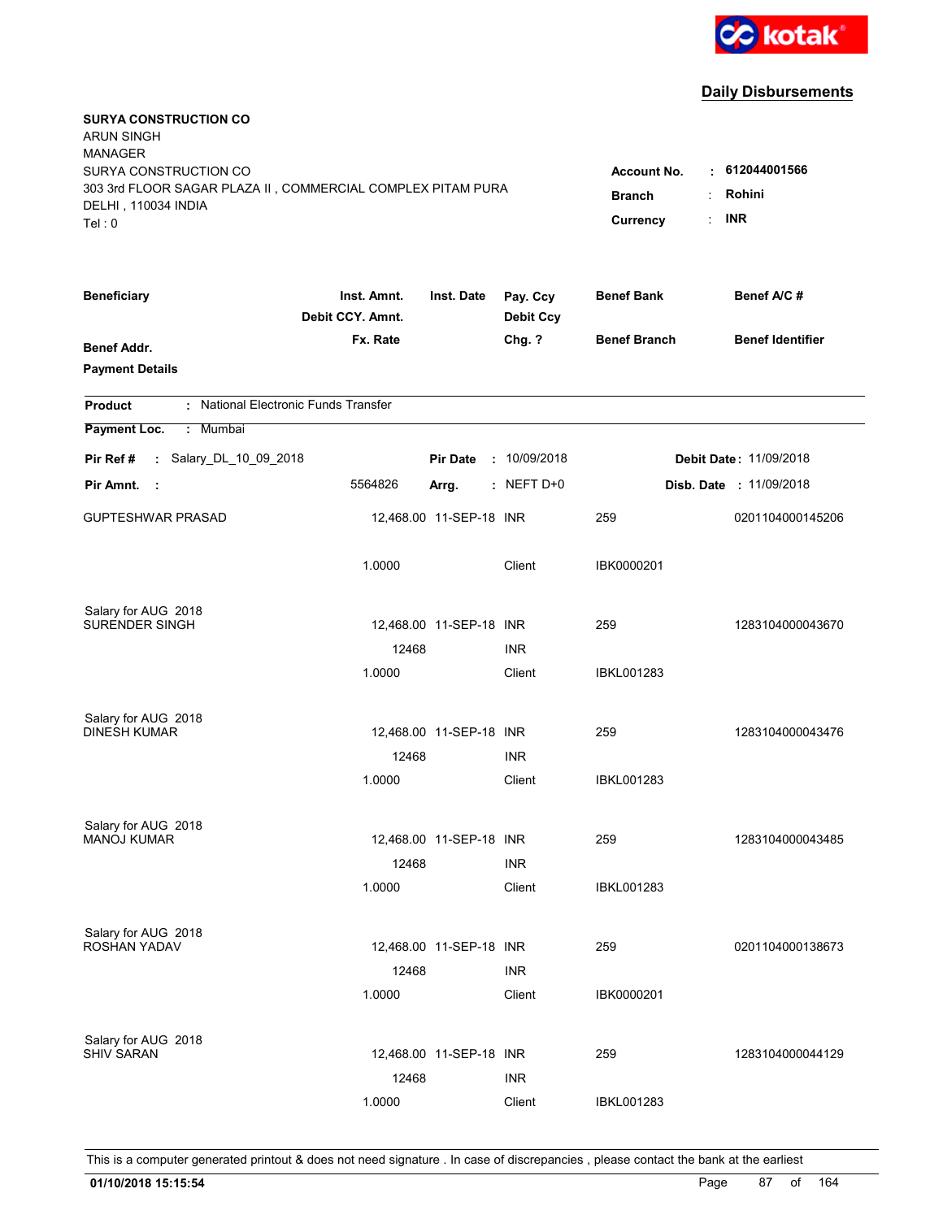**kotak**

## Daily Disbursements

**SURYA CONSTRUCTION CO**
ARUN SINGH
MANAGER
SURYA CONSTRUCTION CO
303 3rd FLOOR SAGAR PLAZA II , COMMERCIAL COMPLEX PITAM PURA
DELHI , 110034 INDIA
Tel : 0

**Account No.** : **612044001566**
**Branch** : **Rohini**
**Currency** : **INR**

| Beneficiary | Inst. Amnt. / Debit CCY. Amnt. / Fx. Rate | Inst. Date | Pay. Ccy / Debit Ccy / Chg. ? | Benef Bank / Benef Branch | Benef A/C # / Benef Identifier |
|---|---|---|---|---|---|
| Benef Addr. / Payment Details | | | | | |

**Product** : National Electronic Funds Transfer
**Payment Loc.** : Mumbai

**Pir Ref #** : Salary_DL_10_09_2018 **Pir Date** : 10/09/2018 **Debit Date** : 11/09/2018
**Pir Amnt.** : 5564826 **Arrg.** : NEFT D+0 **Disb. Date** : 11/09/2018

| Beneficiary | Inst. Amnt. / Debit CCY. Amnt. / Fx. Rate | Inst. Date | Pay. Ccy / Debit Ccy / Chg. ? | Benef Bank / Benef Branch | Benef A/C # |
|---|---|---|---|---|---|
| GUPTESHWAR PRASAD | 12,468.00 | 11-SEP-18 | INR | 259 | 0201104000145206 |
| | 1.0000 | | Client | IBK0000201 | |
| Salary for AUG 2018 | | | | | |
| SURENDER SINGH | 12,468.00 | 11-SEP-18 | INR | 259 | 1283104000043670 |
| | 12468 | | INR | | |
| | 1.0000 | | Client | IBKL001283 | |
| Salary for AUG 2018 | | | | | |
| DINESH KUMAR | 12,468.00 | 11-SEP-18 | INR | 259 | 1283104000043476 |
| | 12468 | | INR | | |
| | 1.0000 | | Client | IBKL001283 | |
| Salary for AUG 2018 | | | | | |
| MANOJ KUMAR | 12,468.00 | 11-SEP-18 | INR | 259 | 1283104000043485 |
| | 12468 | | INR | | |
| | 1.0000 | | Client | IBKL001283 | |
| Salary for AUG 2018 | | | | | |
| ROSHAN YADAV | 12,468.00 | 11-SEP-18 | INR | 259 | 0201104000138673 |
| | 12468 | | INR | | |
| | 1.0000 | | Client | IBK0000201 | |
| Salary for AUG 2018 | | | | | |
| SHIV SARAN | 12,468.00 | 11-SEP-18 | INR | 259 | 1283104000044129 |
| | 12468 | | INR | | |
| | 1.0000 | | Client | IBKL001283 | |

This is a computer generated printout & does not need signature . In case of discrepancies , please contact the bank at the earliest

**01/10/2018 15:15:54**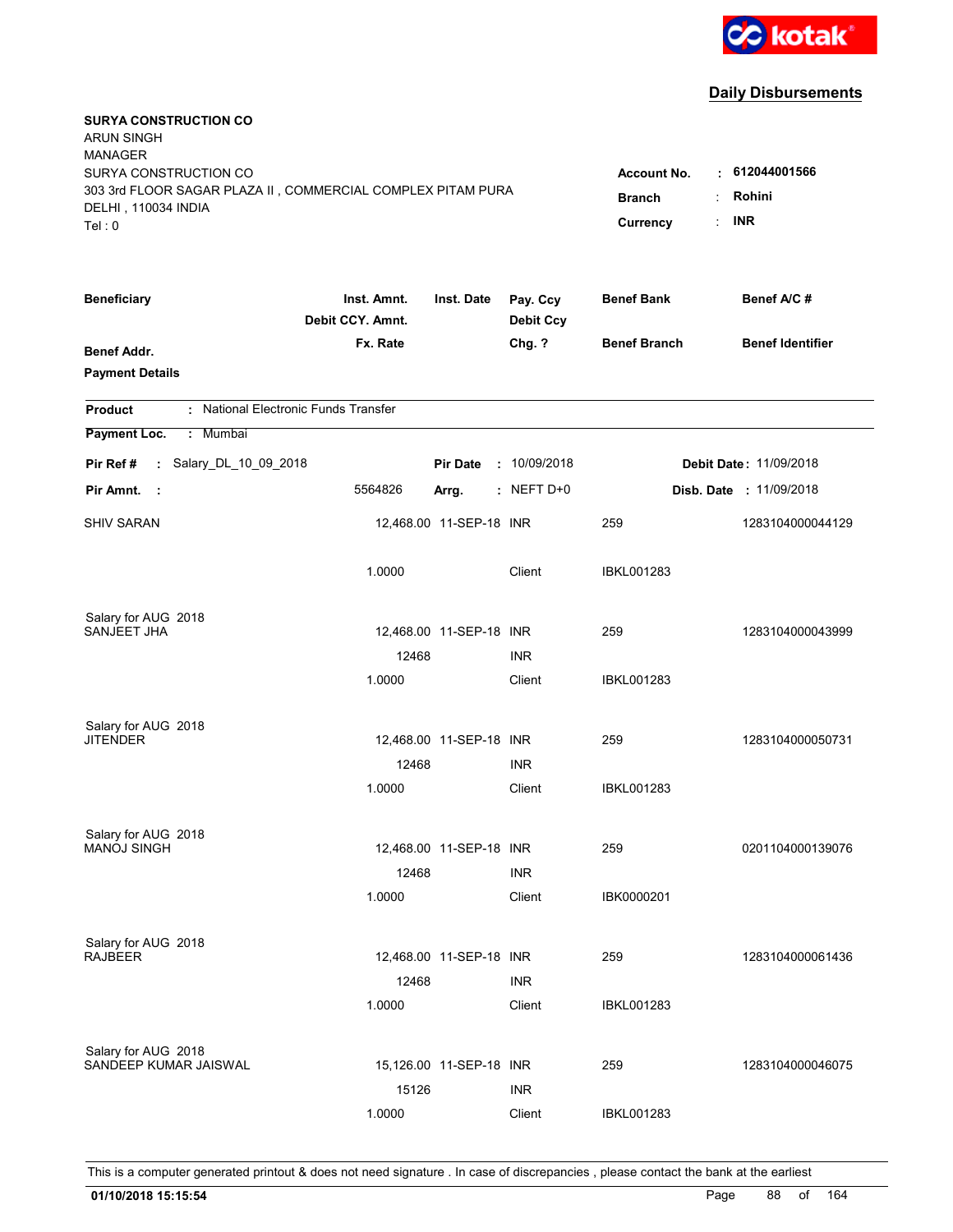**kotak**

## Daily Disbursements

**SURYA CONSTRUCTION CO**
ARUN SINGH
MANAGER
SURYA CONSTRUCTION CO
303 3rd FLOOR SAGAR PLAZA II , COMMERCIAL COMPLEX PITAM PURA
DELHI , 110034 INDIA
Tel : 0

| | | |
|---|---|---|
| **Account No.** | : | **612044001566** |
| **Branch** | : | **Rohini** |
| **Currency** | : | **INR** |

| Beneficiary / Benef Addr. / Payment Details | Inst. Amnt. / Debit CCY. Amnt. / Fx. Rate | Inst. Date | Pay. Ccy / Debit Ccy / Chg. ? | Benef Bank / Benef Branch | Benef A/C # / Benef Identifier |
|---|---|---|---|---|---|

**Product** : National Electronic Funds Transfer

**Payment Loc.** : Mumbai

**Pir Ref #** : Salary_DL_10_09_2018 &nbsp;&nbsp; **Pir Date** : 10/09/2018 &nbsp;&nbsp; **Debit Date** : 11/09/2018

**Pir Amnt.** : 5564826 &nbsp;&nbsp; **Arrg.** : NEFT D+0 &nbsp;&nbsp; **Disb. Date** : 11/09/2018

| Beneficiary | Inst. Amnt. | Inst. Date | Pay. Ccy | Benef Bank | Benef A/C # |
|---|---|---|---|---|---|
| SHIV SARAN | 12,468.00 | 11-SEP-18 | INR | 259 | 1283104000044129 |
| | 1.0000 | | Client | IBKL001283 | |
| Salary for AUG 2018 | | | | | |
| SANJEET JHA | 12,468.00 | 11-SEP-18 | INR | 259 | 1283104000043999 |
| | 12468 | | INR | | |
| | 1.0000 | | Client | IBKL001283 | |
| Salary for AUG 2018 | | | | | |
| JITENDER | 12,468.00 | 11-SEP-18 | INR | 259 | 1283104000050731 |
| | 12468 | | INR | | |
| | 1.0000 | | Client | IBKL001283 | |
| Salary for AUG 2018 | | | | | |
| MANOJ SINGH | 12,468.00 | 11-SEP-18 | INR | 259 | 0201104000139076 |
| | 12468 | | INR | | |
| | 1.0000 | | Client | IBK0000201 | |
| Salary for AUG 2018 | | | | | |
| RAJBEER | 12,468.00 | 11-SEP-18 | INR | 259 | 1283104000061436 |
| | 12468 | | INR | | |
| | 1.0000 | | Client | IBKL001283 | |
| Salary for AUG 2018 | | | | | |
| SANDEEP KUMAR JAISWAL | 15,126.00 | 11-SEP-18 | INR | 259 | 1283104000046075 |
| | 15126 | | INR | | |
| | 1.0000 | | Client | IBKL001283 | |

This is a computer generated printout & does not need signature . In case of discrepancies , please contact the bank at the earliest

**01/10/2018 15:15:54**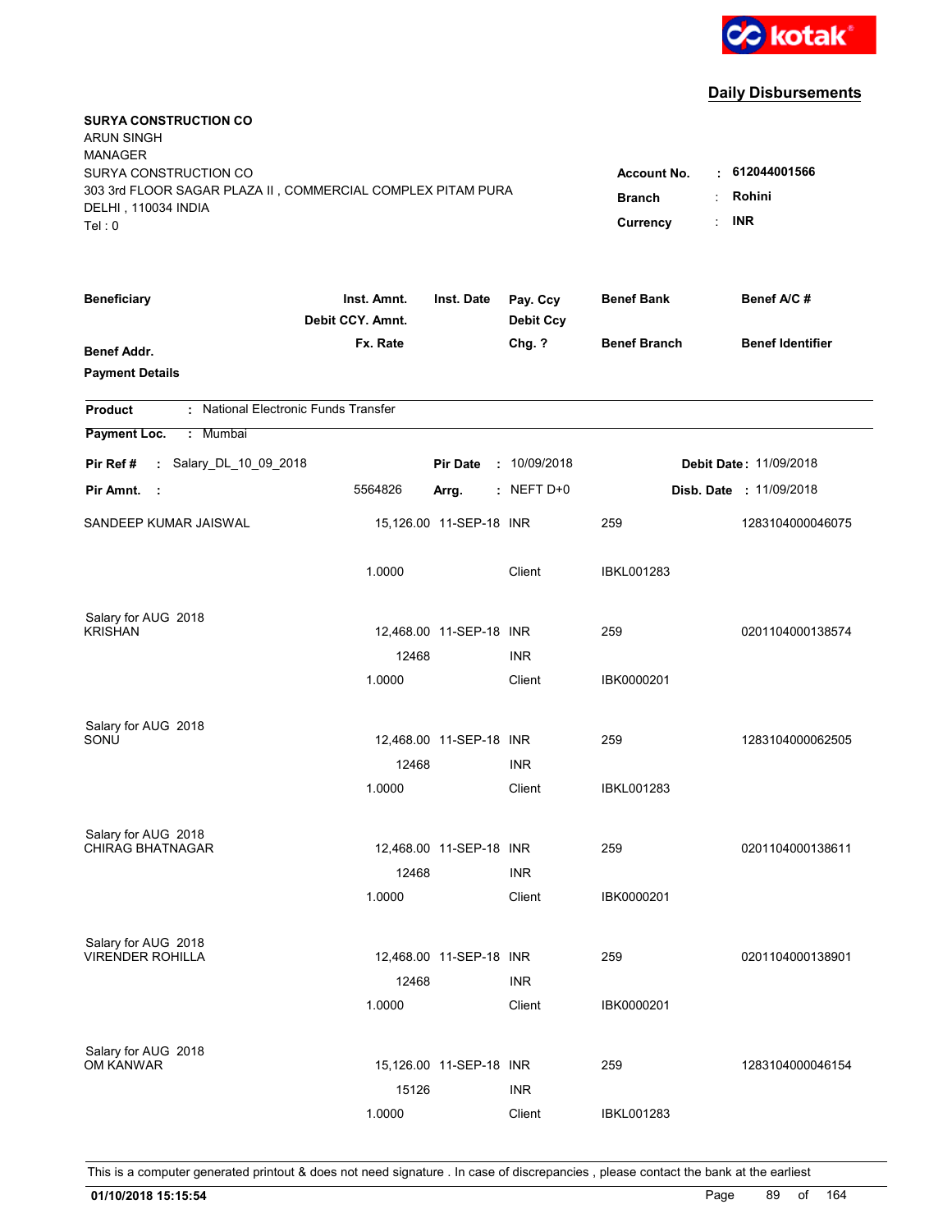**Daily Disbursements**

**SURYA CONSTRUCTION CO**
ARUN SINGH
MANAGER
SURYA CONSTRUCTION CO
303 3rd FLOOR SAGAR PLAZA II , COMMERCIAL COMPLEX PITAM PURA
DELHI , 110034 INDIA
Tel : 0

| | | |
|---|---|---|
| **Account No.** | : | **612044001566** |
| **Branch** | : | **Rohini** |
| **Currency** | : | **INR** |

| Beneficiary / Benef Addr. / Payment Details | Inst. Amnt. / Debit CCY. Amnt. / Fx. Rate | Inst. Date | Pay. Ccy / Debit Ccy / Chg. ? | Benef Bank / Benef Branch | Benef A/C # / Benef Identifier |
|---|---|---|---|---|---|

**Product** : National Electronic Funds Transfer

**Payment Loc.** : Mumbai

**Pir Ref #** : Salary_DL_10_09_2018 **Pir Date** : 10/09/2018 **Debit Date** : 11/09/2018

**Pir Amnt.** : 5564826 **Arrg.** : NEFT D+0 **Disb. Date** : 11/09/2018

| Beneficiary | Inst. Amnt. | Inst. Date | Pay. Ccy | Benef Bank | Benef A/C # |
|---|---|---|---|---|---|
| SANDEEP KUMAR JAISWAL | 15,126.00 | 11-SEP-18 | INR | 259 | 1283104000046075 |
| | 1.0000 | | Client | IBKL001283 | |
| Salary for AUG 2018 | | | | | |
| KRISHAN | 12,468.00 | 11-SEP-18 | INR | 259 | 0201104000138574 |
| | 12468 | | INR | | |
| | 1.0000 | | Client | IBK0000201 | |
| Salary for AUG 2018 | | | | | |
| SONU | 12,468.00 | 11-SEP-18 | INR | 259 | 1283104000062505 |
| | 12468 | | INR | | |
| | 1.0000 | | Client | IBKL001283 | |
| Salary for AUG 2018 | | | | | |
| CHIRAG BHATNAGAR | 12,468.00 | 11-SEP-18 | INR | 259 | 0201104000138611 |
| | 12468 | | INR | | |
| | 1.0000 | | Client | IBK0000201 | |
| Salary for AUG 2018 | | | | | |
| VIRENDER ROHILLA | 12,468.00 | 11-SEP-18 | INR | 259 | 0201104000138901 |
| | 12468 | | INR | | |
| | 1.0000 | | Client | IBK0000201 | |
| Salary for AUG 2018 | | | | | |
| OM KANWAR | 15,126.00 | 11-SEP-18 | INR | 259 | 1283104000046154 |
| | 15126 | | INR | | |
| | 1.0000 | | Client | IBKL001283 | |

This is a computer generated printout & does not need signature . In case of discrepancies , please contact the bank at the earliest

**01/10/2018 15:15:54**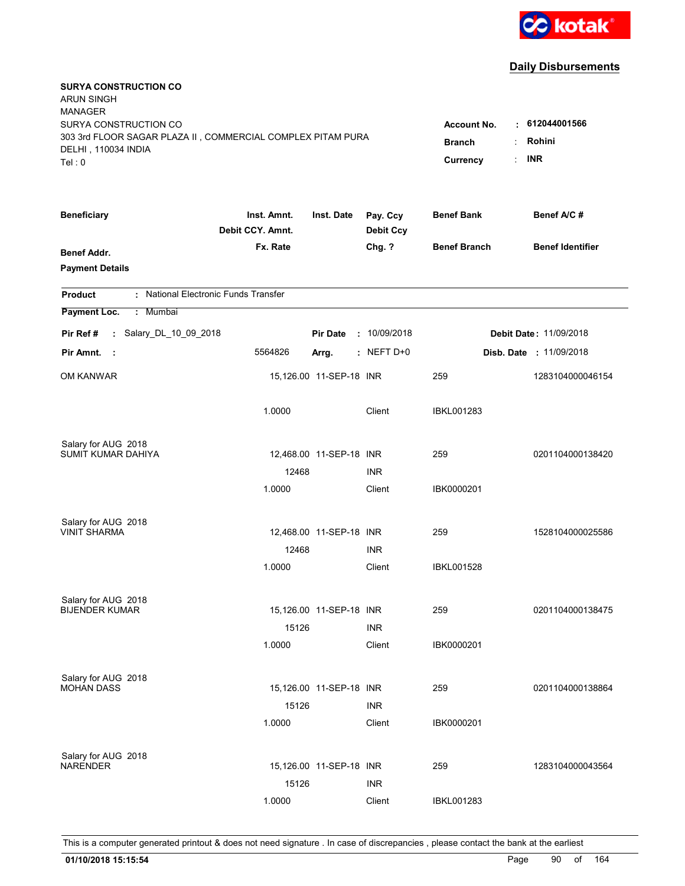kotak

## Daily Disbursements

**SURYA CONSTRUCTION CO**
ARUN SINGH
MANAGER
SURYA CONSTRUCTION CO
303 3rd FLOOR SAGAR PLAZA II , COMMERCIAL COMPLEX PITAM PURA
DELHI , 110034 INDIA
Tel : 0

**Account No.** : **612044001566**
**Branch** : **Rohini**
**Currency** : **INR**

| Beneficiary | Inst. Amnt. / Debit CCY. Amnt. / Fx. Rate | Inst. Date | Pay. Ccy / Debit Ccy / Chg. ? | Benef Bank / Benef Branch | Benef A/C # / Benef Identifier |
|---|---|---|---|---|---|
| **Benef Addr.** | | | | | |
| **Payment Details** | | | | | |

**Product** : National Electronic Funds Transfer
**Payment Loc.** : Mumbai

**Pir Ref #** : Salary_DL_10_09_2018 | **Pir Date** : 10/09/2018 | **Debit Date** : 11/09/2018
**Pir Amnt.** : 5564826 | **Arrg.** : NEFT D+0 | **Disb. Date** : 11/09/2018

| Beneficiary | Inst. Amnt. / Debit CCY. Amnt. / Fx. Rate | Inst. Date | Pay. Ccy / Debit Ccy / Chg. ? | Benef Bank / Benef Branch | Benef A/C # |
|---|---|---|---|---|---|
| OM KANWAR | 15,126.00 | 11-SEP-18 | INR | 259 | 1283104000046154 |
| | 1.0000 | | Client | IBKL001283 | |
| Salary for AUG 2018 | | | | | |
| SUMIT KUMAR DAHIYA | 12,468.00 | 11-SEP-18 | INR | 259 | 0201104000138420 |
| | 12468 | | INR | | |
| | 1.0000 | | Client | IBK0000201 | |
| Salary for AUG 2018 | | | | | |
| VINIT SHARMA | 12,468.00 | 11-SEP-18 | INR | 259 | 1528104000025586 |
| | 12468 | | INR | | |
| | 1.0000 | | Client | IBKL001528 | |
| Salary for AUG 2018 | | | | | |
| BIJENDER KUMAR | 15,126.00 | 11-SEP-18 | INR | 259 | 0201104000138475 |
| | 15126 | | INR | | |
| | 1.0000 | | Client | IBK0000201 | |
| Salary for AUG 2018 | | | | | |
| MOHAN DASS | 15,126.00 | 11-SEP-18 | INR | 259 | 0201104000138864 |
| | 15126 | | INR | | |
| | 1.0000 | | Client | IBK0000201 | |
| Salary for AUG 2018 | | | | | |
| NARENDER | 15,126.00 | 11-SEP-18 | INR | 259 | 1283104000043564 |
| | 15126 | | INR | | |
| | 1.0000 | | Client | IBKL001283 | |

This is a computer generated printout & does not need signature . In case of discrepancies , please contact the bank at the earliest

**01/10/2018 15:15:54**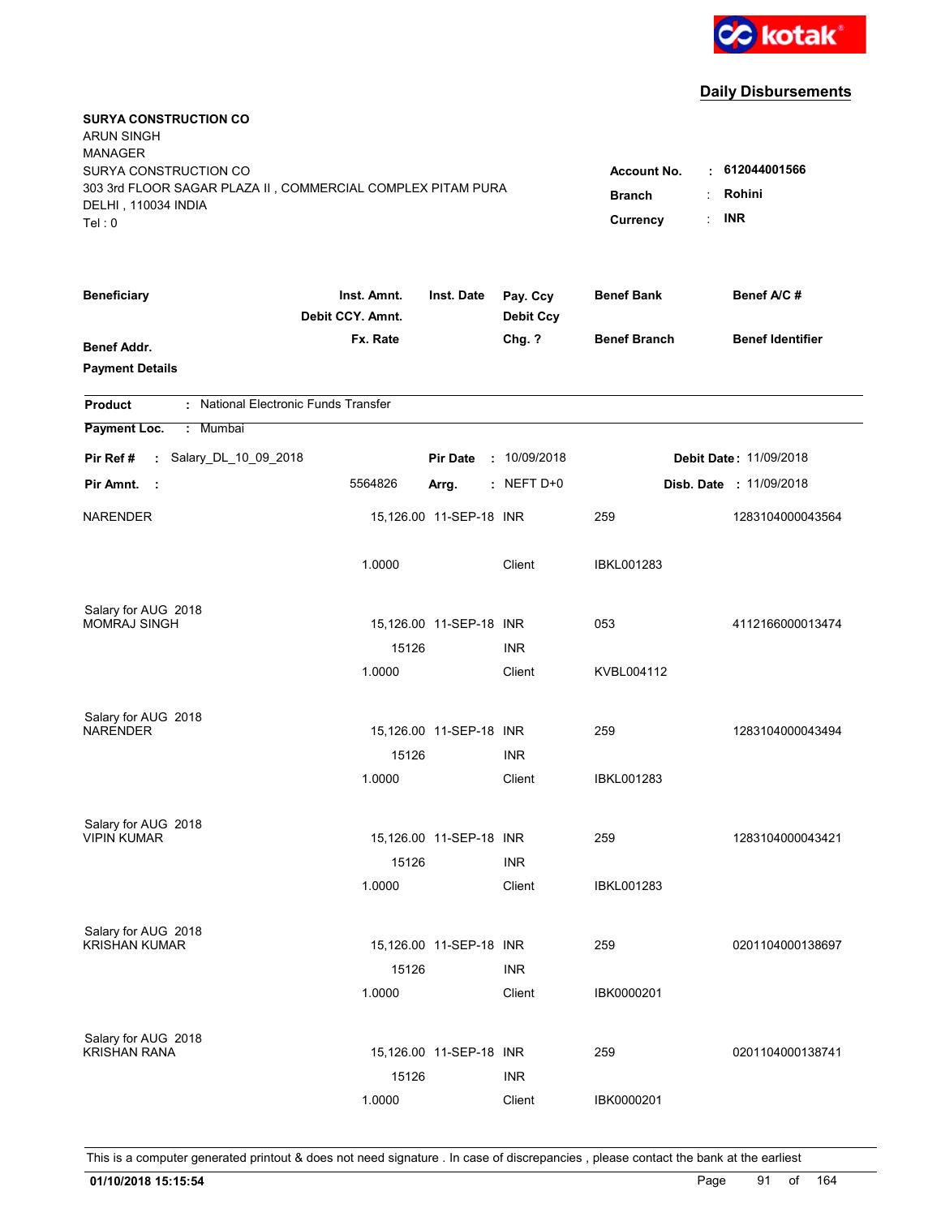kotak

## Daily Disbursements

**SURYA CONSTRUCTION CO**
ARUN SINGH
MANAGER
SURYA CONSTRUCTION CO
303 3rd FLOOR SAGAR PLAZA II , COMMERCIAL COMPLEX PITAM PURA
DELHI , 110034 INDIA
Tel : 0

**Account No.** : **612044001566**
**Branch** : **Rohini**
**Currency** : **INR**

| Beneficiary / Benef Addr. / Payment Details | Inst. Amnt. / Debit CCY. Amnt. / Fx. Rate | Inst. Date | Pay. Ccy / Debit Ccy / Chg. ? | Benef Bank / Benef Branch | Benef A/C # / Benef Identifier |
|---|---|---|---|---|---|

**Product** : National Electronic Funds Transfer

**Payment Loc.** : Mumbai

**Pir Ref #** : Salary_DL_10_09_2018 **Pir Date** : 10/09/2018 **Debit Date** : 11/09/2018

**Pir Amnt.** : 5564826 **Arrg.** : NEFT D+0 **Disb. Date** : 11/09/2018

| Beneficiary | Inst. Amnt. | Inst. Date | Pay. Ccy | Benef Bank | Benef A/C # |
|---|---|---|---|---|---|
| NARENDER | 15,126.00 | 11-SEP-18 | INR | 259 | 1283104000043564 |
| | 1.0000 | | Client | IBKL001283 | |
| Salary for AUG 2018 | | | | | |
| MOMRAJ SINGH | 15,126.00 | 11-SEP-18 | INR | 053 | 4112166000013474 |
| | 15126 | | INR | | |
| | 1.0000 | | Client | KVBL004112 | |
| Salary for AUG 2018 | | | | | |
| NARENDER | 15,126.00 | 11-SEP-18 | INR | 259 | 1283104000043494 |
| | 15126 | | INR | | |
| | 1.0000 | | Client | IBKL001283 | |
| Salary for AUG 2018 | | | | | |
| VIPIN KUMAR | 15,126.00 | 11-SEP-18 | INR | 259 | 1283104000043421 |
| | 15126 | | INR | | |
| | 1.0000 | | Client | IBKL001283 | |
| Salary for AUG 2018 | | | | | |
| KRISHAN KUMAR | 15,126.00 | 11-SEP-18 | INR | 259 | 0201104000138697 |
| | 15126 | | INR | | |
| | 1.0000 | | Client | IBK0000201 | |
| Salary for AUG 2018 | | | | | |
| KRISHAN RANA | 15,126.00 | 11-SEP-18 | INR | 259 | 0201104000138741 |
| | 15126 | | INR | | |
| | 1.0000 | | Client | IBK0000201 | |

This is a computer generated printout & does not need signature . In case of discrepancies , please contact the bank at the earliest

**01/10/2018 15:15:54**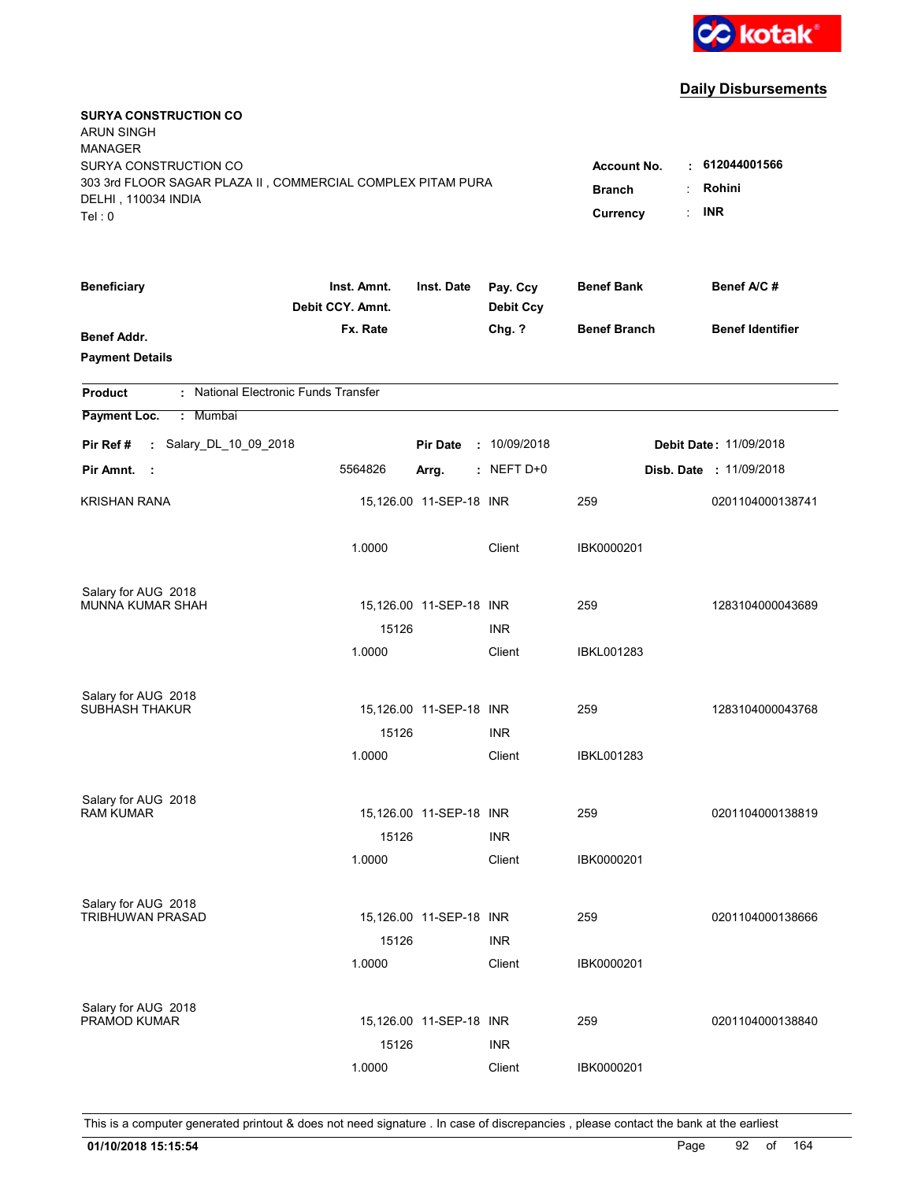**Daily Disbursements**

**SURYA CONSTRUCTION CO**
ARUN SINGH
MANAGER
SURYA CONSTRUCTION CO
303 3rd FLOOR SAGAR PLAZA II , COMMERCIAL COMPLEX PITAM PURA
DELHI , 110034 INDIA
Tel : 0

**Account No.** : **612044001566**
**Branch** : **Rohini**
**Currency** : **INR**

| Beneficiary / Benef Addr. / Payment Details | Inst. Amnt. / Debit CCY. Amnt. / Fx. Rate | Inst. Date | Pay. Ccy / Debit Ccy / Chg. ? | Benef Bank / Benef Branch | Benef A/C # / Benef Identifier |
|---|---|---|---|---|---|

**Product** : National Electronic Funds Transfer

**Payment Loc.** : Mumbai

**Pir Ref #** : Salary_DL_10_09_2018 **Pir Date** : 10/09/2018 **Debit Date** : 11/09/2018

**Pir Amnt.** : 5564826 **Arrg.** : NEFT D+0 **Disb. Date** : 11/09/2018

| Beneficiary | Inst. Amnt. | Inst. Date | Pay. Ccy | Benef Bank | Benef A/C # |
|---|---|---|---|---|---|
| KRISHAN RANA | 15,126.00 | 11-SEP-18 | INR | 259 | 0201104000138741 |
| | 1.0000 | | Client | IBK0000201 | |
| Salary for AUG 2018 | | | | | |
| MUNNA KUMAR SHAH | 15,126.00 | 11-SEP-18 | INR | 259 | 1283104000043689 |
| | 15126 | | INR | | |
| | 1.0000 | | Client | IBKL001283 | |
| Salary for AUG 2018 | | | | | |
| SUBHASH THAKUR | 15,126.00 | 11-SEP-18 | INR | 259 | 1283104000043768 |
| | 15126 | | INR | | |
| | 1.0000 | | Client | IBKL001283 | |
| Salary for AUG 2018 | | | | | |
| RAM KUMAR | 15,126.00 | 11-SEP-18 | INR | 259 | 0201104000138819 |
| | 15126 | | INR | | |
| | 1.0000 | | Client | IBK0000201 | |
| Salary for AUG 2018 | | | | | |
| TRIBHUWAN PRASAD | 15,126.00 | 11-SEP-18 | INR | 259 | 0201104000138666 |
| | 15126 | | INR | | |
| | 1.0000 | | Client | IBK0000201 | |
| Salary for AUG 2018 | | | | | |
| PRAMOD KUMAR | 15,126.00 | 11-SEP-18 | INR | 259 | 0201104000138840 |
| | 15126 | | INR | | |
| | 1.0000 | | Client | IBK0000201 | |

This is a computer generated printout & does not need signature . In case of discrepancies , please contact the bank at the earliest

**01/10/2018 15:15:54**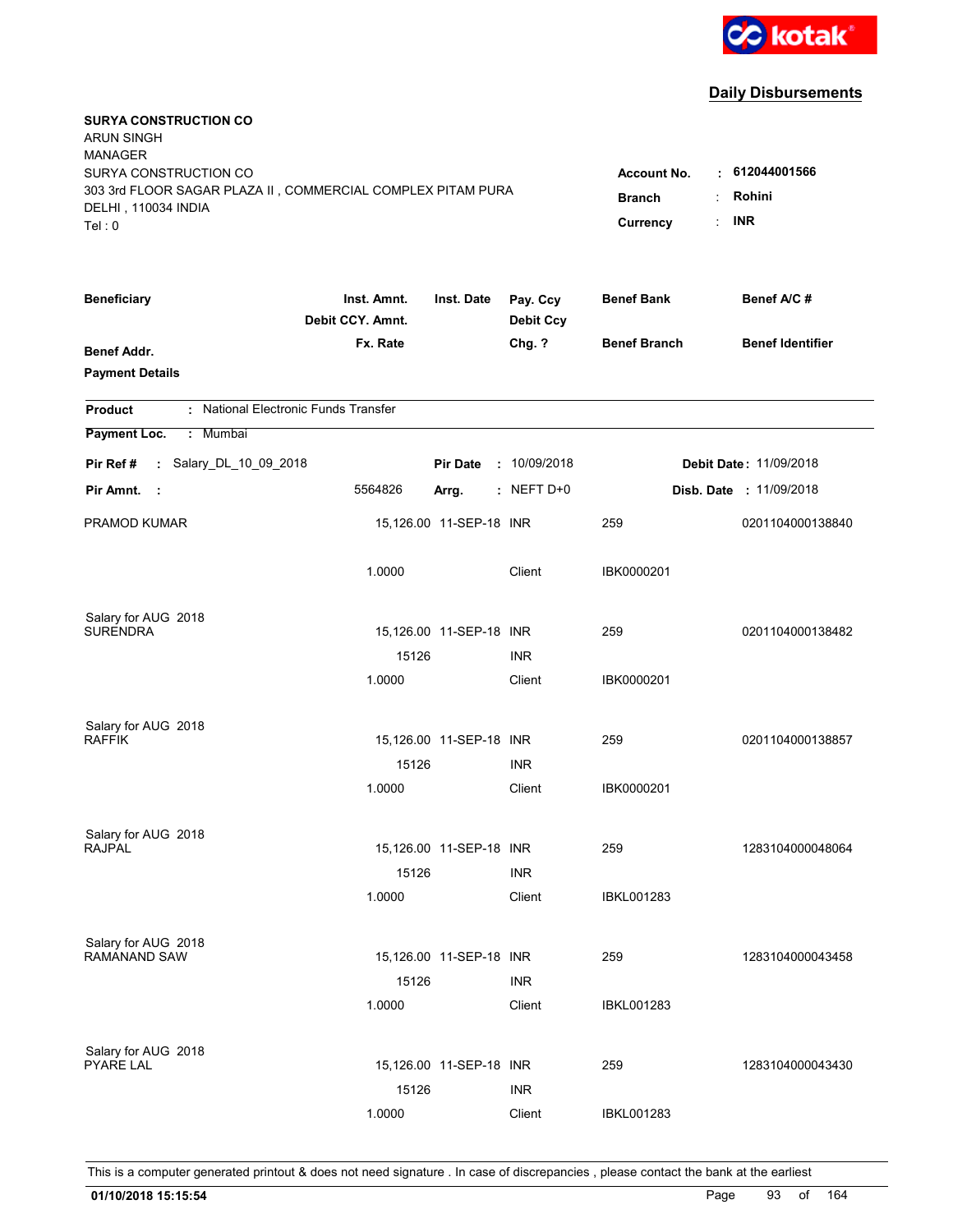kotak

## Daily Disbursements

**SURYA CONSTRUCTION CO**
ARUN SINGH
MANAGER
SURYA CONSTRUCTION CO
303 3rd FLOOR SAGAR PLAZA II , COMMERCIAL COMPLEX PITAM PURA
DELHI , 110034 INDIA
Tel : 0

**Account No.** : **612044001566**
**Branch** : **Rohini**
**Currency** : **INR**

| Beneficiary / Benef Addr. / Payment Details | Inst. Amnt. / Debit CCY. Amnt. / Fx. Rate | Inst. Date | Pay. Ccy / Debit Ccy / Chg. ? | Benef Bank / Benef Branch | Benef A/C # / Benef Identifier |
|---|---|---|---|---|---|

**Product** : National Electronic Funds Transfer

**Payment Loc.** : Mumbai

**Pir Ref #** : Salary_DL_10_09_2018 | **Pir Date** : 10/09/2018 | **Debit Date** : 11/09/2018

**Pir Amnt.** : 5564826 | **Arrg.** : NEFT D+0 | **Disb. Date** : 11/09/2018

| Beneficiary | Inst. Amnt. | Inst. Date | Pay. Ccy | Benef Bank | Benef A/C # |
|---|---|---|---|---|---|
| PRAMOD KUMAR | 15,126.00 | 11-SEP-18 | INR | 259 | 0201104000138840 |
| | 1.0000 | | Client | IBK0000201 | |
| Salary for AUG 2018 | | | | | |
| SURENDRA | 15,126.00 | 11-SEP-18 | INR | 259 | 0201104000138482 |
| | 15126 | | INR | | |
| | 1.0000 | | Client | IBK0000201 | |
| Salary for AUG 2018 | | | | | |
| RAFFIK | 15,126.00 | 11-SEP-18 | INR | 259 | 0201104000138857 |
| | 15126 | | INR | | |
| | 1.0000 | | Client | IBK0000201 | |
| Salary for AUG 2018 | | | | | |
| RAJPAL | 15,126.00 | 11-SEP-18 | INR | 259 | 1283104000048064 |
| | 15126 | | INR | | |
| | 1.0000 | | Client | IBKL001283 | |
| Salary for AUG 2018 | | | | | |
| RAMANAND SAW | 15,126.00 | 11-SEP-18 | INR | 259 | 1283104000043458 |
| | 15126 | | INR | | |
| | 1.0000 | | Client | IBKL001283 | |
| Salary for AUG 2018 | | | | | |
| PYARE LAL | 15,126.00 | 11-SEP-18 | INR | 259 | 1283104000043430 |
| | 15126 | | INR | | |
| | 1.0000 | | Client | IBKL001283 | |

This is a computer generated printout & does not need signature . In case of discrepancies , please contact the bank at the earliest

**01/10/2018 15:15:54**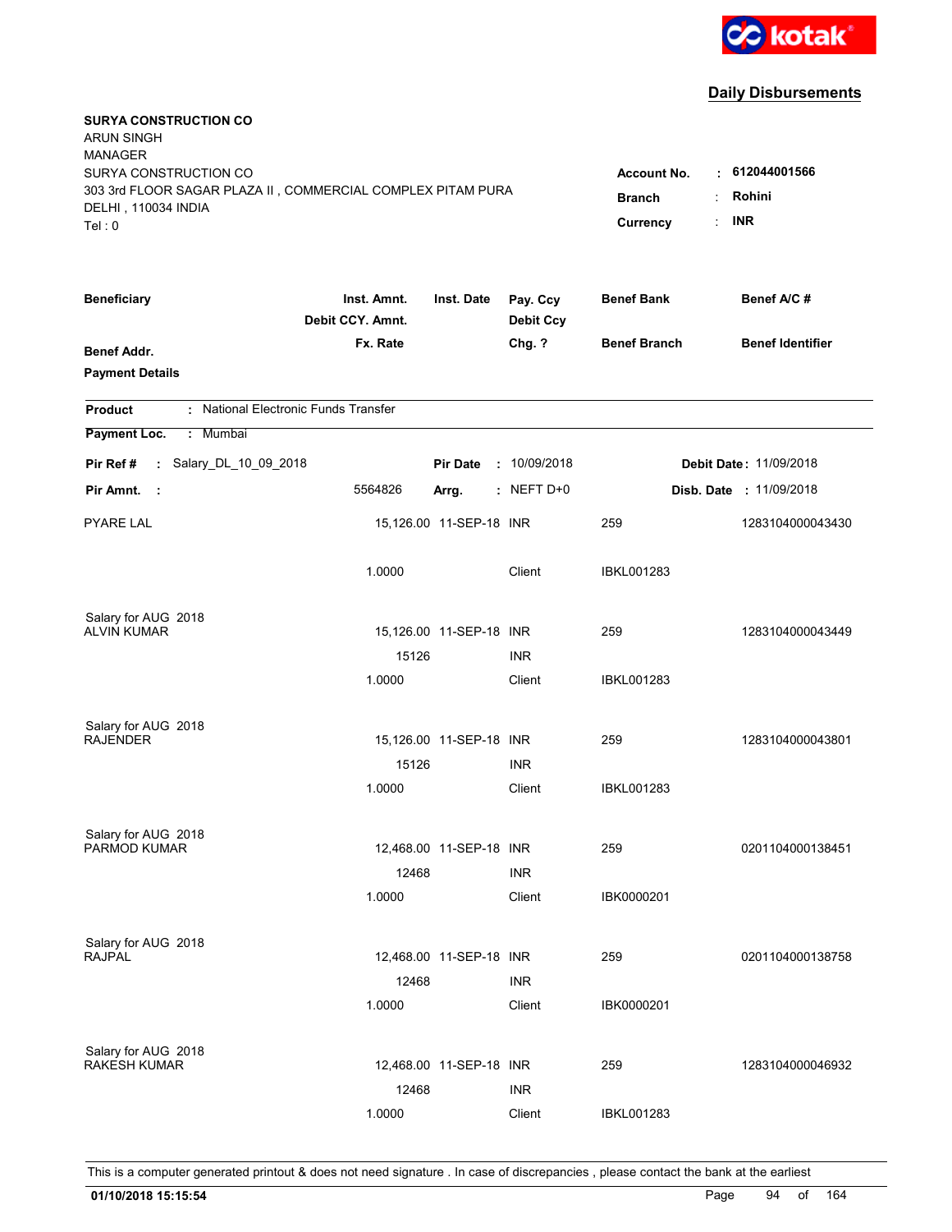kotak

## Daily Disbursements

**SURYA CONSTRUCTION CO**
ARUN SINGH
MANAGER
SURYA CONSTRUCTION CO
303 3rd FLOOR SAGAR PLAZA II , COMMERCIAL COMPLEX PITAM PURA
DELHI , 110034 INDIA
Tel : 0

**Account No.** : **612044001566**
**Branch** : **Rohini**
**Currency** : **INR**

| Beneficiary | Inst. Amnt. / Debit CCY. Amnt. / Fx. Rate | Inst. Date | Pay. Ccy / Debit Ccy / Chg. ? | Benef Bank / Benef Branch | Benef A/C # / Benef Identifier |
|---|---|---|---|---|---|
| **Benef Addr.** | | | | | |
| **Payment Details** | | | | | |

**Product** : National Electronic Funds Transfer

**Payment Loc.** : Mumbai

**Pir Ref #** : Salary_DL_10_09_2018 | **Pir Date** : 10/09/2018 | **Debit Date** : 11/09/2018

**Pir Amnt.** : 5564826 | **Arrg.** : NEFT D+0 | **Disb. Date** : 11/09/2018

| Beneficiary | Inst. Amnt. / Debit CCY. Amnt. / Fx. Rate | Inst. Date | Pay. Ccy / Debit Ccy / Chg. ? | Benef Bank / Benef Branch | Benef A/C # |
|---|---|---|---|---|---|
| PYARE LAL | 15,126.00 | 11-SEP-18 | INR | 259 | 1283104000043430 |
| | 1.0000 | | Client | IBKL001283 | |
| Salary for AUG 2018 | | | | | |
| ALVIN KUMAR | 15,126.00 | 11-SEP-18 | INR | 259 | 1283104000043449 |
| | 15126 | | INR | | |
| | 1.0000 | | Client | IBKL001283 | |
| Salary for AUG 2018 | | | | | |
| RAJENDER | 15,126.00 | 11-SEP-18 | INR | 259 | 1283104000043801 |
| | 15126 | | INR | | |
| | 1.0000 | | Client | IBKL001283 | |
| Salary for AUG 2018 | | | | | |
| PARMOD KUMAR | 12,468.00 | 11-SEP-18 | INR | 259 | 0201104000138451 |
| | 12468 | | INR | | |
| | 1.0000 | | Client | IBK0000201 | |
| Salary for AUG 2018 | | | | | |
| RAJPAL | 12,468.00 | 11-SEP-18 | INR | 259 | 0201104000138758 |
| | 12468 | | INR | | |
| | 1.0000 | | Client | IBK0000201 | |
| Salary for AUG 2018 | | | | | |
| RAKESH KUMAR | 12,468.00 | 11-SEP-18 | INR | 259 | 1283104000046932 |
| | 12468 | | INR | | |
| | 1.0000 | | Client | IBKL001283 | |

This is a computer generated printout & does not need signature . In case of discrepancies , please contact the bank at the earliest

**01/10/2018 15:15:54**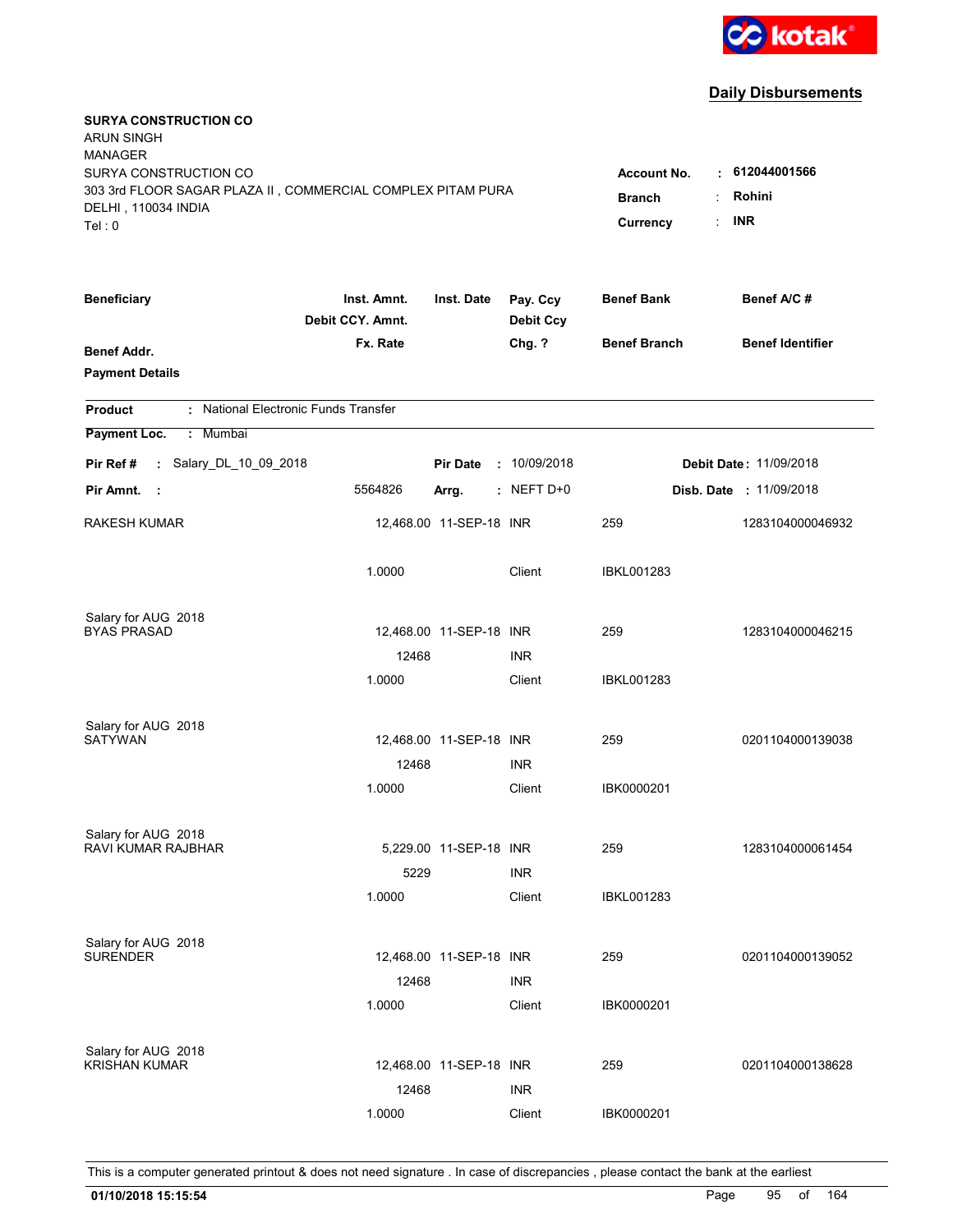kotak

## Daily Disbursements

**SURYA CONSTRUCTION CO**
ARUN SINGH
MANAGER
SURYA CONSTRUCTION CO
303 3rd FLOOR SAGAR PLAZA II , COMMERCIAL COMPLEX PITAM PURA
DELHI , 110034 INDIA
Tel : 0

**Account No.** : **612044001566**
**Branch** : **Rohini**
**Currency** : **INR**

| Beneficiary / Benef Addr. / Payment Details | Inst. Amnt. / Debit CCY. Amnt. / Fx. Rate | Inst. Date | Pay. Ccy / Debit Ccy / Chg. ? | Benef Bank / Benef Branch | Benef A/C # / Benef Identifier |
|---|---|---|---|---|---|

**Product** : National Electronic Funds Transfer
**Payment Loc.** : Mumbai

**Pir Ref #** : Salary_DL_10_09_2018 | **Pir Date** : 10/09/2018 | **Debit Date** : 11/09/2018
**Pir Amnt.** : 5564826 | **Arrg.** : NEFT D+0 | **Disb. Date** : 11/09/2018

| Beneficiary | Inst. Amnt. / Debit CCY. Amnt. / Fx. Rate | Inst. Date | Pay. Ccy / Debit Ccy / Chg. ? | Benef Bank / Benef Branch | Benef A/C # |
|---|---|---|---|---|---|
| RAKESH KUMAR | 12,468.00 | 11-SEP-18 | INR | 259 | 1283104000046932 |
| | 1.0000 | | Client | IBKL001283 | |
| Salary for AUG 2018 | | | | | |
| BYAS PRASAD | 12,468.00 | 11-SEP-18 | INR | 259 | 1283104000046215 |
| | 12468 | | INR | | |
| | 1.0000 | | Client | IBKL001283 | |
| Salary for AUG 2018 | | | | | |
| SATYWAN | 12,468.00 | 11-SEP-18 | INR | 259 | 0201104000139038 |
| | 12468 | | INR | | |
| | 1.0000 | | Client | IBK0000201 | |
| Salary for AUG 2018 | | | | | |
| RAVI KUMAR RAJBHAR | 5,229.00 | 11-SEP-18 | INR | 259 | 1283104000061454 |
| | 5229 | | INR | | |
| | 1.0000 | | Client | IBKL001283 | |
| Salary for AUG 2018 | | | | | |
| SURENDER | 12,468.00 | 11-SEP-18 | INR | 259 | 0201104000139052 |
| | 12468 | | INR | | |
| | 1.0000 | | Client | IBK0000201 | |
| Salary for AUG 2018 | | | | | |
| KRISHAN KUMAR | 12,468.00 | 11-SEP-18 | INR | 259 | 0201104000138628 |
| | 12468 | | INR | | |
| | 1.0000 | | Client | IBK0000201 | |

This is a computer generated printout & does not need signature . In case of discrepancies , please contact the bank at the earliest

**01/10/2018 15:15:54**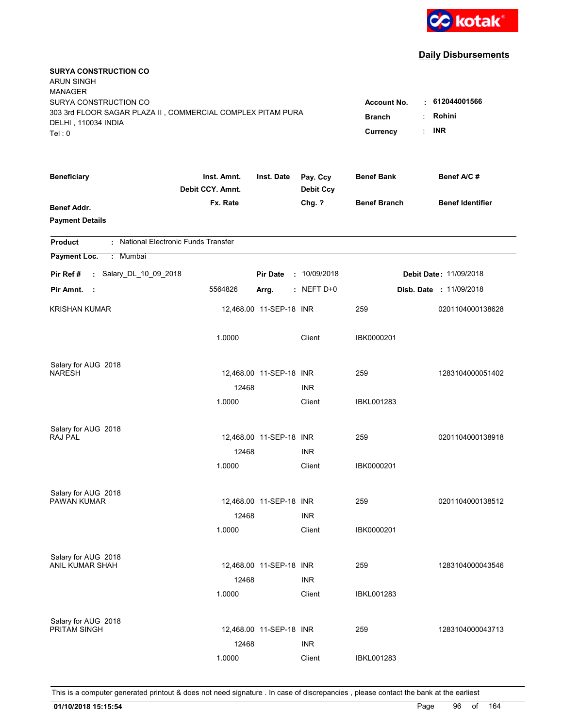**kotak**

## Daily Disbursements

**SURYA CONSTRUCTION CO**
ARUN SINGH
MANAGER
SURYA CONSTRUCTION CO
303 3rd FLOOR SAGAR PLAZA II , COMMERCIAL COMPLEX PITAM PURA
DELHI , 110034 INDIA
Tel : 0

| | | |
|---|---|---|
| **Account No.** | : | **612044001566** |
| **Branch** | : | **Rohini** |
| **Currency** | : | **INR** |

| Beneficiary / Benef Addr. / Payment Details | Inst. Amnt. / Debit CCY. Amnt. / Fx. Rate | Inst. Date | Pay. Ccy / Debit Ccy / Chg. ? | Benef Bank / Benef Branch | Benef A/C # / Benef Identifier |
|---|---|---|---|---|---|

**Product** : National Electronic Funds Transfer

**Payment Loc.** : Mumbai

**Pir Ref #** : Salary_DL_10_09_2018 | **Pir Date** : 10/09/2018 | **Debit Date** : 11/09/2018

**Pir Amnt.** : 5564826 | **Arrg.** : NEFT D+0 | **Disb. Date** : 11/09/2018

| Beneficiary | Inst. Amnt. | Inst. Date | Pay. Ccy | Benef Bank | Benef A/C # |
|---|---|---|---|---|---|
| KRISHAN KUMAR | 12,468.00 | 11-SEP-18 | INR | 259 | 0201104000138628 |
| | 1.0000 | | Client | IBK0000201 | |
| Salary for AUG 2018 | | | | | |
| NARESH | 12,468.00 | 11-SEP-18 | INR | 259 | 1283104000051402 |
| | 12468 | | INR | | |
| | 1.0000 | | Client | IBKL001283 | |
| Salary for AUG 2018 | | | | | |
| RAJ PAL | 12,468.00 | 11-SEP-18 | INR | 259 | 0201104000138918 |
| | 12468 | | INR | | |
| | 1.0000 | | Client | IBK0000201 | |
| Salary for AUG 2018 | | | | | |
| PAWAN KUMAR | 12,468.00 | 11-SEP-18 | INR | 259 | 0201104000138512 |
| | 12468 | | INR | | |
| | 1.0000 | | Client | IBK0000201 | |
| Salary for AUG 2018 | | | | | |
| ANIL KUMAR SHAH | 12,468.00 | 11-SEP-18 | INR | 259 | 1283104000043546 |
| | 12468 | | INR | | |
| | 1.0000 | | Client | IBKL001283 | |
| Salary for AUG 2018 | | | | | |
| PRITAM SINGH | 12,468.00 | 11-SEP-18 | INR | 259 | 1283104000043713 |
| | 12468 | | INR | | |
| | 1.0000 | | Client | IBKL001283 | |

This is a computer generated printout & does not need signature . In case of discrepancies , please contact the bank at the earliest

**01/10/2018 15:15:54**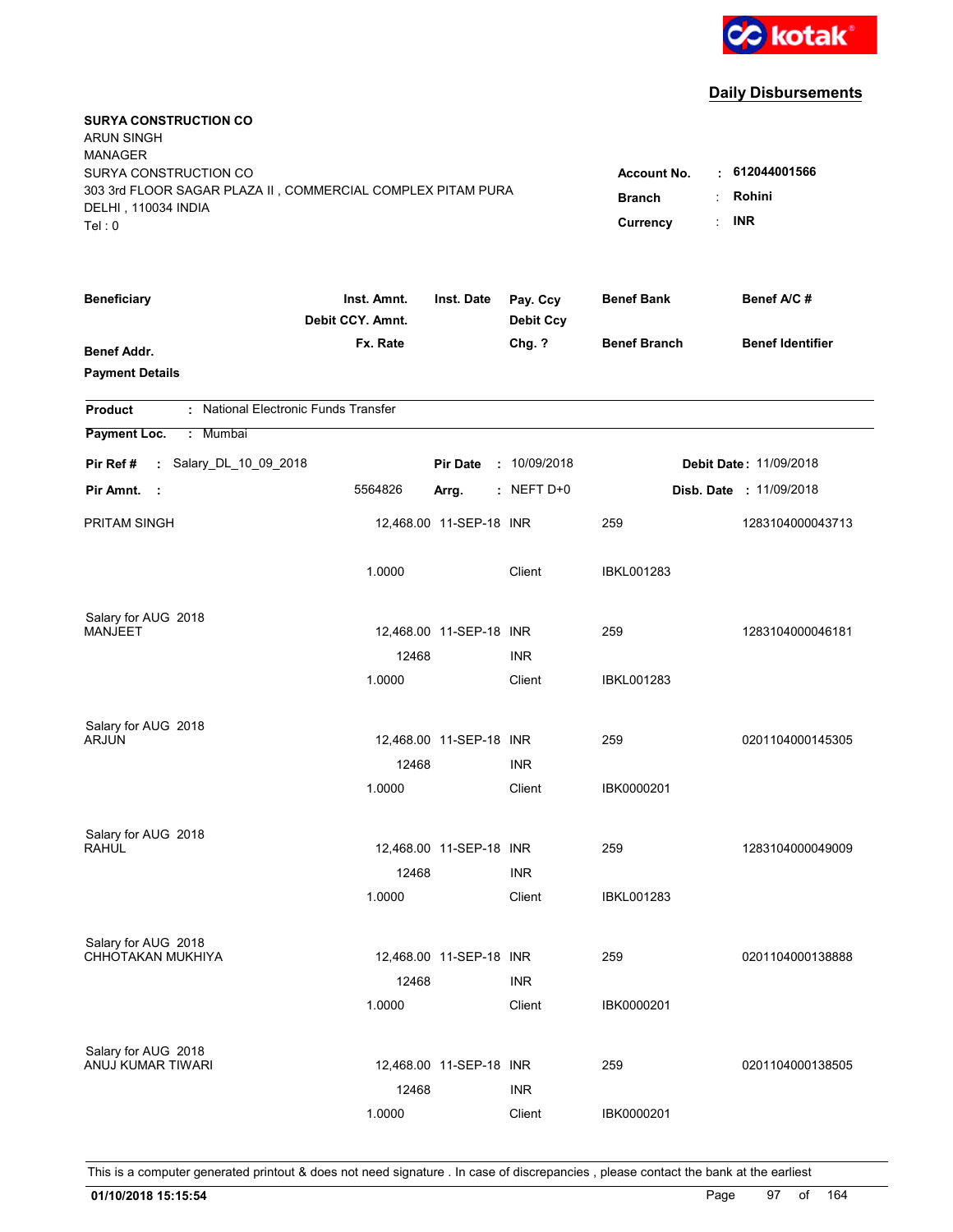kotak

## Daily Disbursements

**SURYA CONSTRUCTION CO**
ARUN SINGH
MANAGER
SURYA CONSTRUCTION CO
303 3rd FLOOR SAGAR PLAZA II , COMMERCIAL COMPLEX PITAM PURA
DELHI , 110034 INDIA
Tel : 0

**Account No.** : **612044001566**
**Branch** : **Rohini**
**Currency** : **INR**

| Beneficiary / Benef Addr. / Payment Details | Inst. Amnt. / Debit CCY. Amnt. / Fx. Rate | Inst. Date | Pay. Ccy / Debit Ccy / Chg. ? | Benef Bank / Benef Branch | Benef A/C # / Benef Identifier |
|---|---|---|---|---|---|

**Product** : National Electronic Funds Transfer
**Payment Loc.** : Mumbai

**Pir Ref #** : Salary_DL_10_09_2018 **Pir Date** : 10/09/2018 **Debit Date** : 11/09/2018
**Pir Amnt.** : 5564826 **Arrg.** : NEFT D+0 **Disb. Date** : 11/09/2018

| Beneficiary | Inst. Amnt. | Inst. Date | Pay. Ccy | Benef Bank | Benef A/C # |
|---|---|---|---|---|---|
| PRITAM SINGH | 12,468.00 | 11-SEP-18 | INR | 259 | 1283104000043713 |
| | 1.0000 | | Client | IBKL001283 | |
| Salary for AUG 2018 | | | | | |
| MANJEET | 12,468.00 | 11-SEP-18 | INR | 259 | 1283104000046181 |
| | 12468 | | INR | | |
| | 1.0000 | | Client | IBKL001283 | |
| Salary for AUG 2018 | | | | | |
| ARJUN | 12,468.00 | 11-SEP-18 | INR | 259 | 0201104000145305 |
| | 12468 | | INR | | |
| | 1.0000 | | Client | IBK0000201 | |
| Salary for AUG 2018 | | | | | |
| RAHUL | 12,468.00 | 11-SEP-18 | INR | 259 | 1283104000049009 |
| | 12468 | | INR | | |
| | 1.0000 | | Client | IBKL001283 | |
| Salary for AUG 2018 | | | | | |
| CHHOTAKAN MUKHIYA | 12,468.00 | 11-SEP-18 | INR | 259 | 0201104000138888 |
| | 12468 | | INR | | |
| | 1.0000 | | Client | IBK0000201 | |
| Salary for AUG 2018 | | | | | |
| ANUJ KUMAR TIWARI | 12,468.00 | 11-SEP-18 | INR | 259 | 0201104000138505 |
| | 12468 | | INR | | |
| | 1.0000 | | Client | IBK0000201 | |

This is a computer generated printout & does not need signature . In case of discrepancies , please contact the bank at the earliest

**01/10/2018 15:15:54**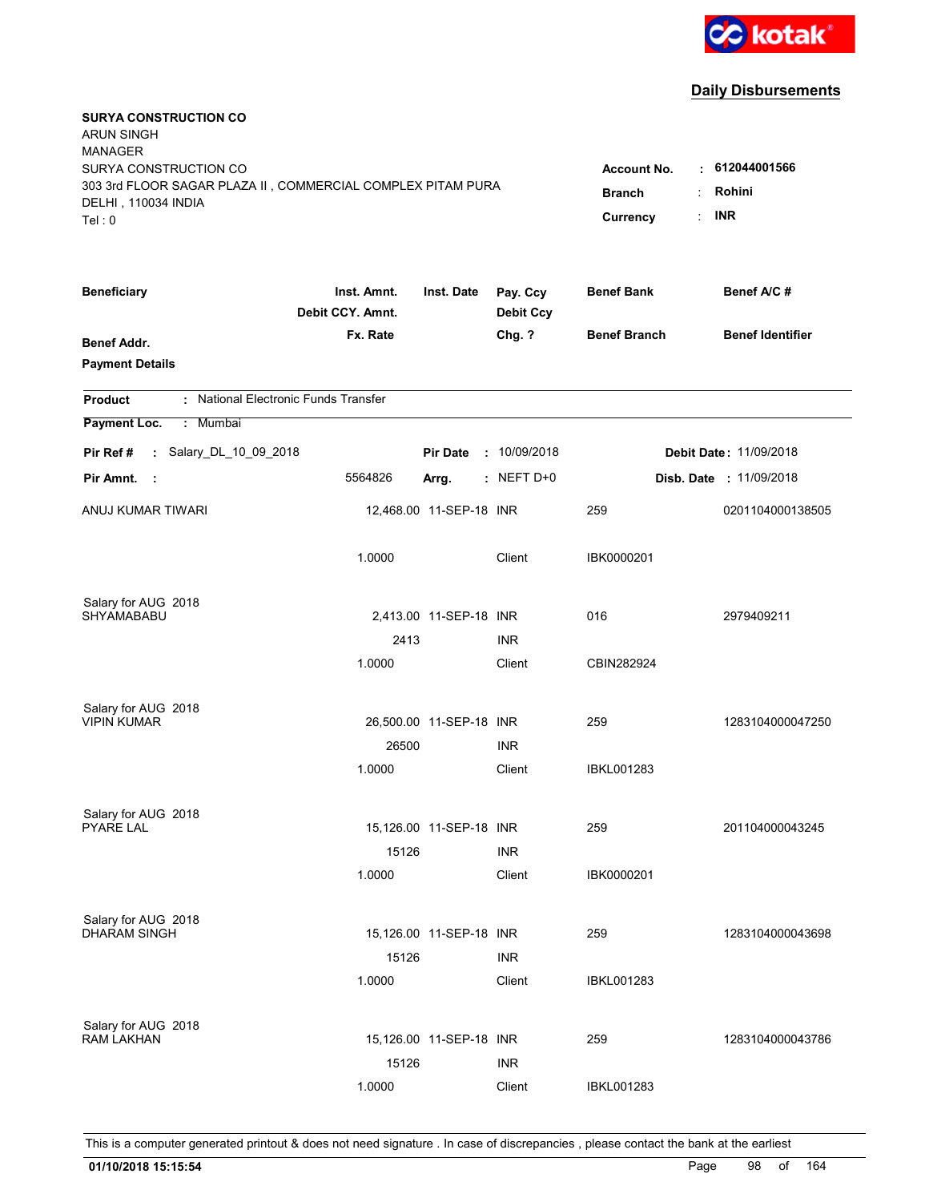kotak

## Daily Disbursements

**SURYA CONSTRUCTION CO**
ARUN SINGH
MANAGER
SURYA CONSTRUCTION CO
303 3rd FLOOR SAGAR PLAZA II , COMMERCIAL COMPLEX PITAM PURA
DELHI , 110034 INDIA
Tel : 0

**Account No.** : **612044001566**
**Branch** : **Rohini**
**Currency** : **INR**

| Beneficiary / Benef Addr. / Payment Details | Inst. Amnt. / Debit CCY. Amnt. / Fx. Rate | Inst. Date | Pay. Ccy / Debit Ccy / Chg. ? | Benef Bank / Benef Branch | Benef A/C # / Benef Identifier |
|---|---|---|---|---|---|

**Product** : National Electronic Funds Transfer
**Payment Loc.** : Mumbai

**Pir Ref #** : Salary_DL_10_09_2018 **Pir Date** : 10/09/2018 **Debit Date** : 11/09/2018
**Pir Amnt.** : 5564826 **Arrg.** : NEFT D+0 **Disb. Date** : 11/09/2018

| Beneficiary | Inst. Amnt. | Inst. Date | Pay. Ccy | Benef Bank | Benef A/C # |
|---|---|---|---|---|---|
| ANUJ KUMAR TIWARI | 12,468.00 | 11-SEP-18 | INR | 259 | 0201104000138505 |
| | 1.0000 | | Client | IBK0000201 | |
| Salary for AUG 2018 | | | | | |
| SHYAMABABU | 2,413.00 | 11-SEP-18 | INR | 016 | 2979409211 |
| | 2413 | | INR | | |
| | 1.0000 | | Client | CBIN282924 | |
| Salary for AUG 2018 | | | | | |
| VIPIN KUMAR | 26,500.00 | 11-SEP-18 | INR | 259 | 1283104000047250 |
| | 26500 | | INR | | |
| | 1.0000 | | Client | IBKL001283 | |
| Salary for AUG 2018 | | | | | |
| PYARE LAL | 15,126.00 | 11-SEP-18 | INR | 259 | 201104000043245 |
| | 15126 | | INR | | |
| | 1.0000 | | Client | IBK0000201 | |
| Salary for AUG 2018 | | | | | |
| DHARAM SINGH | 15,126.00 | 11-SEP-18 | INR | 259 | 1283104000043698 |
| | 15126 | | INR | | |
| | 1.0000 | | Client | IBKL001283 | |
| Salary for AUG 2018 | | | | | |
| RAM LAKHAN | 15,126.00 | 11-SEP-18 | INR | 259 | 1283104000043786 |
| | 15126 | | INR | | |
| | 1.0000 | | Client | IBKL001283 | |

This is a computer generated printout & does not need signature . In case of discrepancies , please contact the bank at the earliest

**01/10/2018 15:15:54**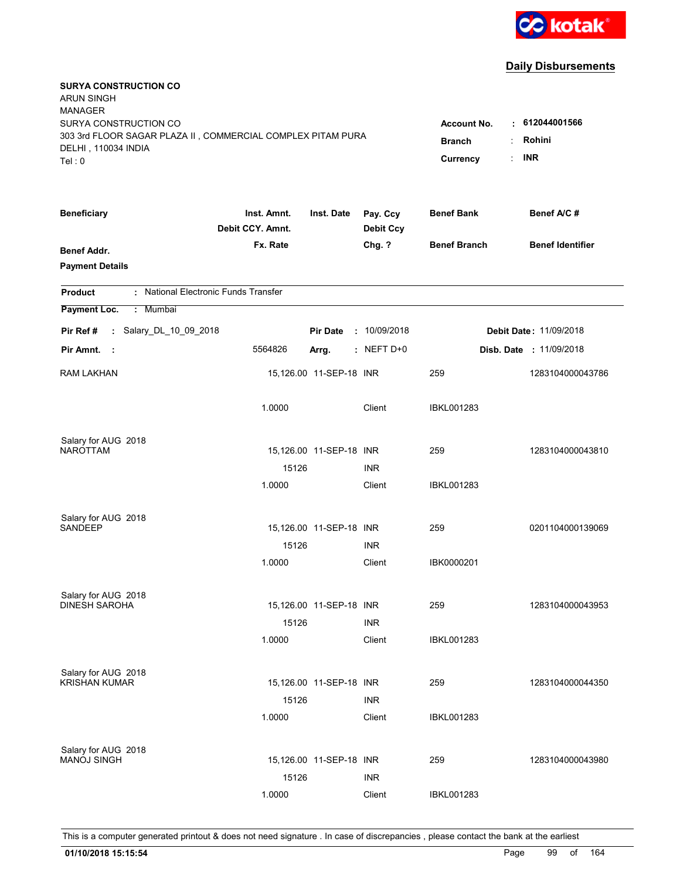kotak

## Daily Disbursements

**SURYA CONSTRUCTION CO**
ARUN SINGH
MANAGER
SURYA CONSTRUCTION CO
303 3rd FLOOR SAGAR PLAZA II , COMMERCIAL COMPLEX PITAM PURA
DELHI , 110034 INDIA
Tel : 0

**Account No.** : **612044001566**
**Branch** : **Rohini**
**Currency** : **INR**

| Beneficiary / Benef Addr. / Payment Details | Inst. Amnt. / Debit CCY. Amnt. / Fx. Rate | Inst. Date | Pay. Ccy / Debit Ccy / Chg. ? | Benef Bank / Benef Branch | Benef A/C # / Benef Identifier |
|---|---|---|---|---|---|

**Product** : National Electronic Funds Transfer
**Payment Loc.** : Mumbai

**Pir Ref #** : Salary_DL_10_09_2018 **Pir Date** : 10/09/2018 **Debit Date** : 11/09/2018
**Pir Amnt.** : 5564826 **Arrg.** : NEFT D+0 **Disb. Date** : 11/09/2018

| Beneficiary | Inst. Amnt. | Inst. Date | Pay. Ccy | Benef Bank | Benef A/C # |
|---|---|---|---|---|---|
| RAM LAKHAN | 15,126.00 | 11-SEP-18 | INR | 259 | 1283104000043786 |
| | 1.0000 | | Client | IBKL001283 | |
| Salary for AUG 2018 | | | | | |
| NAROTTAM | 15,126.00 | 11-SEP-18 | INR | 259 | 1283104000043810 |
| | 15126 | | INR | | |
| | 1.0000 | | Client | IBKL001283 | |
| Salary for AUG 2018 | | | | | |
| SANDEEP | 15,126.00 | 11-SEP-18 | INR | 259 | 0201104000139069 |
| | 15126 | | INR | | |
| | 1.0000 | | Client | IBK0000201 | |
| Salary for AUG 2018 | | | | | |
| DINESH SAROHA | 15,126.00 | 11-SEP-18 | INR | 259 | 1283104000043953 |
| | 15126 | | INR | | |
| | 1.0000 | | Client | IBKL001283 | |
| Salary for AUG 2018 | | | | | |
| KRISHAN KUMAR | 15,126.00 | 11-SEP-18 | INR | 259 | 1283104000044350 |
| | 15126 | | INR | | |
| | 1.0000 | | Client | IBKL001283 | |
| Salary for AUG 2018 | | | | | |
| MANOJ SINGH | 15,126.00 | 11-SEP-18 | INR | 259 | 1283104000043980 |
| | 15126 | | INR | | |
| | 1.0000 | | Client | IBKL001283 | |

This is a computer generated printout & does not need signature . In case of discrepancies , please contact the bank at the earliest

**01/10/2018 15:15:54**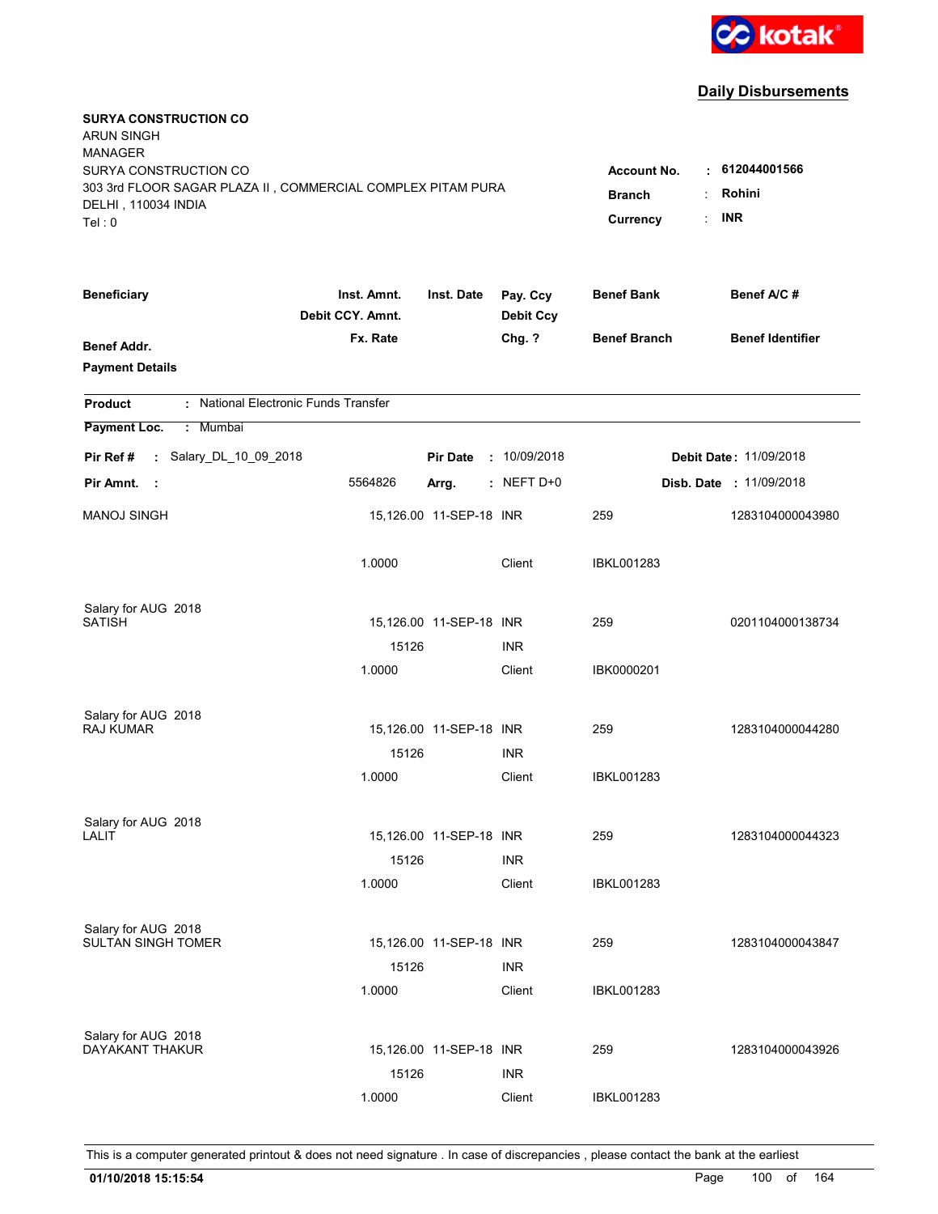**Daily Disbursements**

**SURYA CONSTRUCTION CO**
ARUN SINGH
MANAGER
SURYA CONSTRUCTION CO
303 3rd FLOOR SAGAR PLAZA II , COMMERCIAL COMPLEX PITAM PURA
DELHI , 110034 INDIA
Tel : 0

| | | |
|---|---|---|
| **Account No.** | : | **612044001566** |
| **Branch** | : | **Rohini** |
| **Currency** | : | **INR** |

| Beneficiary / Benef Addr. / Payment Details | Inst. Amnt. / Debit CCY. Amnt. / Fx. Rate | Inst. Date | Pay. Ccy / Debit Ccy / Chg. ? | Benef Bank / Benef Branch | Benef A/C # / Benef Identifier |
|---|---|---|---|---|---|

**Product** : National Electronic Funds Transfer

**Payment Loc.** : Mumbai

**Pir Ref #** : Salary_DL_10_09_2018 **Pir Date** : 10/09/2018 **Debit Date** : 11/09/2018

**Pir Amnt.** : 5564826 **Arrg.** : NEFT D+0 **Disb. Date** : 11/09/2018

| Beneficiary | Inst. Amnt. | Inst. Date | Pay. Ccy | Benef Bank | Benef A/C # |
|---|---|---|---|---|---|
| MANOJ SINGH | 15,126.00 | 11-SEP-18 | INR | 259 | 1283104000043980 |
| | 1.0000 | | Client | IBKL001283 | |
| Salary for AUG 2018 | | | | | |
| SATISH | 15,126.00 | 11-SEP-18 | INR | 259 | 0201104000138734 |
| | 15126 | | INR | | |
| | 1.0000 | | Client | IBK0000201 | |
| Salary for AUG 2018 | | | | | |
| RAJ KUMAR | 15,126.00 | 11-SEP-18 | INR | 259 | 1283104000044280 |
| | 15126 | | INR | | |
| | 1.0000 | | Client | IBKL001283 | |
| Salary for AUG 2018 | | | | | |
| LALIT | 15,126.00 | 11-SEP-18 | INR | 259 | 1283104000044323 |
| | 15126 | | INR | | |
| | 1.0000 | | Client | IBKL001283 | |
| Salary for AUG 2018 | | | | | |
| SULTAN SINGH TOMER | 15,126.00 | 11-SEP-18 | INR | 259 | 1283104000043847 |
| | 15126 | | INR | | |
| | 1.0000 | | Client | IBKL001283 | |
| Salary for AUG 2018 | | | | | |
| DAYAKANT THAKUR | 15,126.00 | 11-SEP-18 | INR | 259 | 1283104000043926 |
| | 15126 | | INR | | |
| | 1.0000 | | Client | IBKL001283 | |

This is a computer generated printout & does not need signature . In case of discrepancies , please contact the bank at the earliest

**01/10/2018 15:15:54**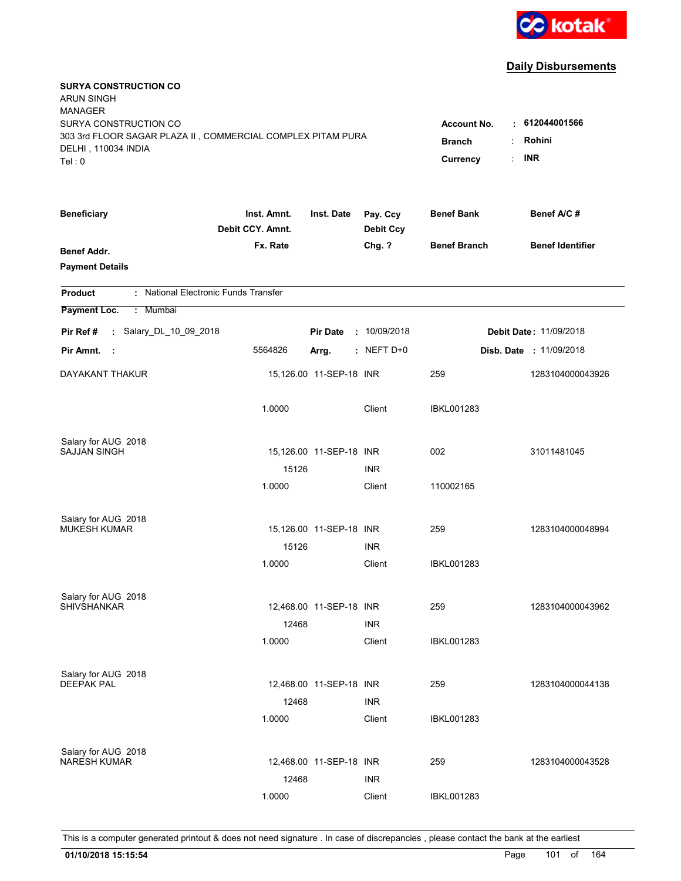kotak

## Daily Disbursements

**SURYA CONSTRUCTION CO**
ARUN SINGH
MANAGER
SURYA CONSTRUCTION CO
303 3rd FLOOR SAGAR PLAZA II , COMMERCIAL COMPLEX PITAM PURA
DELHI , 110034 INDIA
Tel : 0

**Account No.** : **612044001566**
**Branch** : **Rohini**
**Currency** : **INR**

| Beneficiary / Benef Addr. / Payment Details | Inst. Amnt. / Debit CCY. Amnt. / Fx. Rate | Inst. Date | Pay. Ccy / Debit Ccy / Chg. ? | Benef Bank / Benef Branch | Benef A/C # / Benef Identifier |
|---|---|---|---|---|---|

**Product** : National Electronic Funds Transfer

**Payment Loc.** : Mumbai

**Pir Ref #** : Salary_DL_10_09_2018 **Pir Date** : 10/09/2018 **Debit Date** : 11/09/2018

**Pir Amnt.** : 5564826 **Arrg.** : NEFT D+0 **Disb. Date** : 11/09/2018

| Beneficiary | Inst. Amnt. | Inst. Date | Pay. Ccy | Benef Bank | Benef A/C # |
|---|---|---|---|---|---|
| DAYAKANT THAKUR | 15,126.00 | 11-SEP-18 | INR | 259 | 1283104000043926 |
| | 1.0000 | | Client | IBKL001283 | |
| Salary for AUG 2018 | | | | | |
| SAJJAN SINGH | 15,126.00 | 11-SEP-18 | INR | 002 | 31011481045 |
| | 15126 | | INR | | |
| | 1.0000 | | Client | 110002165 | |
| Salary for AUG 2018 | | | | | |
| MUKESH KUMAR | 15,126.00 | 11-SEP-18 | INR | 259 | 1283104000048994 |
| | 15126 | | INR | | |
| | 1.0000 | | Client | IBKL001283 | |
| Salary for AUG 2018 | | | | | |
| SHIVSHANKAR | 12,468.00 | 11-SEP-18 | INR | 259 | 1283104000043962 |
| | 12468 | | INR | | |
| | 1.0000 | | Client | IBKL001283 | |
| Salary for AUG 2018 | | | | | |
| DEEPAK PAL | 12,468.00 | 11-SEP-18 | INR | 259 | 1283104000044138 |
| | 12468 | | INR | | |
| | 1.0000 | | Client | IBKL001283 | |
| Salary for AUG 2018 | | | | | |
| NARESH KUMAR | 12,468.00 | 11-SEP-18 | INR | 259 | 1283104000043528 |
| | 12468 | | INR | | |
| | 1.0000 | | Client | IBKL001283 | |

This is a computer generated printout & does not need signature . In case of discrepancies , please contact the bank at the earliest

**01/10/2018 15:15:54**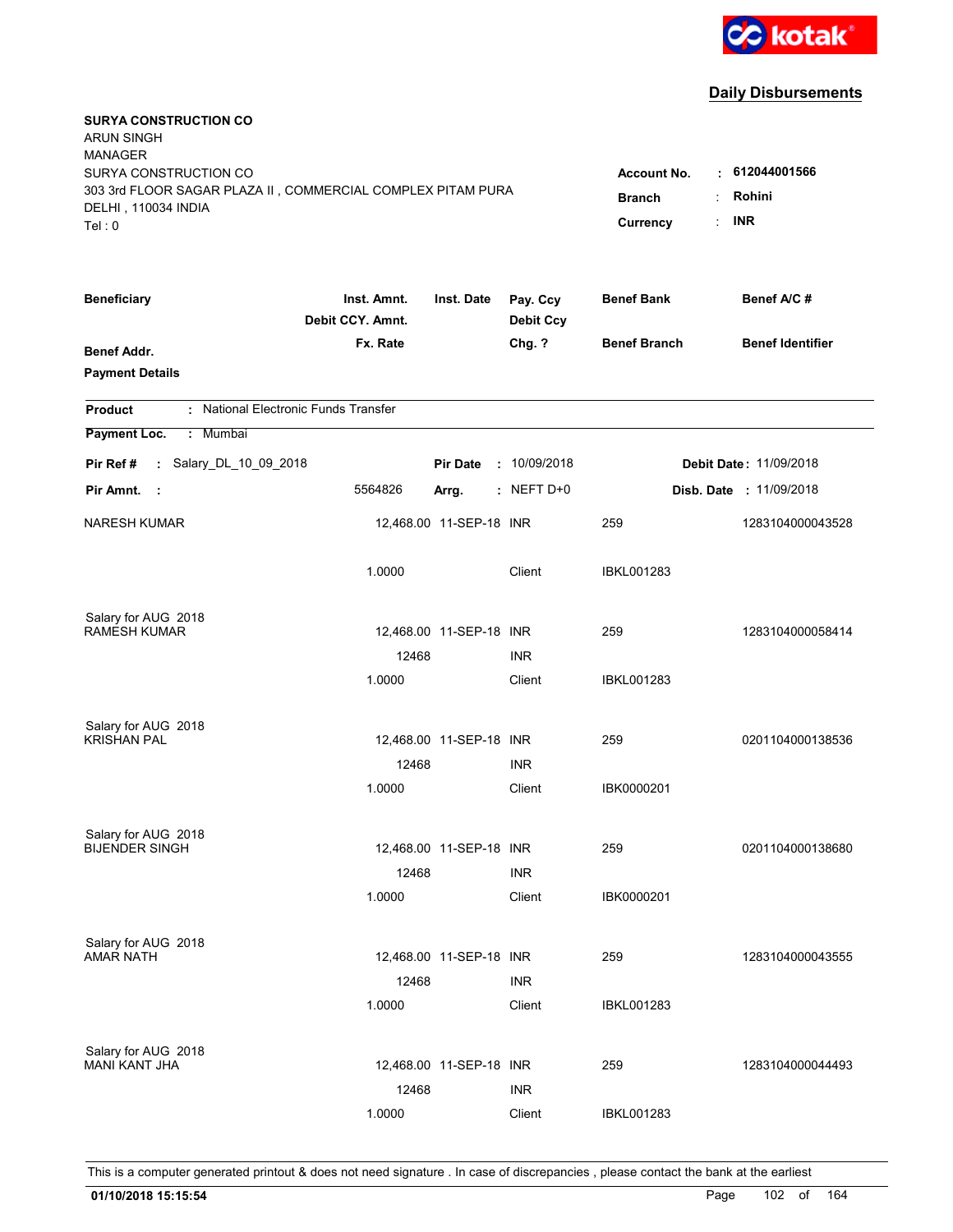kotak

## Daily Disbursements

**SURYA CONSTRUCTION CO**
ARUN SINGH
MANAGER
SURYA CONSTRUCTION CO
303 3rd FLOOR SAGAR PLAZA II , COMMERCIAL COMPLEX PITAM PURA
DELHI , 110034 INDIA
Tel : 0

**Account No.** : **612044001566**
**Branch** : **Rohini**
**Currency** : **INR**

| Beneficiary / Benef Addr. / Payment Details | Inst. Amnt. / Debit CCY. Amnt. / Fx. Rate | Inst. Date | Pay. Ccy / Debit Ccy / Chg. ? | Benef Bank / Benef Branch | Benef A/C # / Benef Identifier |
|---|---|---|---|---|---|

**Product** : National Electronic Funds Transfer

**Payment Loc.** : Mumbai

**Pir Ref #** : Salary_DL_10_09_2018 **Pir Date** : 10/09/2018 **Debit Date** : 11/09/2018

**Pir Amnt.** : 5564826 **Arrg.** : NEFT D+0 **Disb. Date** : 11/09/2018

| Beneficiary | Inst. Amnt. | Inst. Date | Pay. Ccy | Benef Bank | Benef A/C # |
|---|---|---|---|---|---|
| NARESH KUMAR | 12,468.00 | 11-SEP-18 | INR | 259 | 1283104000043528 |
| | 1.0000 | | Client | IBKL001283 | |
| Salary for AUG 2018 | | | | | |
| RAMESH KUMAR | 12,468.00 | 11-SEP-18 | INR | 259 | 1283104000058414 |
| | 12468 | | INR | | |
| | 1.0000 | | Client | IBKL001283 | |
| Salary for AUG 2018 | | | | | |
| KRISHAN PAL | 12,468.00 | 11-SEP-18 | INR | 259 | 0201104000138536 |
| | 12468 | | INR | | |
| | 1.0000 | | Client | IBK0000201 | |
| Salary for AUG 2018 | | | | | |
| BIJENDER SINGH | 12,468.00 | 11-SEP-18 | INR | 259 | 0201104000138680 |
| | 12468 | | INR | | |
| | 1.0000 | | Client | IBK0000201 | |
| Salary for AUG 2018 | | | | | |
| AMAR NATH | 12,468.00 | 11-SEP-18 | INR | 259 | 1283104000043555 |
| | 12468 | | INR | | |
| | 1.0000 | | Client | IBKL001283 | |
| Salary for AUG 2018 | | | | | |
| MANI KANT JHA | 12,468.00 | 11-SEP-18 | INR | 259 | 1283104000044493 |
| | 12468 | | INR | | |
| | 1.0000 | | Client | IBKL001283 | |

This is a computer generated printout & does not need signature . In case of discrepancies , please contact the bank at the earliest

**01/10/2018 15:15:54**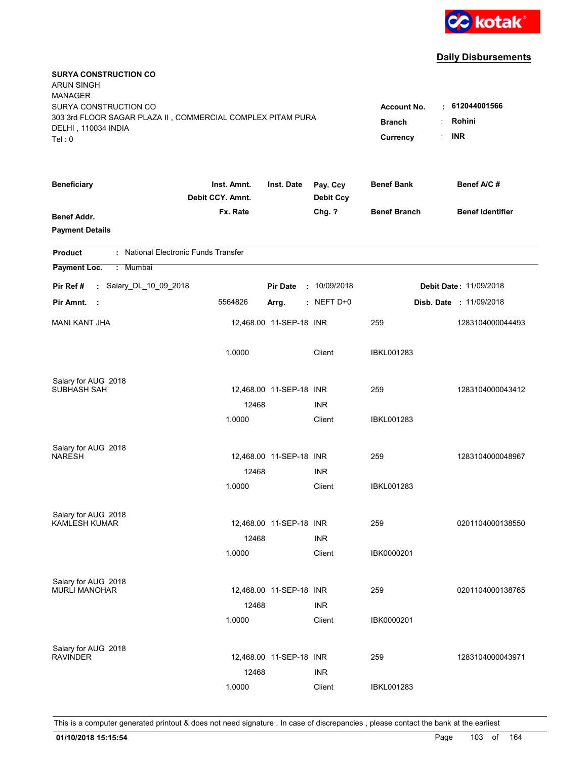kotak

## Daily Disbursements

**SURYA CONSTRUCTION CO**
ARUN SINGH
MANAGER
SURYA CONSTRUCTION CO
303 3rd FLOOR SAGAR PLAZA II , COMMERCIAL COMPLEX PITAM PURA
DELHI , 110034 INDIA
Tel : 0

**Account No.** : **612044001566**
**Branch** : **Rohini**
**Currency** : **INR**

| Beneficiary / Benef Addr. / Payment Details | Inst. Amnt. / Debit CCY. Amnt. / Fx. Rate | Inst. Date | Pay. Ccy / Debit Ccy / Chg. ? | Benef Bank / Benef Branch | Benef A/C # / Benef Identifier |
|---|---|---|---|---|---|

**Product** : National Electronic Funds Transfer

**Payment Loc.** : Mumbai

**Pir Ref #** : Salary_DL_10_09_2018 **Pir Date** : 10/09/2018 **Debit Date** : 11/09/2018

**Pir Amnt.** : 5564826 **Arrg.** : NEFT D+0 **Disb. Date** : 11/09/2018

| Beneficiary | Inst. Amnt. | Inst. Date | Pay. Ccy | Benef Bank | Benef A/C # |
|---|---|---|---|---|---|
| MANI KANT JHA | 12,468.00 | 11-SEP-18 | INR | 259 | 1283104000044493 |
| | 1.0000 | | Client | IBKL001283 | |
| Salary for AUG 2018 | | | | | |
| SUBHASH SAH | 12,468.00 | 11-SEP-18 | INR | 259 | 1283104000043412 |
| | 12468 | | INR | | |
| | 1.0000 | | Client | IBKL001283 | |
| Salary for AUG 2018 | | | | | |
| NARESH | 12,468.00 | 11-SEP-18 | INR | 259 | 1283104000048967 |
| | 12468 | | INR | | |
| | 1.0000 | | Client | IBKL001283 | |
| Salary for AUG 2018 | | | | | |
| KAMLESH KUMAR | 12,468.00 | 11-SEP-18 | INR | 259 | 0201104000138550 |
| | 12468 | | INR | | |
| | 1.0000 | | Client | IBK0000201 | |
| Salary for AUG 2018 | | | | | |
| MURLI MANOHAR | 12,468.00 | 11-SEP-18 | INR | 259 | 0201104000138765 |
| | 12468 | | INR | | |
| | 1.0000 | | Client | IBK0000201 | |
| Salary for AUG 2018 | | | | | |
| RAVINDER | 12,468.00 | 11-SEP-18 | INR | 259 | 1283104000043971 |
| | 12468 | | INR | | |
| | 1.0000 | | Client | IBKL001283 | |

This is a computer generated printout & does not need signature . In case of discrepancies , please contact the bank at the earliest

**01/10/2018 15:15:54**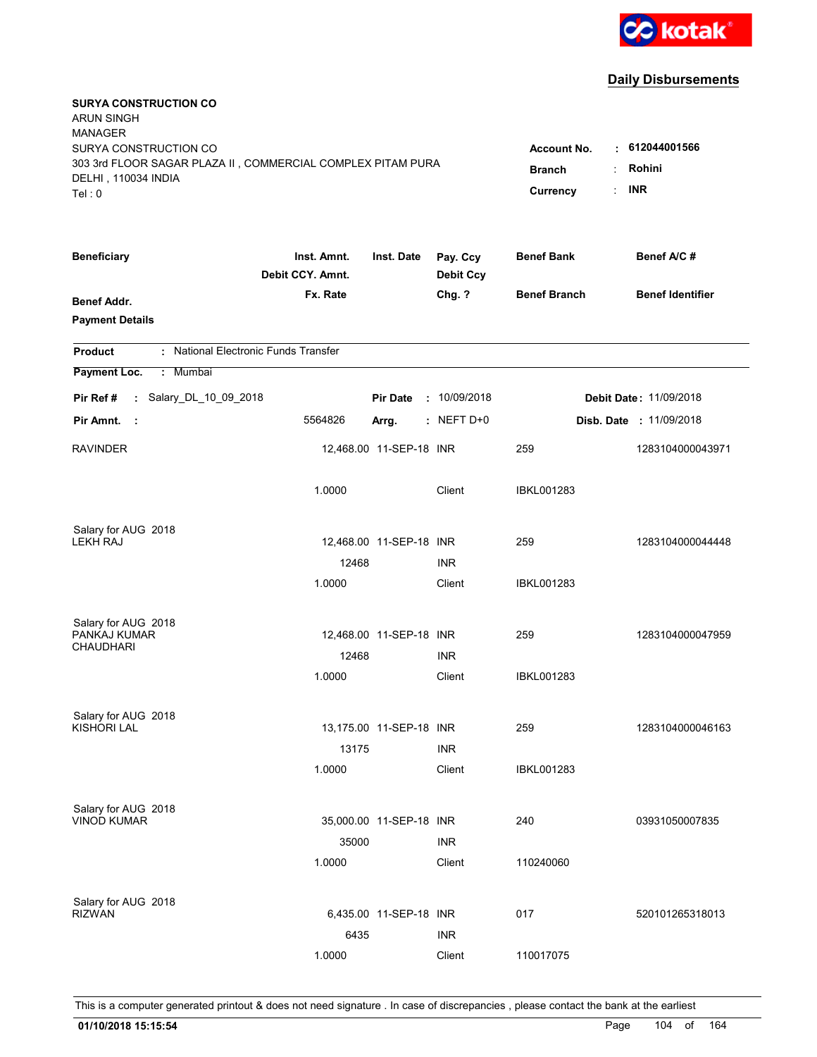kotak

## Daily Disbursements

**SURYA CONSTRUCTION CO**
ARUN SINGH
MANAGER
SURYA CONSTRUCTION CO
303 3rd FLOOR SAGAR PLAZA II , COMMERCIAL COMPLEX PITAM PURA
DELHI , 110034 INDIA
Tel : 0

**Account No.** : **612044001566**
**Branch** : **Rohini**
**Currency** : **INR**

| Beneficiary / Benef Addr. / Payment Details | Inst. Amnt. / Debit CCY. Amnt. / Fx. Rate | Inst. Date | Pay. Ccy / Debit Ccy / Chg. ? | Benef Bank / Benef Branch | Benef A/C # / Benef Identifier |
|---|---|---|---|---|---|

**Product** : National Electronic Funds Transfer
**Payment Loc.** : Mumbai

**Pir Ref #** : Salary_DL_10_09_2018 **Pir Date** : 10/09/2018 **Debit Date** : 11/09/2018
**Pir Amnt.** : 5564826 **Arrg.** : NEFT D+0 **Disb. Date** : 11/09/2018

| Beneficiary | Inst. Amnt. | Inst. Date | Pay. Ccy | Benef Bank | Benef A/C # |
|---|---|---|---|---|---|
| RAVINDER | 12,468.00 | 11-SEP-18 | INR | 259 | 1283104000043971 |
| | 1.0000 | | Client | IBKL001283 | |
| Salary for AUG 2018 | | | | | |
| LEKH RAJ | 12,468.00 | 11-SEP-18 | INR | 259 | 1283104000044448 |
| | 12468 | | INR | | |
| | 1.0000 | | Client | IBKL001283 | |
| Salary for AUG 2018 | | | | | |
| PANKAJ KUMAR CHAUDHARI | 12,468.00 | 11-SEP-18 | INR | 259 | 1283104000047959 |
| | 12468 | | INR | | |
| | 1.0000 | | Client | IBKL001283 | |
| Salary for AUG 2018 | | | | | |
| KISHORI LAL | 13,175.00 | 11-SEP-18 | INR | 259 | 1283104000046163 |
| | 13175 | | INR | | |
| | 1.0000 | | Client | IBKL001283 | |
| Salary for AUG 2018 | | | | | |
| VINOD KUMAR | 35,000.00 | 11-SEP-18 | INR | 240 | 03931050007835 |
| | 35000 | | INR | | |
| | 1.0000 | | Client | 110240060 | |
| Salary for AUG 2018 | | | | | |
| RIZWAN | 6,435.00 | 11-SEP-18 | INR | 017 | 520101265318013 |
| | 6435 | | INR | | |
| | 1.0000 | | Client | 110017075 | |

This is a computer generated printout & does not need signature . In case of discrepancies , please contact the bank at the earliest

**01/10/2018 15:15:54**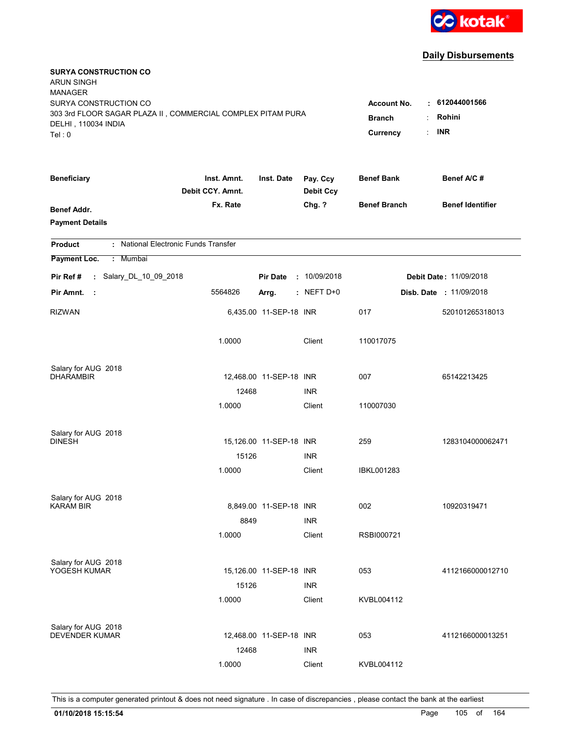**Daily Disbursements**

**SURYA CONSTRUCTION CO**
ARUN SINGH
MANAGER
SURYA CONSTRUCTION CO
303 3rd FLOOR SAGAR PLAZA II , COMMERCIAL COMPLEX PITAM PURA
DELHI , 110034 INDIA
Tel : 0

**Account No.** : **612044001566**
**Branch** : **Rohini**
**Currency** : **INR**

| Beneficiary / Benef Addr. / Payment Details | Inst. Amnt. / Debit CCY. Amnt. / Fx. Rate | Inst. Date | Pay. Ccy / Debit Ccy / Chg. ? | Benef Bank / Benef Branch | Benef A/C # / Benef Identifier |
|---|---|---|---|---|---|

**Product** : National Electronic Funds Transfer
**Payment Loc.** : Mumbai

**Pir Ref #** : Salary_DL_10_09_2018 **Pir Date** : 10/09/2018 **Debit Date** : 11/09/2018
**Pir Amnt.** : 5564826 **Arrg.** : NEFT D+0 **Disb. Date** : 11/09/2018

| Beneficiary | Inst. Amnt. | Inst. Date | Pay. Ccy | Benef Bank | Benef A/C # |
|---|---|---|---|---|---|
| RIZWAN | 6,435.00 | 11-SEP-18 | INR | 017 | 520101265318013 |
| | 1.0000 | | Client | 110017075 | |
| Salary for AUG 2018 | | | | | |
| DHARAMBIR | 12,468.00 | 11-SEP-18 | INR | 007 | 65142213425 |
| | 12468 | | INR | | |
| | 1.0000 | | Client | 110007030 | |
| Salary for AUG 2018 | | | | | |
| DINESH | 15,126.00 | 11-SEP-18 | INR | 259 | 1283104000062471 |
| | 15126 | | INR | | |
| | 1.0000 | | Client | IBKL001283 | |
| Salary for AUG 2018 | | | | | |
| KARAM BIR | 8,849.00 | 11-SEP-18 | INR | 002 | 10920319471 |
| | 8849 | | INR | | |
| | 1.0000 | | Client | RSBI000721 | |
| Salary for AUG 2018 | | | | | |
| YOGESH KUMAR | 15,126.00 | 11-SEP-18 | INR | 053 | 4112166000012710 |
| | 15126 | | INR | | |
| | 1.0000 | | Client | KVBL004112 | |
| Salary for AUG 2018 | | | | | |
| DEVENDER KUMAR | 12,468.00 | 11-SEP-18 | INR | 053 | 4112166000013251 |
| | 12468 | | INR | | |
| | 1.0000 | | Client | KVBL004112 | |

This is a computer generated printout & does not need signature . In case of discrepancies , please contact the bank at the earliest

**01/10/2018 15:15:54**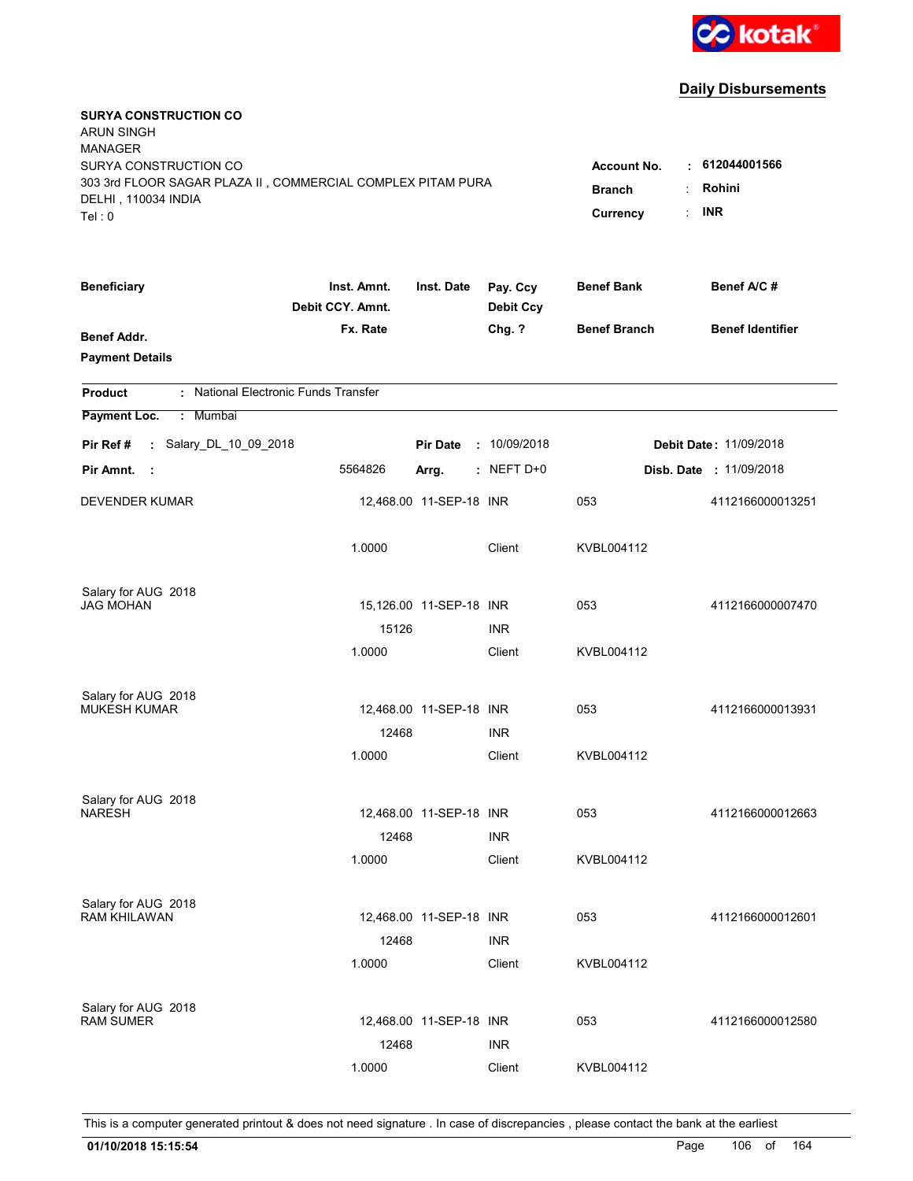kotak

## Daily Disbursements

**SURYA CONSTRUCTION CO**
ARUN SINGH
MANAGER
SURYA CONSTRUCTION CO
303 3rd FLOOR SAGAR PLAZA II , COMMERCIAL COMPLEX PITAM PURA
DELHI , 110034 INDIA
Tel : 0

**Account No.** : **612044001566**
**Branch** : **Rohini**
**Currency** : **INR**

| Beneficiary / Benef Addr. / Payment Details | Inst. Amnt. / Debit CCY. Amnt. / Fx. Rate | Inst. Date | Pay. Ccy / Debit Ccy / Chg. ? | Benef Bank / Benef Branch | Benef A/C # / Benef Identifier |
|---|---|---|---|---|---|

**Product** : National Electronic Funds Transfer

**Payment Loc.** : Mumbai

**Pir Ref #** : Salary_DL_10_09_2018 **Pir Date** : 10/09/2018 **Debit Date** : 11/09/2018

**Pir Amnt.** : 5564826 **Arrg.** : NEFT D+0 **Disb. Date** : 11/09/2018

| Beneficiary | Inst. Amnt. | Inst. Date | Pay. Ccy | Benef Bank | Benef A/C # |
|---|---|---|---|---|---|
| DEVENDER KUMAR | 12,468.00 | 11-SEP-18 | INR | 053 | 4112166000013251 |
| | 1.0000 | | Client | KVBL004112 | |
| Salary for AUG 2018 | | | | | |
| JAG MOHAN | 15,126.00 | 11-SEP-18 | INR | 053 | 4112166000007470 |
| | 15126 | | INR | | |
| | 1.0000 | | Client | KVBL004112 | |
| Salary for AUG 2018 | | | | | |
| MUKESH KUMAR | 12,468.00 | 11-SEP-18 | INR | 053 | 4112166000013931 |
| | 12468 | | INR | | |
| | 1.0000 | | Client | KVBL004112 | |
| Salary for AUG 2018 | | | | | |
| NARESH | 12,468.00 | 11-SEP-18 | INR | 053 | 4112166000012663 |
| | 12468 | | INR | | |
| | 1.0000 | | Client | KVBL004112 | |
| Salary for AUG 2018 | | | | | |
| RAM KHILAWAN | 12,468.00 | 11-SEP-18 | INR | 053 | 4112166000012601 |
| | 12468 | | INR | | |
| | 1.0000 | | Client | KVBL004112 | |
| Salary for AUG 2018 | | | | | |
| RAM SUMER | 12,468.00 | 11-SEP-18 | INR | 053 | 4112166000012580 |
| | 12468 | | INR | | |
| | 1.0000 | | Client | KVBL004112 | |

This is a computer generated printout & does not need signature . In case of discrepancies , please contact the bank at the earliest

**01/10/2018 15:15:54**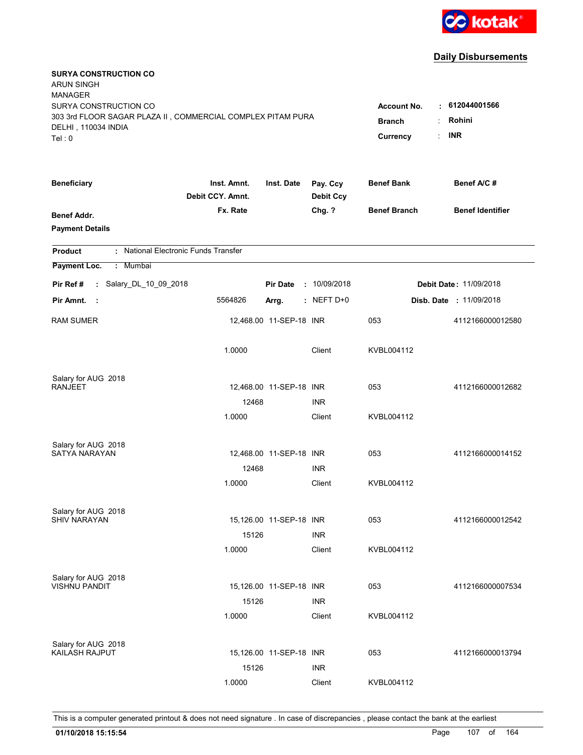**Daily Disbursements**

**SURYA CONSTRUCTION CO**
ARUN SINGH
MANAGER
SURYA CONSTRUCTION CO
303 3rd FLOOR SAGAR PLAZA II , COMMERCIAL COMPLEX PITAM PURA
DELHI , 110034 INDIA
Tel : 0

**Account No.** : **612044001566**
**Branch** : **Rohini**
**Currency** : **INR**

| Beneficiary / Benef Addr. / Payment Details | Inst. Amnt. / Debit CCY. Amnt. / Fx. Rate | Inst. Date | Pay. Ccy / Debit Ccy / Chg. ? | Benef Bank / Benef Branch | Benef A/C # / Benef Identifier |
|---|---|---|---|---|---|

**Product** : National Electronic Funds Transfer
**Payment Loc.** : Mumbai

**Pir Ref #** : Salary_DL_10_09_2018 **Pir Date** : 10/09/2018 **Debit Date** : 11/09/2018
**Pir Amnt.** : 5564826 **Arrg.** : NEFT D+0 **Disb. Date** : 11/09/2018

| Beneficiary | Inst. Amnt. / Debit CCY. Amnt. / Fx. Rate | Inst. Date | Pay. Ccy / Debit Ccy / Chg. ? | Benef Bank / Benef Branch | Benef A/C # |
|---|---|---|---|---|---|
| RAM SUMER | 12,468.00 | 11-SEP-18 | INR | 053 | 4112166000012580 |
| | 1.0000 | | Client | KVBL004112 | |
| Salary for AUG 2018 | | | | | |
| RANJEET | 12,468.00 | 11-SEP-18 | INR | 053 | 4112166000012682 |
| | 12468 | | INR | | |
| | 1.0000 | | Client | KVBL004112 | |
| Salary for AUG 2018 | | | | | |
| SATYA NARAYAN | 12,468.00 | 11-SEP-18 | INR | 053 | 4112166000014152 |
| | 12468 | | INR | | |
| | 1.0000 | | Client | KVBL004112 | |
| Salary for AUG 2018 | | | | | |
| SHIV NARAYAN | 15,126.00 | 11-SEP-18 | INR | 053 | 4112166000012542 |
| | 15126 | | INR | | |
| | 1.0000 | | Client | KVBL004112 | |
| Salary for AUG 2018 | | | | | |
| VISHNU PANDIT | 15,126.00 | 11-SEP-18 | INR | 053 | 4112166000007534 |
| | 15126 | | INR | | |
| | 1.0000 | | Client | KVBL004112 | |
| Salary for AUG 2018 | | | | | |
| KAILASH RAJPUT | 15,126.00 | 11-SEP-18 | INR | 053 | 4112166000013794 |
| | 15126 | | INR | | |
| | 1.0000 | | Client | KVBL004112 | |

This is a computer generated printout & does not need signature . In case of discrepancies , please contact the bank at the earliest

**01/10/2018 15:15:54**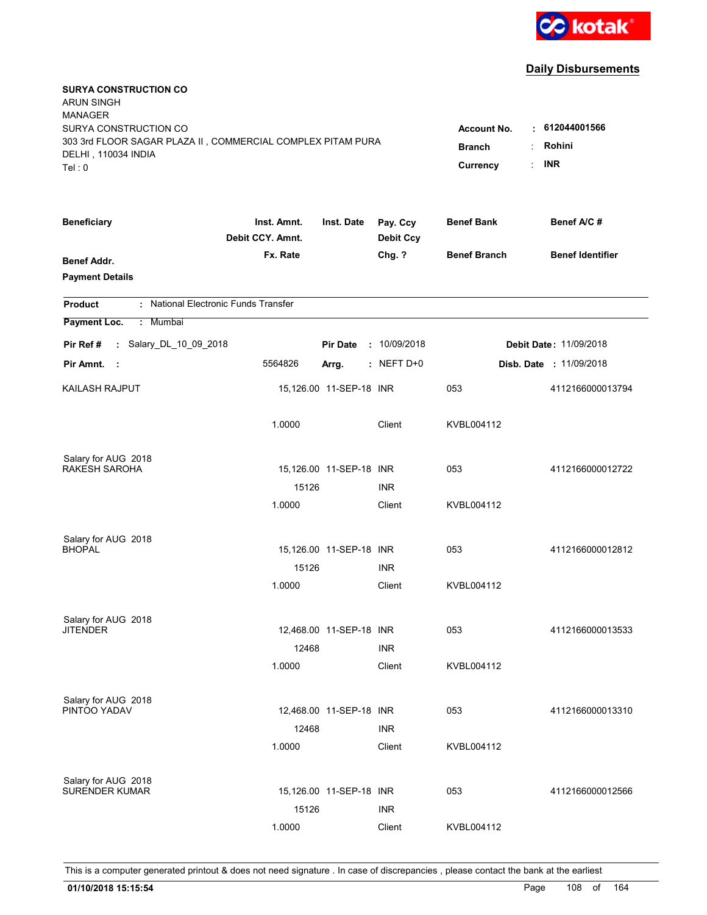kotak

## Daily Disbursements

**SURYA CONSTRUCTION CO**
ARUN SINGH
MANAGER
SURYA CONSTRUCTION CO
303 3rd FLOOR SAGAR PLAZA II , COMMERCIAL COMPLEX PITAM PURA
DELHI , 110034 INDIA
Tel : 0

**Account No.** : **612044001566**
**Branch** : **Rohini**
**Currency** : **INR**

| Beneficiary | Inst. Amnt. / Debit CCY. Amnt. / Fx. Rate | Inst. Date | Pay. Ccy / Debit Ccy / Chg. ? | Benef Bank / Benef Branch | Benef A/C # / Benef Identifier |
|---|---|---|---|---|---|
| **Benef Addr.** | | | | | |
| **Payment Details** | | | | | |

**Product** : National Electronic Funds Transfer
**Payment Loc.** : Mumbai

**Pir Ref #** : Salary_DL_10_09_2018 **Pir Date** : 10/09/2018 **Debit Date** : 11/09/2018
**Pir Amnt.** : 5564826 **Arrg.** : NEFT D+0 **Disb. Date** : 11/09/2018

| Beneficiary | Inst. Amnt. / Debit CCY. Amnt. / Fx. Rate | Inst. Date | Pay. Ccy / Debit Ccy / Chg. ? | Benef Bank / Benef Branch | Benef A/C # |
|---|---|---|---|---|---|
| KAILASH RAJPUT | 15,126.00 | 11-SEP-18 | INR | 053 | 4112166000013794 |
| | 1.0000 | | Client | KVBL004112 | |
| Salary for AUG 2018 | | | | | |
| RAKESH SAROHA | 15,126.00 | 11-SEP-18 | INR | 053 | 4112166000012722 |
| | 15126 | | INR | | |
| | 1.0000 | | Client | KVBL004112 | |
| Salary for AUG 2018 | | | | | |
| BHOPAL | 15,126.00 | 11-SEP-18 | INR | 053 | 4112166000012812 |
| | 15126 | | INR | | |
| | 1.0000 | | Client | KVBL004112 | |
| Salary for AUG 2018 | | | | | |
| JITENDER | 12,468.00 | 11-SEP-18 | INR | 053 | 4112166000013533 |
| | 12468 | | INR | | |
| | 1.0000 | | Client | KVBL004112 | |
| Salary for AUG 2018 | | | | | |
| PINTOO YADAV | 12,468.00 | 11-SEP-18 | INR | 053 | 4112166000013310 |
| | 12468 | | INR | | |
| | 1.0000 | | Client | KVBL004112 | |
| Salary for AUG 2018 | | | | | |
| SURENDER KUMAR | 15,126.00 | 11-SEP-18 | INR | 053 | 4112166000012566 |
| | 15126 | | INR | | |
| | 1.0000 | | Client | KVBL004112 | |

This is a computer generated printout & does not need signature . In case of discrepancies , please contact the bank at the earliest

**01/10/2018 15:15:54**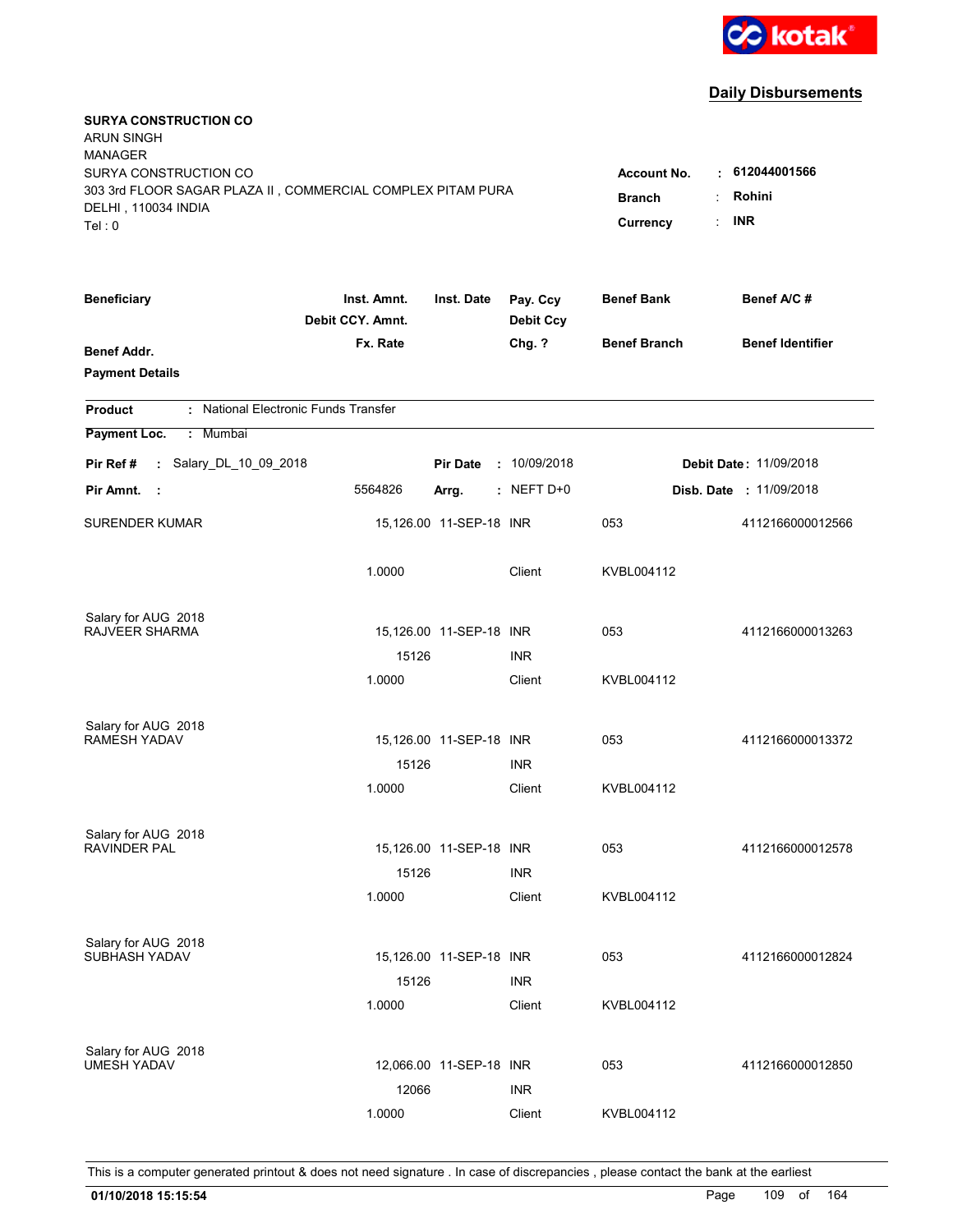kotak

## Daily Disbursements

**SURYA CONSTRUCTION CO**
ARUN SINGH
MANAGER
SURYA CONSTRUCTION CO
303 3rd FLOOR SAGAR PLAZA II , COMMERCIAL COMPLEX PITAM PURA
DELHI , 110034 INDIA
Tel : 0

**Account No.** : **612044001566**
**Branch** : **Rohini**
**Currency** : **INR**

| Beneficiary / Benef Addr. / Payment Details | Inst. Amnt. / Debit CCY. Amnt. / Fx. Rate | Inst. Date | Pay. Ccy / Debit Ccy / Chg. ? | Benef Bank / Benef Branch | Benef A/C # / Benef Identifier |
|---|---|---|---|---|---|

**Product** : National Electronic Funds Transfer

**Payment Loc.** : Mumbai

**Pir Ref #** : Salary_DL_10_09_2018 **Pir Date** : 10/09/2018 **Debit Date** : 11/09/2018

**Pir Amnt.** : 5564826 **Arrg.** : NEFT D+0 **Disb. Date** : 11/09/2018

| Beneficiary | Inst. Amnt. | Inst. Date | Pay. Ccy | Benef Bank | Benef A/C # |
|---|---|---|---|---|---|
| SURENDER KUMAR | 15,126.00 | 11-SEP-18 | INR | 053 | 4112166000012566 |
| | 1.0000 | | Client | KVBL004112 | |
| Salary for AUG 2018 | | | | | |
| RAJVEER SHARMA | 15,126.00 | 11-SEP-18 | INR | 053 | 4112166000013263 |
| | 15126 | | INR | | |
| | 1.0000 | | Client | KVBL004112 | |
| Salary for AUG 2018 | | | | | |
| RAMESH YADAV | 15,126.00 | 11-SEP-18 | INR | 053 | 4112166000013372 |
| | 15126 | | INR | | |
| | 1.0000 | | Client | KVBL004112 | |
| Salary for AUG 2018 | | | | | |
| RAVINDER PAL | 15,126.00 | 11-SEP-18 | INR | 053 | 4112166000012578 |
| | 15126 | | INR | | |
| | 1.0000 | | Client | KVBL004112 | |
| Salary for AUG 2018 | | | | | |
| SUBHASH YADAV | 15,126.00 | 11-SEP-18 | INR | 053 | 4112166000012824 |
| | 15126 | | INR | | |
| | 1.0000 | | Client | KVBL004112 | |
| Salary for AUG 2018 | | | | | |
| UMESH YADAV | 12,066.00 | 11-SEP-18 | INR | 053 | 4112166000012850 |
| | 12066 | | INR | | |
| | 1.0000 | | Client | KVBL004112 | |

This is a computer generated printout & does not need signature . In case of discrepancies , please contact the bank at the earliest

**01/10/2018 15:15:54**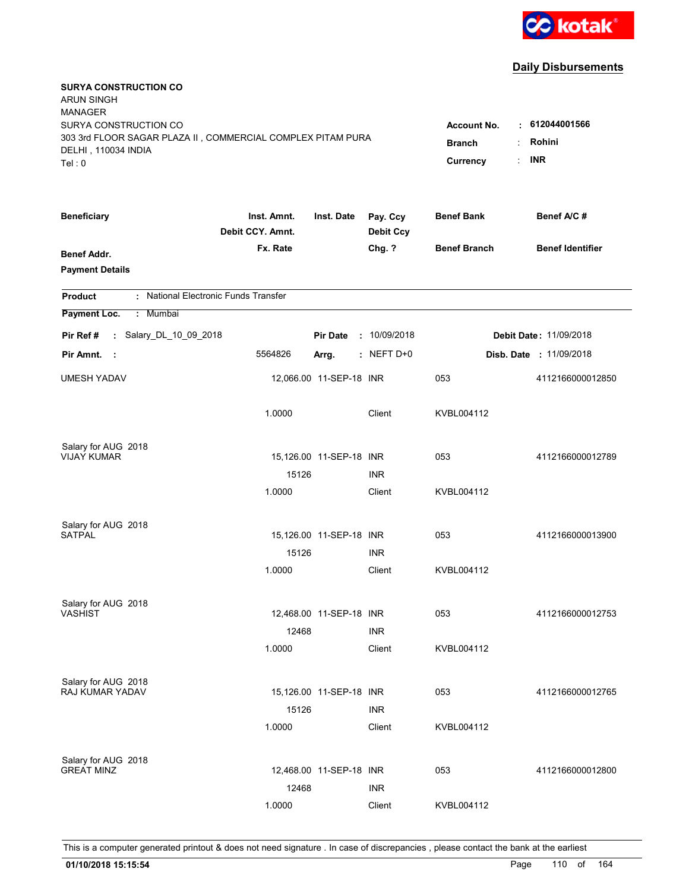**kotak**

## Daily Disbursements

**SURYA CONSTRUCTION CO**
ARUN SINGH
MANAGER
SURYA CONSTRUCTION CO
303 3rd FLOOR SAGAR PLAZA II , COMMERCIAL COMPLEX PITAM PURA
DELHI , 110034 INDIA
Tel : 0

| | | |
|---|---|---|
| **Account No.** | : | **612044001566** |
| **Branch** | : | **Rohini** |
| **Currency** | : | **INR** |

| **Beneficiary** / **Benef Addr.** / **Payment Details** | **Inst. Amnt.** / **Debit CCY. Amnt.** / **Fx. Rate** | **Inst. Date** | **Pay. Ccy** / **Debit Ccy** / **Chg. ?** | **Benef Bank** / **Benef Branch** | **Benef A/C #** / **Benef Identifier** |
|---|---|---|---|---|---|

**Product** : National Electronic Funds Transfer

**Payment Loc.** : Mumbai

**Pir Ref #** : Salary_DL_10_09_2018 | **Pir Date** : 10/09/2018 | **Debit Date** : 11/09/2018

**Pir Amnt.** : 5564826 | **Arrg.** : NEFT D+0 | **Disb. Date** : 11/09/2018

| Beneficiary | Inst. Amnt. | Inst. Date | Pay. Ccy | Benef Bank | Benef A/C # |
|---|---|---|---|---|---|
| UMESH YADAV | 12,066.00 | 11-SEP-18 | INR | 053 | 4112166000012850 |
| | 1.0000 | | Client | KVBL004112 | |
| Salary for AUG 2018 | | | | | |
| VIJAY KUMAR | 15,126.00 | 11-SEP-18 | INR | 053 | 4112166000012789 |
| | 15126 | | INR | | |
| | 1.0000 | | Client | KVBL004112 | |
| Salary for AUG 2018 | | | | | |
| SATPAL | 15,126.00 | 11-SEP-18 | INR | 053 | 4112166000013900 |
| | 15126 | | INR | | |
| | 1.0000 | | Client | KVBL004112 | |
| Salary for AUG 2018 | | | | | |
| VASHIST | 12,468.00 | 11-SEP-18 | INR | 053 | 4112166000012753 |
| | 12468 | | INR | | |
| | 1.0000 | | Client | KVBL004112 | |
| Salary for AUG 2018 | | | | | |
| RAJ KUMAR YADAV | 15,126.00 | 11-SEP-18 | INR | 053 | 4112166000012765 |
| | 15126 | | INR | | |
| | 1.0000 | | Client | KVBL004112 | |
| Salary for AUG 2018 | | | | | |
| GREAT MINZ | 12,468.00 | 11-SEP-18 | INR | 053 | 4112166000012800 |
| | 12468 | | INR | | |
| | 1.0000 | | Client | KVBL004112 | |

This is a computer generated printout & does not need signature . In case of discrepancies , please contact the bank at the earliest

**01/10/2018 15:15:54**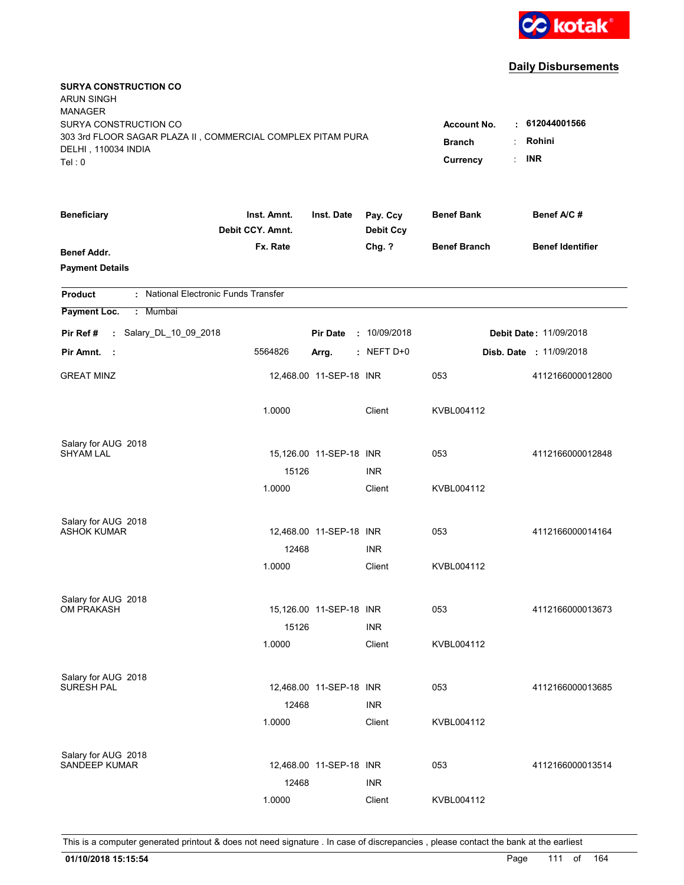kotak

## Daily Disbursements

**SURYA CONSTRUCTION CO**
ARUN SINGH
MANAGER
SURYA CONSTRUCTION CO
303 3rd FLOOR SAGAR PLAZA II , COMMERCIAL COMPLEX PITAM PURA
DELHI , 110034 INDIA
Tel : 0

**Account No.** : **612044001566**
**Branch** : **Rohini**
**Currency** : **INR**

| Beneficiary / Benef Addr. / Payment Details | Inst. Amnt. / Debit CCY. Amnt. / Fx. Rate | Inst. Date | Pay. Ccy / Debit Ccy / Chg. ? | Benef Bank / Benef Branch | Benef A/C # / Benef Identifier |
|---|---|---|---|---|---|

**Product** : National Electronic Funds Transfer

**Payment Loc.** : Mumbai

**Pir Ref #** : Salary_DL_10_09_2018 **Pir Date** : 10/09/2018 **Debit Date** : 11/09/2018

**Pir Amnt.** : 5564826 **Arrg.** : NEFT D+0 **Disb. Date** : 11/09/2018

| Beneficiary | Inst. Amnt. | Inst. Date | Pay. Ccy | Benef Bank | Benef A/C # |
|---|---|---|---|---|---|
| GREAT MINZ | 12,468.00 | 11-SEP-18 | INR | 053 | 4112166000012800 |
| | 1.0000 | | Client | KVBL004112 | |
| Salary for AUG 2018 | | | | | |
| SHYAM LAL | 15,126.00 | 11-SEP-18 | INR | 053 | 4112166000012848 |
| | 15126 | | INR | | |
| | 1.0000 | | Client | KVBL004112 | |
| Salary for AUG 2018 | | | | | |
| ASHOK KUMAR | 12,468.00 | 11-SEP-18 | INR | 053 | 4112166000014164 |
| | 12468 | | INR | | |
| | 1.0000 | | Client | KVBL004112 | |
| Salary for AUG 2018 | | | | | |
| OM PRAKASH | 15,126.00 | 11-SEP-18 | INR | 053 | 4112166000013673 |
| | 15126 | | INR | | |
| | 1.0000 | | Client | KVBL004112 | |
| Salary for AUG 2018 | | | | | |
| SURESH PAL | 12,468.00 | 11-SEP-18 | INR | 053 | 4112166000013685 |
| | 12468 | | INR | | |
| | 1.0000 | | Client | KVBL004112 | |
| Salary for AUG 2018 | | | | | |
| SANDEEP KUMAR | 12,468.00 | 11-SEP-18 | INR | 053 | 4112166000013514 |
| | 12468 | | INR | | |
| | 1.0000 | | Client | KVBL004112 | |

This is a computer generated printout & does not need signature . In case of discrepancies , please contact the bank at the earliest

**01/10/2018 15:15:54**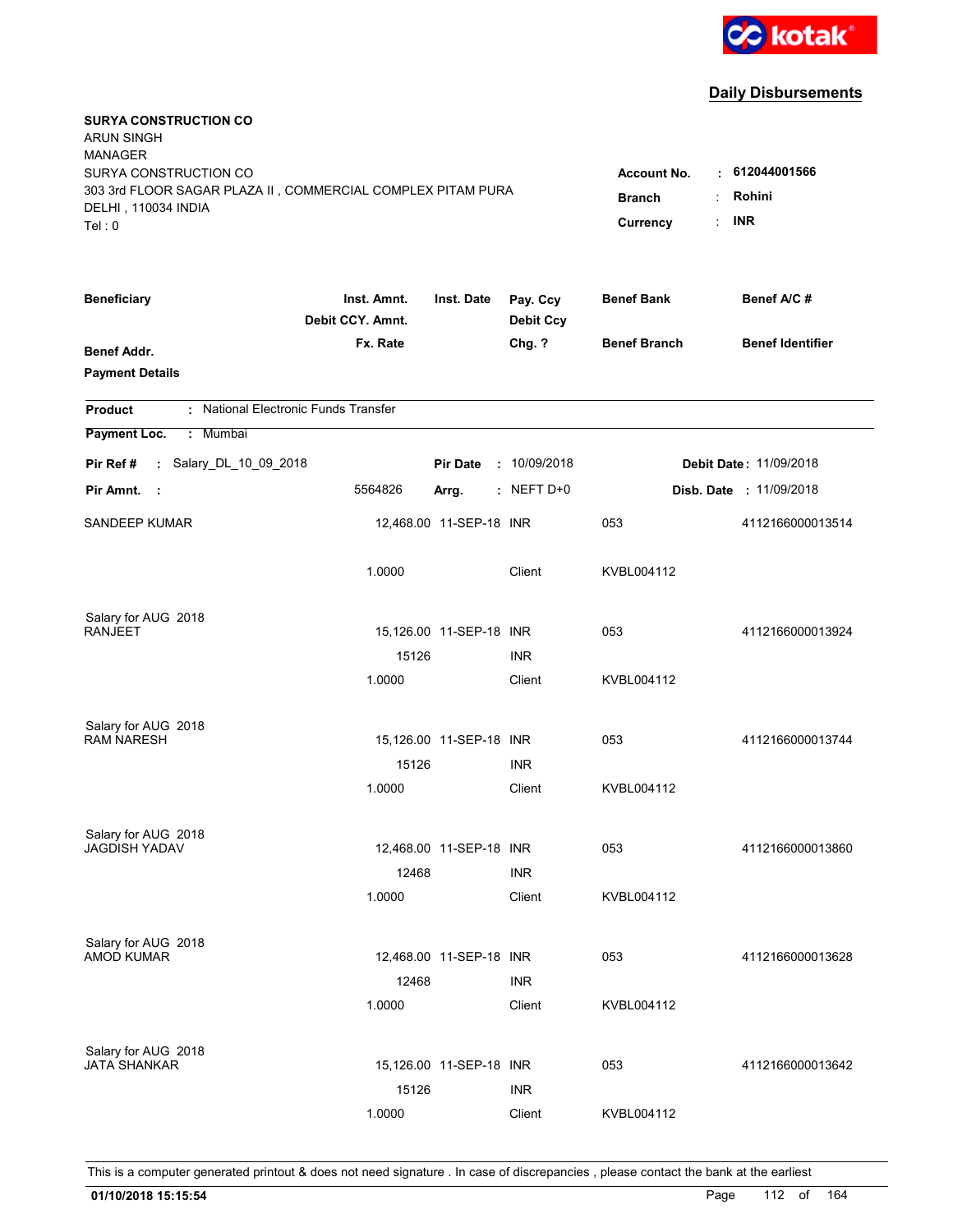kotak

## Daily Disbursements

**SURYA CONSTRUCTION CO**
ARUN SINGH
MANAGER
SURYA CONSTRUCTION CO
303 3rd FLOOR SAGAR PLAZA II , COMMERCIAL COMPLEX PITAM PURA
DELHI , 110034 INDIA
Tel : 0

**Account No.** : **612044001566**
**Branch** : **Rohini**
**Currency** : **INR**

| Beneficiary / Benef Addr. / Payment Details | Inst. Amnt. / Debit CCY. Amnt. / Fx. Rate | Inst. Date | Pay. Ccy / Debit Ccy / Chg. ? | Benef Bank / Benef Branch | Benef A/C # / Benef Identifier |
|---|---|---|---|---|---|

**Product** : National Electronic Funds Transfer

**Payment Loc.** : Mumbai

**Pir Ref #** : Salary_DL_10_09_2018 **Pir Date** : 10/09/2018 **Debit Date** : 11/09/2018

**Pir Amnt.** : 5564826 **Arrg.** : NEFT D+0 **Disb. Date** : 11/09/2018

| Beneficiary | Inst. Amnt. | Inst. Date | Pay. Ccy | Benef Bank | Benef A/C # |
|---|---|---|---|---|---|
| SANDEEP KUMAR | 12,468.00 | 11-SEP-18 | INR | 053 | 4112166000013514 |
| | 1.0000 | | Client | KVBL004112 | |
| Salary for AUG 2018 | | | | | |
| RANJEET | 15,126.00 | 11-SEP-18 | INR | 053 | 4112166000013924 |
| | 15126 | | INR | | |
| | 1.0000 | | Client | KVBL004112 | |
| Salary for AUG 2018 | | | | | |
| RAM NARESH | 15,126.00 | 11-SEP-18 | INR | 053 | 4112166000013744 |
| | 15126 | | INR | | |
| | 1.0000 | | Client | KVBL004112 | |
| Salary for AUG 2018 | | | | | |
| JAGDISH YADAV | 12,468.00 | 11-SEP-18 | INR | 053 | 4112166000013860 |
| | 12468 | | INR | | |
| | 1.0000 | | Client | KVBL004112 | |
| Salary for AUG 2018 | | | | | |
| AMOD KUMAR | 12,468.00 | 11-SEP-18 | INR | 053 | 4112166000013628 |
| | 12468 | | INR | | |
| | 1.0000 | | Client | KVBL004112 | |
| Salary for AUG 2018 | | | | | |
| JATA SHANKAR | 15,126.00 | 11-SEP-18 | INR | 053 | 4112166000013642 |
| | 15126 | | INR | | |
| | 1.0000 | | Client | KVBL004112 | |

This is a computer generated printout & does not need signature . In case of discrepancies , please contact the bank at the earliest

**01/10/2018 15:15:54**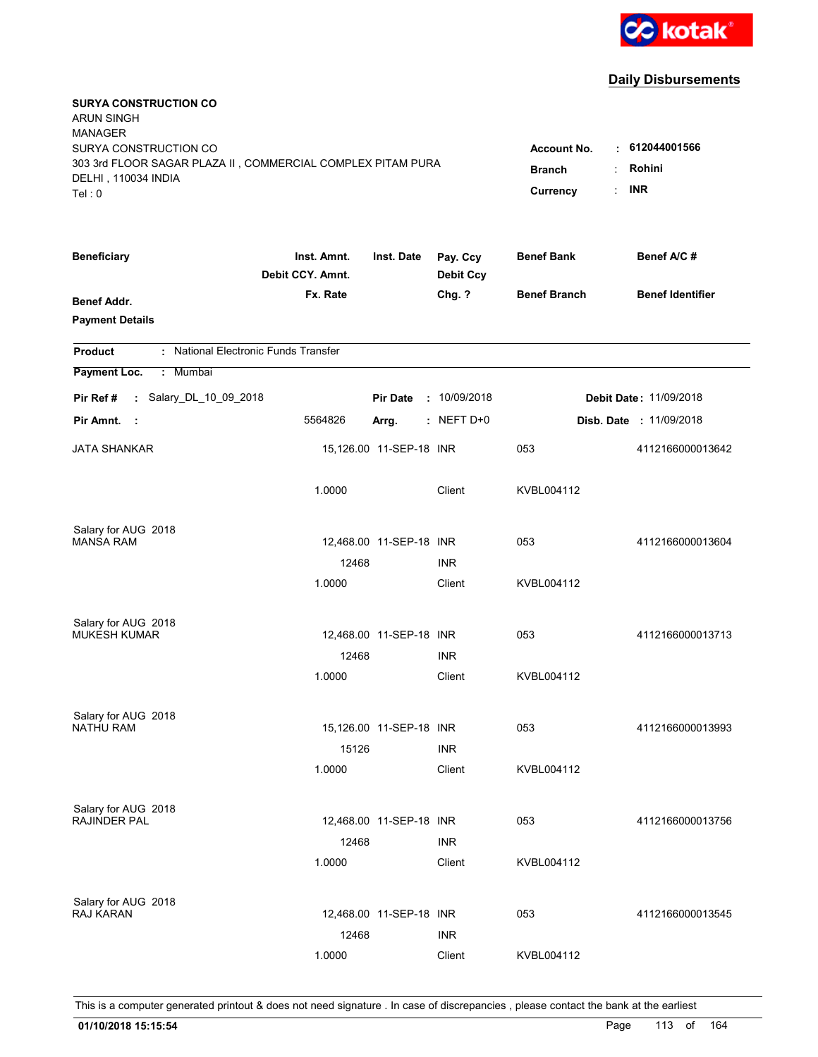kotak

## Daily Disbursements

**SURYA CONSTRUCTION CO**
ARUN SINGH
MANAGER
SURYA CONSTRUCTION CO
303 3rd FLOOR SAGAR PLAZA II , COMMERCIAL COMPLEX PITAM PURA
DELHI , 110034 INDIA
Tel : 0

**Account No.** : 612044001566
**Branch** : Rohini
**Currency** : INR

| Beneficiary / Benef Addr. / Payment Details | Inst. Amnt. / Debit CCY. Amnt. / Fx. Rate | Inst. Date | Pay. Ccy / Debit Ccy / Chg. ? | Benef Bank / Benef Branch | Benef A/C # / Benef Identifier |
|---|---|---|---|---|---|

**Product** : National Electronic Funds Transfer

**Payment Loc.** : Mumbai

**Pir Ref #** : Salary_DL_10_09_2018 &nbsp;&nbsp; **Pir Date** : 10/09/2018 &nbsp;&nbsp; **Debit Date** : 11/09/2018

**Pir Amnt.** : 5564826 &nbsp;&nbsp; **Arrg.** : NEFT D+0 &nbsp;&nbsp; **Disb. Date** : 11/09/2018

| Beneficiary | Inst. Amnt. | Inst. Date | Pay. Ccy | Benef Bank | Benef A/C # |
|---|---|---|---|---|---|
| JATA SHANKAR | 15,126.00 | 11-SEP-18 | INR | 053 | 4112166000013642 |
| | 1.0000 | | Client | KVBL004112 | |
| Salary for AUG 2018 | | | | | |
| MANSA RAM | 12,468.00 | 11-SEP-18 | INR | 053 | 4112166000013604 |
| | 12468 | | INR | | |
| | 1.0000 | | Client | KVBL004112 | |
| Salary for AUG 2018 | | | | | |
| MUKESH KUMAR | 12,468.00 | 11-SEP-18 | INR | 053 | 4112166000013713 |
| | 12468 | | INR | | |
| | 1.0000 | | Client | KVBL004112 | |
| Salary for AUG 2018 | | | | | |
| NATHU RAM | 15,126.00 | 11-SEP-18 | INR | 053 | 4112166000013993 |
| | 15126 | | INR | | |
| | 1.0000 | | Client | KVBL004112 | |
| Salary for AUG 2018 | | | | | |
| RAJINDER PAL | 12,468.00 | 11-SEP-18 | INR | 053 | 4112166000013756 |
| | 12468 | | INR | | |
| | 1.0000 | | Client | KVBL004112 | |
| Salary for AUG 2018 | | | | | |
| RAJ KARAN | 12,468.00 | 11-SEP-18 | INR | 053 | 4112166000013545 |
| | 12468 | | INR | | |
| | 1.0000 | | Client | KVBL004112 | |

This is a computer generated printout & does not need signature . In case of discrepancies , please contact the bank at the earliest

**01/10/2018 15:15:54**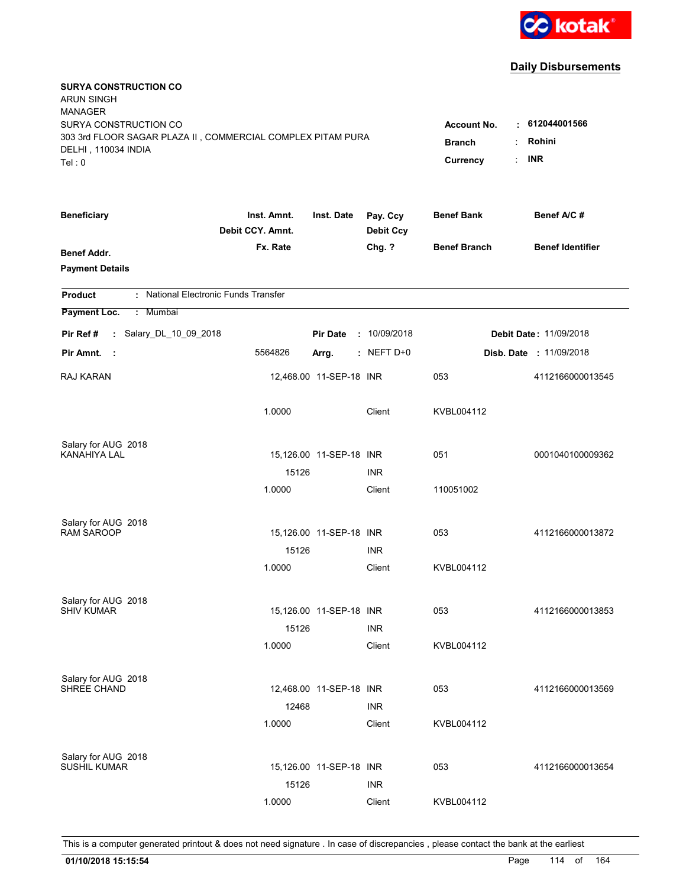kotak

## Daily Disbursements

**SURYA CONSTRUCTION CO**
ARUN SINGH
MANAGER
SURYA CONSTRUCTION CO
303 3rd FLOOR SAGAR PLAZA II , COMMERCIAL COMPLEX PITAM PURA
DELHI , 110034 INDIA
Tel : 0

**Account No.** : **612044001566**
**Branch** : **Rohini**
**Currency** : **INR**

| Beneficiary / Benef Addr. / Payment Details | Inst. Amnt. / Debit CCY. Amnt. / Fx. Rate | Inst. Date | Pay. Ccy / Debit Ccy / Chg. ? | Benef Bank / Benef Branch | Benef A/C # / Benef Identifier |
|---|---|---|---|---|---|

**Product** : National Electronic Funds Transfer

**Payment Loc.** : Mumbai

**Pir Ref #** : Salary_DL_10_09_2018 **Pir Date** : 10/09/2018 **Debit Date** : 11/09/2018

**Pir Amnt.** : 5564826 **Arrg.** : NEFT D+0 **Disb. Date** : 11/09/2018

| Beneficiary | Inst. Amnt. | Inst. Date | Pay. Ccy | Benef Bank | Benef A/C # |
|---|---|---|---|---|---|
| RAJ KARAN | 12,468.00 | 11-SEP-18 | INR | 053 | 4112166000013545 |
| | 1.0000 | | Client | KVBL004112 | |
| Salary for AUG 2018 | | | | | |
| KANAHIYA LAL | 15,126.00 | 11-SEP-18 | INR | 051 | 0001040100009362 |
| | 15126 | | INR | | |
| | 1.0000 | | Client | 110051002 | |
| Salary for AUG 2018 | | | | | |
| RAM SAROOP | 15,126.00 | 11-SEP-18 | INR | 053 | 4112166000013872 |
| | 15126 | | INR | | |
| | 1.0000 | | Client | KVBL004112 | |
| Salary for AUG 2018 | | | | | |
| SHIV KUMAR | 15,126.00 | 11-SEP-18 | INR | 053 | 4112166000013853 |
| | 15126 | | INR | | |
| | 1.0000 | | Client | KVBL004112 | |
| Salary for AUG 2018 | | | | | |
| SHREE CHAND | 12,468.00 | 11-SEP-18 | INR | 053 | 4112166000013569 |
| | 12468 | | INR | | |
| | 1.0000 | | Client | KVBL004112 | |
| Salary for AUG 2018 | | | | | |
| SUSHIL KUMAR | 15,126.00 | 11-SEP-18 | INR | 053 | 4112166000013654 |
| | 15126 | | INR | | |
| | 1.0000 | | Client | KVBL004112 | |

This is a computer generated printout & does not need signature . In case of discrepancies , please contact the bank at the earliest

**01/10/2018 15:15:54**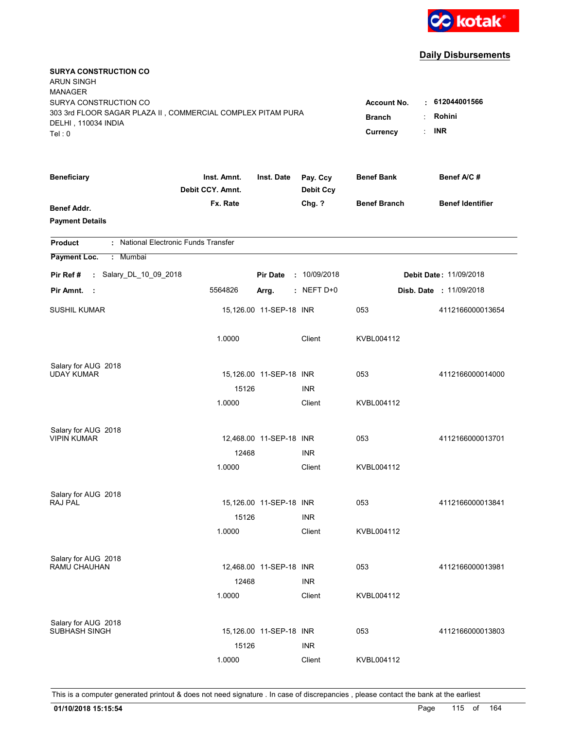kotak

## Daily Disbursements

**SURYA CONSTRUCTION CO**
ARUN SINGH
MANAGER
SURYA CONSTRUCTION CO
303 3rd FLOOR SAGAR PLAZA II , COMMERCIAL COMPLEX PITAM PURA
DELHI , 110034 INDIA
Tel : 0

**Account No.** : **612044001566**
**Branch** : **Rohini**
**Currency** : **INR**

| Beneficiary | Inst. Amnt. / Debit CCY. Amnt. / Fx. Rate | Inst. Date | Pay. Ccy / Debit Ccy / Chg. ? | Benef Bank / Benef Branch | Benef A/C # / Benef Identifier |
|---|---|---|---|---|---|
| **Benef Addr.** | | | | | |
| **Payment Details** | | | | | |

**Product** : National Electronic Funds Transfer

**Payment Loc.** : Mumbai

**Pir Ref #** : Salary_DL_10_09_2018 **Pir Date** : 10/09/2018 **Debit Date** : 11/09/2018

**Pir Amnt.** : 5564826 **Arrg.** : NEFT D+0 **Disb. Date** : 11/09/2018

| Beneficiary | Inst. Amnt. / Debit CCY. Amnt. / Fx. Rate | Inst. Date | Pay. Ccy / Debit Ccy / Chg. ? | Benef Bank / Benef Branch | Benef A/C # / Benef Identifier |
|---|---|---|---|---|---|
| SUSHIL KUMAR | 15,126.00 | 11-SEP-18 | INR | 053 | 4112166000013654 |
| | 1.0000 | | Client | KVBL004112 | |
| Salary for AUG 2018 | | | | | |
| UDAY KUMAR | 15,126.00 | 11-SEP-18 | INR | 053 | 4112166000014000 |
| | 15126 | | INR | | |
| | 1.0000 | | Client | KVBL004112 | |
| Salary for AUG 2018 | | | | | |
| VIPIN KUMAR | 12,468.00 | 11-SEP-18 | INR | 053 | 4112166000013701 |
| | 12468 | | INR | | |
| | 1.0000 | | Client | KVBL004112 | |
| Salary for AUG 2018 | | | | | |
| RAJ PAL | 15,126.00 | 11-SEP-18 | INR | 053 | 4112166000013841 |
| | 15126 | | INR | | |
| | 1.0000 | | Client | KVBL004112 | |
| Salary for AUG 2018 | | | | | |
| RAMU CHAUHAN | 12,468.00 | 11-SEP-18 | INR | 053 | 4112166000013981 |
| | 12468 | | INR | | |
| | 1.0000 | | Client | KVBL004112 | |
| Salary for AUG 2018 | | | | | |
| SUBHASH SINGH | 15,126.00 | 11-SEP-18 | INR | 053 | 4112166000013803 |
| | 15126 | | INR | | |
| | 1.0000 | | Client | KVBL004112 | |

This is a computer generated printout & does not need signature . In case of discrepancies , please contact the bank at the earliest

**01/10/2018 15:15:54**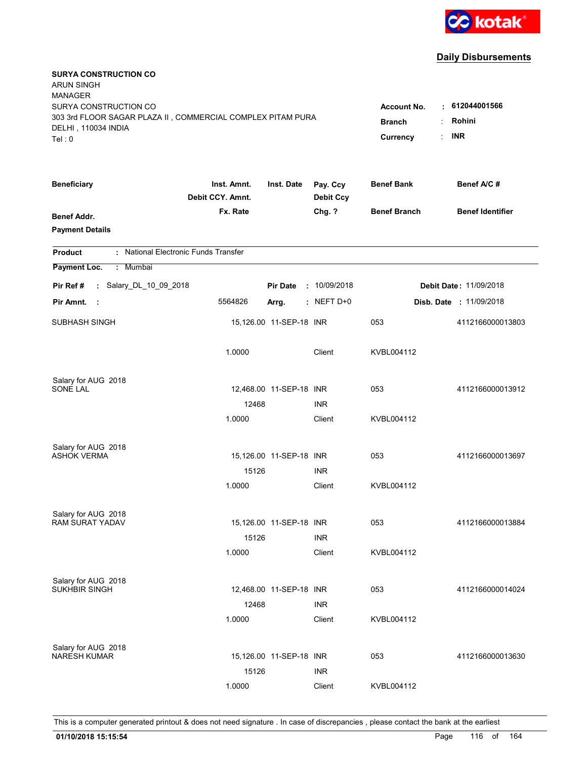kotak

## Daily Disbursements

**SURYA CONSTRUCTION CO**
ARUN SINGH
MANAGER
SURYA CONSTRUCTION CO
303 3rd FLOOR SAGAR PLAZA II , COMMERCIAL COMPLEX PITAM PURA
DELHI , 110034 INDIA
Tel : 0

**Account No.** : **612044001566**
**Branch** : **Rohini**
**Currency** : **INR**

| Beneficiary | Inst. Amnt. / Debit CCY. Amnt. / Fx. Rate | Inst. Date | Pay. Ccy / Debit Ccy / Chg. ? | Benef Bank / Benef Branch | Benef A/C # / Benef Identifier |
|---|---|---|---|---|---|
| **Benef Addr.** / **Payment Details** | | | | | |

**Product** : National Electronic Funds Transfer

**Payment Loc.** : Mumbai

**Pir Ref #** : Salary_DL_10_09_2018 **Pir Date** : 10/09/2018 **Debit Date** : 11/09/2018

**Pir Amnt.** : 5564826 **Arrg.** : NEFT D+0 **Disb. Date** : 11/09/2018

| Beneficiary | Inst. Amnt. / Debit CCY. Amnt. / Fx. Rate | Inst. Date | Pay. Ccy / Debit Ccy / Chg. ? | Benef Bank / Benef Branch | Benef A/C # |
|---|---|---|---|---|---|
| SUBHASH SINGH | 15,126.00 | 11-SEP-18 | INR | 053 | 4112166000013803 |
| | 1.0000 | | Client | KVBL004112 | |
| Salary for AUG 2018 | | | | | |
| SONE LAL | 12,468.00 | 11-SEP-18 | INR | 053 | 4112166000013912 |
| | 12468 | | INR | | |
| | 1.0000 | | Client | KVBL004112 | |
| Salary for AUG 2018 | | | | | |
| ASHOK VERMA | 15,126.00 | 11-SEP-18 | INR | 053 | 4112166000013697 |
| | 15126 | | INR | | |
| | 1.0000 | | Client | KVBL004112 | |
| Salary for AUG 2018 | | | | | |
| RAM SURAT YADAV | 15,126.00 | 11-SEP-18 | INR | 053 | 4112166000013884 |
| | 15126 | | INR | | |
| | 1.0000 | | Client | KVBL004112 | |
| Salary for AUG 2018 | | | | | |
| SUKHBIR SINGH | 12,468.00 | 11-SEP-18 | INR | 053 | 4112166000014024 |
| | 12468 | | INR | | |
| | 1.0000 | | Client | KVBL004112 | |
| Salary for AUG 2018 | | | | | |
| NARESH KUMAR | 15,126.00 | 11-SEP-18 | INR | 053 | 4112166000013630 |
| | 15126 | | INR | | |
| | 1.0000 | | Client | KVBL004112 | |

This is a computer generated printout & does not need signature . In case of discrepancies , please contact the bank at the earliest

**01/10/2018 15:15:54**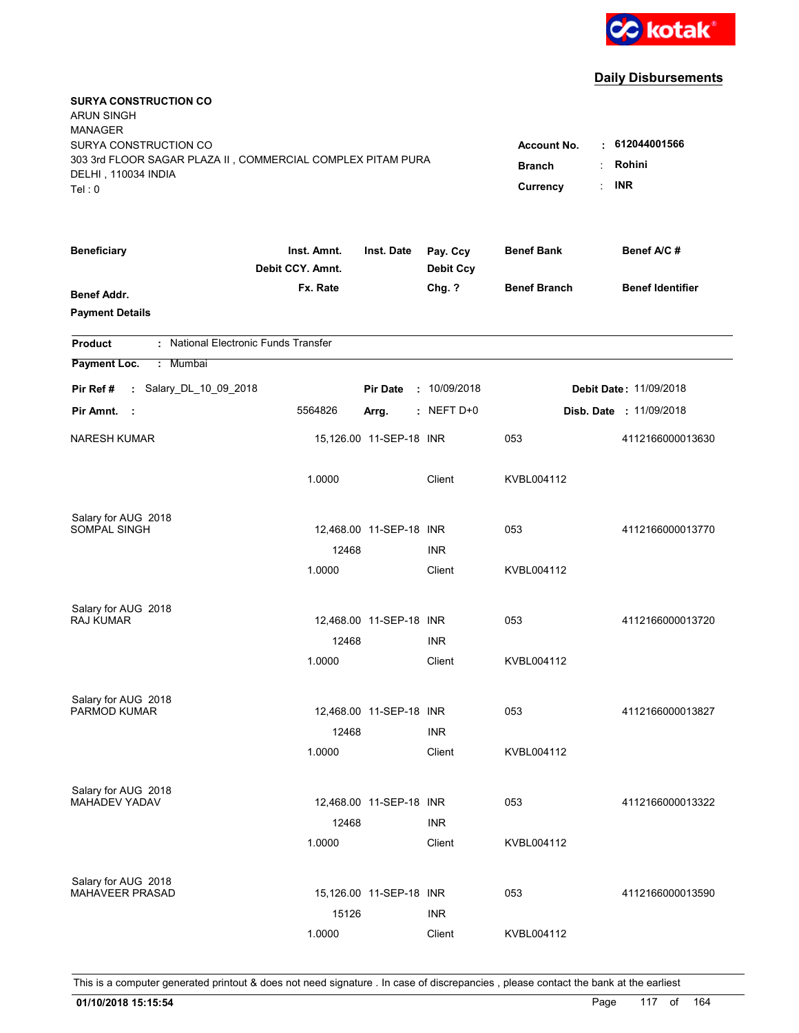kotak

## Daily Disbursements

**SURYA CONSTRUCTION CO**
ARUN SINGH
MANAGER
SURYA CONSTRUCTION CO
303 3rd FLOOR SAGAR PLAZA II , COMMERCIAL COMPLEX PITAM PURA
DELHI , 110034 INDIA
Tel : 0

**Account No.** : **612044001566**
**Branch** : **Rohini**
**Currency** : **INR**

| Beneficiary | Inst. Amnt. / Debit CCY. Amnt. / Fx. Rate | Inst. Date | Pay. Ccy / Debit Ccy / Chg. ? | Benef Bank / Benef Branch | Benef A/C # / Benef Identifier |
|---|---|---|---|---|---|

**Benef Addr.**
**Payment Details**

**Product** : National Electronic Funds Transfer

**Payment Loc.** : Mumbai

**Pir Ref #** : Salary_DL_10_09_2018 **Pir Date** : 10/09/2018 **Debit Date** : 11/09/2018

**Pir Amnt.** : 5564826 **Arrg.** : NEFT D+0 **Disb. Date** : 11/09/2018

| Beneficiary | Inst. Amnt. | Inst. Date | Pay. Ccy | Benef Bank | Benef A/C # |
|---|---|---|---|---|---|
| NARESH KUMAR | 15,126.00 | 11-SEP-18 | INR | 053 | 4112166000013630 |
| | 1.0000 | | Client | KVBL004112 | |
| Salary for AUG 2018 | | | | | |
| SOMPAL SINGH | 12,468.00 | 11-SEP-18 | INR | 053 | 4112166000013770 |
| | 12468 | | INR | | |
| | 1.0000 | | Client | KVBL004112 | |
| Salary for AUG 2018 | | | | | |
| RAJ KUMAR | 12,468.00 | 11-SEP-18 | INR | 053 | 4112166000013720 |
| | 12468 | | INR | | |
| | 1.0000 | | Client | KVBL004112 | |
| Salary for AUG 2018 | | | | | |
| PARMOD KUMAR | 12,468.00 | 11-SEP-18 | INR | 053 | 4112166000013827 |
| | 12468 | | INR | | |
| | 1.0000 | | Client | KVBL004112 | |
| Salary for AUG 2018 | | | | | |
| MAHADEV YADAV | 12,468.00 | 11-SEP-18 | INR | 053 | 4112166000013322 |
| | 12468 | | INR | | |
| | 1.0000 | | Client | KVBL004112 | |
| Salary for AUG 2018 | | | | | |
| MAHAVEER PRASAD | 15,126.00 | 11-SEP-18 | INR | 053 | 4112166000013590 |
| | 15126 | | INR | | |
| | 1.0000 | | Client | KVBL004112 | |

This is a computer generated printout & does not need signature . In case of discrepancies , please contact the bank at the earliest

**01/10/2018 15:15:54**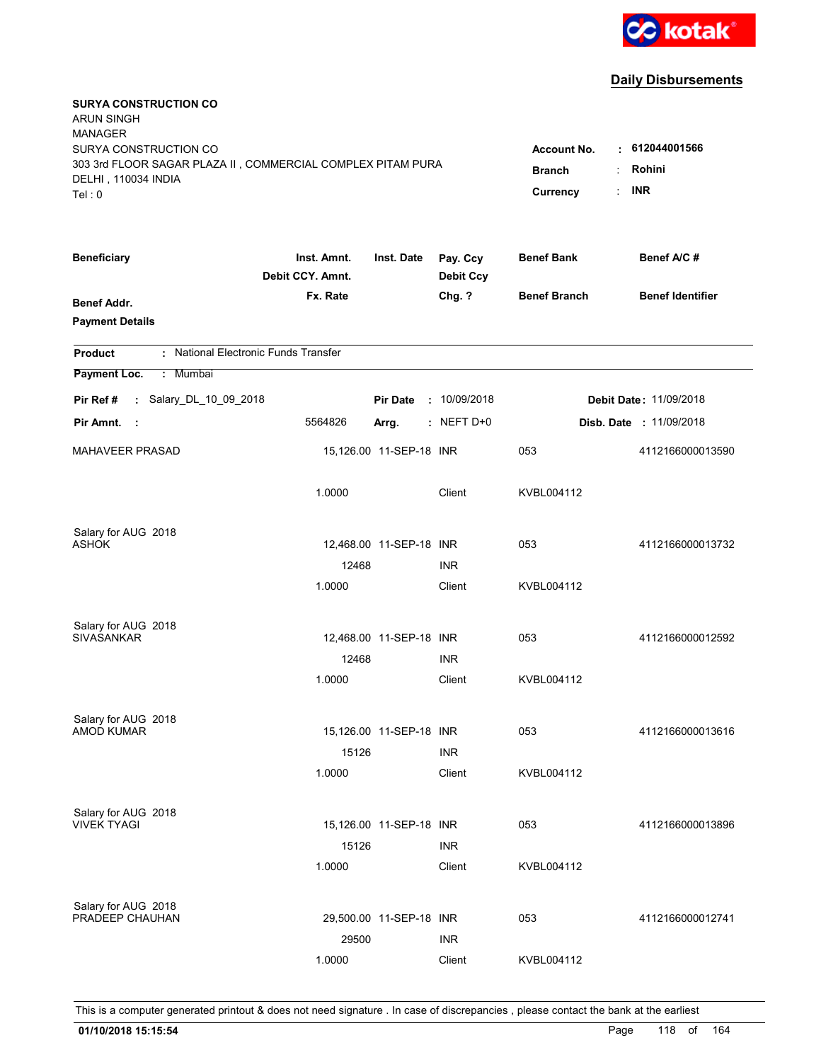kotak

## Daily Disbursements

**SURYA CONSTRUCTION CO**
ARUN SINGH
MANAGER
SURYA CONSTRUCTION CO
303 3rd FLOOR SAGAR PLAZA II , COMMERCIAL COMPLEX PITAM PURA
DELHI , 110034 INDIA
Tel : 0

**Account No.** : **612044001566**
**Branch** : **Rohini**
**Currency** : **INR**

| Beneficiary / Benef Addr. / Payment Details | Inst. Amnt. / Debit CCY. Amnt. / Fx. Rate | Inst. Date | Pay. Ccy / Debit Ccy / Chg. ? | Benef Bank / Benef Branch | Benef A/C # / Benef Identifier |
|---|---|---|---|---|---|

**Product** : National Electronic Funds Transfer
**Payment Loc.** : Mumbai

**Pir Ref #** : Salary_DL_10_09_2018 **Pir Date** : 10/09/2018 **Debit Date** : 11/09/2018
**Pir Amnt.** : 5564826 **Arrg.** : NEFT D+0 **Disb. Date** : 11/09/2018

| Beneficiary | Inst. Amnt. | Inst. Date | Pay. Ccy | Benef Bank | Benef A/C # |
|---|---|---|---|---|---|
| MAHAVEER PRASAD | 15,126.00 | 11-SEP-18 | INR | 053 | 4112166000013590 |
| | 1.0000 | | Client | KVBL004112 | |
| Salary for AUG 2018 | | | | | |
| ASHOK | 12,468.00 | 11-SEP-18 | INR | 053 | 4112166000013732 |
| | 12468 | | INR | | |
| | 1.0000 | | Client | KVBL004112 | |
| Salary for AUG 2018 | | | | | |
| SIVASANKAR | 12,468.00 | 11-SEP-18 | INR | 053 | 4112166000012592 |
| | 12468 | | INR | | |
| | 1.0000 | | Client | KVBL004112 | |
| Salary for AUG 2018 | | | | | |
| AMOD KUMAR | 15,126.00 | 11-SEP-18 | INR | 053 | 4112166000013616 |
| | 15126 | | INR | | |
| | 1.0000 | | Client | KVBL004112 | |
| Salary for AUG 2018 | | | | | |
| VIVEK TYAGI | 15,126.00 | 11-SEP-18 | INR | 053 | 4112166000013896 |
| | 15126 | | INR | | |
| | 1.0000 | | Client | KVBL004112 | |
| Salary for AUG 2018 | | | | | |
| PRADEEP CHAUHAN | 29,500.00 | 11-SEP-18 | INR | 053 | 4112166000012741 |
| | 29500 | | INR | | |
| | 1.0000 | | Client | KVBL004112 | |

This is a computer generated printout & does not need signature . In case of discrepancies , please contact the bank at the earliest

**01/10/2018 15:15:54**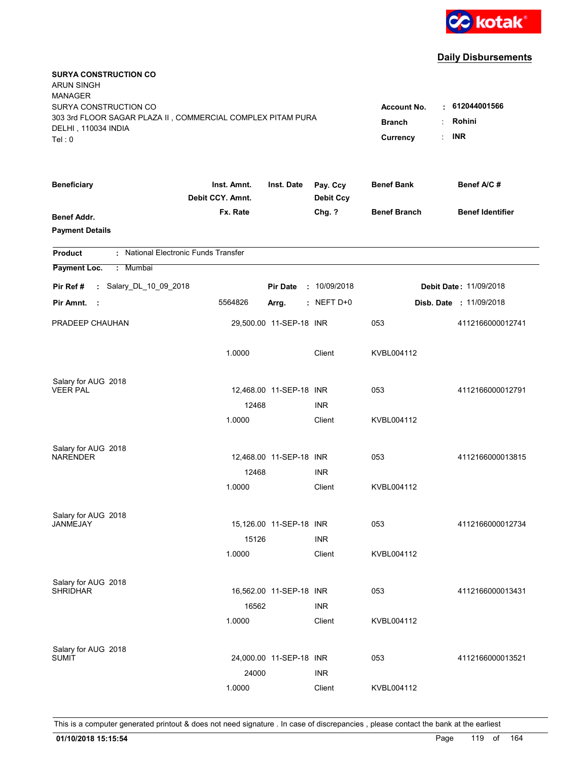kotak

## Daily Disbursements

**SURYA CONSTRUCTION CO**
ARUN SINGH
MANAGER
SURYA CONSTRUCTION CO
303 3rd FLOOR SAGAR PLAZA II , COMMERCIAL COMPLEX PITAM PURA
DELHI , 110034 INDIA
Tel : 0

**Account No.** : **612044001566**
**Branch** : **Rohini**
**Currency** : **INR**

| Beneficiary / Benef Addr. / Payment Details | Inst. Amnt. / Debit CCY. Amnt. / Fx. Rate | Inst. Date | Pay. Ccy / Debit Ccy / Chg. ? | Benef Bank / Benef Branch | Benef A/C # / Benef Identifier |
|---|---|---|---|---|---|

**Product** : National Electronic Funds Transfer

**Payment Loc.** : Mumbai

**Pir Ref #** : Salary_DL_10_09_2018 **Pir Date** : 10/09/2018 **Debit Date** : 11/09/2018

**Pir Amnt.** : 5564826 **Arrg.** : NEFT D+0 **Disb. Date** : 11/09/2018

| Beneficiary | Inst. Amnt. | Inst. Date | Pay. Ccy | Benef Bank | Benef A/C # |
|---|---|---|---|---|---|
| PRADEEP CHAUHAN | 29,500.00 | 11-SEP-18 | INR | 053 | 4112166000012741 |
| | 1.0000 | | Client | KVBL004112 | |
| Salary for AUG 2018 | | | | | |
| VEER PAL | 12,468.00 | 11-SEP-18 | INR | 053 | 4112166000012791 |
| | 12468 | | INR | | |
| | 1.0000 | | Client | KVBL004112 | |
| Salary for AUG 2018 | | | | | |
| NARENDER | 12,468.00 | 11-SEP-18 | INR | 053 | 4112166000013815 |
| | 12468 | | INR | | |
| | 1.0000 | | Client | KVBL004112 | |
| Salary for AUG 2018 | | | | | |
| JANMEJAY | 15,126.00 | 11-SEP-18 | INR | 053 | 4112166000012734 |
| | 15126 | | INR | | |
| | 1.0000 | | Client | KVBL004112 | |
| Salary for AUG 2018 | | | | | |
| SHRIDHAR | 16,562.00 | 11-SEP-18 | INR | 053 | 4112166000013431 |
| | 16562 | | INR | | |
| | 1.0000 | | Client | KVBL004112 | |
| Salary for AUG 2018 | | | | | |
| SUMIT | 24,000.00 | 11-SEP-18 | INR | 053 | 4112166000013521 |
| | 24000 | | INR | | |
| | 1.0000 | | Client | KVBL004112 | |

This is a computer generated printout & does not need signature . In case of discrepancies , please contact the bank at the earliest

**01/10/2018 15:15:54**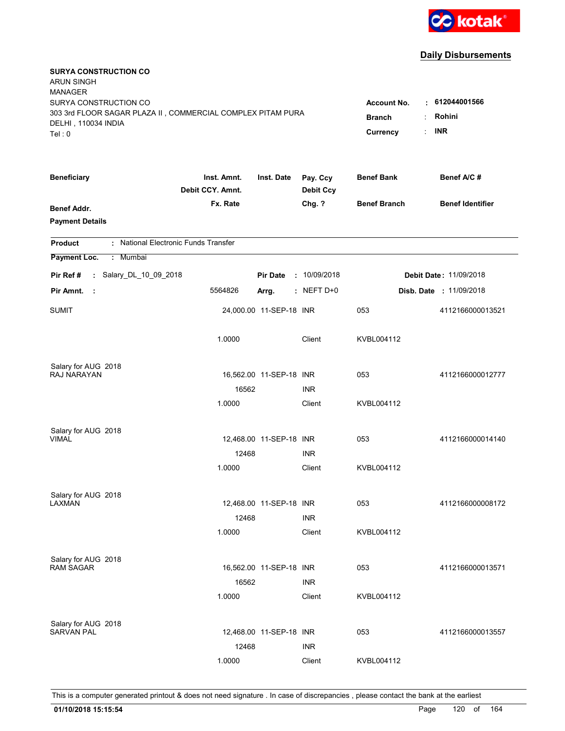**kotak**

## Daily Disbursements

**SURYA CONSTRUCTION CO**
ARUN SINGH
MANAGER
SURYA CONSTRUCTION CO
303 3rd FLOOR SAGAR PLAZA II , COMMERCIAL COMPLEX PITAM PURA
DELHI , 110034 INDIA
Tel : 0

**Account No.** : **612044001566**
**Branch** : **Rohini**
**Currency** : **INR**

| Beneficiary / Benef Addr. / Payment Details | Inst. Amnt. / Debit CCY. Amnt. / Fx. Rate | Inst. Date | Pay. Ccy / Debit Ccy / Chg. ? | Benef Bank / Benef Branch | Benef A/C # / Benef Identifier |
|---|---|---|---|---|---|

**Product** : National Electronic Funds Transfer
**Payment Loc.** : Mumbai

**Pir Ref #** : Salary_DL_10_09_2018 **Pir Date** : 10/09/2018 **Debit Date** : 11/09/2018
**Pir Amnt.** : 5564826 **Arrg.** : NEFT D+0 **Disb. Date** : 11/09/2018

| Beneficiary | Inst. Amnt. / Debit CCY. Amnt. / Fx. Rate | Inst. Date | Pay. Ccy / Debit Ccy / Chg. ? | Benef Bank / Benef Branch | Benef A/C # |
|---|---|---|---|---|---|
| SUMIT | 24,000.00 | 11-SEP-18 | INR | 053 | 4112166000013521 |
| | 1.0000 | | Client | KVBL004112 | |
| Salary for AUG 2018 | | | | | |
| RAJ NARAYAN | 16,562.00 | 11-SEP-18 | INR | 053 | 4112166000012777 |
| | 16562 | | INR | | |
| | 1.0000 | | Client | KVBL004112 | |
| Salary for AUG 2018 | | | | | |
| VIMAL | 12,468.00 | 11-SEP-18 | INR | 053 | 4112166000014140 |
| | 12468 | | INR | | |
| | 1.0000 | | Client | KVBL004112 | |
| Salary for AUG 2018 | | | | | |
| LAXMAN | 12,468.00 | 11-SEP-18 | INR | 053 | 4112166000008172 |
| | 12468 | | INR | | |
| | 1.0000 | | Client | KVBL004112 | |
| Salary for AUG 2018 | | | | | |
| RAM SAGAR | 16,562.00 | 11-SEP-18 | INR | 053 | 4112166000013571 |
| | 16562 | | INR | | |
| | 1.0000 | | Client | KVBL004112 | |
| Salary for AUG 2018 | | | | | |
| SARVAN PAL | 12,468.00 | 11-SEP-18 | INR | 053 | 4112166000013557 |
| | 12468 | | INR | | |
| | 1.0000 | | Client | KVBL004112 | |

This is a computer generated printout & does not need signature . In case of discrepancies , please contact the bank at the earliest

**01/10/2018 15:15:54**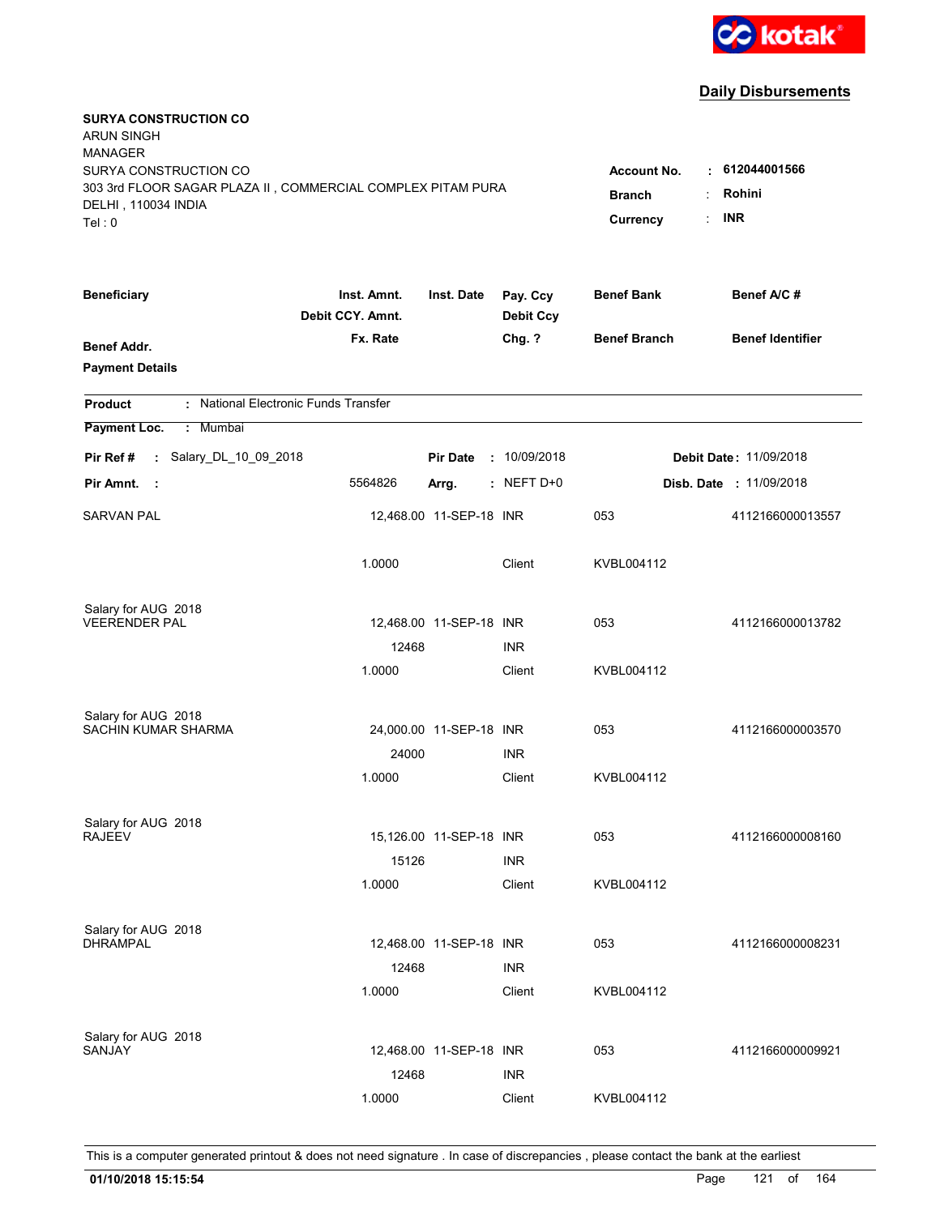kotak

## Daily Disbursements

**SURYA CONSTRUCTION CO**
ARUN SINGH
MANAGER
SURYA CONSTRUCTION CO
303 3rd FLOOR SAGAR PLAZA II , COMMERCIAL COMPLEX PITAM PURA
DELHI , 110034 INDIA
Tel : 0

**Account No.** : **612044001566**
**Branch** : **Rohini**
**Currency** : **INR**

| Beneficiary / Benef Addr. / Payment Details | Inst. Amnt. / Debit CCY. Amnt. / Fx. Rate | Inst. Date | Pay. Ccy / Debit Ccy / Chg. ? | Benef Bank / Benef Branch | Benef A/C # / Benef Identifier |
|---|---|---|---|---|---|

**Product** : National Electronic Funds Transfer

**Payment Loc.** : Mumbai

**Pir Ref #** : Salary_DL_10_09_2018 **Pir Date** : 10/09/2018 **Debit Date** : 11/09/2018

**Pir Amnt.** : 5564826 **Arrg.** : NEFT D+0 **Disb. Date** : 11/09/2018

| Beneficiary | Inst. Amnt. | Inst. Date | Pay. Ccy | Benef Bank | Benef A/C # |
|---|---|---|---|---|---|
| SARVAN PAL | 12,468.00 | 11-SEP-18 | INR | 053 | 4112166000013557 |
| | 1.0000 | | Client | KVBL004112 | |
| Salary for AUG 2018 | | | | | |
| VEERENDER PAL | 12,468.00 | 11-SEP-18 | INR | 053 | 4112166000013782 |
| | 12468 | | INR | | |
| | 1.0000 | | Client | KVBL004112 | |
| Salary for AUG 2018 | | | | | |
| SACHIN KUMAR SHARMA | 24,000.00 | 11-SEP-18 | INR | 053 | 4112166000003570 |
| | 24000 | | INR | | |
| | 1.0000 | | Client | KVBL004112 | |
| Salary for AUG 2018 | | | | | |
| RAJEEV | 15,126.00 | 11-SEP-18 | INR | 053 | 4112166000008160 |
| | 15126 | | INR | | |
| | 1.0000 | | Client | KVBL004112 | |
| Salary for AUG 2018 | | | | | |
| DHRAMPAL | 12,468.00 | 11-SEP-18 | INR | 053 | 4112166000008231 |
| | 12468 | | INR | | |
| | 1.0000 | | Client | KVBL004112 | |
| Salary for AUG 2018 | | | | | |
| SANJAY | 12,468.00 | 11-SEP-18 | INR | 053 | 4112166000009921 |
| | 12468 | | INR | | |
| | 1.0000 | | Client | KVBL004112 | |

This is a computer generated printout & does not need signature . In case of discrepancies , please contact the bank at the earliest

**01/10/2018 15:15:54**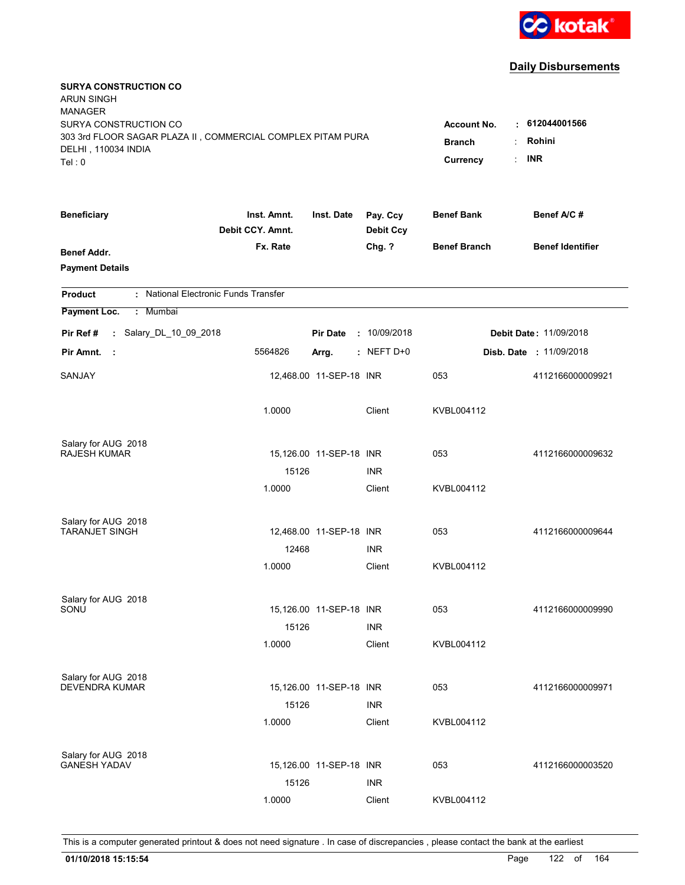kotak

## Daily Disbursements

**SURYA CONSTRUCTION CO**
ARUN SINGH
MANAGER
SURYA CONSTRUCTION CO
303 3rd FLOOR SAGAR PLAZA II , COMMERCIAL COMPLEX PITAM PURA
DELHI , 110034 INDIA
Tel : 0

**Account No.** : **612044001566**
**Branch** : **Rohini**
**Currency** : **INR**

| Beneficiary / Benef Addr. / Payment Details | Inst. Amnt. / Debit CCY. Amnt. / Fx. Rate | Inst. Date | Pay. Ccy / Debit Ccy / Chg. ? | Benef Bank / Benef Branch | Benef A/C # / Benef Identifier |
|---|---|---|---|---|---|

**Product** : National Electronic Funds Transfer

**Payment Loc.** : Mumbai

**Pir Ref #** : Salary_DL_10_09_2018 **Pir Date** : 10/09/2018 **Debit Date** : 11/09/2018

**Pir Amnt.** : 5564826 **Arrg.** : NEFT D+0 **Disb. Date** : 11/09/2018

| Beneficiary | Inst. Amnt. | Inst. Date | Pay. Ccy | Benef Bank | Benef A/C # |
|---|---|---|---|---|---|
| SANJAY | 12,468.00 | 11-SEP-18 | INR | 053 | 4112166000009921 |
| | 1.0000 | | Client | KVBL004112 | |
| Salary for AUG 2018 | | | | | |
| RAJESH KUMAR | 15,126.00 | 11-SEP-18 | INR | 053 | 4112166000009632 |
| | 15126 | | INR | | |
| | 1.0000 | | Client | KVBL004112 | |
| Salary for AUG 2018 | | | | | |
| TARANJET SINGH | 12,468.00 | 11-SEP-18 | INR | 053 | 4112166000009644 |
| | 12468 | | INR | | |
| | 1.0000 | | Client | KVBL004112 | |
| Salary for AUG 2018 | | | | | |
| SONU | 15,126.00 | 11-SEP-18 | INR | 053 | 4112166000009990 |
| | 15126 | | INR | | |
| | 1.0000 | | Client | KVBL004112 | |
| Salary for AUG 2018 | | | | | |
| DEVENDRA KUMAR | 15,126.00 | 11-SEP-18 | INR | 053 | 4112166000009971 |
| | 15126 | | INR | | |
| | 1.0000 | | Client | KVBL004112 | |
| Salary for AUG 2018 | | | | | |
| GANESH YADAV | 15,126.00 | 11-SEP-18 | INR | 053 | 4112166000003520 |
| | 15126 | | INR | | |
| | 1.0000 | | Client | KVBL004112 | |

This is a computer generated printout & does not need signature . In case of discrepancies , please contact the bank at the earliest

**01/10/2018 15:15:54**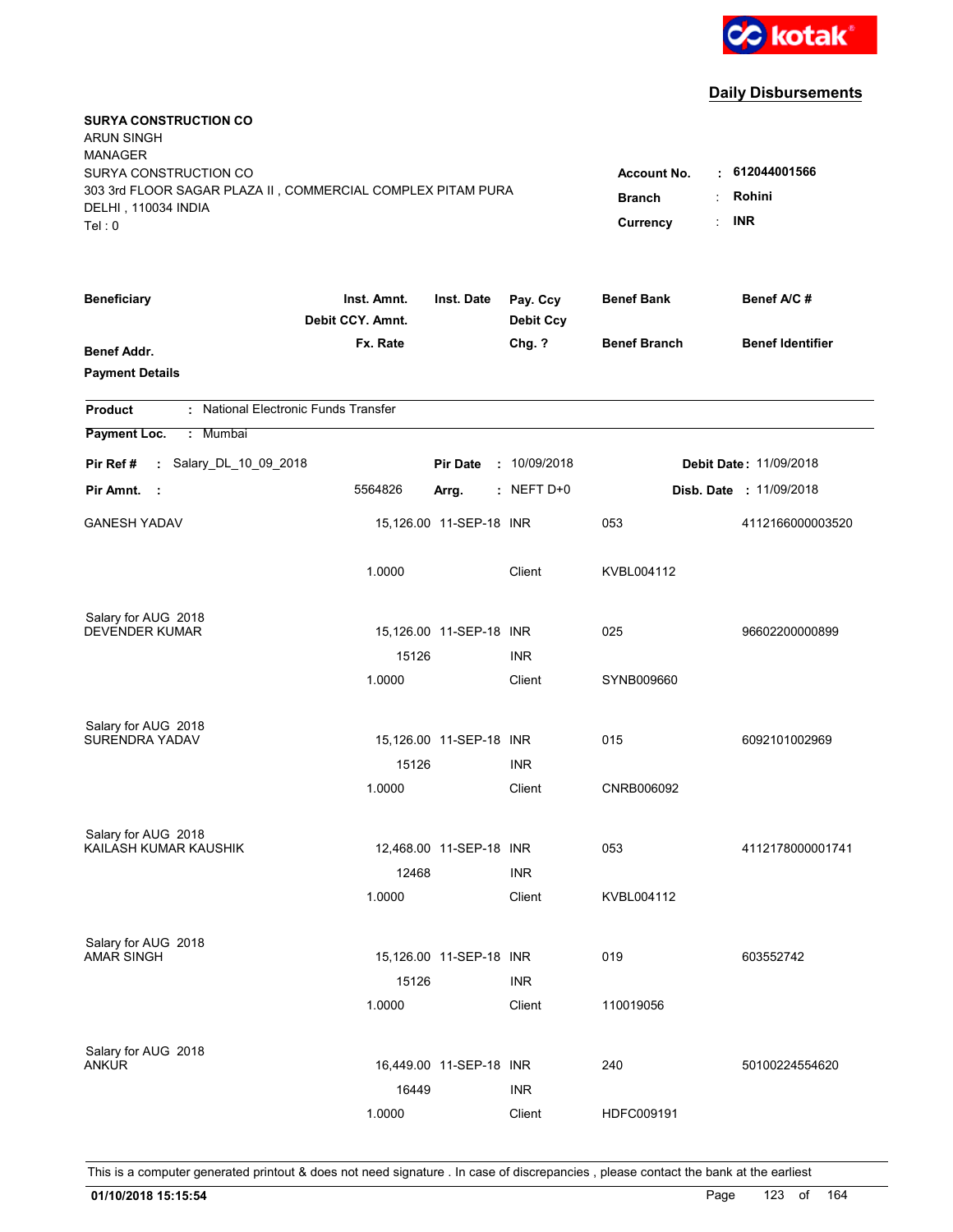**kotak**

## Daily Disbursements

**SURYA CONSTRUCTION CO**
ARUN SINGH
MANAGER
SURYA CONSTRUCTION CO
303 3rd FLOOR SAGAR PLAZA II , COMMERCIAL COMPLEX PITAM PURA
DELHI , 110034 INDIA
Tel : 0

**Account No.** : **612044001566**
**Branch** : **Rohini**
**Currency** : **INR**

| Beneficiary / Benef Addr. / Payment Details | Inst. Amnt. / Debit CCY. Amnt. / Fx. Rate | Inst. Date | Pay. Ccy / Debit Ccy / Chg. ? | Benef Bank / Benef Branch | Benef A/C # / Benef Identifier |
|---|---|---|---|---|---|

**Product** : National Electronic Funds Transfer
**Payment Loc.** : Mumbai

**Pir Ref #** : Salary_DL_10_09_2018 **Pir Date** : 10/09/2018 **Debit Date** : 11/09/2018
**Pir Amnt.** : 5564826 **Arrg.** : NEFT D+0 **Disb. Date** : 11/09/2018

| Beneficiary | Inst. Amnt. / Debit CCY. Amnt. / Fx. Rate | Inst. Date | Pay. Ccy / Debit Ccy / Chg. ? | Benef Bank / Benef Branch | Benef A/C # |
|---|---|---|---|---|---|
| GANESH YADAV | 15,126.00 | 11-SEP-18 | INR | 053 | 4112166000003520 |
| | 1.0000 | | Client | KVBL004112 | |
| Salary for AUG 2018 | | | | | |
| DEVENDER KUMAR | 15,126.00 | 11-SEP-18 | INR | 025 | 96602200000899 |
| | 15126 | | INR | | |
| | 1.0000 | | Client | SYNB009660 | |
| Salary for AUG 2018 | | | | | |
| SURENDRA YADAV | 15,126.00 | 11-SEP-18 | INR | 015 | 6092101002969 |
| | 15126 | | INR | | |
| | 1.0000 | | Client | CNRB006092 | |
| Salary for AUG 2018 | | | | | |
| KAILASH KUMAR KAUSHIK | 12,468.00 | 11-SEP-18 | INR | 053 | 4112178000001741 |
| | 12468 | | INR | | |
| | 1.0000 | | Client | KVBL004112 | |
| Salary for AUG 2018 | | | | | |
| AMAR SINGH | 15,126.00 | 11-SEP-18 | INR | 019 | 603552742 |
| | 15126 | | INR | | |
| | 1.0000 | | Client | 110019056 | |
| Salary for AUG 2018 | | | | | |
| ANKUR | 16,449.00 | 11-SEP-18 | INR | 240 | 50100224554620 |
| | 16449 | | INR | | |
| | 1.0000 | | Client | HDFC009191 | |

This is a computer generated printout & does not need signature . In case of discrepancies , please contact the bank at the earliest

**01/10/2018 15:15:54**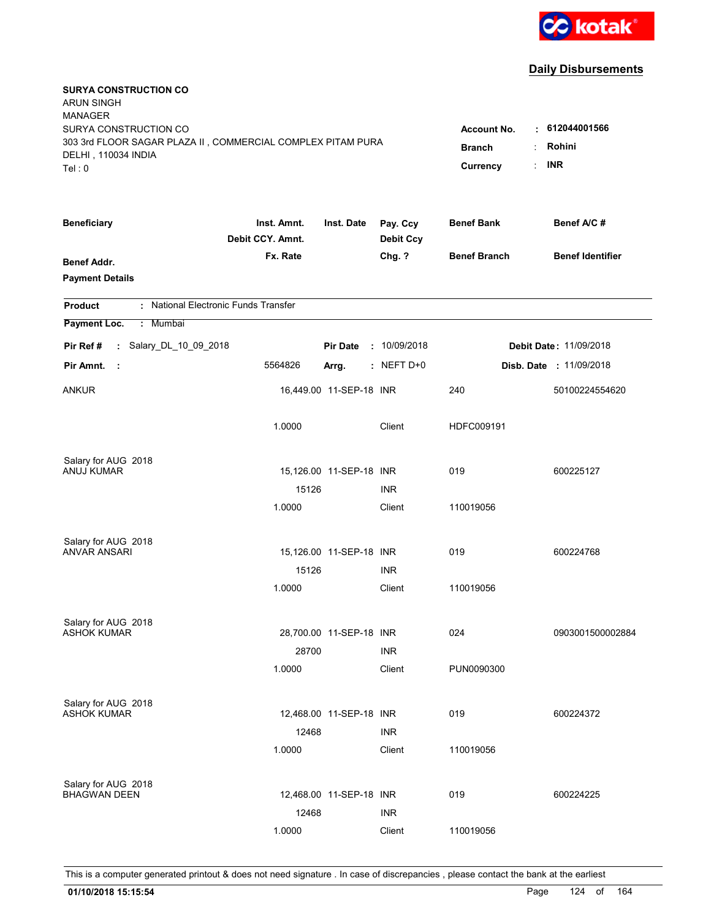kotak

## Daily Disbursements

**SURYA CONSTRUCTION CO**
ARUN SINGH
MANAGER
SURYA CONSTRUCTION CO
303 3rd FLOOR SAGAR PLAZA II , COMMERCIAL COMPLEX PITAM PURA
DELHI , 110034 INDIA
Tel : 0

**Account No.** : **612044001566**
**Branch** : **Rohini**
**Currency** : **INR**

| Beneficiary / Benef Addr. / Payment Details | Inst. Amnt. / Debit CCY. Amnt. / Fx. Rate | Inst. Date | Pay. Ccy / Debit Ccy / Chg. ? | Benef Bank / Benef Branch | Benef A/C # / Benef Identifier |
|---|---|---|---|---|---|

**Product** : National Electronic Funds Transfer

**Payment Loc.** : Mumbai

**Pir Ref #** : Salary_DL_10_09_2018 **Pir Date** : 10/09/2018 **Debit Date** : 11/09/2018

**Pir Amnt.** : 5564826 **Arrg.** : NEFT D+0 **Disb. Date** : 11/09/2018

| Beneficiary | Inst. Amnt. | Inst. Date | Pay. Ccy | Benef Bank | Benef A/C # |
|---|---|---|---|---|---|
| ANKUR | 16,449.00 | 11-SEP-18 | INR | 240 | 50100224554620 |
| | 1.0000 | | Client | HDFC009191 | |
| Salary for AUG 2018 | | | | | |
| ANUJ KUMAR | 15,126.00 | 11-SEP-18 | INR | 019 | 600225127 |
| | 15126 | | INR | | |
| | 1.0000 | | Client | 110019056 | |
| Salary for AUG 2018 | | | | | |
| ANVAR ANSARI | 15,126.00 | 11-SEP-18 | INR | 019 | 600224768 |
| | 15126 | | INR | | |
| | 1.0000 | | Client | 110019056 | |
| Salary for AUG 2018 | | | | | |
| ASHOK KUMAR | 28,700.00 | 11-SEP-18 | INR | 024 | 0903001500002884 |
| | 28700 | | INR | | |
| | 1.0000 | | Client | PUN0090300 | |
| Salary for AUG 2018 | | | | | |
| ASHOK KUMAR | 12,468.00 | 11-SEP-18 | INR | 019 | 600224372 |
| | 12468 | | INR | | |
| | 1.0000 | | Client | 110019056 | |
| Salary for AUG 2018 | | | | | |
| BHAGWAN DEEN | 12,468.00 | 11-SEP-18 | INR | 019 | 600224225 |
| | 12468 | | INR | | |
| | 1.0000 | | Client | 110019056 | |

This is a computer generated printout & does not need signature . In case of discrepancies , please contact the bank at the earliest

**01/10/2018 15:15:54**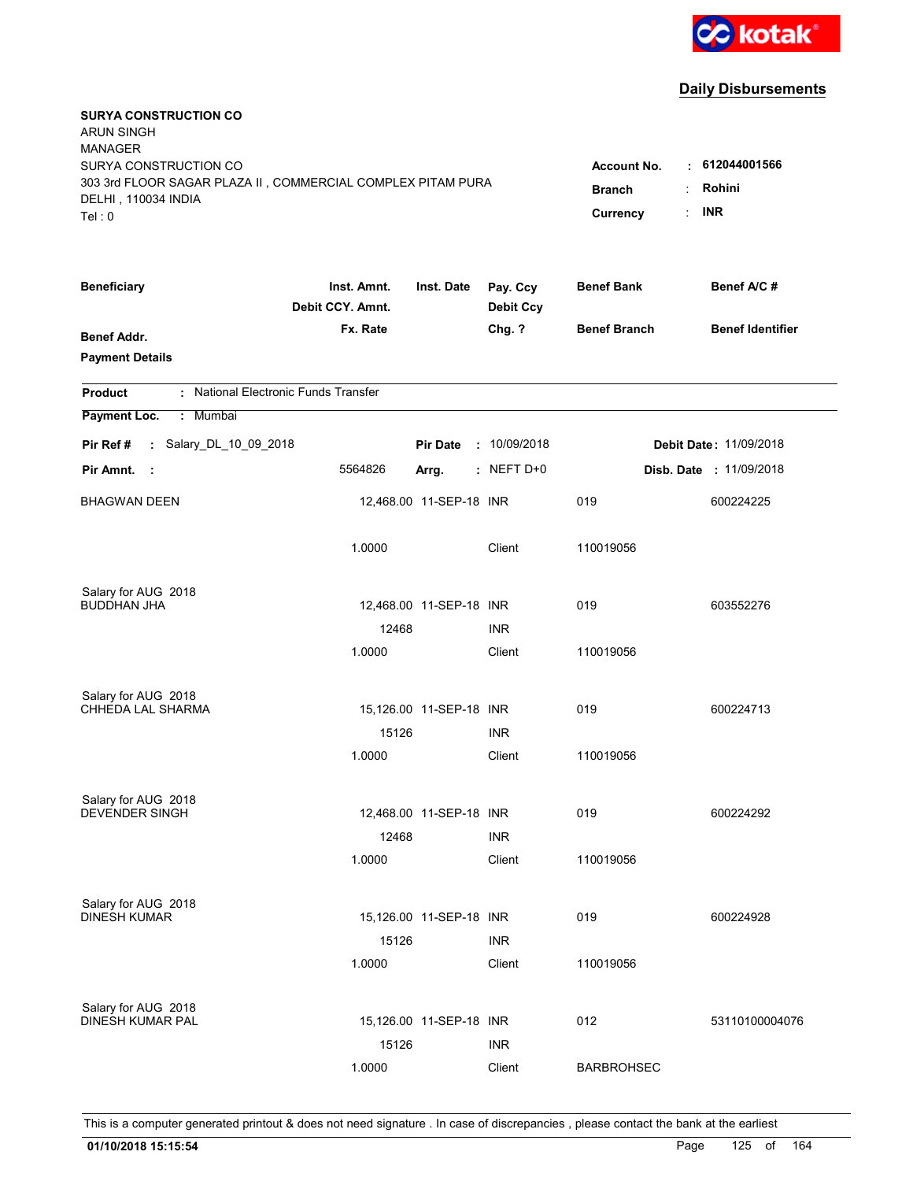kotak

## Daily Disbursements

**SURYA CONSTRUCTION CO**
ARUN SINGH
MANAGER
SURYA CONSTRUCTION CO
303 3rd FLOOR SAGAR PLAZA II , COMMERCIAL COMPLEX PITAM PURA
DELHI , 110034 INDIA
Tel : 0

**Account No.** : **612044001566**
**Branch** : **Rohini**
**Currency** : **INR**

| Beneficiary / Benef Addr. / Payment Details | Inst. Amnt. / Debit CCY. Amnt. / Fx. Rate | Inst. Date | Pay. Ccy / Debit Ccy / Chg. ? | Benef Bank / Benef Branch | Benef A/C # / Benef Identifier |
|---|---|---|---|---|---|

**Product** : National Electronic Funds Transfer

**Payment Loc.** : Mumbai

**Pir Ref #** : Salary_DL_10_09_2018 **Pir Date** : 10/09/2018 **Debit Date** : 11/09/2018

**Pir Amnt.** : 5564826 **Arrg.** : NEFT D+0 **Disb. Date** : 11/09/2018

| Beneficiary | Inst. Amnt. | Inst. Date | Pay. Ccy | Benef Bank | Benef A/C # |
|---|---|---|---|---|---|
| BHAGWAN DEEN | 12,468.00 | 11-SEP-18 | INR | 019 | 600224225 |
| | 1.0000 | | Client | 110019056 | |
| Salary for AUG 2018 | | | | | |
| BUDDHAN JHA | 12,468.00 | 11-SEP-18 | INR | 019 | 603552276 |
| | 12468 | | INR | | |
| | 1.0000 | | Client | 110019056 | |
| Salary for AUG 2018 | | | | | |
| CHHEDA LAL SHARMA | 15,126.00 | 11-SEP-18 | INR | 019 | 600224713 |
| | 15126 | | INR | | |
| | 1.0000 | | Client | 110019056 | |
| Salary for AUG 2018 | | | | | |
| DEVENDER SINGH | 12,468.00 | 11-SEP-18 | INR | 019 | 600224292 |
| | 12468 | | INR | | |
| | 1.0000 | | Client | 110019056 | |
| Salary for AUG 2018 | | | | | |
| DINESH KUMAR | 15,126.00 | 11-SEP-18 | INR | 019 | 600224928 |
| | 15126 | | INR | | |
| | 1.0000 | | Client | 110019056 | |
| Salary for AUG 2018 | | | | | |
| DINESH KUMAR PAL | 15,126.00 | 11-SEP-18 | INR | 012 | 53110100004076 |
| | 15126 | | INR | | |
| | 1.0000 | | Client | BARBROHSEC | |

This is a computer generated printout & does not need signature . In case of discrepancies , please contact the bank at the earliest

**01/10/2018 15:15:54**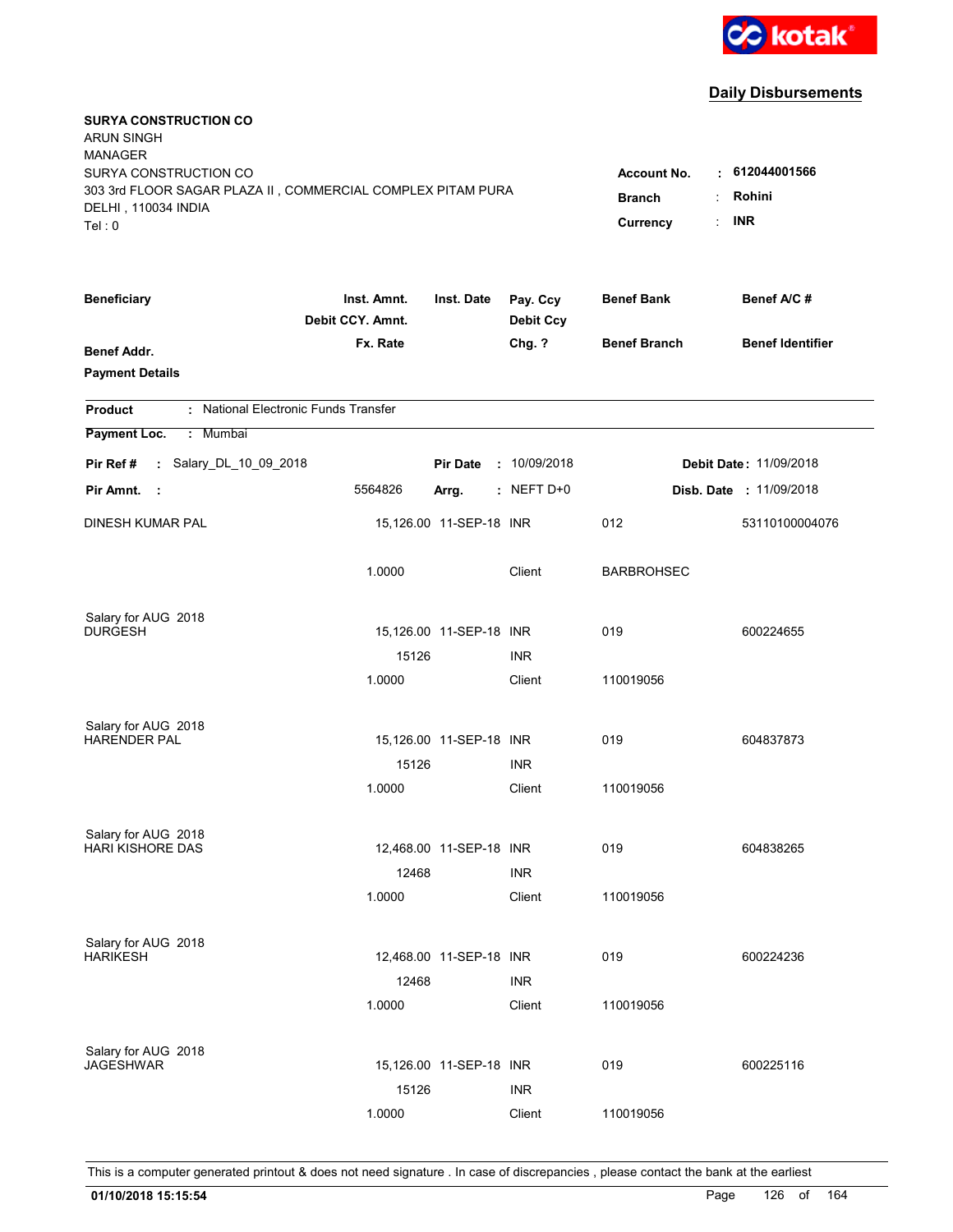kotak

## Daily Disbursements

**SURYA CONSTRUCTION CO**
ARUN SINGH
MANAGER
SURYA CONSTRUCTION CO
303 3rd FLOOR SAGAR PLAZA II , COMMERCIAL COMPLEX PITAM PURA
DELHI , 110034 INDIA
Tel : 0

**Account No.** : **612044001566**
**Branch** : **Rohini**
**Currency** : **INR**

| Beneficiary | Inst. Amnt. / Debit CCY. Amnt. / Fx. Rate | Inst. Date | Pay. Ccy / Debit Ccy / Chg. ? | Benef Bank / Benef Branch | Benef A/C # / Benef Identifier |
|---|---|---|---|---|---|
| **Benef Addr.** | | | | | |
| **Payment Details** | | | | | |

**Product** : National Electronic Funds Transfer

**Payment Loc.** : Mumbai

**Pir Ref #** : Salary_DL_10_09_2018 **Pir Date** : 10/09/2018 **Debit Date** : 11/09/2018

**Pir Amnt.** : 5564826 **Arrg.** : NEFT D+0 **Disb. Date** : 11/09/2018

| Beneficiary | Inst. Amnt. / Debit CCY. Amnt. / Fx. Rate | Inst. Date | Pay. Ccy / Debit Ccy / Chg. ? | Benef Bank / Benef Branch | Benef A/C # / Benef Identifier |
|---|---|---|---|---|---|
| DINESH KUMAR PAL | 15,126.00 | 11-SEP-18 | INR | 012 | 53110100004076 |
| | 1.0000 | | Client | BARBROHSEC | |
| Salary for AUG 2018 | | | | | |
| DURGESH | 15,126.00 | 11-SEP-18 | INR | 019 | 600224655 |
| | 15126 | | INR | | |
| | 1.0000 | | Client | 110019056 | |
| Salary for AUG 2018 | | | | | |
| HARENDER PAL | 15,126.00 | 11-SEP-18 | INR | 019 | 604837873 |
| | 15126 | | INR | | |
| | 1.0000 | | Client | 110019056 | |
| Salary for AUG 2018 | | | | | |
| HARI KISHORE DAS | 12,468.00 | 11-SEP-18 | INR | 019 | 604838265 |
| | 12468 | | INR | | |
| | 1.0000 | | Client | 110019056 | |
| Salary for AUG 2018 | | | | | |
| HARIKESH | 12,468.00 | 11-SEP-18 | INR | 019 | 600224236 |
| | 12468 | | INR | | |
| | 1.0000 | | Client | 110019056 | |
| Salary for AUG 2018 | | | | | |
| JAGESHWAR | 15,126.00 | 11-SEP-18 | INR | 019 | 600225116 |
| | 15126 | | INR | | |
| | 1.0000 | | Client | 110019056 | |

This is a computer generated printout & does not need signature . In case of discrepancies , please contact the bank at the earliest

**01/10/2018 15:15:54**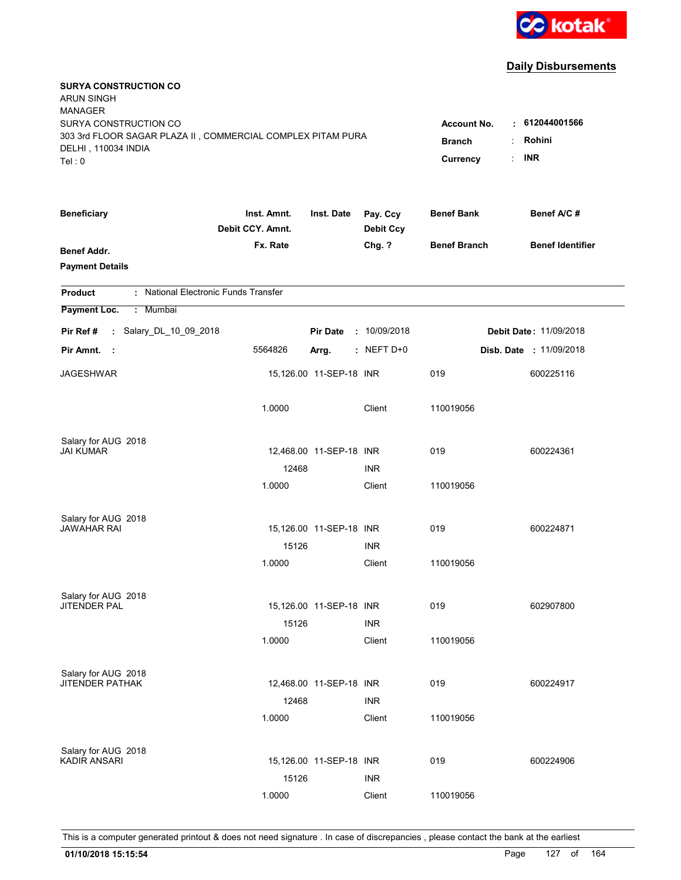kotak

## Daily Disbursements

**SURYA CONSTRUCTION CO**
ARUN SINGH
MANAGER
SURYA CONSTRUCTION CO
303 3rd FLOOR SAGAR PLAZA II , COMMERCIAL COMPLEX PITAM PURA
DELHI , 110034 INDIA
Tel : 0

**Account No.** : **612044001566**
**Branch** : **Rohini**
**Currency** : **INR**

| Beneficiary / Benef Addr. / Payment Details | Inst. Amnt. / Debit CCY. Amnt. / Fx. Rate | Inst. Date | Pay. Ccy / Debit Ccy / Chg. ? | Benef Bank / Benef Branch | Benef A/C # / Benef Identifier |
|---|---|---|---|---|---|

**Product** : National Electronic Funds Transfer
**Payment Loc.** : Mumbai

**Pir Ref #** : Salary_DL_10_09_2018 **Pir Date** : 10/09/2018 **Debit Date** : 11/09/2018
**Pir Amnt.** : 5564826 **Arrg.** : NEFT D+0 **Disb. Date** : 11/09/2018

| Beneficiary | Inst. Amnt. | Inst. Date | Pay. Ccy | Benef Bank | Benef A/C # |
|---|---|---|---|---|---|
| JAGESHWAR | 15,126.00 | 11-SEP-18 | INR | 019 | 600225116 |
| | 1.0000 | | Client | 110019056 | |
| Salary for AUG 2018 | | | | | |
| JAI KUMAR | 12,468.00 | 11-SEP-18 | INR | 019 | 600224361 |
| | 12468 | | INR | | |
| | 1.0000 | | Client | 110019056 | |
| Salary for AUG 2018 | | | | | |
| JAWAHAR RAI | 15,126.00 | 11-SEP-18 | INR | 019 | 600224871 |
| | 15126 | | INR | | |
| | 1.0000 | | Client | 110019056 | |
| Salary for AUG 2018 | | | | | |
| JITENDER PAL | 15,126.00 | 11-SEP-18 | INR | 019 | 602907800 |
| | 15126 | | INR | | |
| | 1.0000 | | Client | 110019056 | |
| Salary for AUG 2018 | | | | | |
| JITENDER PATHAK | 12,468.00 | 11-SEP-18 | INR | 019 | 600224917 |
| | 12468 | | INR | | |
| | 1.0000 | | Client | 110019056 | |
| Salary for AUG 2018 | | | | | |
| KADIR ANSARI | 15,126.00 | 11-SEP-18 | INR | 019 | 600224906 |
| | 15126 | | INR | | |
| | 1.0000 | | Client | 110019056 | |

This is a computer generated printout & does not need signature . In case of discrepancies , please contact the bank at the earliest

**01/10/2018 15:15:54**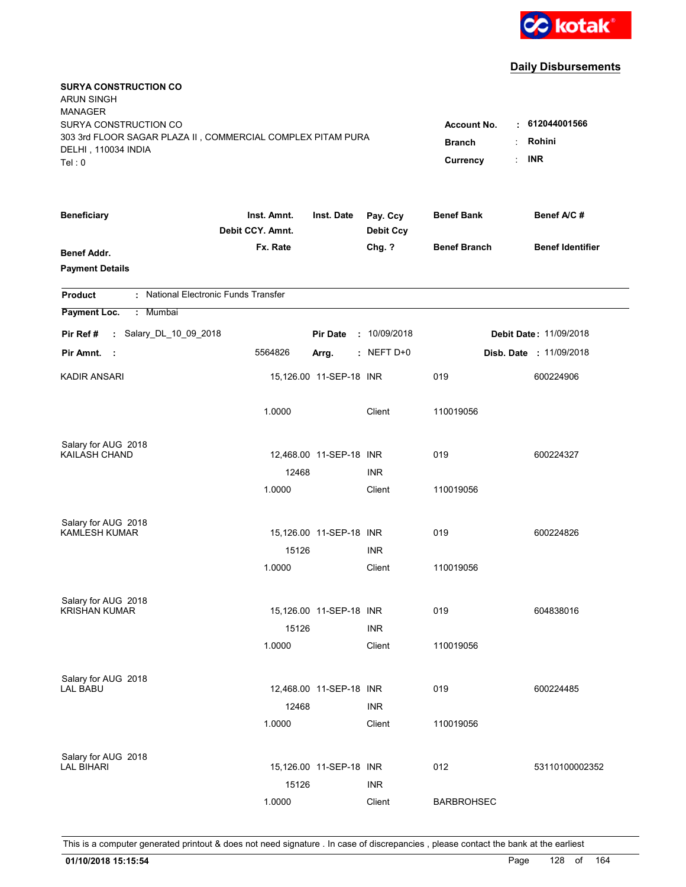kotak

## Daily Disbursements

**SURYA CONSTRUCTION CO**
ARUN SINGH
MANAGER
SURYA CONSTRUCTION CO
303 3rd FLOOR SAGAR PLAZA II , COMMERCIAL COMPLEX PITAM PURA
DELHI , 110034 INDIA
Tel : 0

**Account No.** : **612044001566**
**Branch** : **Rohini**
**Currency** : **INR**

| Beneficiary / Benef Addr. / Payment Details | Inst. Amnt. / Debit CCY. Amnt. / Fx. Rate | Inst. Date | Pay. Ccy / Debit Ccy / Chg. ? | Benef Bank / Benef Branch | Benef A/C # / Benef Identifier |
|---|---|---|---|---|---|

**Product** : National Electronic Funds Transfer

**Payment Loc.** : Mumbai

**Pir Ref #** : Salary_DL_10_09_2018 **Pir Date** : 10/09/2018 **Debit Date** : 11/09/2018

**Pir Amnt.** : 5564826 **Arrg.** : NEFT D+0 **Disb. Date** : 11/09/2018

| Beneficiary | Inst. Amnt. | Inst. Date | Pay. Ccy | Benef Bank | Benef A/C # |
|---|---|---|---|---|---|
| KADIR ANSARI | 15,126.00 | 11-SEP-18 | INR | 019 | 600224906 |
| | 1.0000 | | Client | 110019056 | |
| Salary for AUG 2018 | | | | | |
| KAILASH CHAND | 12,468.00 | 11-SEP-18 | INR | 019 | 600224327 |
| | 12468 | | INR | | |
| | 1.0000 | | Client | 110019056 | |
| Salary for AUG 2018 | | | | | |
| KAMLESH KUMAR | 15,126.00 | 11-SEP-18 | INR | 019 | 600224826 |
| | 15126 | | INR | | |
| | 1.0000 | | Client | 110019056 | |
| Salary for AUG 2018 | | | | | |
| KRISHAN KUMAR | 15,126.00 | 11-SEP-18 | INR | 019 | 604838016 |
| | 15126 | | INR | | |
| | 1.0000 | | Client | 110019056 | |
| Salary for AUG 2018 | | | | | |
| LAL BABU | 12,468.00 | 11-SEP-18 | INR | 019 | 600224485 |
| | 12468 | | INR | | |
| | 1.0000 | | Client | 110019056 | |
| Salary for AUG 2018 | | | | | |
| LAL BIHARI | 15,126.00 | 11-SEP-18 | INR | 012 | 53110100002352 |
| | 15126 | | INR | | |
| | 1.0000 | | Client | BARBROHSEC | |

This is a computer generated printout & does not need signature . In case of discrepancies , please contact the bank at the earliest

**01/10/2018 15:15:54**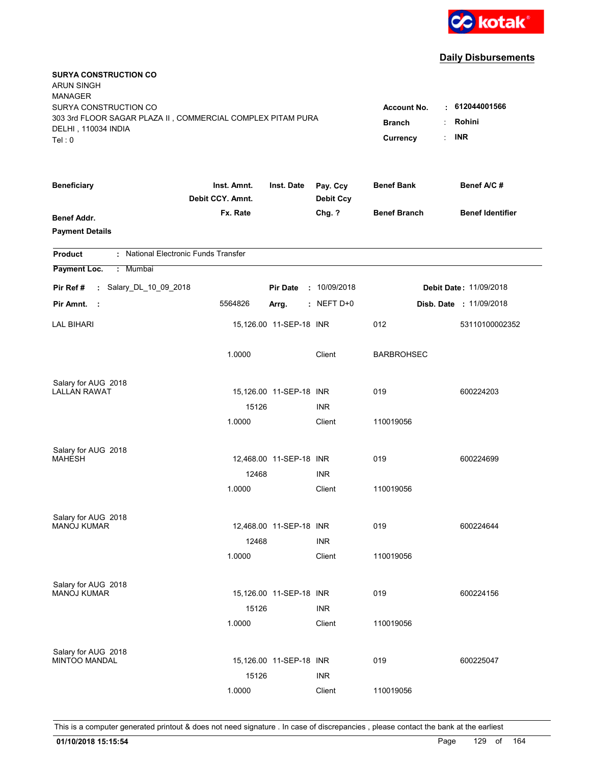kotak

## Daily Disbursements

**SURYA CONSTRUCTION CO**
ARUN SINGH
MANAGER
SURYA CONSTRUCTION CO
303 3rd FLOOR SAGAR PLAZA II , COMMERCIAL COMPLEX PITAM PURA
DELHI , 110034 INDIA
Tel : 0

**Account No.** : **612044001566**
**Branch** : **Rohini**
**Currency** : **INR**

| Beneficiary / Benef Addr. / Payment Details | Inst. Amnt. / Debit CCY. Amnt. / Fx. Rate | Inst. Date | Pay. Ccy / Debit Ccy / Chg. ? | Benef Bank / Benef Branch | Benef A/C # / Benef Identifier |
|---|---|---|---|---|---|

**Product** : National Electronic Funds Transfer

**Payment Loc.** : Mumbai

**Pir Ref #** : Salary_DL_10_09_2018 **Pir Date** : 10/09/2018 **Debit Date** : 11/09/2018

**Pir Amnt.** : 5564826 **Arrg.** : NEFT D+0 **Disb. Date** : 11/09/2018

| Beneficiary | Inst. Amnt. | Inst. Date | Pay. Ccy | Benef Bank | Benef A/C # |
|---|---|---|---|---|---|
| LAL BIHARI | 15,126.00 | 11-SEP-18 | INR | 012 | 53110100002352 |
| | 1.0000 | | Client | BARBROHSEC | |
| Salary for AUG 2018 | | | | | |
| LALLAN RAWAT | 15,126.00 | 11-SEP-18 | INR | 019 | 600224203 |
| | 15126 | | INR | | |
| | 1.0000 | | Client | 110019056 | |
| Salary for AUG 2018 | | | | | |
| MAHESH | 12,468.00 | 11-SEP-18 | INR | 019 | 600224699 |
| | 12468 | | INR | | |
| | 1.0000 | | Client | 110019056 | |
| Salary for AUG 2018 | | | | | |
| MANOJ KUMAR | 12,468.00 | 11-SEP-18 | INR | 019 | 600224644 |
| | 12468 | | INR | | |
| | 1.0000 | | Client | 110019056 | |
| Salary for AUG 2018 | | | | | |
| MANOJ KUMAR | 15,126.00 | 11-SEP-18 | INR | 019 | 600224156 |
| | 15126 | | INR | | |
| | 1.0000 | | Client | 110019056 | |
| Salary for AUG 2018 | | | | | |
| MINTOO MANDAL | 15,126.00 | 11-SEP-18 | INR | 019 | 600225047 |
| | 15126 | | INR | | |
| | 1.0000 | | Client | 110019056 | |

This is a computer generated printout & does not need signature . In case of discrepancies , please contact the bank at the earliest

**01/10/2018 15:15:54**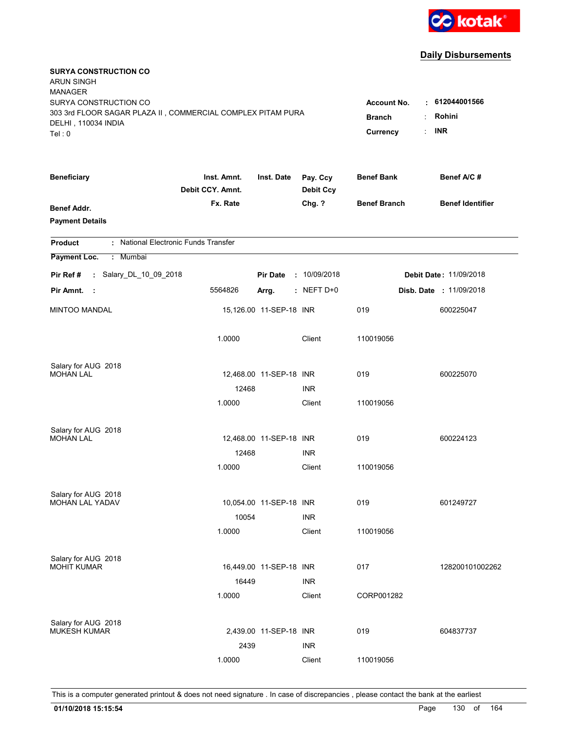kotak

## Daily Disbursements

**SURYA CONSTRUCTION CO**
ARUN SINGH
MANAGER
SURYA CONSTRUCTION CO
303 3rd FLOOR SAGAR PLAZA II , COMMERCIAL COMPLEX PITAM PURA
DELHI , 110034 INDIA
Tel : 0

**Account No.** : **612044001566**
**Branch** : **Rohini**
**Currency** : **INR**

| Beneficiary / Benef Addr. / Payment Details | Inst. Amnt. / Debit CCY. Amnt. / Fx. Rate | Inst. Date | Pay. Ccy / Debit Ccy / Chg. ? | Benef Bank / Benef Branch | Benef A/C # / Benef Identifier |
|---|---|---|---|---|---|

**Product** : National Electronic Funds Transfer
**Payment Loc.** : Mumbai

**Pir Ref #** : Salary_DL_10_09_2018 **Pir Date** : 10/09/2018 **Debit Date** : 11/09/2018
**Pir Amnt.** : 5564826 **Arrg.** : NEFT D+0 **Disb. Date** : 11/09/2018

| Beneficiary | Inst. Amnt. | Inst. Date | Pay. Ccy | Benef Bank | Benef A/C # |
|---|---|---|---|---|---|
| MINTOO MANDAL | 15,126.00 | 11-SEP-18 | INR | 019 | 600225047 |
| | 1.0000 | | Client | 110019056 | |
| Salary for AUG 2018 | | | | | |
| MOHAN LAL | 12,468.00 | 11-SEP-18 | INR | 019 | 600225070 |
| | 12468 | | INR | | |
| | 1.0000 | | Client | 110019056 | |
| Salary for AUG 2018 | | | | | |
| MOHAN LAL | 12,468.00 | 11-SEP-18 | INR | 019 | 600224123 |
| | 12468 | | INR | | |
| | 1.0000 | | Client | 110019056 | |
| Salary for AUG 2018 | | | | | |
| MOHAN LAL YADAV | 10,054.00 | 11-SEP-18 | INR | 019 | 601249727 |
| | 10054 | | INR | | |
| | 1.0000 | | Client | 110019056 | |
| Salary for AUG 2018 | | | | | |
| MOHIT KUMAR | 16,449.00 | 11-SEP-18 | INR | 017 | 128200101002262 |
| | 16449 | | INR | | |
| | 1.0000 | | Client | CORP001282 | |
| Salary for AUG 2018 | | | | | |
| MUKESH KUMAR | 2,439.00 | 11-SEP-18 | INR | 019 | 604837737 |
| | 2439 | | INR | | |
| | 1.0000 | | Client | 110019056 | |

This is a computer generated printout & does not need signature . In case of discrepancies , please contact the bank at the earliest

**01/10/2018 15:15:54**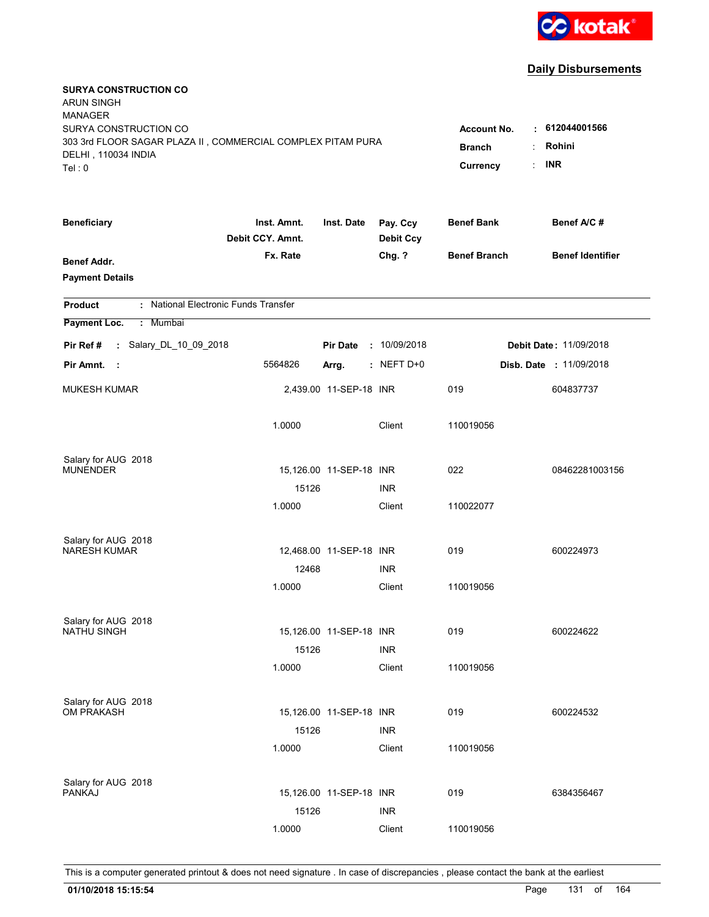**kotak**

## Daily Disbursements

**SURYA CONSTRUCTION CO**
ARUN SINGH
MANAGER
SURYA CONSTRUCTION CO
303 3rd FLOOR SAGAR PLAZA II , COMMERCIAL COMPLEX PITAM PURA
DELHI , 110034 INDIA
Tel : 0

**Account No.** : **612044001566**
**Branch** : **Rohini**
**Currency** : **INR**

| Beneficiary / Benef Addr. / Payment Details | Inst. Amnt. / Debit CCY. Amnt. / Fx. Rate | Inst. Date | Pay. Ccy / Debit Ccy / Chg. ? | Benef Bank / Benef Branch | Benef A/C # / Benef Identifier |
|---|---|---|---|---|---|

**Product** : National Electronic Funds Transfer
**Payment Loc.** : Mumbai

**Pir Ref #** : Salary_DL_10_09_2018 **Pir Date** : 10/09/2018 **Debit Date** : 11/09/2018
**Pir Amnt.** : 5564826 **Arrg.** : NEFT D+0 **Disb. Date** : 11/09/2018

| Beneficiary | Inst. Amnt. | Inst. Date | Pay. Ccy | Benef Bank | Benef A/C # |
|---|---|---|---|---|---|
| MUKESH KUMAR | 2,439.00 | 11-SEP-18 | INR | 019 | 604837737 |
| | 1.0000 | | Client | 110019056 | |
| Salary for AUG 2018 | | | | | |
| MUNENDER | 15,126.00 | 11-SEP-18 | INR | 022 | 08462281003156 |
| | 15126 | | INR | | |
| | 1.0000 | | Client | 110022077 | |
| Salary for AUG 2018 | | | | | |
| NARESH KUMAR | 12,468.00 | 11-SEP-18 | INR | 019 | 600224973 |
| | 12468 | | INR | | |
| | 1.0000 | | Client | 110019056 | |
| Salary for AUG 2018 | | | | | |
| NATHU SINGH | 15,126.00 | 11-SEP-18 | INR | 019 | 600224622 |
| | 15126 | | INR | | |
| | 1.0000 | | Client | 110019056 | |
| Salary for AUG 2018 | | | | | |
| OM PRAKASH | 15,126.00 | 11-SEP-18 | INR | 019 | 600224532 |
| | 15126 | | INR | | |
| | 1.0000 | | Client | 110019056 | |
| Salary for AUG 2018 | | | | | |
| PANKAJ | 15,126.00 | 11-SEP-18 | INR | 019 | 6384356467 |
| | 15126 | | INR | | |
| | 1.0000 | | Client | 110019056 | |

This is a computer generated printout & does not need signature . In case of discrepancies , please contact the bank at the earliest

**01/10/2018 15:15:54**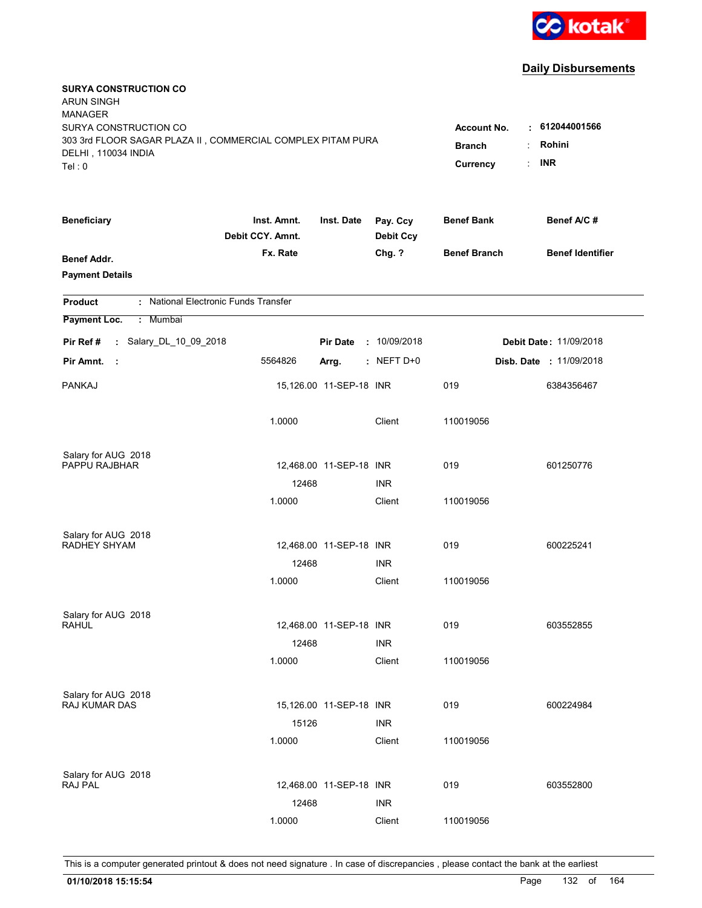kotak

## Daily Disbursements

**SURYA CONSTRUCTION CO**
ARUN SINGH
MANAGER
SURYA CONSTRUCTION CO
303 3rd FLOOR SAGAR PLAZA II , COMMERCIAL COMPLEX PITAM PURA
DELHI , 110034 INDIA
Tel : 0

**Account No.** : **612044001566**
**Branch** : **Rohini**
**Currency** : **INR**

| Beneficiary / Benef Addr. / Payment Details | Inst. Amnt. / Debit CCY. Amnt. / Fx. Rate | Inst. Date | Pay. Ccy / Debit Ccy / Chg. ? | Benef Bank / Benef Branch | Benef A/C # / Benef Identifier |
|---|---|---|---|---|---|

**Product** : National Electronic Funds Transfer

**Payment Loc.** : Mumbai

**Pir Ref #** : Salary_DL_10_09_2018 &nbsp;&nbsp; **Pir Date** : 10/09/2018 &nbsp;&nbsp; **Debit Date** : 11/09/2018

**Pir Amnt.** : 5564826 &nbsp;&nbsp; **Arrg.** : NEFT D+0 &nbsp;&nbsp; **Disb. Date** : 11/09/2018

| Beneficiary | Inst. Amnt. | Inst. Date | Pay. Ccy | Benef Bank | Benef A/C # |
|---|---|---|---|---|---|
| PANKAJ | 15,126.00 | 11-SEP-18 | INR | 019 | 6384356467 |
| | 1.0000 | | Client | 110019056 | |
| Salary for AUG 2018 | | | | | |
| PAPPU RAJBHAR | 12,468.00 | 11-SEP-18 | INR | 019 | 601250776 |
| | 12468 | | INR | | |
| | 1.0000 | | Client | 110019056 | |
| Salary for AUG 2018 | | | | | |
| RADHEY SHYAM | 12,468.00 | 11-SEP-18 | INR | 019 | 600225241 |
| | 12468 | | INR | | |
| | 1.0000 | | Client | 110019056 | |
| Salary for AUG 2018 | | | | | |
| RAHUL | 12,468.00 | 11-SEP-18 | INR | 019 | 603552855 |
| | 12468 | | INR | | |
| | 1.0000 | | Client | 110019056 | |
| Salary for AUG 2018 | | | | | |
| RAJ KUMAR DAS | 15,126.00 | 11-SEP-18 | INR | 019 | 600224984 |
| | 15126 | | INR | | |
| | 1.0000 | | Client | 110019056 | |
| Salary for AUG 2018 | | | | | |
| RAJ PAL | 12,468.00 | 11-SEP-18 | INR | 019 | 603552800 |
| | 12468 | | INR | | |
| | 1.0000 | | Client | 110019056 | |

This is a computer generated printout & does not need signature . In case of discrepancies , please contact the bank at the earliest

**01/10/2018 15:15:54**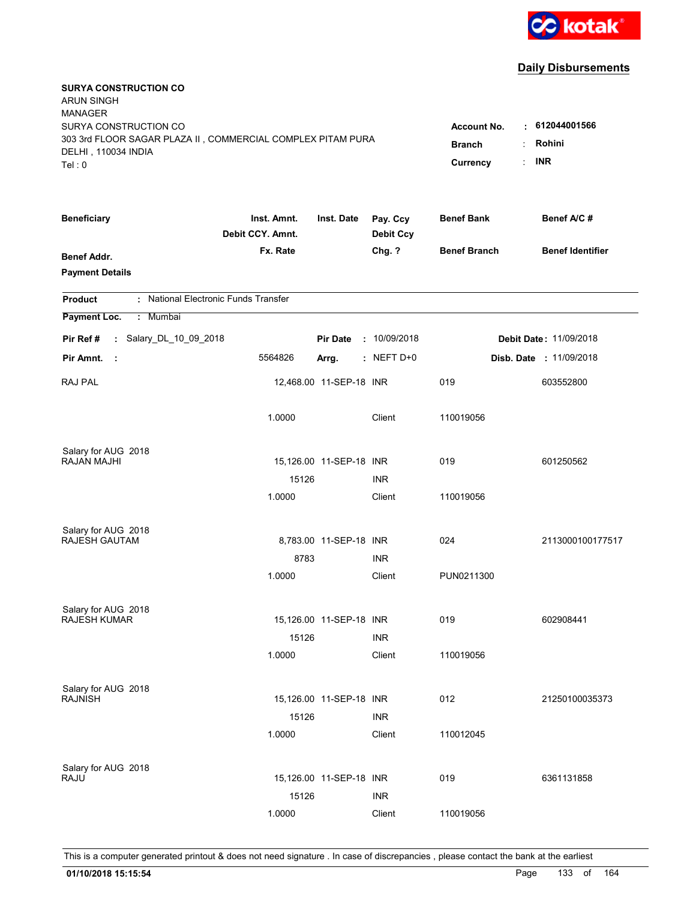**kotak**

## Daily Disbursements

**SURYA CONSTRUCTION CO**
ARUN SINGH
MANAGER
SURYA CONSTRUCTION CO
303 3rd FLOOR SAGAR PLAZA II , COMMERCIAL COMPLEX PITAM PURA
DELHI , 110034 INDIA
Tel : 0

**Account No.** : **612044001566**
**Branch** : **Rohini**
**Currency** : **INR**

| Beneficiary | Inst. Amnt. / Debit CCY. Amnt. / Fx. Rate | Inst. Date | Pay. Ccy / Debit Ccy / Chg. ? | Benef Bank / Benef Branch | Benef A/C # / Benef Identifier |
|---|---|---|---|---|---|
| **Benef Addr.** | | | | | |
| **Payment Details** | | | | | |

**Product** : National Electronic Funds Transfer
**Payment Loc.** : Mumbai

**Pir Ref #** : Salary_DL_10_09_2018 **Pir Date** : 10/09/2018 **Debit Date** : 11/09/2018
**Pir Amnt.** : 5564826 **Arrg.** : NEFT D+0 **Disb. Date** : 11/09/2018

| Beneficiary | Inst. Amnt. | Inst. Date | Pay. Ccy | Benef Bank | Benef A/C # |
|---|---|---|---|---|---|
| RAJ PAL | 12,468.00 | 11-SEP-18 | INR | 019 | 603552800 |
| | 1.0000 | | Client | 110019056 | |
| Salary for AUG 2018 | | | | | |
| RAJAN MAJHI | 15,126.00 | 11-SEP-18 | INR | 019 | 601250562 |
| | 15126 | | INR | | |
| | 1.0000 | | Client | 110019056 | |
| Salary for AUG 2018 | | | | | |
| RAJESH GAUTAM | 8,783.00 | 11-SEP-18 | INR | 024 | 2113000100177517 |
| | 8783 | | INR | | |
| | 1.0000 | | Client | PUN0211300 | |
| Salary for AUG 2018 | | | | | |
| RAJESH KUMAR | 15,126.00 | 11-SEP-18 | INR | 019 | 602908441 |
| | 15126 | | INR | | |
| | 1.0000 | | Client | 110019056 | |
| Salary for AUG 2018 | | | | | |
| RAJNISH | 15,126.00 | 11-SEP-18 | INR | 012 | 21250100035373 |
| | 15126 | | INR | | |
| | 1.0000 | | Client | 110012045 | |
| Salary for AUG 2018 | | | | | |
| RAJU | 15,126.00 | 11-SEP-18 | INR | 019 | 6361131858 |
| | 15126 | | INR | | |
| | 1.0000 | | Client | 110019056 | |

This is a computer generated printout & does not need signature . In case of discrepancies , please contact the bank at the earliest

**01/10/2018 15:15:54**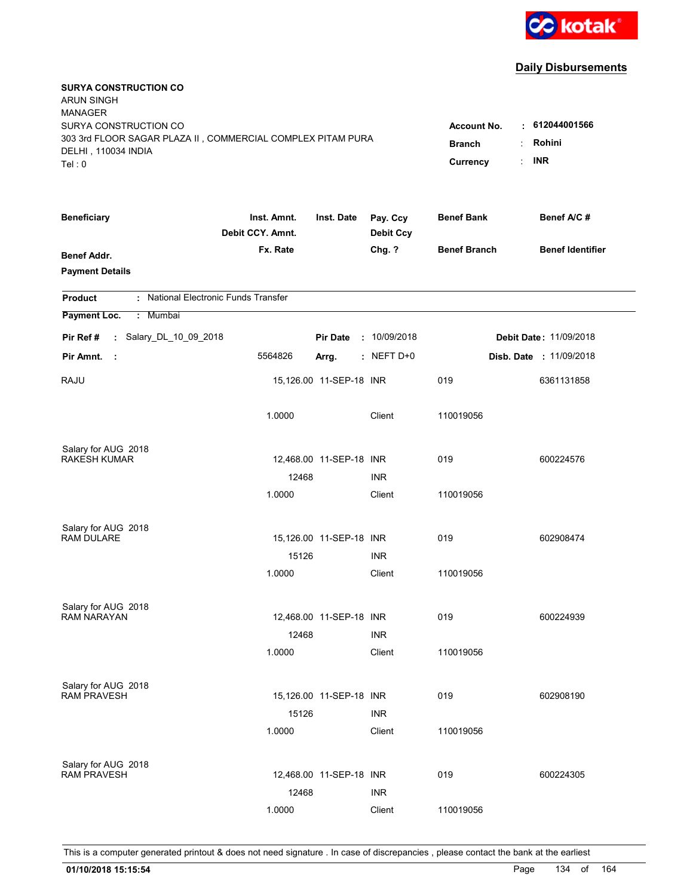kotak

## Daily Disbursements

**SURYA CONSTRUCTION CO**
ARUN SINGH
MANAGER
SURYA CONSTRUCTION CO
303 3rd FLOOR SAGAR PLAZA II , COMMERCIAL COMPLEX PITAM PURA
DELHI , 110034 INDIA
Tel : 0

**Account No.** : **612044001566**
**Branch** : **Rohini**
**Currency** : **INR**

| Beneficiary / Benef Addr. / Payment Details | Inst. Amnt. / Debit CCY. Amnt. / Fx. Rate | Inst. Date | Pay. Ccy / Debit Ccy / Chg. ? | Benef Bank / Benef Branch | Benef A/C # / Benef Identifier |
|---|---|---|---|---|---|

**Product** : National Electronic Funds Transfer

**Payment Loc.** : Mumbai

**Pir Ref #** : Salary_DL_10_09_2018 **Pir Date** : 10/09/2018 **Debit Date** : 11/09/2018

**Pir Amnt.** : 5564826 **Arrg.** : NEFT D+0 **Disb. Date** : 11/09/2018

| Beneficiary | Inst. Amnt. | Inst. Date | Pay. Ccy | Benef Bank | Benef A/C # |
|---|---|---|---|---|---|
| RAJU | 15,126.00 | 11-SEP-18 | INR | 019 | 6361131858 |
| | 1.0000 | | Client | 110019056 | |
| Salary for AUG 2018 | | | | | |
| RAKESH KUMAR | 12,468.00 | 11-SEP-18 | INR | 019 | 600224576 |
| | 12468 | | INR | | |
| | 1.0000 | | Client | 110019056 | |
| Salary for AUG 2018 | | | | | |
| RAM DULARE | 15,126.00 | 11-SEP-18 | INR | 019 | 602908474 |
| | 15126 | | INR | | |
| | 1.0000 | | Client | 110019056 | |
| Salary for AUG 2018 | | | | | |
| RAM NARAYAN | 12,468.00 | 11-SEP-18 | INR | 019 | 600224939 |
| | 12468 | | INR | | |
| | 1.0000 | | Client | 110019056 | |
| Salary for AUG 2018 | | | | | |
| RAM PRAVESH | 15,126.00 | 11-SEP-18 | INR | 019 | 602908190 |
| | 15126 | | INR | | |
| | 1.0000 | | Client | 110019056 | |
| Salary for AUG 2018 | | | | | |
| RAM PRAVESH | 12,468.00 | 11-SEP-18 | INR | 019 | 600224305 |
| | 12468 | | INR | | |
| | 1.0000 | | Client | 110019056 | |

This is a computer generated printout & does not need signature . In case of discrepancies , please contact the bank at the earliest

**01/10/2018 15:15:54**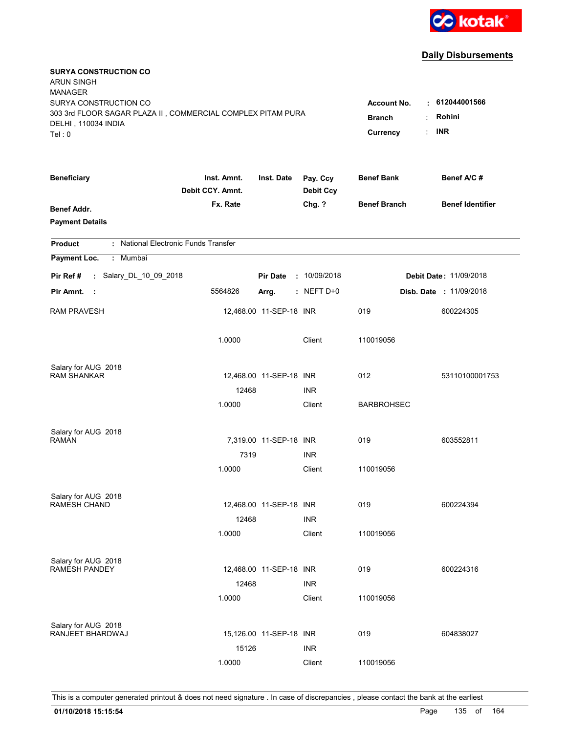kotak

## Daily Disbursements

**SURYA CONSTRUCTION CO**
ARUN SINGH
MANAGER
SURYA CONSTRUCTION CO
303 3rd FLOOR SAGAR PLAZA II , COMMERCIAL COMPLEX PITAM PURA
DELHI , 110034 INDIA
Tel : 0

**Account No.** : 612044001566
**Branch** : Rohini
**Currency** : INR

| Beneficiary / Benef Addr. / Payment Details | Inst. Amnt. / Debit CCY. Amnt. / Fx. Rate | Inst. Date | Pay. Ccy / Debit Ccy / Chg. ? | Benef Bank / Benef Branch | Benef A/C # / Benef Identifier |
|---|---|---|---|---|---|

**Product** : National Electronic Funds Transfer
**Payment Loc.** : Mumbai

**Pir Ref #** : Salary_DL_10_09_2018 **Pir Date** : 10/09/2018 **Debit Date** : 11/09/2018
**Pir Amnt.** : 5564826 **Arrg.** : NEFT D+0 **Disb. Date** : 11/09/2018

| Beneficiary | Inst. Amnt. | Inst. Date | Pay. Ccy | Benef Bank | Benef A/C # |
|---|---|---|---|---|---|
| RAM PRAVESH | 12,468.00 | 11-SEP-18 | INR | 019 | 600224305 |
| | 1.0000 | | Client | 110019056 | |
| Salary for AUG 2018 | | | | | |
| RAM SHANKAR | 12,468.00 | 11-SEP-18 | INR | 012 | 53110100001753 |
| | 12468 | | INR | | |
| | 1.0000 | | Client | BARBROHSEC | |
| Salary for AUG 2018 | | | | | |
| RAMAN | 7,319.00 | 11-SEP-18 | INR | 019 | 603552811 |
| | 7319 | | INR | | |
| | 1.0000 | | Client | 110019056 | |
| Salary for AUG 2018 | | | | | |
| RAMESH CHAND | 12,468.00 | 11-SEP-18 | INR | 019 | 600224394 |
| | 12468 | | INR | | |
| | 1.0000 | | Client | 110019056 | |
| Salary for AUG 2018 | | | | | |
| RAMESH PANDEY | 12,468.00 | 11-SEP-18 | INR | 019 | 600224316 |
| | 12468 | | INR | | |
| | 1.0000 | | Client | 110019056 | |
| Salary for AUG 2018 | | | | | |
| RANJEET BHARDWAJ | 15,126.00 | 11-SEP-18 | INR | 019 | 604838027 |
| | 15126 | | INR | | |
| | 1.0000 | | Client | 110019056 | |

This is a computer generated printout & does not need signature . In case of discrepancies , please contact the bank at the earliest

01/10/2018 15:15:54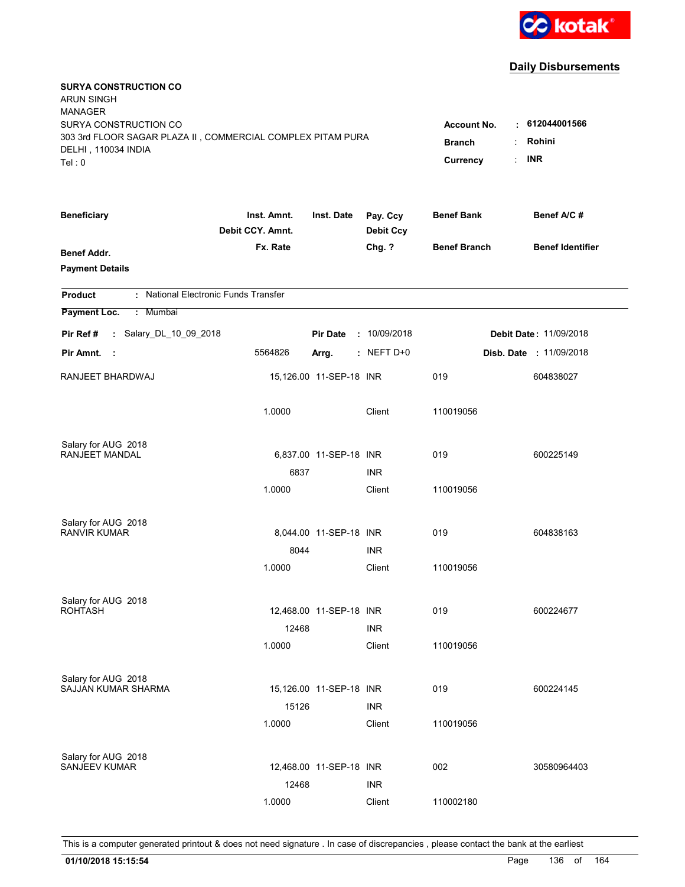kotak

## Daily Disbursements

**SURYA CONSTRUCTION CO**
ARUN SINGH
MANAGER
SURYA CONSTRUCTION CO
303 3rd FLOOR SAGAR PLAZA II , COMMERCIAL COMPLEX PITAM PURA
DELHI , 110034 INDIA
Tel : 0

**Account No.** : **612044001566**
**Branch** : **Rohini**
**Currency** : **INR**

| Beneficiary / Benef Addr. / Payment Details | Inst. Amnt. / Debit CCY. Amnt. / Fx. Rate | Inst. Date | Pay. Ccy / Debit Ccy / Chg. ? | Benef Bank / Benef Branch | Benef A/C # / Benef Identifier |
|---|---|---|---|---|---|

**Product** : National Electronic Funds Transfer
**Payment Loc.** : Mumbai

**Pir Ref #** : Salary_DL_10_09_2018 **Pir Date** : 10/09/2018 **Debit Date** : 11/09/2018
**Pir Amnt.** : 5564826 **Arrg.** : NEFT D+0 **Disb. Date** : 11/09/2018

| Beneficiary | Inst. Amnt. | Inst. Date | Pay. Ccy | Benef Bank | Benef A/C # |
|---|---|---|---|---|---|
| RANJEET BHARDWAJ | 15,126.00 | 11-SEP-18 | INR | 019 | 604838027 |
| | 1.0000 | | Client | 110019056 | |
| Salary for AUG 2018 | | | | | |
| RANJEET MANDAL | 6,837.00 | 11-SEP-18 | INR | 019 | 600225149 |
| | 6837 | | INR | | |
| | 1.0000 | | Client | 110019056 | |
| Salary for AUG 2018 | | | | | |
| RANVIR KUMAR | 8,044.00 | 11-SEP-18 | INR | 019 | 604838163 |
| | 8044 | | INR | | |
| | 1.0000 | | Client | 110019056 | |
| Salary for AUG 2018 | | | | | |
| ROHTASH | 12,468.00 | 11-SEP-18 | INR | 019 | 600224677 |
| | 12468 | | INR | | |
| | 1.0000 | | Client | 110019056 | |
| Salary for AUG 2018 | | | | | |
| SAJJAN KUMAR SHARMA | 15,126.00 | 11-SEP-18 | INR | 019 | 600224145 |
| | 15126 | | INR | | |
| | 1.0000 | | Client | 110019056 | |
| Salary for AUG 2018 | | | | | |
| SANJEEV KUMAR | 12,468.00 | 11-SEP-18 | INR | 002 | 30580964403 |
| | 12468 | | INR | | |
| | 1.0000 | | Client | 110002180 | |

This is a computer generated printout & does not need signature . In case of discrepancies , please contact the bank at the earliest

01/10/2018 15:15:54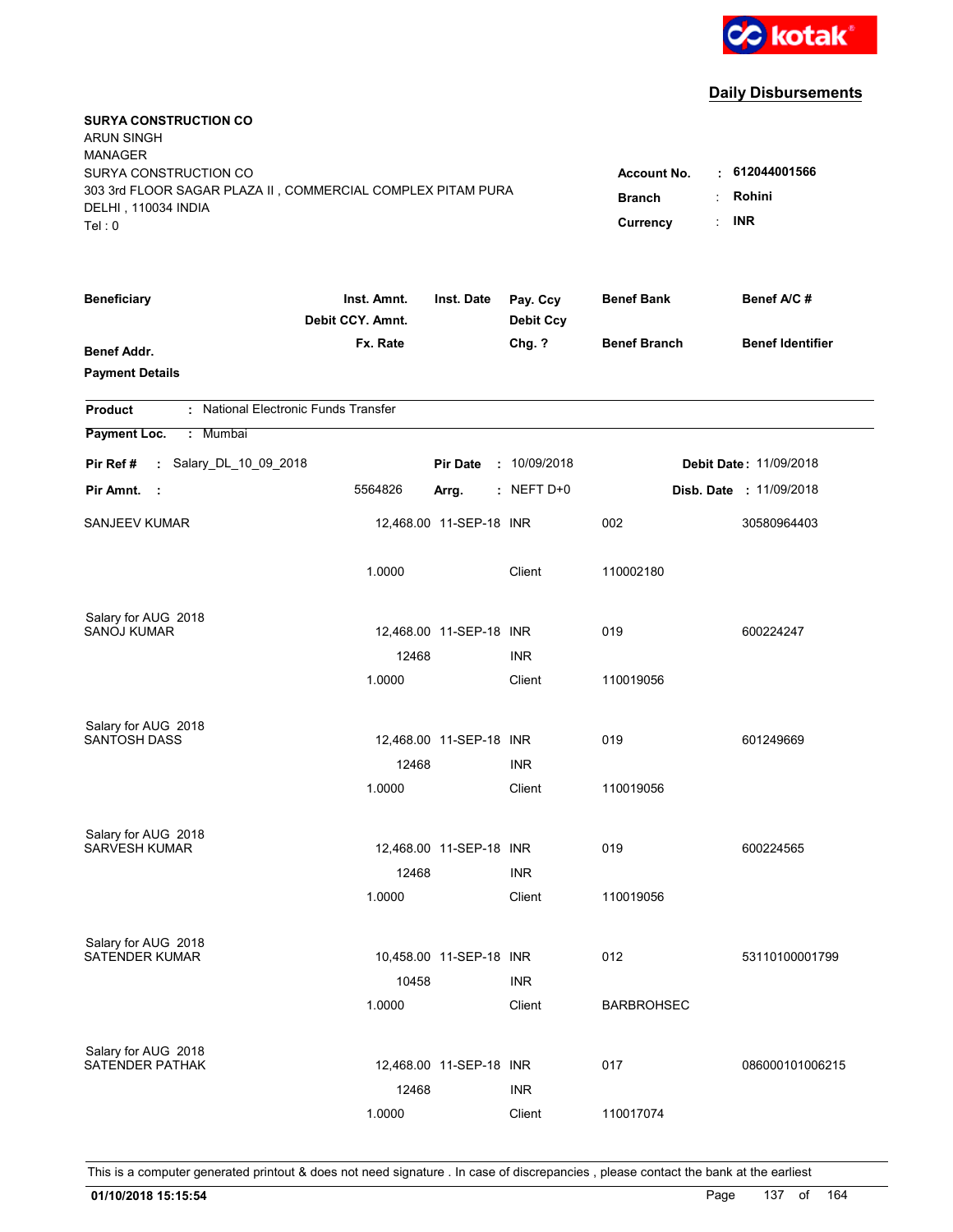kotak

## Daily Disbursements

**SURYA CONSTRUCTION CO**
ARUN SINGH
MANAGER
SURYA CONSTRUCTION CO
303 3rd FLOOR SAGAR PLAZA II , COMMERCIAL COMPLEX PITAM PURA
DELHI , 110034 INDIA
Tel : 0

**Account No.** : **612044001566**
**Branch** : **Rohini**
**Currency** : **INR**

| Beneficiary / Benef Addr. / Payment Details | Inst. Amnt. / Debit CCY. Amnt. / Fx. Rate | Inst. Date | Pay. Ccy / Debit Ccy / Chg. ? | Benef Bank / Benef Branch | Benef A/C # / Benef Identifier |
|---|---|---|---|---|---|

**Product** : National Electronic Funds Transfer
**Payment Loc.** : Mumbai

**Pir Ref #** : Salary_DL_10_09_2018 **Pir Date** : 10/09/2018 **Debit Date** : 11/09/2018
**Pir Amnt.** : 5564826 **Arrg.** : NEFT D+0 **Disb. Date** : 11/09/2018

| Beneficiary | Inst. Amnt. | Inst. Date | Pay. Ccy | Benef Bank | Benef A/C # |
|---|---|---|---|---|---|
| SANJEEV KUMAR | 12,468.00 | 11-SEP-18 | INR | 002 | 30580964403 |
| | 1.0000 | | Client | 110002180 | |
| Salary for AUG 2018 | | | | | |
| SANOJ KUMAR | 12,468.00 | 11-SEP-18 | INR | 019 | 600224247 |
| | 12468 | | INR | | |
| | 1.0000 | | Client | 110019056 | |
| Salary for AUG 2018 | | | | | |
| SANTOSH DASS | 12,468.00 | 11-SEP-18 | INR | 019 | 601249669 |
| | 12468 | | INR | | |
| | 1.0000 | | Client | 110019056 | |
| Salary for AUG 2018 | | | | | |
| SARVESH KUMAR | 12,468.00 | 11-SEP-18 | INR | 019 | 600224565 |
| | 12468 | | INR | | |
| | 1.0000 | | Client | 110019056 | |
| Salary for AUG 2018 | | | | | |
| SATENDER KUMAR | 10,458.00 | 11-SEP-18 | INR | 012 | 53110100001799 |
| | 10458 | | INR | | |
| | 1.0000 | | Client | BARBROHSEC | |
| Salary for AUG 2018 | | | | | |
| SATENDER PATHAK | 12,468.00 | 11-SEP-18 | INR | 017 | 086000101006215 |
| | 12468 | | INR | | |
| | 1.0000 | | Client | 110017074 | |

This is a computer generated printout & does not need signature . In case of discrepancies , please contact the bank at the earliest

**01/10/2018 15:15:54**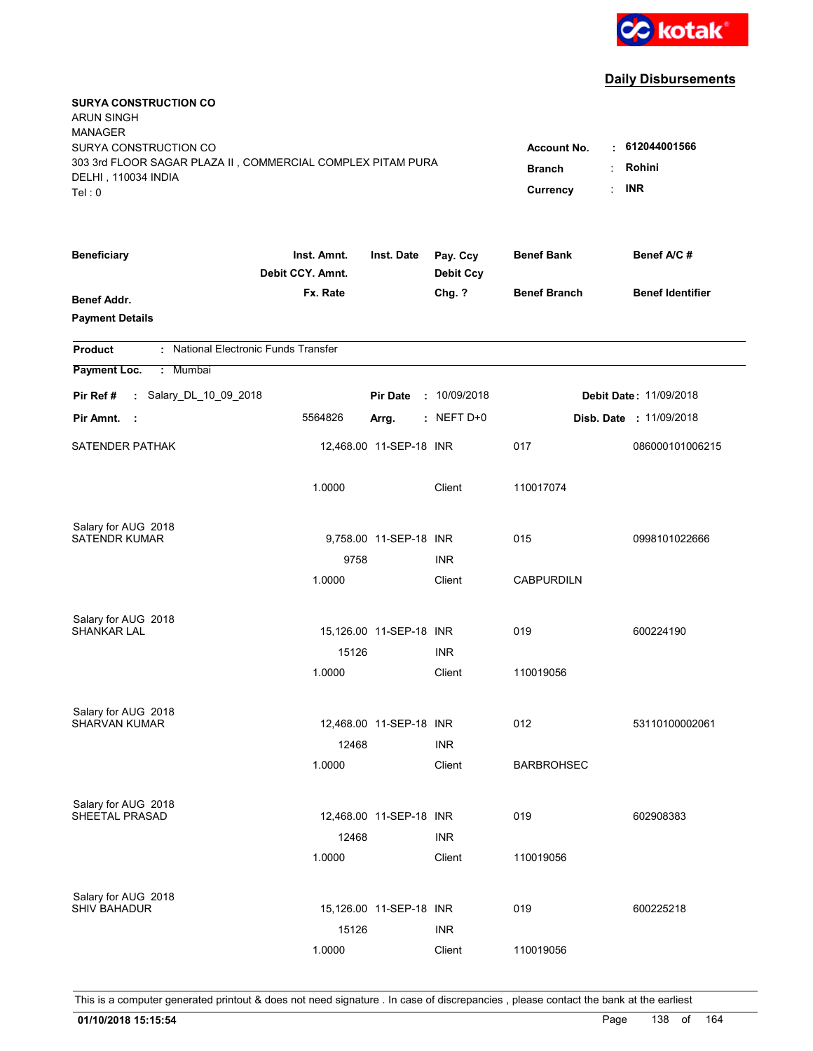**kotak**

## Daily Disbursements

**SURYA CONSTRUCTION CO**
ARUN SINGH
MANAGER
SURYA CONSTRUCTION CO
303 3rd FLOOR SAGAR PLAZA II , COMMERCIAL COMPLEX PITAM PURA
DELHI , 110034 INDIA
Tel : 0

**Account No.** : **612044001566**
**Branch** : **Rohini**
**Currency** : **INR**

| Beneficiary / Benef Addr. / Payment Details | Inst. Amnt. / Debit CCY. Amnt. / Fx. Rate | Inst. Date | Pay. Ccy / Debit Ccy / Chg. ? | Benef Bank / Benef Branch | Benef A/C # / Benef Identifier |
|---|---|---|---|---|---|

**Product** : National Electronic Funds Transfer

**Payment Loc.** : Mumbai

**Pir Ref #** : Salary_DL_10_09_2018 **Pir Date** : 10/09/2018 **Debit Date** : 11/09/2018

**Pir Amnt.** : 5564826 **Arrg.** : NEFT D+0 **Disb. Date** : 11/09/2018

| Beneficiary | Inst. Amnt. | Inst. Date | Pay. Ccy | Benef Bank | Benef A/C # |
|---|---|---|---|---|---|
| SATENDER PATHAK | 12,468.00 | 11-SEP-18 | INR | 017 | 086000101006215 |
| | 1.0000 | | Client | 110017074 | |
| Salary for AUG 2018 | | | | | |
| SATENDR KUMAR | 9,758.00 | 11-SEP-18 | INR | 015 | 0998101022666 |
| | 9758 | | INR | | |
| | 1.0000 | | Client | CABPURDILN | |
| Salary for AUG 2018 | | | | | |
| SHANKAR LAL | 15,126.00 | 11-SEP-18 | INR | 019 | 600224190 |
| | 15126 | | INR | | |
| | 1.0000 | | Client | 110019056 | |
| Salary for AUG 2018 | | | | | |
| SHARVAN KUMAR | 12,468.00 | 11-SEP-18 | INR | 012 | 53110100002061 |
| | 12468 | | INR | | |
| | 1.0000 | | Client | BARBROHSEC | |
| Salary for AUG 2018 | | | | | |
| SHEETAL PRASAD | 12,468.00 | 11-SEP-18 | INR | 019 | 602908383 |
| | 12468 | | INR | | |
| | 1.0000 | | Client | 110019056 | |
| Salary for AUG 2018 | | | | | |
| SHIV BAHADUR | 15,126.00 | 11-SEP-18 | INR | 019 | 600225218 |
| | 15126 | | INR | | |
| | 1.0000 | | Client | 110019056 | |

This is a computer generated printout & does not need signature . In case of discrepancies , please contact the bank at the earliest

**01/10/2018 15:15:54**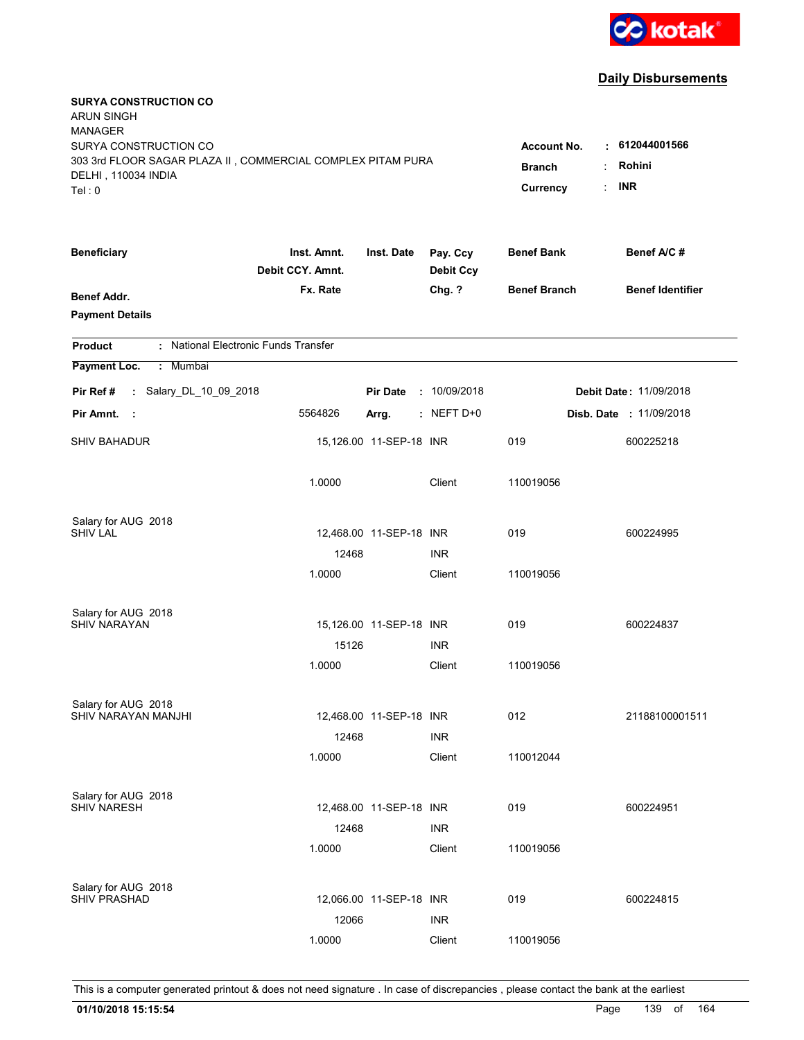kotak

## Daily Disbursements

**SURYA CONSTRUCTION CO**
ARUN SINGH
MANAGER
SURYA CONSTRUCTION CO
303 3rd FLOOR SAGAR PLAZA II , COMMERCIAL COMPLEX PITAM PURA
DELHI , 110034 INDIA
Tel : 0

**Account No.** : **612044001566**
**Branch** : **Rohini**
**Currency** : **INR**

| Beneficiary | Inst. Amnt. / Debit CCY. Amnt. / Fx. Rate | Inst. Date | Pay. Ccy / Debit Ccy / Chg. ? | Benef Bank / Benef Branch | Benef A/C # / Benef Identifier |
|---|---|---|---|---|---|
| **Benef Addr.** | | | | | |
| **Payment Details** | | | | | |

**Product** : National Electronic Funds Transfer

**Payment Loc.** : Mumbai

**Pir Ref #** : Salary_DL_10_09_2018 **Pir Date** : 10/09/2018 **Debit Date** : 11/09/2018

**Pir Amnt.** : 5564826 **Arrg.** : NEFT D+0 **Disb. Date** : 11/09/2018

| Beneficiary | Inst. Amnt. / Debit CCY. Amnt. / Fx. Rate | Inst. Date | Pay. Ccy / Debit Ccy / Chg. ? | Benef Bank / Benef Branch | Benef A/C # / Benef Identifier |
|---|---|---|---|---|---|
| SHIV BAHADUR | 15,126.00 | 11-SEP-18 | INR | 019 | 600225218 |
| | 1.0000 | | Client | 110019056 | |
| Salary for AUG 2018 | | | | | |
| SHIV LAL | 12,468.00 | 11-SEP-18 | INR | 019 | 600224995 |
| | 12468 | | INR | | |
| | 1.0000 | | Client | 110019056 | |
| Salary for AUG 2018 | | | | | |
| SHIV NARAYAN | 15,126.00 | 11-SEP-18 | INR | 019 | 600224837 |
| | 15126 | | INR | | |
| | 1.0000 | | Client | 110019056 | |
| Salary for AUG 2018 | | | | | |
| SHIV NARAYAN MANJHI | 12,468.00 | 11-SEP-18 | INR | 012 | 21188100001511 |
| | 12468 | | INR | | |
| | 1.0000 | | Client | 110012044 | |
| Salary for AUG 2018 | | | | | |
| SHIV NARESH | 12,468.00 | 11-SEP-18 | INR | 019 | 600224951 |
| | 12468 | | INR | | |
| | 1.0000 | | Client | 110019056 | |
| Salary for AUG 2018 | | | | | |
| SHIV PRASHAD | 12,066.00 | 11-SEP-18 | INR | 019 | 600224815 |
| | 12066 | | INR | | |
| | 1.0000 | | Client | 110019056 | |

This is a computer generated printout & does not need signature . In case of discrepancies , please contact the bank at the earliest

**01/10/2018 15:15:54**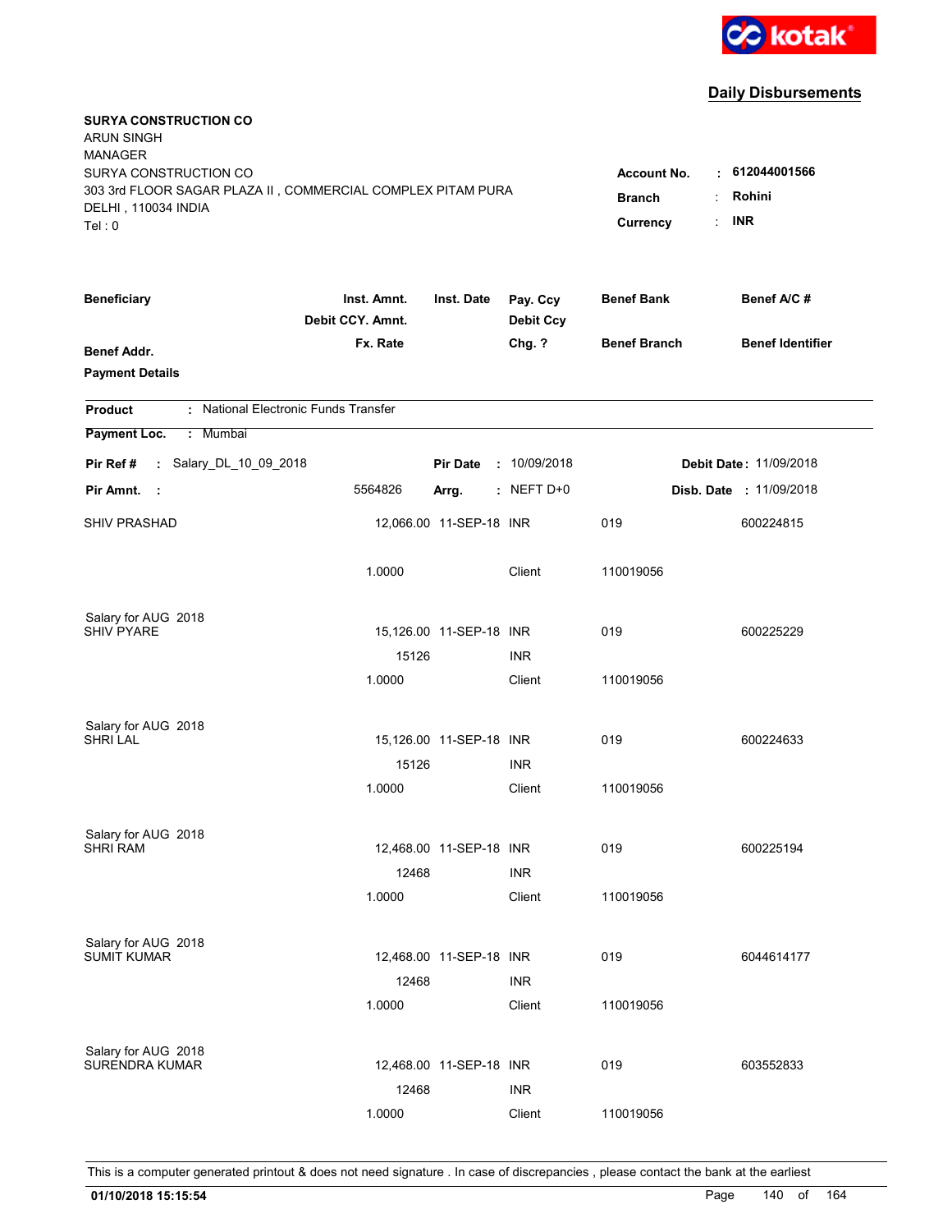kotak

## Daily Disbursements

**SURYA CONSTRUCTION CO**
ARUN SINGH
MANAGER
SURYA CONSTRUCTION CO
303 3rd FLOOR SAGAR PLAZA II , COMMERCIAL COMPLEX PITAM PURA
DELHI , 110034 INDIA
Tel : 0

**Account No.** : **612044001566**
**Branch** : **Rohini**
**Currency** : **INR**

| Beneficiary / Benef Addr. / Payment Details | Inst. Amnt. / Debit CCY. Amnt. / Fx. Rate | Inst. Date | Pay. Ccy / Debit Ccy / Chg. ? | Benef Bank / Benef Branch | Benef A/C # / Benef Identifier |
|---|---|---|---|---|---|

**Product** : National Electronic Funds Transfer

**Payment Loc.** : Mumbai

**Pir Ref #** : Salary_DL_10_09_2018 **Pir Date** : 10/09/2018 **Debit Date** : 11/09/2018

**Pir Amnt.** : 5564826 **Arrg.** : NEFT D+0 **Disb. Date** : 11/09/2018

| Beneficiary | Inst. Amnt. / Debit CCY. Amnt. / Fx. Rate | Inst. Date | Pay. Ccy / Debit Ccy / Chg. ? | Benef Bank / Benef Branch | Benef A/C # |
|---|---|---|---|---|---|
| SHIV PRASHAD | 12,066.00 | 11-SEP-18 | INR | 019 | 600224815 |
| | 1.0000 | | Client | 110019056 | |
| Salary for AUG 2018 | | | | | |
| SHIV PYARE | 15,126.00 | 11-SEP-18 | INR | 019 | 600225229 |
| | 15126 | | INR | | |
| | 1.0000 | | Client | 110019056 | |
| Salary for AUG 2018 | | | | | |
| SHRI LAL | 15,126.00 | 11-SEP-18 | INR | 019 | 600224633 |
| | 15126 | | INR | | |
| | 1.0000 | | Client | 110019056 | |
| Salary for AUG 2018 | | | | | |
| SHRI RAM | 12,468.00 | 11-SEP-18 | INR | 019 | 600225194 |
| | 12468 | | INR | | |
| | 1.0000 | | Client | 110019056 | |
| Salary for AUG 2018 | | | | | |
| SUMIT KUMAR | 12,468.00 | 11-SEP-18 | INR | 019 | 6044614177 |
| | 12468 | | INR | | |
| | 1.0000 | | Client | 110019056 | |
| Salary for AUG 2018 | | | | | |
| SURENDRA KUMAR | 12,468.00 | 11-SEP-18 | INR | 019 | 603552833 |
| | 12468 | | INR | | |
| | 1.0000 | | Client | 110019056 | |

This is a computer generated printout & does not need signature . In case of discrepancies , please contact the bank at the earliest

**01/10/2018 15:15:54**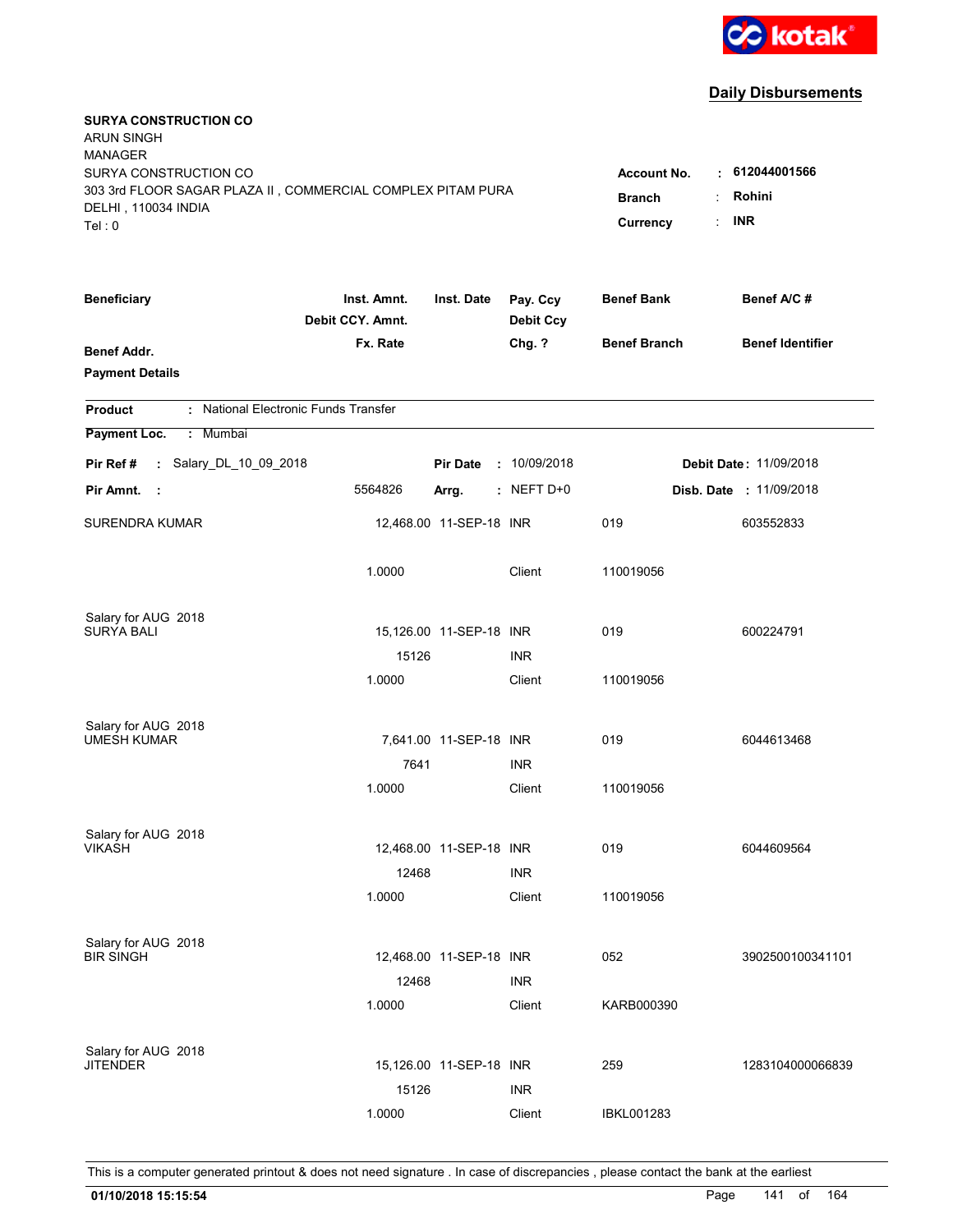kotak

## Daily Disbursements

**SURYA CONSTRUCTION CO**
ARUN SINGH
MANAGER
SURYA CONSTRUCTION CO
303 3rd FLOOR SAGAR PLAZA II , COMMERCIAL COMPLEX PITAM PURA
DELHI , 110034 INDIA
Tel : 0

**Account No.** : **612044001566**
**Branch** : **Rohini**
**Currency** : **INR**

| Beneficiary / Benef Addr. / Payment Details | Inst. Amnt. / Debit CCY. Amnt. / Fx. Rate | Inst. Date | Pay. Ccy / Debit Ccy / Chg. ? | Benef Bank / Benef Branch | Benef A/C # / Benef Identifier |
|---|---|---|---|---|---|

**Product** : National Electronic Funds Transfer
**Payment Loc.** : Mumbai

**Pir Ref #** : Salary_DL_10_09_2018 **Pir Date** : 10/09/2018 **Debit Date** : 11/09/2018
**Pir Amnt.** : 5564826 **Arrg.** : NEFT D+0 **Disb. Date** : 11/09/2018

| Beneficiary | Inst. Amnt. | Inst. Date | Pay. Ccy | Benef Bank | Benef A/C # |
|---|---|---|---|---|---|
| SURENDRA KUMAR | 12,468.00 | 11-SEP-18 | INR | 019 | 603552833 |
| | 1.0000 | | Client | 110019056 | |
| Salary for AUG 2018 | | | | | |
| SURYA BALI | 15,126.00 | 11-SEP-18 | INR | 019 | 600224791 |
| | 15126 | | INR | | |
| | 1.0000 | | Client | 110019056 | |
| Salary for AUG 2018 | | | | | |
| UMESH KUMAR | 7,641.00 | 11-SEP-18 | INR | 019 | 6044613468 |
| | 7641 | | INR | | |
| | 1.0000 | | Client | 110019056 | |
| Salary for AUG 2018 | | | | | |
| VIKASH | 12,468.00 | 11-SEP-18 | INR | 019 | 6044609564 |
| | 12468 | | INR | | |
| | 1.0000 | | Client | 110019056 | |
| Salary for AUG 2018 | | | | | |
| BIR SINGH | 12,468.00 | 11-SEP-18 | INR | 052 | 3902500100341101 |
| | 12468 | | INR | | |
| | 1.0000 | | Client | KARB000390 | |
| Salary for AUG 2018 | | | | | |
| JITENDER | 15,126.00 | 11-SEP-18 | INR | 259 | 1283104000066839 |
| | 15126 | | INR | | |
| | 1.0000 | | Client | IBKL001283 | |

This is a computer generated printout & does not need signature . In case of discrepancies , please contact the bank at the earliest

**01/10/2018 15:15:54**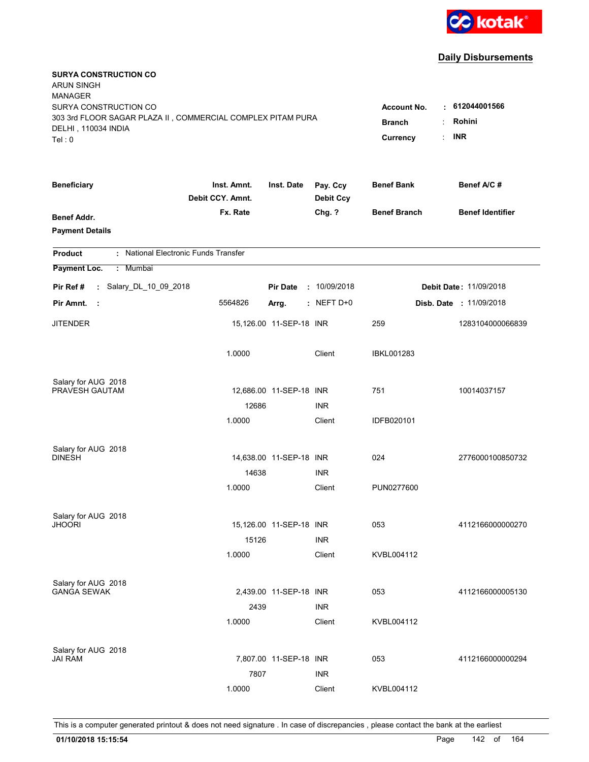kotak

## Daily Disbursements

**SURYA CONSTRUCTION CO**
ARUN SINGH
MANAGER
SURYA CONSTRUCTION CO
303 3rd FLOOR SAGAR PLAZA II , COMMERCIAL COMPLEX PITAM PURA
DELHI , 110034 INDIA
Tel : 0

**Account No.** : **612044001566**
**Branch** : **Rohini**
**Currency** : **INR**

| Beneficiary | Inst. Amnt. / Debit CCY. Amnt. / Fx. Rate | Inst. Date | Pay. Ccy / Debit Ccy / Chg. ? | Benef Bank / Benef Branch | Benef A/C # / Benef Identifier |
|---|---|---|---|---|---|
| Benef Addr. / Payment Details | | | | | |

**Product** : National Electronic Funds Transfer
**Payment Loc.** : Mumbai

**Pir Ref #** : Salary_DL_10_09_2018 **Pir Date** : 10/09/2018 **Debit Date** : 11/09/2018
**Pir Amnt.** : 5564826 **Arrg.** : NEFT D+0 **Disb. Date** : 11/09/2018

| Beneficiary | Inst. Amnt. / Debit CCY. Amnt. / Fx. Rate | Inst. Date | Pay. Ccy / Debit Ccy / Chg. ? | Benef Bank / Benef Branch | Benef A/C # |
|---|---|---|---|---|---|
| JITENDER | 15,126.00 | 11-SEP-18 | INR | 259 | 1283104000066839 |
| | 1.0000 | | Client | IBKL001283 | |
| Salary for AUG 2018 | | | | | |
| PRAVESH GAUTAM | 12,686.00 | 11-SEP-18 | INR | 751 | 10014037157 |
| | 12686 | | INR | | |
| | 1.0000 | | Client | IDFB020101 | |
| Salary for AUG 2018 | | | | | |
| DINESH | 14,638.00 | 11-SEP-18 | INR | 024 | 2776000100850732 |
| | 14638 | | INR | | |
| | 1.0000 | | Client | PUN0277600 | |
| Salary for AUG 2018 | | | | | |
| JHOORI | 15,126.00 | 11-SEP-18 | INR | 053 | 4112166000000270 |
| | 15126 | | INR | | |
| | 1.0000 | | Client | KVBL004112 | |
| Salary for AUG 2018 | | | | | |
| GANGA SEWAK | 2,439.00 | 11-SEP-18 | INR | 053 | 4112166000005130 |
| | 2439 | | INR | | |
| | 1.0000 | | Client | KVBL004112 | |
| Salary for AUG 2018 | | | | | |
| JAI RAM | 7,807.00 | 11-SEP-18 | INR | 053 | 4112166000000294 |
| | 7807 | | INR | | |
| | 1.0000 | | Client | KVBL004112 | |

This is a computer generated printout & does not need signature . In case of discrepancies , please contact the bank at the earliest

**01/10/2018 15:15:54**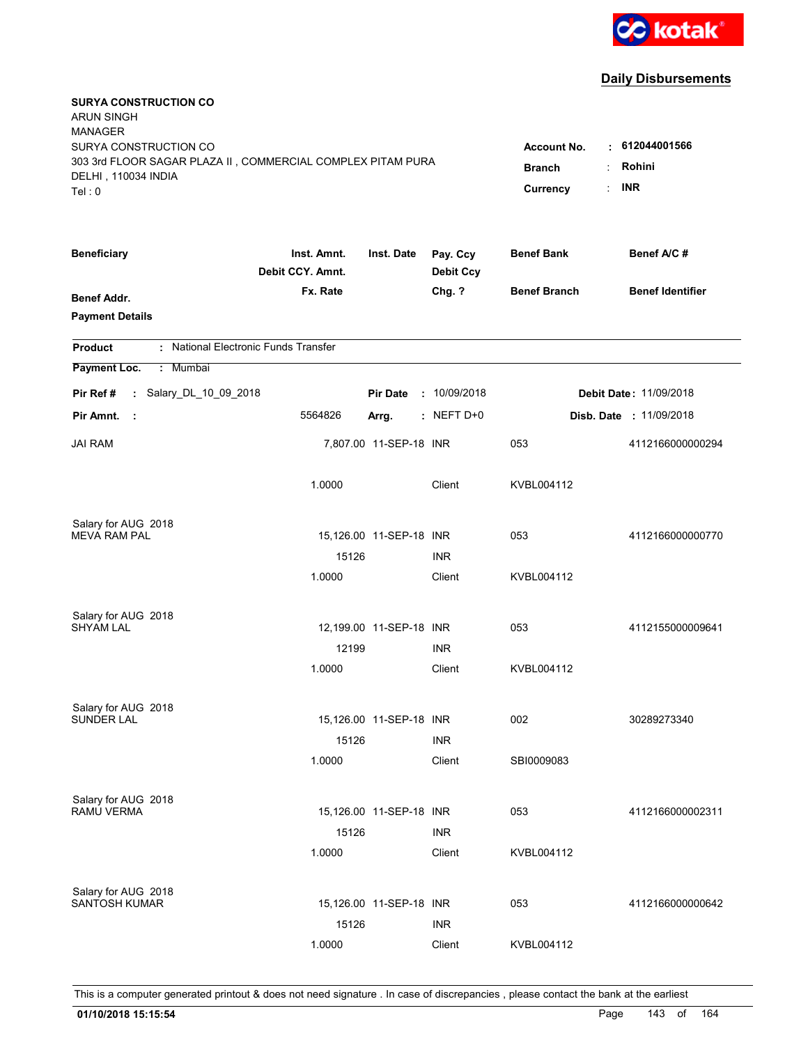kotak

## Daily Disbursements

**SURYA CONSTRUCTION CO**
ARUN SINGH
MANAGER
SURYA CONSTRUCTION CO
303 3rd FLOOR SAGAR PLAZA II , COMMERCIAL COMPLEX PITAM PURA
DELHI , 110034 INDIA
Tel : 0

**Account No.** : **612044001566**
**Branch** : **Rohini**
**Currency** : **INR**

| Beneficiary / Benef Addr. / Payment Details | Inst. Amnt. / Debit CCY. Amnt. / Fx. Rate | Inst. Date | Pay. Ccy / Debit Ccy / Chg. ? | Benef Bank / Benef Branch | Benef A/C # / Benef Identifier |
|---|---|---|---|---|---|

**Product** : National Electronic Funds Transfer

**Payment Loc.** : Mumbai

**Pir Ref #** : Salary_DL_10_09_2018 **Pir Date** : 10/09/2018 **Debit Date** : 11/09/2018

**Pir Amnt.** : 5564826 **Arrg.** : NEFT D+0 **Disb. Date** : 11/09/2018

| Beneficiary | Inst. Amnt. | Inst. Date | Pay. Ccy | Benef Bank | Benef A/C # |
|---|---|---|---|---|---|
| JAI RAM | 7,807.00 | 11-SEP-18 | INR | 053 | 4112166000000294 |
| | 1.0000 | | Client | KVBL004112 | |
| Salary for AUG 2018 | | | | | |
| MEVA RAM PAL | 15,126.00 | 11-SEP-18 | INR | 053 | 4112166000000770 |
| | 15126 | | INR | | |
| | 1.0000 | | Client | KVBL004112 | |
| Salary for AUG 2018 | | | | | |
| SHYAM LAL | 12,199.00 | 11-SEP-18 | INR | 053 | 4112155000009641 |
| | 12199 | | INR | | |
| | 1.0000 | | Client | KVBL004112 | |
| Salary for AUG 2018 | | | | | |
| SUNDER LAL | 15,126.00 | 11-SEP-18 | INR | 002 | 30289273340 |
| | 15126 | | INR | | |
| | 1.0000 | | Client | SBI0009083 | |
| Salary for AUG 2018 | | | | | |
| RAMU VERMA | 15,126.00 | 11-SEP-18 | INR | 053 | 4112166000002311 |
| | 15126 | | INR | | |
| | 1.0000 | | Client | KVBL004112 | |
| Salary for AUG 2018 | | | | | |
| SANTOSH KUMAR | 15,126.00 | 11-SEP-18 | INR | 053 | 4112166000000642 |
| | 15126 | | INR | | |
| | 1.0000 | | Client | KVBL004112 | |

This is a computer generated printout & does not need signature . In case of discrepancies , please contact the bank at the earliest

**01/10/2018 15:15:54**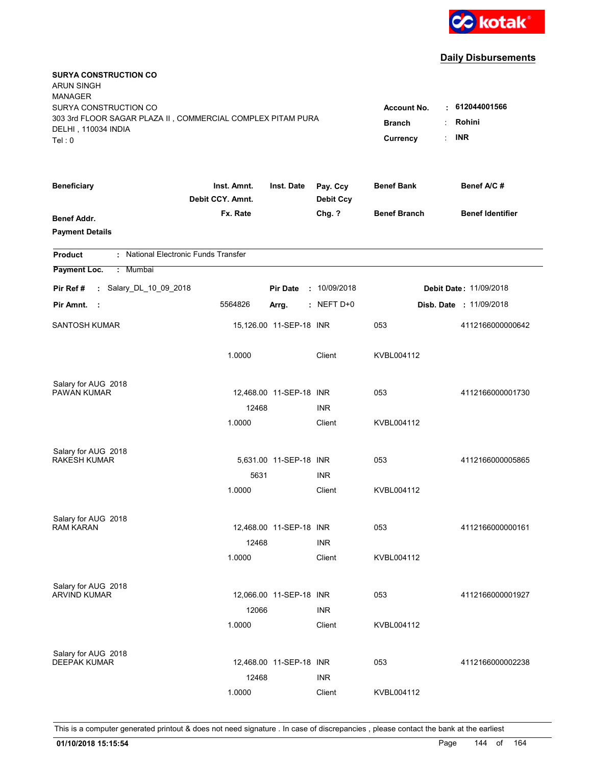kotak

## Daily Disbursements

**SURYA CONSTRUCTION CO**
ARUN SINGH
MANAGER
SURYA CONSTRUCTION CO
303 3rd FLOOR SAGAR PLAZA II , COMMERCIAL COMPLEX PITAM PURA
DELHI , 110034 INDIA
Tel : 0

**Account No.** : **612044001566**
**Branch** : **Rohini**
**Currency** : **INR**

| Beneficiary / Benef Addr. / Payment Details | Inst. Amnt. / Debit CCY. Amnt. / Fx. Rate | Inst. Date | Pay. Ccy / Debit Ccy / Chg. ? | Benef Bank / Benef Branch | Benef A/C # / Benef Identifier |
|---|---|---|---|---|---|

**Product** : National Electronic Funds Transfer

**Payment Loc.** : Mumbai

**Pir Ref #** : Salary_DL_10_09_2018 **Pir Date** : 10/09/2018 **Debit Date** : 11/09/2018

**Pir Amnt.** : 5564826 **Arrg.** : NEFT D+0 **Disb. Date** : 11/09/2018

| Beneficiary | Inst. Amnt. | Inst. Date | Pay. Ccy | Benef Bank | Benef A/C # |
|---|---|---|---|---|---|
| SANTOSH KUMAR | 15,126.00 | 11-SEP-18 | INR | 053 | 4112166000000642 |
| | 1.0000 | | Client | KVBL004112 | |
| Salary for AUG 2018 | | | | | |
| PAWAN KUMAR | 12,468.00 | 11-SEP-18 | INR | 053 | 4112166000001730 |
| | 12468 | | INR | | |
| | 1.0000 | | Client | KVBL004112 | |
| Salary for AUG 2018 | | | | | |
| RAKESH KUMAR | 5,631.00 | 11-SEP-18 | INR | 053 | 4112166000005865 |
| | 5631 | | INR | | |
| | 1.0000 | | Client | KVBL004112 | |
| Salary for AUG 2018 | | | | | |
| RAM KARAN | 12,468.00 | 11-SEP-18 | INR | 053 | 4112166000000161 |
| | 12468 | | INR | | |
| | 1.0000 | | Client | KVBL004112 | |
| Salary for AUG 2018 | | | | | |
| ARVIND KUMAR | 12,066.00 | 11-SEP-18 | INR | 053 | 4112166000001927 |
| | 12066 | | INR | | |
| | 1.0000 | | Client | KVBL004112 | |
| Salary for AUG 2018 | | | | | |
| DEEPAK KUMAR | 12,468.00 | 11-SEP-18 | INR | 053 | 4112166000002238 |
| | 12468 | | INR | | |
| | 1.0000 | | Client | KVBL004112 | |

This is a computer generated printout & does not need signature . In case of discrepancies , please contact the bank at the earliest

**01/10/2018 15:15:54**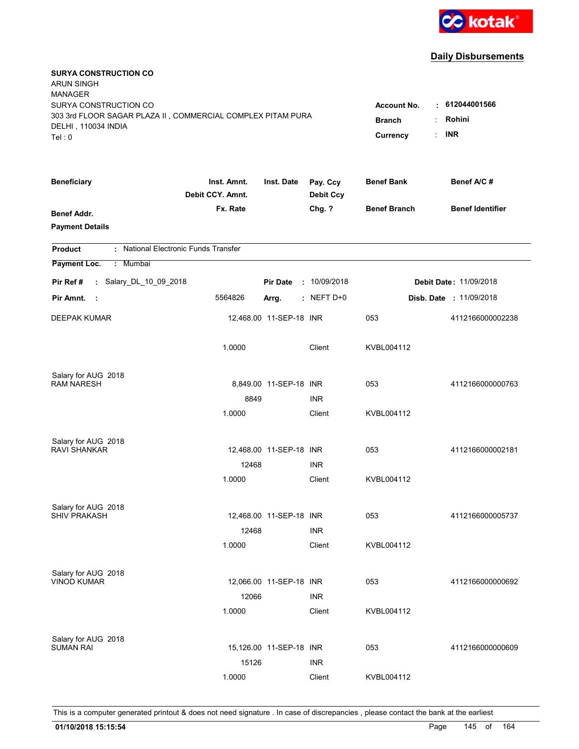kotak

## Daily Disbursements

**SURYA CONSTRUCTION CO**
ARUN SINGH
MANAGER
SURYA CONSTRUCTION CO
303 3rd FLOOR SAGAR PLAZA II , COMMERCIAL COMPLEX PITAM PURA
DELHI , 110034 INDIA
Tel : 0

**Account No.** : **612044001566**
**Branch** : **Rohini**
**Currency** : **INR**

| Beneficiary / Benef Addr. / Payment Details | Inst. Amnt. / Debit CCY. Amnt. / Fx. Rate | Inst. Date | Pay. Ccy / Debit Ccy / Chg. ? | Benef Bank / Benef Branch | Benef A/C # / Benef Identifier |
|---|---|---|---|---|---|

**Product** : National Electronic Funds Transfer

**Payment Loc.** : Mumbai

**Pir Ref #** : Salary_DL_10_09_2018 **Pir Date** : 10/09/2018 **Debit Date** : 11/09/2018

**Pir Amnt.** : 5564826 **Arrg.** : NEFT D+0 **Disb. Date** : 11/09/2018

| Beneficiary | Inst. Amnt. | Inst. Date | Pay. Ccy | Benef Bank | Benef A/C # |
|---|---|---|---|---|---|
| DEEPAK KUMAR | 12,468.00 | 11-SEP-18 | INR | 053 | 4112166000002238 |
| | 1.0000 | | Client | KVBL004112 | |
| Salary for AUG 2018 | | | | | |
| RAM NARESH | 8,849.00 | 11-SEP-18 | INR | 053 | 4112166000000763 |
| | 8849 | | INR | | |
| | 1.0000 | | Client | KVBL004112 | |
| Salary for AUG 2018 | | | | | |
| RAVI SHANKAR | 12,468.00 | 11-SEP-18 | INR | 053 | 4112166000002181 |
| | 12468 | | INR | | |
| | 1.0000 | | Client | KVBL004112 | |
| Salary for AUG 2018 | | | | | |
| SHIV PRAKASH | 12,468.00 | 11-SEP-18 | INR | 053 | 4112166000005737 |
| | 12468 | | INR | | |
| | 1.0000 | | Client | KVBL004112 | |
| Salary for AUG 2018 | | | | | |
| VINOD KUMAR | 12,066.00 | 11-SEP-18 | INR | 053 | 4112166000000692 |
| | 12066 | | INR | | |
| | 1.0000 | | Client | KVBL004112 | |
| Salary for AUG 2018 | | | | | |
| SUMAN RAI | 15,126.00 | 11-SEP-18 | INR | 053 | 4112166000000609 |
| | 15126 | | INR | | |
| | 1.0000 | | Client | KVBL004112 | |

This is a computer generated printout & does not need signature . In case of discrepancies , please contact the bank at the earliest

**01/10/2018 15:15:54**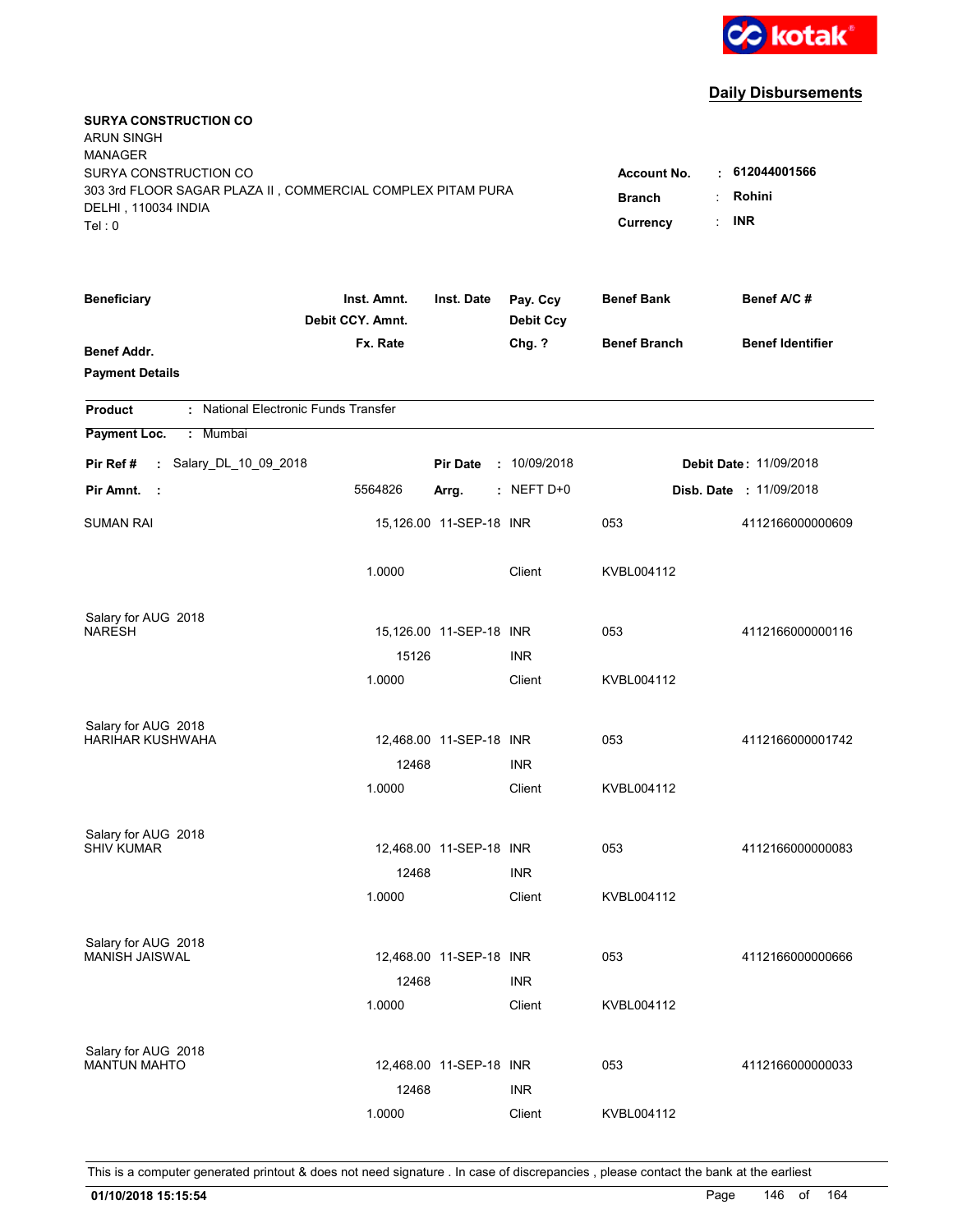kotak

**Daily Disbursements**

**SURYA CONSTRUCTION CO**
ARUN SINGH
MANAGER
SURYA CONSTRUCTION CO
303 3rd FLOOR SAGAR PLAZA II , COMMERCIAL COMPLEX PITAM PURA
DELHI , 110034 INDIA
Tel : 0

| | | |
|---|---|---|
| **Account No.** | : | **612044001566** |
| **Branch** | : | **Rohini** |
| **Currency** | : | **INR** |

| Beneficiary / Benef Addr. / Payment Details | Inst. Amnt. / Debit CCY. Amnt. / Fx. Rate | Inst. Date | Pay. Ccy / Debit Ccy / Chg. ? | Benef Bank / Benef Branch | Benef A/C # / Benef Identifier |
|---|---|---|---|---|---|

**Product** : National Electronic Funds Transfer
**Payment Loc.** : Mumbai

**Pir Ref #** : Salary_DL_10_09_2018 | **Pir Date** : 10/09/2018 | **Debit Date** : 11/09/2018
**Pir Amnt.** : 5564826 | **Arrg.** : NEFT D+0 | **Disb. Date** : 11/09/2018

| Beneficiary | Inst. Amnt. | Inst. Date | Pay. Ccy | Benef Bank | Benef A/C # |
|---|---|---|---|---|---|
| SUMAN RAI | 15,126.00 | 11-SEP-18 | INR | 053 | 4112166000000609 |
| | 1.0000 | | Client | KVBL004112 | |
| Salary for AUG 2018 | | | | | |
| NARESH | 15,126.00 | 11-SEP-18 | INR | 053 | 4112166000000116 |
| | 15126 | | INR | | |
| | 1.0000 | | Client | KVBL004112 | |
| Salary for AUG 2018 | | | | | |
| HARIHAR KUSHWAHA | 12,468.00 | 11-SEP-18 | INR | 053 | 4112166000001742 |
| | 12468 | | INR | | |
| | 1.0000 | | Client | KVBL004112 | |
| Salary for AUG 2018 | | | | | |
| SHIV KUMAR | 12,468.00 | 11-SEP-18 | INR | 053 | 4112166000000083 |
| | 12468 | | INR | | |
| | 1.0000 | | Client | KVBL004112 | |
| Salary for AUG 2018 | | | | | |
| MANISH JAISWAL | 12,468.00 | 11-SEP-18 | INR | 053 | 4112166000000666 |
| | 12468 | | INR | | |
| | 1.0000 | | Client | KVBL004112 | |
| Salary for AUG 2018 | | | | | |
| MANTUN MAHTO | 12,468.00 | 11-SEP-18 | INR | 053 | 4112166000000033 |
| | 12468 | | INR | | |
| | 1.0000 | | Client | KVBL004112 | |

This is a computer generated printout & does not need signature . In case of discrepancies , please contact the bank at the earliest

**01/10/2018 15:15:54**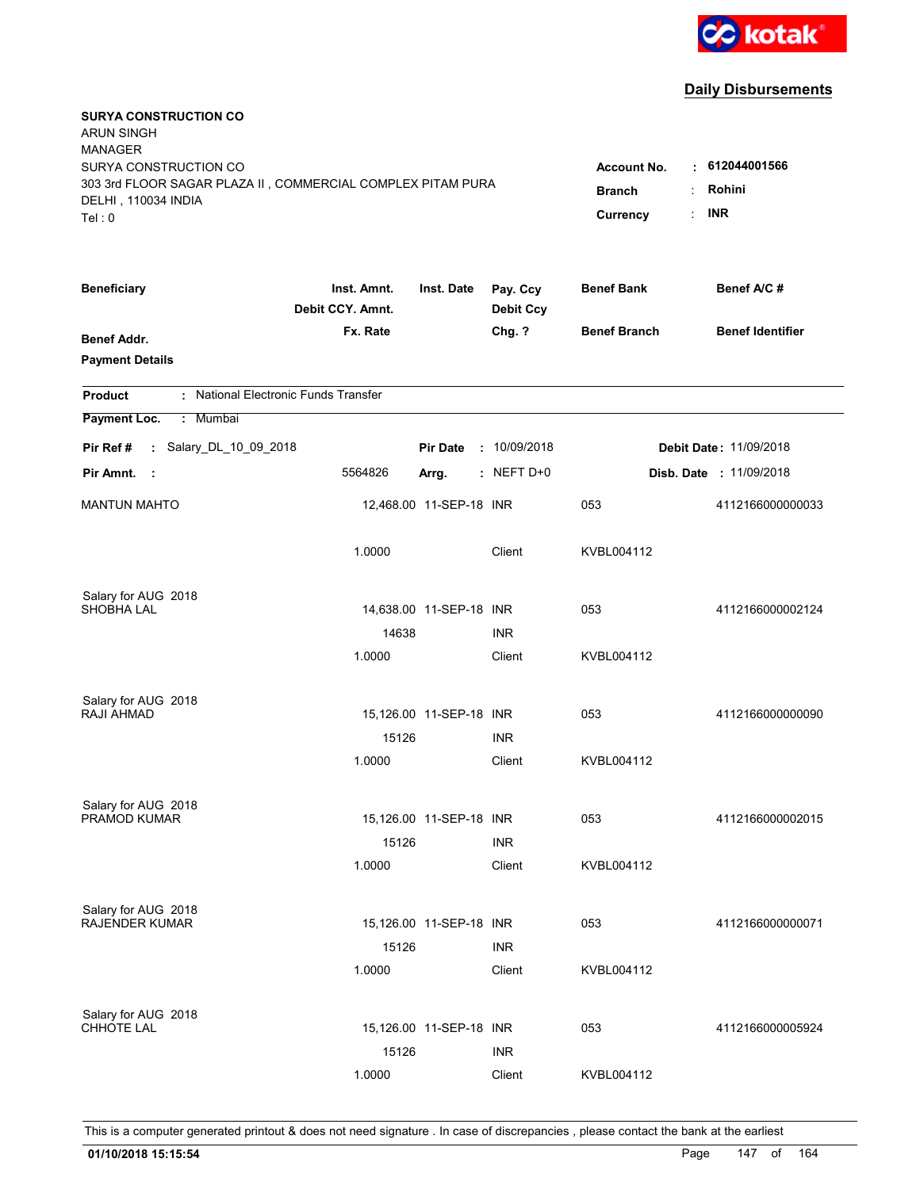**kotak**

## Daily Disbursements

**SURYA CONSTRUCTION CO**
ARUN SINGH
MANAGER
SURYA CONSTRUCTION CO
303 3rd FLOOR SAGAR PLAZA II , COMMERCIAL COMPLEX PITAM PURA
DELHI , 110034 INDIA
Tel : 0

**Account No.** : **612044001566**
**Branch** : **Rohini**
**Currency** : **INR**

| Beneficiary / Benef Addr. / Payment Details | Inst. Amnt. / Debit CCY. Amnt. / Fx. Rate | Inst. Date | Pay. Ccy / Debit Ccy / Chg. ? | Benef Bank / Benef Branch | Benef A/C # / Benef Identifier |
|---|---|---|---|---|---|

**Product** : National Electronic Funds Transfer
**Payment Loc.** : Mumbai

**Pir Ref #** : Salary_DL_10_09_2018 **Pir Date** : 10/09/2018 **Debit Date** : 11/09/2018
**Pir Amnt.** : 5564826 **Arrg.** : NEFT D+0 **Disb. Date** : 11/09/2018

| Beneficiary | Inst. Amnt. / Debit CCY. Amnt. / Fx. Rate | Inst. Date | Pay. Ccy / Debit Ccy / Chg. ? | Benef Bank / Benef Branch | Benef A/C # |
|---|---|---|---|---|---|
| MANTUN MAHTO | 12,468.00 | 11-SEP-18 | INR | 053 | 4112166000000033 |
| | 1.0000 | | Client | KVBL004112 | |
| Salary for AUG 2018 | | | | | |
| SHOBHA LAL | 14,638.00 | 11-SEP-18 | INR | 053 | 4112166000002124 |
| | 14638 | | INR | | |
| | 1.0000 | | Client | KVBL004112 | |
| Salary for AUG 2018 | | | | | |
| RAJI AHMAD | 15,126.00 | 11-SEP-18 | INR | 053 | 4112166000000090 |
| | 15126 | | INR | | |
| | 1.0000 | | Client | KVBL004112 | |
| Salary for AUG 2018 | | | | | |
| PRAMOD KUMAR | 15,126.00 | 11-SEP-18 | INR | 053 | 4112166000002015 |
| | 15126 | | INR | | |
| | 1.0000 | | Client | KVBL004112 | |
| Salary for AUG 2018 | | | | | |
| RAJENDER KUMAR | 15,126.00 | 11-SEP-18 | INR | 053 | 4112166000000071 |
| | 15126 | | INR | | |
| | 1.0000 | | Client | KVBL004112 | |
| Salary for AUG 2018 | | | | | |
| CHHOTE LAL | 15,126.00 | 11-SEP-18 | INR | 053 | 4112166000005924 |
| | 15126 | | INR | | |
| | 1.0000 | | Client | KVBL004112 | |

This is a computer generated printout & does not need signature . In case of discrepancies , please contact the bank at the earliest

**01/10/2018 15:15:54**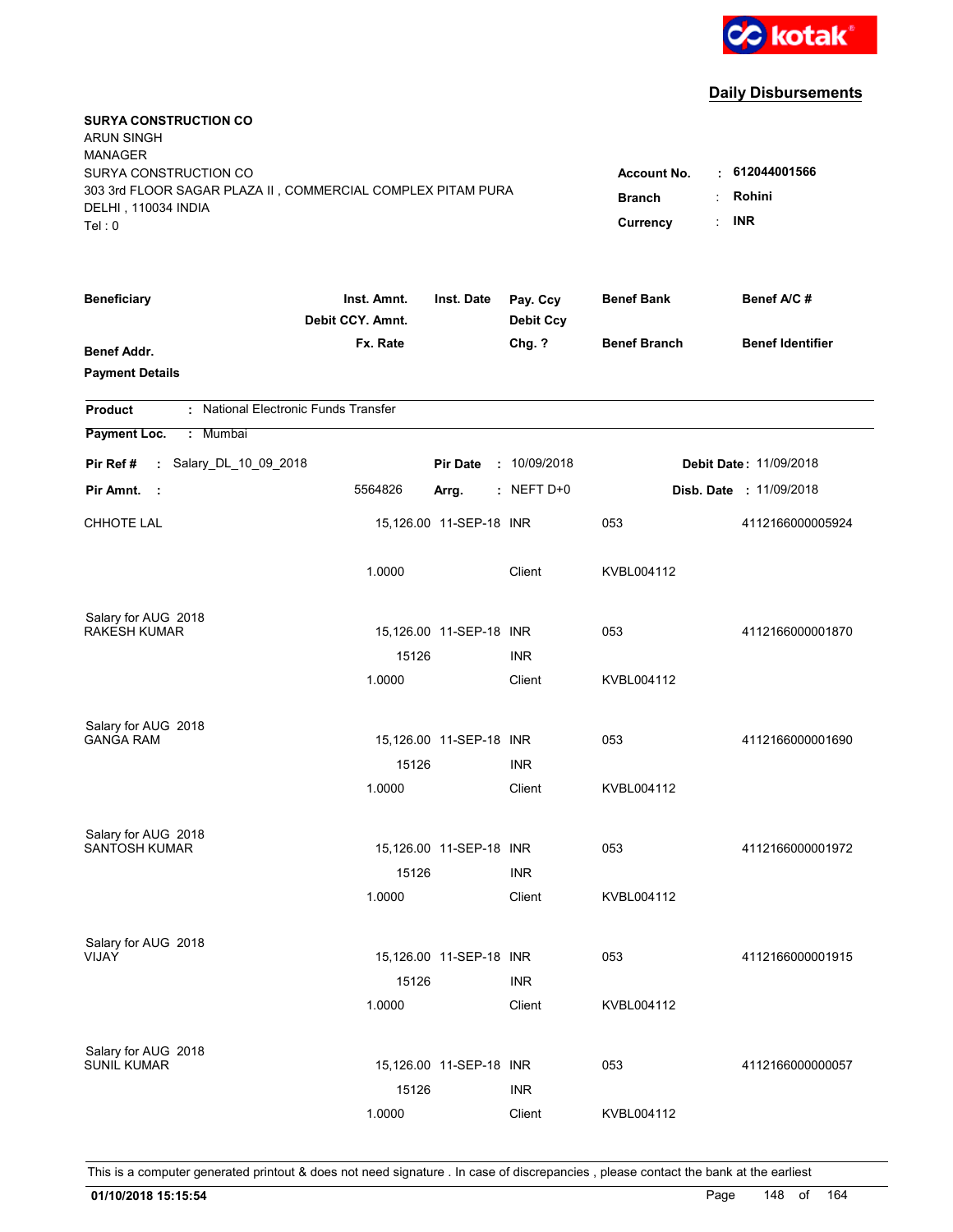kotak

## Daily Disbursements

**SURYA CONSTRUCTION CO**
ARUN SINGH
MANAGER
SURYA CONSTRUCTION CO
303 3rd FLOOR SAGAR PLAZA II , COMMERCIAL COMPLEX PITAM PURA
DELHI , 110034 INDIA
Tel : 0

**Account No.** : **612044001566**
**Branch** : **Rohini**
**Currency** : **INR**

| Beneficiary | Inst. Amnt. / Debit CCY. Amnt. / Fx. Rate | Inst. Date | Pay. Ccy / Debit Ccy / Chg. ? | Benef Bank / Benef Branch | Benef A/C # / Benef Identifier |
|---|---|---|---|---|---|
| Benef Addr. / Payment Details | | | | | |

**Product** : National Electronic Funds Transfer
**Payment Loc.** : Mumbai

**Pir Ref #** : Salary_DL_10_09_2018 **Pir Date** : 10/09/2018 **Debit Date** : 11/09/2018
**Pir Amnt.** : 5564826 **Arrg.** : NEFT D+0 **Disb. Date** : 11/09/2018

| Beneficiary | Inst. Amnt. / Debit CCY. Amnt. / Fx. Rate | Inst. Date | Pay. Ccy / Debit Ccy / Chg. ? | Benef Bank / Benef Branch | Benef A/C # |
|---|---|---|---|---|---|
| CHHOTE LAL | 15,126.00 | 11-SEP-18 | INR | 053 | 4112166000005924 |
| | 1.0000 | | Client | KVBL004112 | |
| Salary for AUG 2018 | | | | | |
| RAKESH KUMAR | 15,126.00 | 11-SEP-18 | INR | 053 | 4112166000001870 |
| | 15126 | | INR | | |
| | 1.0000 | | Client | KVBL004112 | |
| Salary for AUG 2018 | | | | | |
| GANGA RAM | 15,126.00 | 11-SEP-18 | INR | 053 | 4112166000001690 |
| | 15126 | | INR | | |
| | 1.0000 | | Client | KVBL004112 | |
| Salary for AUG 2018 | | | | | |
| SANTOSH KUMAR | 15,126.00 | 11-SEP-18 | INR | 053 | 4112166000001972 |
| | 15126 | | INR | | |
| | 1.0000 | | Client | KVBL004112 | |
| Salary for AUG 2018 | | | | | |
| VIJAY | 15,126.00 | 11-SEP-18 | INR | 053 | 4112166000001915 |
| | 15126 | | INR | | |
| | 1.0000 | | Client | KVBL004112 | |
| Salary for AUG 2018 | | | | | |
| SUNIL KUMAR | 15,126.00 | 11-SEP-18 | INR | 053 | 4112166000000057 |
| | 15126 | | INR | | |
| | 1.0000 | | Client | KVBL004112 | |

This is a computer generated printout & does not need signature . In case of discrepancies , please contact the bank at the earliest

**01/10/2018 15:15:54**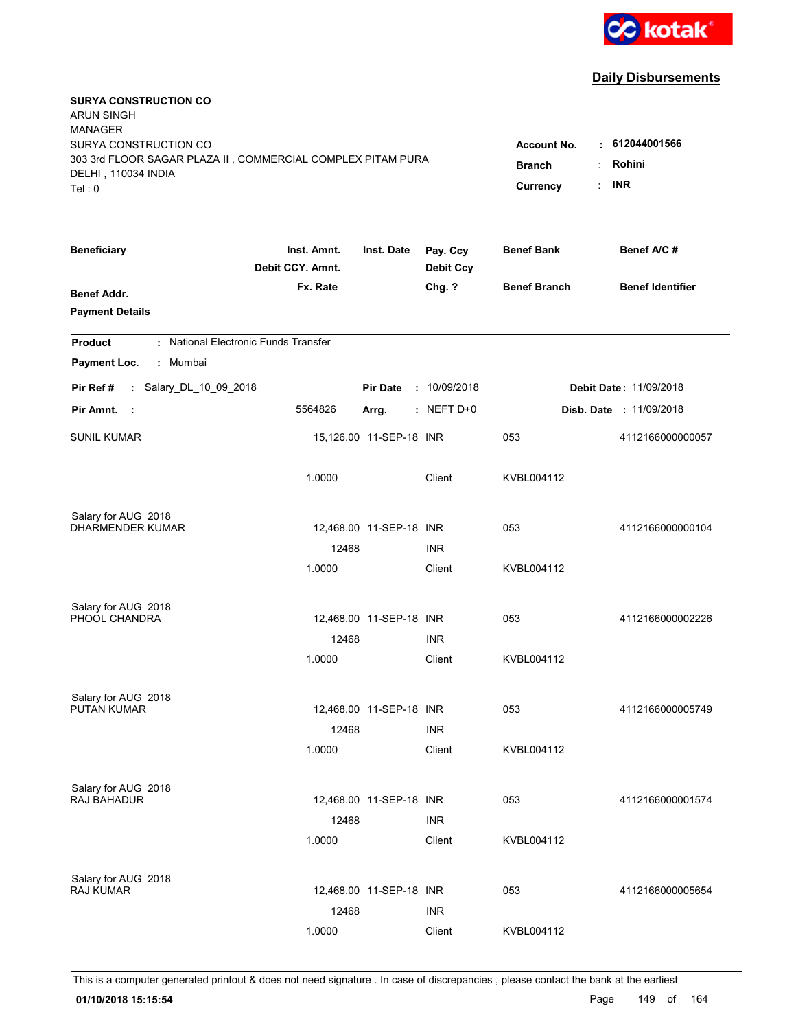kotak

## Daily Disbursements

**SURYA CONSTRUCTION CO**
ARUN SINGH
MANAGER
SURYA CONSTRUCTION CO
303 3rd FLOOR SAGAR PLAZA II , COMMERCIAL COMPLEX PITAM PURA
DELHI , 110034 INDIA
Tel : 0

**Account No.** : **612044001566**
**Branch** : **Rohini**
**Currency** : **INR**

| Beneficiary / Benef Addr. / Payment Details | Inst. Amnt. / Debit CCY. Amnt. / Fx. Rate | Inst. Date | Pay. Ccy / Debit Ccy / Chg. ? | Benef Bank / Benef Branch | Benef A/C # / Benef Identifier |
|---|---|---|---|---|---|

**Product** : National Electronic Funds Transfer
**Payment Loc.** : Mumbai

**Pir Ref #** : Salary_DL_10_09_2018 &nbsp; **Pir Date** : 10/09/2018 &nbsp; **Debit Date** : 11/09/2018
**Pir Amnt.** : 5564826 &nbsp; **Arrg.** : NEFT D+0 &nbsp; **Disb. Date** : 11/09/2018

| Beneficiary | Inst. Amnt. | Inst. Date | Pay. Ccy | Benef Bank | Benef A/C # |
|---|---|---|---|---|---|
| SUNIL KUMAR | 15,126.00 | 11-SEP-18 | INR | 053 | 4112166000000057 |
| | 1.0000 | | Client | KVBL004112 | |
| Salary for AUG 2018 | | | | | |
| DHARMENDER KUMAR | 12,468.00 | 11-SEP-18 | INR | 053 | 4112166000000104 |
| | 12468 | | INR | | |
| | 1.0000 | | Client | KVBL004112 | |
| Salary for AUG 2018 | | | | | |
| PHOOL CHANDRA | 12,468.00 | 11-SEP-18 | INR | 053 | 4112166000002226 |
| | 12468 | | INR | | |
| | 1.0000 | | Client | KVBL004112 | |
| Salary for AUG 2018 | | | | | |
| PUTAN KUMAR | 12,468.00 | 11-SEP-18 | INR | 053 | 4112166000005749 |
| | 12468 | | INR | | |
| | 1.0000 | | Client | KVBL004112 | |
| Salary for AUG 2018 | | | | | |
| RAJ BAHADUR | 12,468.00 | 11-SEP-18 | INR | 053 | 4112166000001574 |
| | 12468 | | INR | | |
| | 1.0000 | | Client | KVBL004112 | |
| Salary for AUG 2018 | | | | | |
| RAJ KUMAR | 12,468.00 | 11-SEP-18 | INR | 053 | 4112166000005654 |
| | 12468 | | INR | | |
| | 1.0000 | | Client | KVBL004112 | |

This is a computer generated printout & does not need signature . In case of discrepancies , please contact the bank at the earliest

**01/10/2018 15:15:54**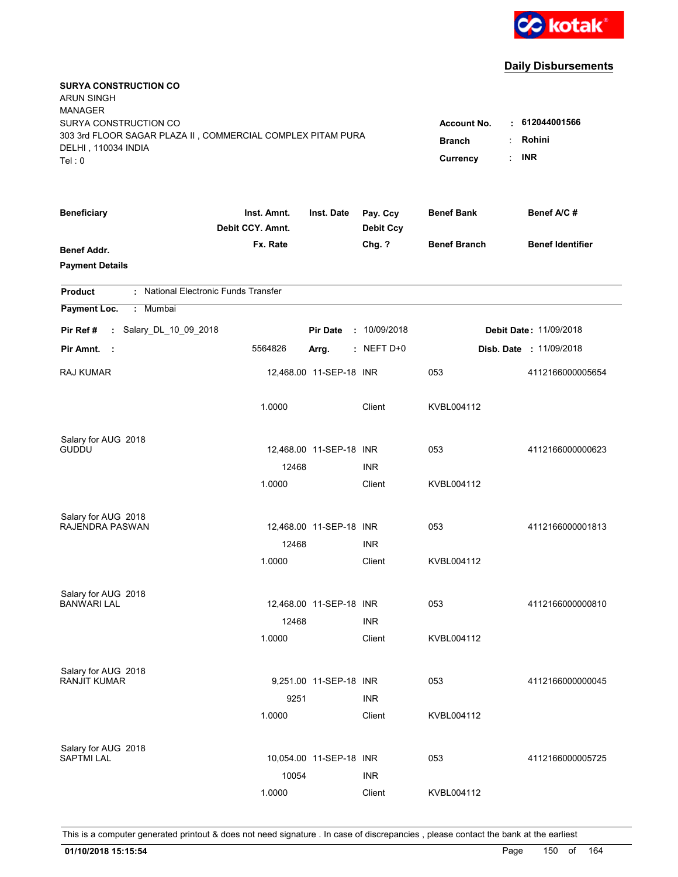kotak

## Daily Disbursements

**SURYA CONSTRUCTION CO**
ARUN SINGH
MANAGER
SURYA CONSTRUCTION CO
303 3rd FLOOR SAGAR PLAZA II , COMMERCIAL COMPLEX PITAM PURA
DELHI , 110034 INDIA
Tel : 0

**Account No.** : **612044001566**
**Branch** : **Rohini**
**Currency** : **INR**

| Beneficiary / Benef Addr. / Payment Details | Inst. Amnt. / Debit CCY. Amnt. / Fx. Rate | Inst. Date | Pay. Ccy / Debit Ccy / Chg. ? | Benef Bank / Benef Branch | Benef A/C # / Benef Identifier |
|---|---|---|---|---|---|

**Product** : National Electronic Funds Transfer
**Payment Loc.** : Mumbai

**Pir Ref #** : Salary_DL_10_09_2018 | **Pir Date** : 10/09/2018 | **Debit Date** : 11/09/2018
**Pir Amnt.** : 5564826 | **Arrg.** : NEFT D+0 | **Disb. Date** : 11/09/2018

| Beneficiary | Inst. Amnt. | Inst. Date | Pay. Ccy | Benef Bank | Benef A/C # |
|---|---|---|---|---|---|
| RAJ KUMAR | 12,468.00 | 11-SEP-18 | INR | 053 | 4112166000005654 |
| | 1.0000 | | Client | KVBL004112 | |
| Salary for AUG 2018 | | | | | |
| GUDDU | 12,468.00 | 11-SEP-18 | INR | 053 | 4112166000000623 |
| | 12468 | | INR | | |
| | 1.0000 | | Client | KVBL004112 | |
| Salary for AUG 2018 | | | | | |
| RAJENDRA PASWAN | 12,468.00 | 11-SEP-18 | INR | 053 | 4112166000001813 |
| | 12468 | | INR | | |
| | 1.0000 | | Client | KVBL004112 | |
| Salary for AUG 2018 | | | | | |
| BANWARI LAL | 12,468.00 | 11-SEP-18 | INR | 053 | 4112166000000810 |
| | 12468 | | INR | | |
| | 1.0000 | | Client | KVBL004112 | |
| Salary for AUG 2018 | | | | | |
| RANJIT KUMAR | 9,251.00 | 11-SEP-18 | INR | 053 | 4112166000000045 |
| | 9251 | | INR | | |
| | 1.0000 | | Client | KVBL004112 | |
| Salary for AUG 2018 | | | | | |
| SAPTMI LAL | 10,054.00 | 11-SEP-18 | INR | 053 | 4112166000005725 |
| | 10054 | | INR | | |
| | 1.0000 | | Client | KVBL004112 | |

This is a computer generated printout & does not need signature . In case of discrepancies , please contact the bank at the earliest

**01/10/2018 15:15:54**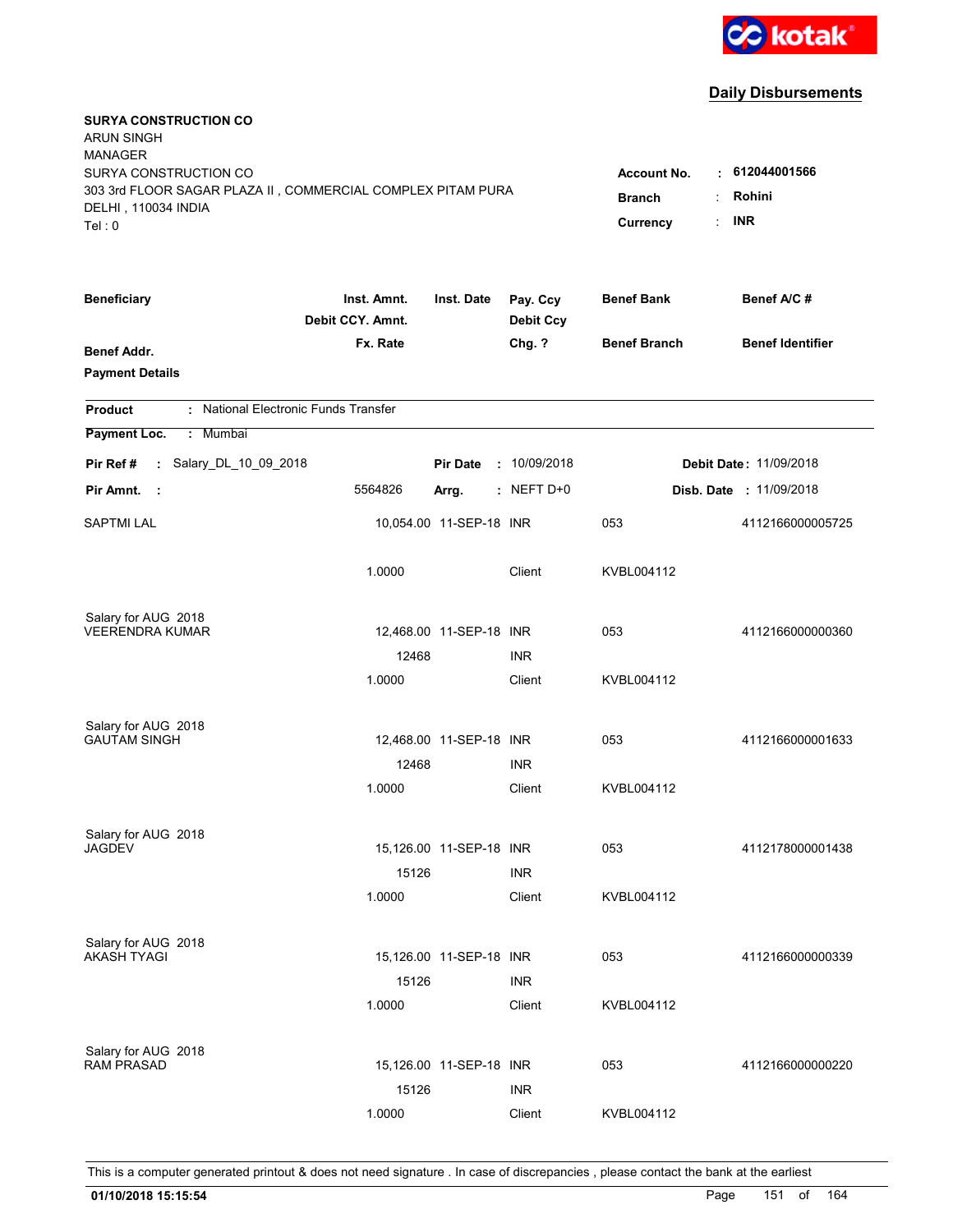**kotak**

## Daily Disbursements

**SURYA CONSTRUCTION CO**
ARUN SINGH
MANAGER
SURYA CONSTRUCTION CO
303 3rd FLOOR SAGAR PLAZA II , COMMERCIAL COMPLEX PITAM PURA
DELHI , 110034 INDIA
Tel : 0

| | | |
|---|---|---|
| **Account No.** | : | **612044001566** |
| **Branch** | : | **Rohini** |
| **Currency** | : | **INR** |

| Beneficiary / Benef Addr. / Payment Details | Inst. Amnt. / Debit CCY. Amnt. / Fx. Rate | Inst. Date | Pay. Ccy / Debit Ccy / Chg. ? | Benef Bank / Benef Branch | Benef A/C # / Benef Identifier |
|---|---|---|---|---|---|

**Product** : National Electronic Funds Transfer

**Payment Loc.** : Mumbai

**Pir Ref #** : Salary_DL_10_09_2018 | **Pir Date** : 10/09/2018 | **Debit Date** : 11/09/2018

**Pir Amnt.** : 5564826 | **Arrg.** : NEFT D+0 | **Disb. Date** : 11/09/2018

| Beneficiary | Inst. Amnt. | Inst. Date | Pay. Ccy | Benef Bank | Benef A/C # |
|---|---|---|---|---|---|
| SAPTMI LAL | 10,054.00 | 11-SEP-18 | INR | 053 | 4112166000005725 |
| | 1.0000 | | Client | KVBL004112 | |
| Salary for AUG 2018 | | | | | |
| VEERENDRA KUMAR | 12,468.00 | 11-SEP-18 | INR | 053 | 4112166000000360 |
| | 12468 | | INR | | |
| | 1.0000 | | Client | KVBL004112 | |
| Salary for AUG 2018 | | | | | |
| GAUTAM SINGH | 12,468.00 | 11-SEP-18 | INR | 053 | 4112166000001633 |
| | 12468 | | INR | | |
| | 1.0000 | | Client | KVBL004112 | |
| Salary for AUG 2018 | | | | | |
| JAGDEV | 15,126.00 | 11-SEP-18 | INR | 053 | 4112178000001438 |
| | 15126 | | INR | | |
| | 1.0000 | | Client | KVBL004112 | |
| Salary for AUG 2018 | | | | | |
| AKASH TYAGI | 15,126.00 | 11-SEP-18 | INR | 053 | 4112166000000339 |
| | 15126 | | INR | | |
| | 1.0000 | | Client | KVBL004112 | |
| Salary for AUG 2018 | | | | | |
| RAM PRASAD | 15,126.00 | 11-SEP-18 | INR | 053 | 4112166000000220 |
| | 15126 | | INR | | |
| | 1.0000 | | Client | KVBL004112 | |

This is a computer generated printout & does not need signature . In case of discrepancies , please contact the bank at the earliest

**01/10/2018 15:15:54**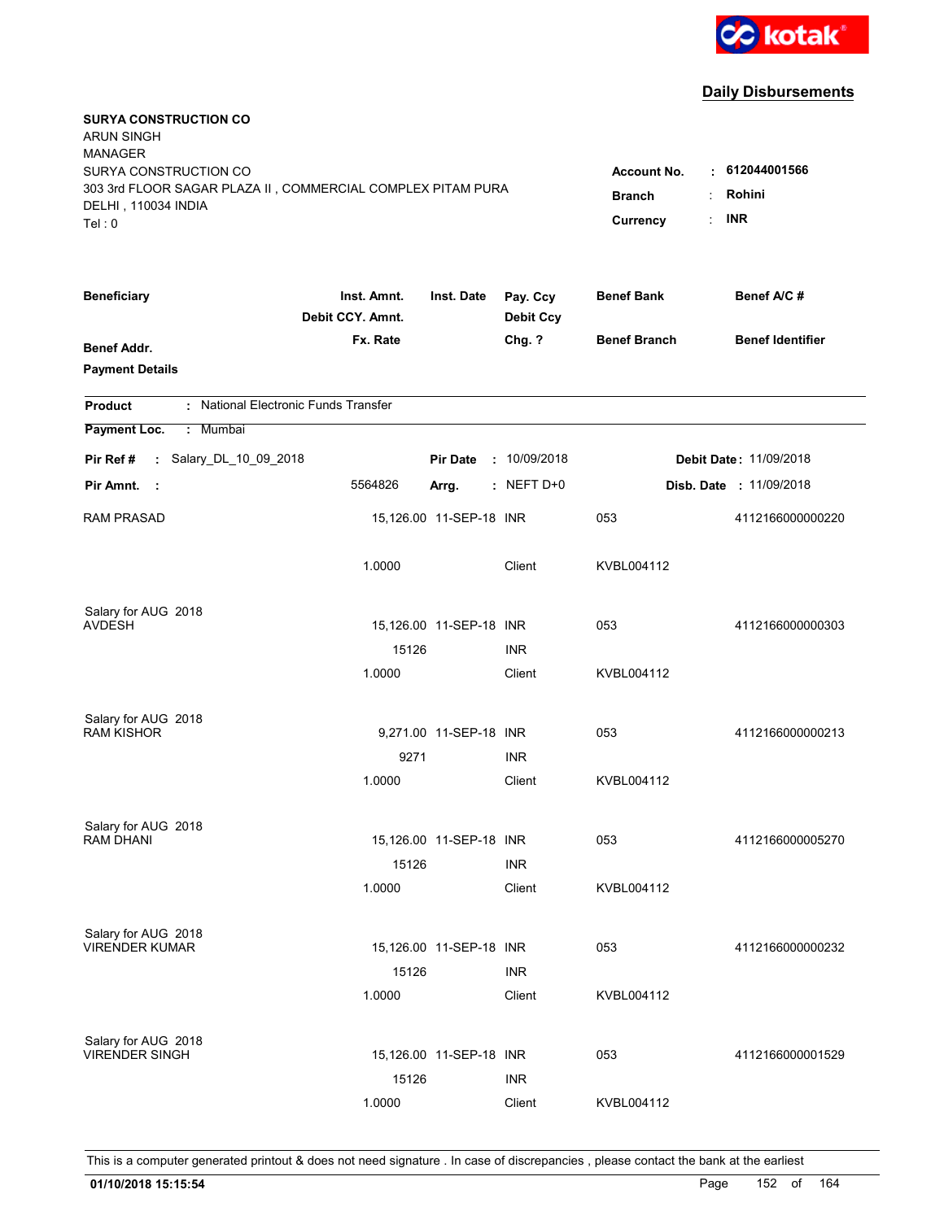kotak

## Daily Disbursements

**SURYA CONSTRUCTION CO**
ARUN SINGH
MANAGER
SURYA CONSTRUCTION CO
303 3rd FLOOR SAGAR PLAZA II , COMMERCIAL COMPLEX PITAM PURA
DELHI , 110034 INDIA
Tel : 0

| | | |
|---|---|---|
| **Account No.** | : | **612044001566** |
| **Branch** | : | **Rohini** |
| **Currency** | : | **INR** |

| Beneficiary / Benef Addr. / Payment Details | Inst. Amnt. / Debit CCY. Amnt. / Fx. Rate | Inst. Date | Pay. Ccy / Debit Ccy / Chg. ? | Benef Bank / Benef Branch | Benef A/C # / Benef Identifier |
|---|---|---|---|---|---|

**Product** : National Electronic Funds Transfer

**Payment Loc.** : Mumbai

**Pir Ref #** : Salary_DL_10_09_2018 | **Pir Date** : 10/09/2018 | **Debit Date** : 11/09/2018

**Pir Amnt.** : 5564826 | **Arrg.** : NEFT D+0 | **Disb. Date** : 11/09/2018

| Beneficiary | Inst. Amnt. / Debit CCY. Amnt. / Fx. Rate | Inst. Date | Pay. Ccy / Debit Ccy / Chg. ? | Benef Bank / Benef Branch | Benef A/C # |
|---|---|---|---|---|---|
| RAM PRASAD | 15,126.00 | 11-SEP-18 | INR | 053 | 4112166000000220 |
| | 1.0000 | | Client | KVBL004112 | |
| Salary for AUG 2018 | | | | | |
| AVDESH | 15,126.00 | 11-SEP-18 | INR | 053 | 4112166000000303 |
| | 15126 | | INR | | |
| | 1.0000 | | Client | KVBL004112 | |
| Salary for AUG 2018 | | | | | |
| RAM KISHOR | 9,271.00 | 11-SEP-18 | INR | 053 | 4112166000000213 |
| | 9271 | | INR | | |
| | 1.0000 | | Client | KVBL004112 | |
| Salary for AUG 2018 | | | | | |
| RAM DHANI | 15,126.00 | 11-SEP-18 | INR | 053 | 4112166000005270 |
| | 15126 | | INR | | |
| | 1.0000 | | Client | KVBL004112 | |
| Salary for AUG 2018 | | | | | |
| VIRENDER KUMAR | 15,126.00 | 11-SEP-18 | INR | 053 | 4112166000000232 |
| | 15126 | | INR | | |
| | 1.0000 | | Client | KVBL004112 | |
| Salary for AUG 2018 | | | | | |
| VIRENDER SINGH | 15,126.00 | 11-SEP-18 | INR | 053 | 4112166000001529 |
| | 15126 | | INR | | |
| | 1.0000 | | Client | KVBL004112 | |

This is a computer generated printout & does not need signature . In case of discrepancies , please contact the bank at the earliest

**01/10/2018 15:15:54**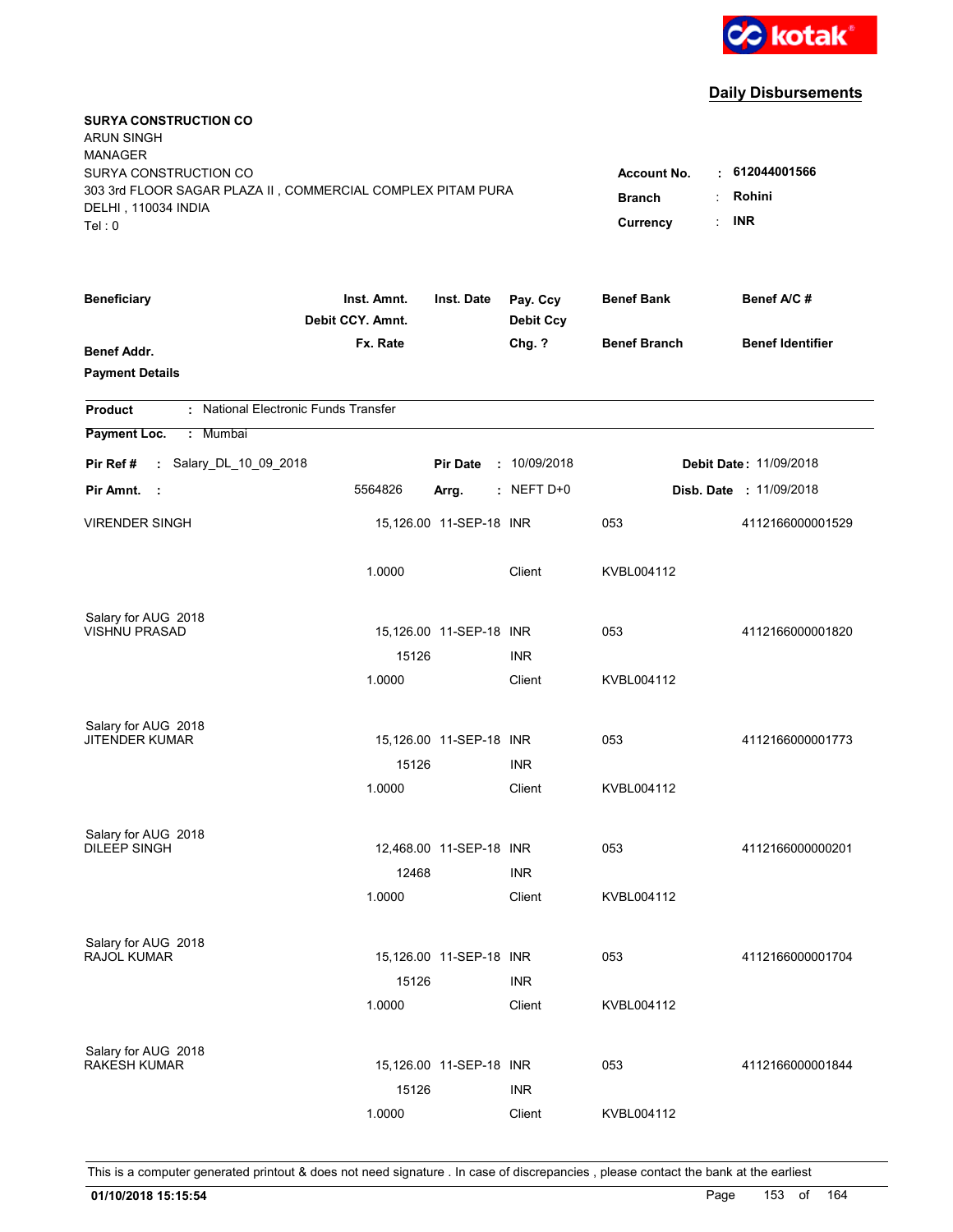kotak

## Daily Disbursements

**SURYA CONSTRUCTION CO**
ARUN SINGH
MANAGER
SURYA CONSTRUCTION CO
303 3rd FLOOR SAGAR PLAZA II , COMMERCIAL COMPLEX PITAM PURA
DELHI , 110034 INDIA
Tel : 0

| | | |
|---|---|---|
| **Account No.** | : | **612044001566** |
| **Branch** | : | **Rohini** |
| **Currency** | : | **INR** |

| **Beneficiary** / **Benef Addr.** / **Payment Details** | **Inst. Amnt.** / **Debit CCY. Amnt.** / **Fx. Rate** | **Inst. Date** | **Pay. Ccy** / **Debit Ccy** / **Chg. ?** | **Benef Bank** / **Benef Branch** | **Benef A/C #** / **Benef Identifier** |
|---|---|---|---|---|---|

**Product** : National Electronic Funds Transfer

**Payment Loc.** : Mumbai

**Pir Ref #** : Salary_DL_10_09_2018 | **Pir Date** : 10/09/2018 | **Debit Date** : 11/09/2018

**Pir Amnt.** : 5564826 | **Arrg.** : NEFT D+0 | **Disb. Date** : 11/09/2018

| Beneficiary | Inst. Amnt. / Debit CCY. Amnt. / Fx. Rate | Inst. Date | Pay. Ccy / Debit Ccy / Chg. ? | Benef Bank / Benef Branch | Benef A/C # |
|---|---|---|---|---|---|
| VIRENDER SINGH | 15,126.00 | 11-SEP-18 | INR | 053 | 4112166000001529 |
| | 1.0000 | | Client | KVBL004112 | |
| Salary for AUG 2018 | | | | | |
| VISHNU PRASAD | 15,126.00 | 11-SEP-18 | INR | 053 | 4112166000001820 |
| | 15126 | | INR | | |
| | 1.0000 | | Client | KVBL004112 | |
| Salary for AUG 2018 | | | | | |
| JITENDER KUMAR | 15,126.00 | 11-SEP-18 | INR | 053 | 4112166000001773 |
| | 15126 | | INR | | |
| | 1.0000 | | Client | KVBL004112 | |
| Salary for AUG 2018 | | | | | |
| DILEEP SINGH | 12,468.00 | 11-SEP-18 | INR | 053 | 4112166000000201 |
| | 12468 | | INR | | |
| | 1.0000 | | Client | KVBL004112 | |
| Salary for AUG 2018 | | | | | |
| RAJOL KUMAR | 15,126.00 | 11-SEP-18 | INR | 053 | 4112166000001704 |
| | 15126 | | INR | | |
| | 1.0000 | | Client | KVBL004112 | |
| Salary for AUG 2018 | | | | | |
| RAKESH KUMAR | 15,126.00 | 11-SEP-18 | INR | 053 | 4112166000001844 |
| | 15126 | | INR | | |
| | 1.0000 | | Client | KVBL004112 | |

This is a computer generated printout & does not need signature . In case of discrepancies , please contact the bank at the earliest

**01/10/2018 15:15:54**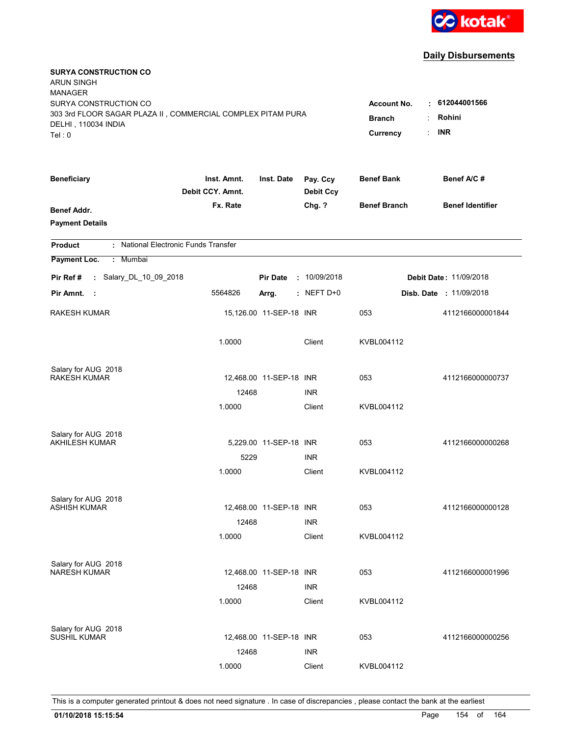kotak

## Daily Disbursements

**SURYA CONSTRUCTION CO**
ARUN SINGH
MANAGER
SURYA CONSTRUCTION CO
303 3rd FLOOR SAGAR PLAZA II , COMMERCIAL COMPLEX PITAM PURA
DELHI , 110034 INDIA
Tel : 0

**Account No.** : **612044001566**
**Branch** : **Rohini**
**Currency** : **INR**

| Beneficiary / Benef Addr. / Payment Details | Inst. Amnt. / Debit CCY. Amnt. / Fx. Rate | Inst. Date | Pay. Ccy / Debit Ccy / Chg. ? | Benef Bank / Benef Branch | Benef A/C # / Benef Identifier |
|---|---|---|---|---|---|

**Product** : National Electronic Funds Transfer

**Payment Loc.** : Mumbai

**Pir Ref #** : Salary_DL_10_09_2018 **Pir Date** : 10/09/2018 **Debit Date** : 11/09/2018

**Pir Amnt.** : 5564826 **Arrg.** : NEFT D+0 **Disb. Date** : 11/09/2018

| Beneficiary | Inst. Amnt. | Inst. Date | Pay. Ccy | Benef Bank | Benef A/C # |
|---|---|---|---|---|---|
| RAKESH KUMAR | 15,126.00 | 11-SEP-18 | INR | 053 | 4112166000001844 |
| | 1.0000 | | Client | KVBL004112 | |
| Salary for AUG 2018 | | | | | |
| RAKESH KUMAR | 12,468.00 | 11-SEP-18 | INR | 053 | 4112166000000737 |
| | 12468 | | INR | | |
| | 1.0000 | | Client | KVBL004112 | |
| Salary for AUG 2018 | | | | | |
| AKHILESH KUMAR | 5,229.00 | 11-SEP-18 | INR | 053 | 4112166000000268 |
| | 5229 | | INR | | |
| | 1.0000 | | Client | KVBL004112 | |
| Salary for AUG 2018 | | | | | |
| ASHISH KUMAR | 12,468.00 | 11-SEP-18 | INR | 053 | 4112166000000128 |
| | 12468 | | INR | | |
| | 1.0000 | | Client | KVBL004112 | |
| Salary for AUG 2018 | | | | | |
| NARESH KUMAR | 12,468.00 | 11-SEP-18 | INR | 053 | 4112166000001996 |
| | 12468 | | INR | | |
| | 1.0000 | | Client | KVBL004112 | |
| Salary for AUG 2018 | | | | | |
| SUSHIL KUMAR | 12,468.00 | 11-SEP-18 | INR | 053 | 4112166000000256 |
| | 12468 | | INR | | |
| | 1.0000 | | Client | KVBL004112 | |

This is a computer generated printout & does not need signature . In case of discrepancies , please contact the bank at the earliest

**01/10/2018 15:15:54**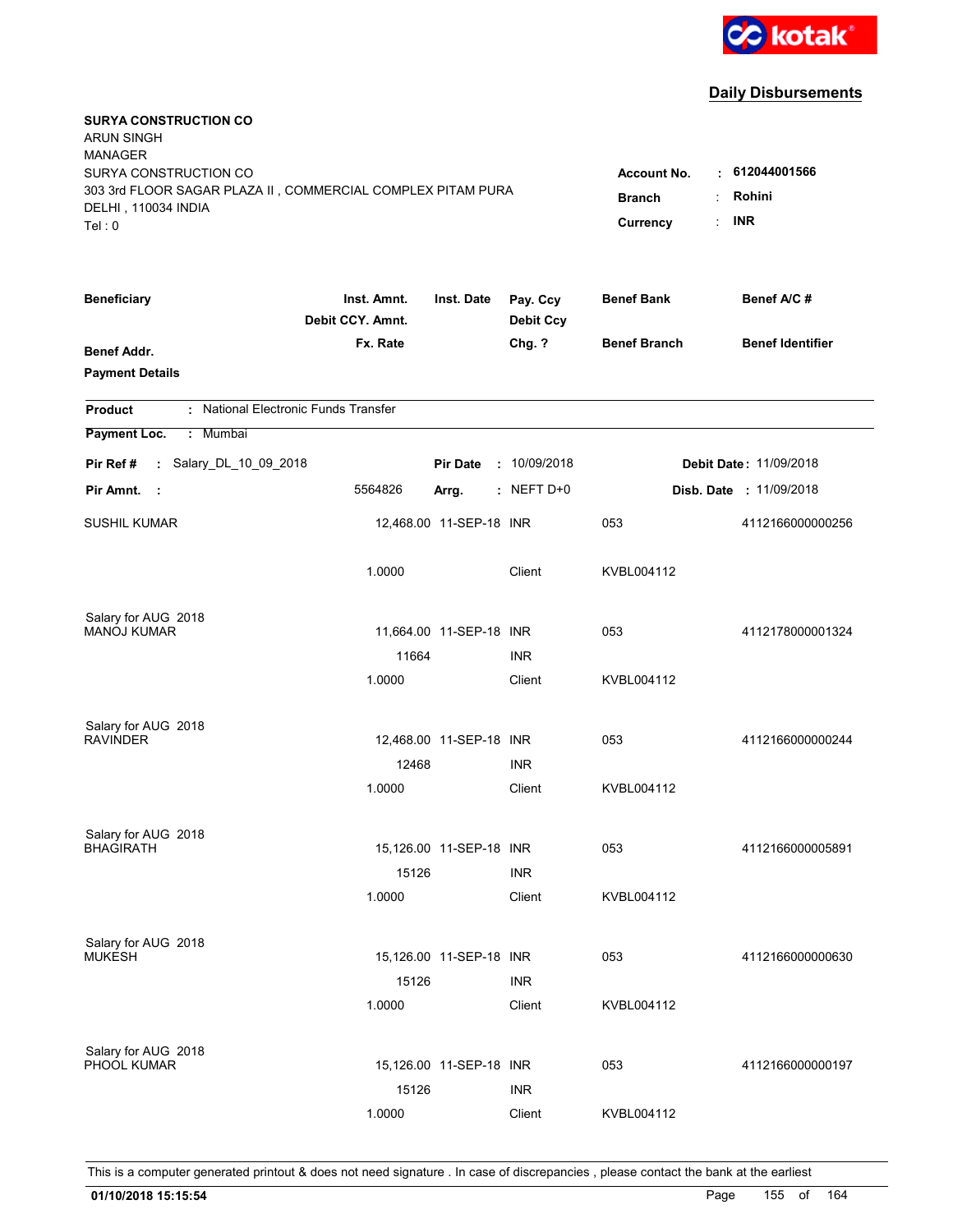**Daily Disbursements**

**SURYA CONSTRUCTION CO**
ARUN SINGH
MANAGER
SURYA CONSTRUCTION CO
303 3rd FLOOR SAGAR PLAZA II , COMMERCIAL COMPLEX PITAM PURA
DELHI , 110034 INDIA
Tel : 0

| | | |
|---|---|---|
| **Account No.** | : | **612044001566** |
| **Branch** | : | **Rohini** |
| **Currency** | : | **INR** |

| Beneficiary / Benef Addr. / Payment Details | Inst. Amnt. / Debit CCY. Amnt. / Fx. Rate | Inst. Date | Pay. Ccy / Debit Ccy / Chg. ? | Benef Bank / Benef Branch | Benef A/C # / Benef Identifier |
|---|---|---|---|---|---|

**Product** : National Electronic Funds Transfer

**Payment Loc.** : Mumbai

**Pir Ref #** : Salary_DL_10_09_2018 **Pir Date** : 10/09/2018 **Debit Date** : 11/09/2018

**Pir Amnt.** : 5564826 **Arrg.** : NEFT D+0 **Disb. Date** : 11/09/2018

| Beneficiary | Inst. Amnt. | Inst. Date | Pay. Ccy | Benef Bank | Benef A/C # |
|---|---|---|---|---|---|
| SUSHIL KUMAR | 12,468.00 | 11-SEP-18 | INR | 053 | 4112166000000256 |
| | 1.0000 | | Client | KVBL004112 | |
| Salary for AUG 2018 | | | | | |
| MANOJ KUMAR | 11,664.00 | 11-SEP-18 | INR | 053 | 4112178000001324 |
| | 11664 | | INR | | |
| | 1.0000 | | Client | KVBL004112 | |
| Salary for AUG 2018 | | | | | |
| RAVINDER | 12,468.00 | 11-SEP-18 | INR | 053 | 4112166000000244 |
| | 12468 | | INR | | |
| | 1.0000 | | Client | KVBL004112 | |
| Salary for AUG 2018 | | | | | |
| BHAGIRATH | 15,126.00 | 11-SEP-18 | INR | 053 | 4112166000005891 |
| | 15126 | | INR | | |
| | 1.0000 | | Client | KVBL004112 | |
| Salary for AUG 2018 | | | | | |
| MUKESH | 15,126.00 | 11-SEP-18 | INR | 053 | 4112166000000630 |
| | 15126 | | INR | | |
| | 1.0000 | | Client | KVBL004112 | |
| Salary for AUG 2018 | | | | | |
| PHOOL KUMAR | 15,126.00 | 11-SEP-18 | INR | 053 | 4112166000000197 |
| | 15126 | | INR | | |
| | 1.0000 | | Client | KVBL004112 | |

This is a computer generated printout & does not need signature . In case of discrepancies , please contact the bank at the earliest

**01/10/2018 15:15:54**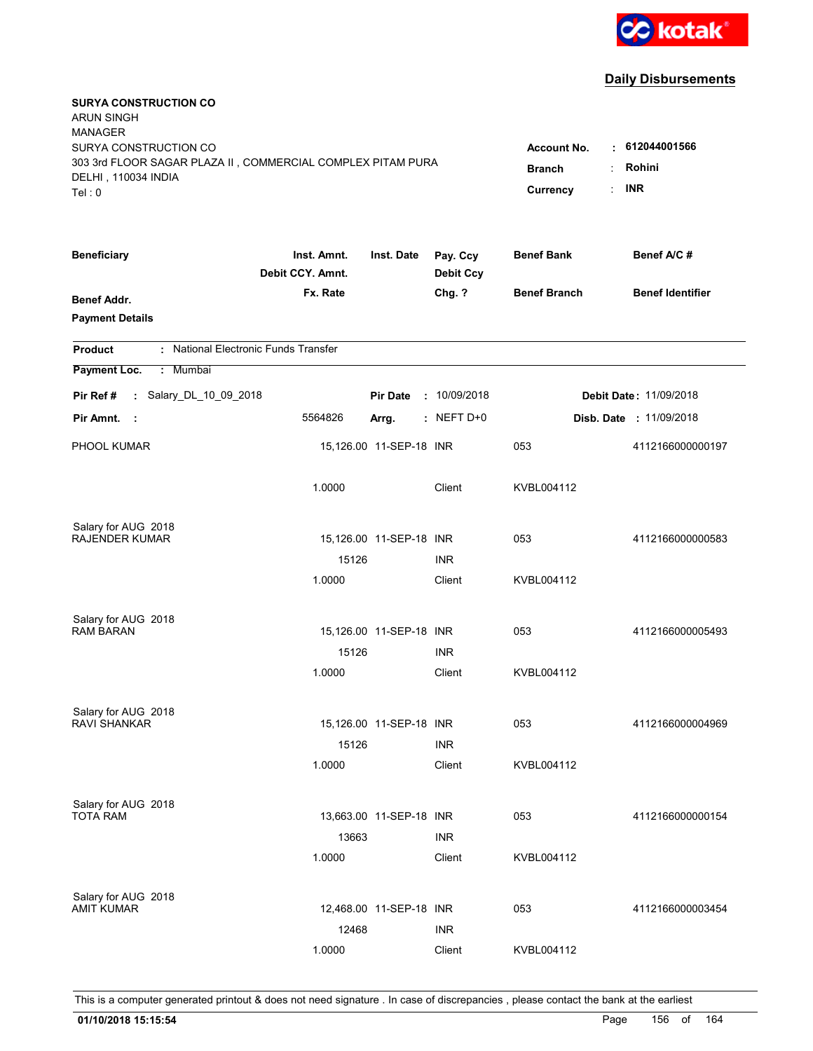kotak

## Daily Disbursements

**SURYA CONSTRUCTION CO**
ARUN SINGH
MANAGER
SURYA CONSTRUCTION CO
303 3rd FLOOR SAGAR PLAZA II , COMMERCIAL COMPLEX PITAM PURA
DELHI , 110034 INDIA
Tel : 0

**Account No.** : **612044001566**
**Branch** : **Rohini**
**Currency** : **INR**

| Beneficiary | Inst. Amnt. / Debit CCY. Amnt. / Fx. Rate | Inst. Date | Pay. Ccy / Debit Ccy / Chg. ? | Benef Bank / Benef Branch | Benef A/C # / Benef Identifier |
|---|---|---|---|---|---|
| **Benef Addr.** | | | | | |
| **Payment Details** | | | | | |

**Product** : National Electronic Funds Transfer

**Payment Loc.** : Mumbai

**Pir Ref #** : Salary_DL_10_09_2018 **Pir Date** : 10/09/2018 **Debit Date** : 11/09/2018

**Pir Amnt.** : 5564826 **Arrg.** : NEFT D+0 **Disb. Date** : 11/09/2018

| Beneficiary | Inst. Amnt. / Debit CCY. Amnt. / Fx. Rate | Inst. Date | Pay. Ccy / Debit Ccy / Chg. ? | Benef Bank / Benef Branch | Benef A/C # |
|---|---|---|---|---|---|
| PHOOL KUMAR | 15,126.00 | 11-SEP-18 | INR | 053 | 4112166000000197 |
| | 1.0000 | | Client | KVBL004112 | |
| Salary for AUG 2018 | | | | | |
| RAJENDER KUMAR | 15,126.00 | 11-SEP-18 | INR | 053 | 4112166000000583 |
| | 15126 | | INR | | |
| | 1.0000 | | Client | KVBL004112 | |
| Salary for AUG 2018 | | | | | |
| RAM BARAN | 15,126.00 | 11-SEP-18 | INR | 053 | 4112166000005493 |
| | 15126 | | INR | | |
| | 1.0000 | | Client | KVBL004112 | |
| Salary for AUG 2018 | | | | | |
| RAVI SHANKAR | 15,126.00 | 11-SEP-18 | INR | 053 | 4112166000004969 |
| | 15126 | | INR | | |
| | 1.0000 | | Client | KVBL004112 | |
| Salary for AUG 2018 | | | | | |
| TOTA RAM | 13,663.00 | 11-SEP-18 | INR | 053 | 4112166000000154 |
| | 13663 | | INR | | |
| | 1.0000 | | Client | KVBL004112 | |
| Salary for AUG 2018 | | | | | |
| AMIT KUMAR | 12,468.00 | 11-SEP-18 | INR | 053 | 4112166000003454 |
| | 12468 | | INR | | |
| | 1.0000 | | Client | KVBL004112 | |

This is a computer generated printout & does not need signature . In case of discrepancies , please contact the bank at the earliest

**01/10/2018 15:15:54**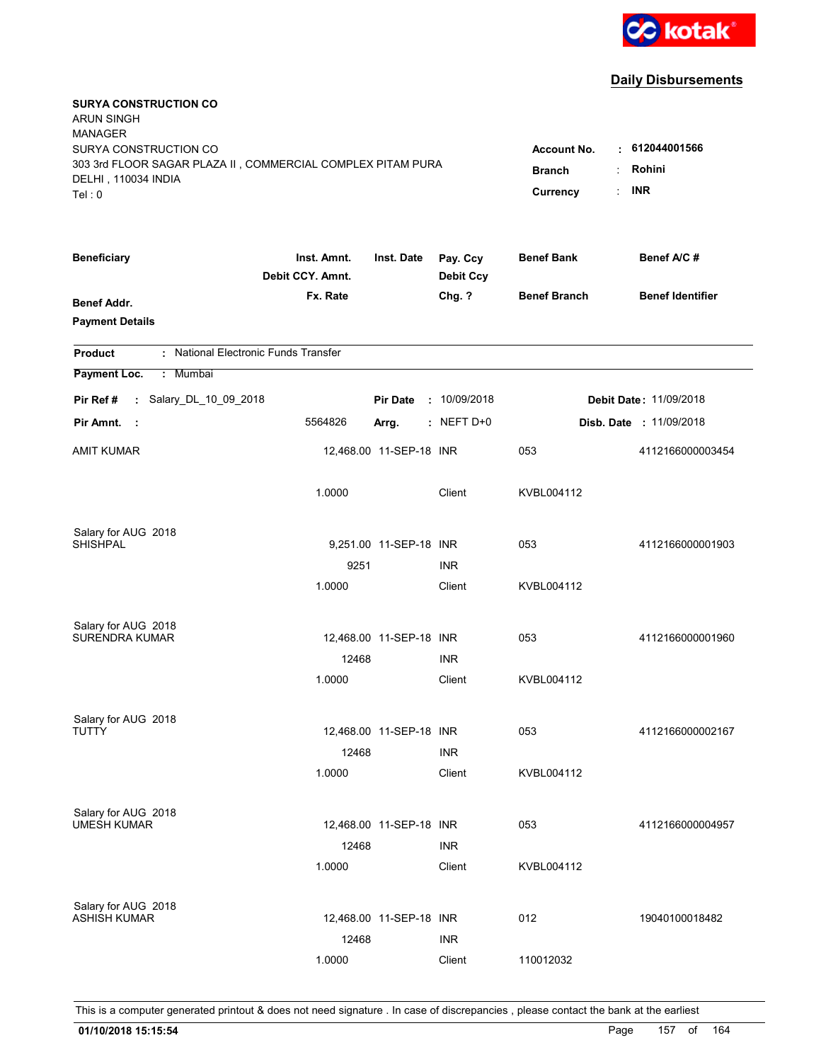**kotak**

## Daily Disbursements

**SURYA CONSTRUCTION CO**
ARUN SINGH
MANAGER
SURYA CONSTRUCTION CO
303 3rd FLOOR SAGAR PLAZA II , COMMERCIAL COMPLEX PITAM PURA
DELHI , 110034 INDIA
Tel : 0

**Account No.** : **612044001566**
**Branch** : **Rohini**
**Currency** : **INR**

| Beneficiary | Inst. Amnt. / Debit CCY. Amnt. / Fx. Rate | Inst. Date | Pay. Ccy / Debit Ccy / Chg. ? | Benef Bank / Benef Branch | Benef A/C # / Benef Identifier |
|---|---|---|---|---|---|
| **Benef Addr.** | | | | | |
| **Payment Details** | | | | | |

**Product** : National Electronic Funds Transfer

**Payment Loc.** : Mumbai

**Pir Ref #** : Salary_DL_10_09_2018 **Pir Date** : 10/09/2018 **Debit Date** : 11/09/2018

**Pir Amnt.** : 5564826 **Arrg.** : NEFT D+0 **Disb. Date** : 11/09/2018

| Beneficiary | Inst. Amnt. | Inst. Date | Pay. Ccy | Benef Bank | Benef A/C # |
|---|---|---|---|---|---|
| AMIT KUMAR | 12,468.00 | 11-SEP-18 | INR | 053 | 4112166000003454 |
| | 1.0000 | | Client | KVBL004112 | |
| Salary for AUG 2018 | | | | | |
| SHISHPAL | 9,251.00 | 11-SEP-18 | INR | 053 | 4112166000001903 |
| | 9251 | | INR | | |
| | 1.0000 | | Client | KVBL004112 | |
| Salary for AUG 2018 | | | | | |
| SURENDRA KUMAR | 12,468.00 | 11-SEP-18 | INR | 053 | 4112166000001960 |
| | 12468 | | INR | | |
| | 1.0000 | | Client | KVBL004112 | |
| Salary for AUG 2018 | | | | | |
| TUTTY | 12,468.00 | 11-SEP-18 | INR | 053 | 4112166000002167 |
| | 12468 | | INR | | |
| | 1.0000 | | Client | KVBL004112 | |
| Salary for AUG 2018 | | | | | |
| UMESH KUMAR | 12,468.00 | 11-SEP-18 | INR | 053 | 4112166000004957 |
| | 12468 | | INR | | |
| | 1.0000 | | Client | KVBL004112 | |
| Salary for AUG 2018 | | | | | |
| ASHISH KUMAR | 12,468.00 | 11-SEP-18 | INR | 012 | 19040100018482 |
| | 12468 | | INR | | |
| | 1.0000 | | Client | 110012032 | |

This is a computer generated printout & does not need signature . In case of discrepancies , please contact the bank at the earliest

**01/10/2018 15:15:54**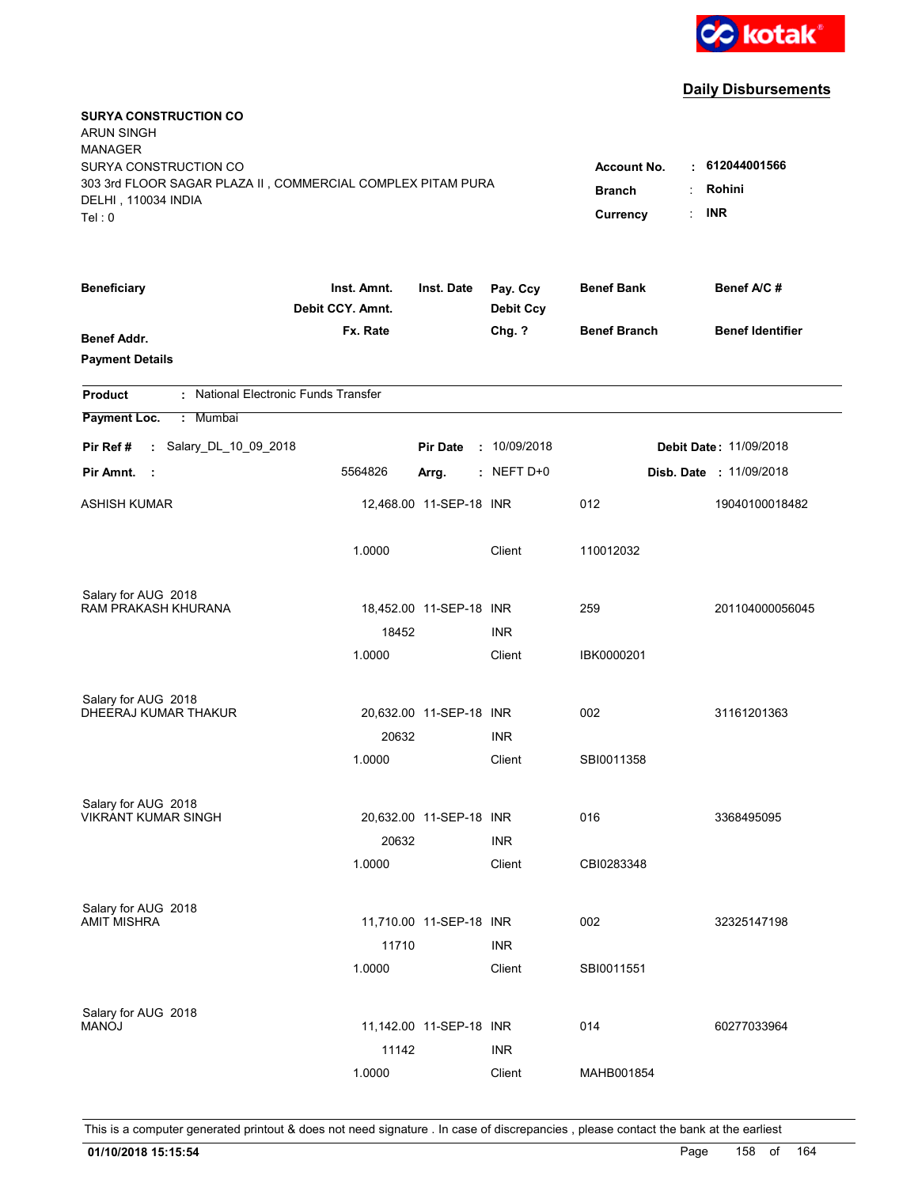**Daily Disbursements**

**SURYA CONSTRUCTION CO**
ARUN SINGH
MANAGER
SURYA CONSTRUCTION CO
303 3rd FLOOR SAGAR PLAZA II , COMMERCIAL COMPLEX PITAM PURA
DELHI , 110034 INDIA
Tel : 0

**Account No.** : **612044001566**
**Branch** : **Rohini**
**Currency** : **INR**

| Beneficiary | Inst. Amnt. / Debit CCY. Amnt. / Fx. Rate | Inst. Date | Pay. Ccy / Debit Ccy / Chg. ? | Benef Bank / Benef Branch | Benef A/C # / Benef Identifier |
|---|---|---|---|---|---|
| **Benef Addr.** | | | | | |
| **Payment Details** | | | | | |

**Product** : National Electronic Funds Transfer
**Payment Loc.** : Mumbai

**Pir Ref #** : Salary_DL_10_09_2018 **Pir Date** : 10/09/2018 **Debit Date** : 11/09/2018
**Pir Amnt.** : 5564826 **Arrg.** : NEFT D+0 **Disb. Date** : 11/09/2018

| Beneficiary | Inst. Amnt. | Inst. Date | Pay. Ccy | Benef Bank | Benef A/C # |
|---|---|---|---|---|---|
| ASHISH KUMAR | 12,468.00 | 11-SEP-18 | INR | 012 | 19040100018482 |
| | 1.0000 | | Client | 110012032 | |
| Salary for AUG 2018 | | | | | |
| RAM PRAKASH KHURANA | 18,452.00 | 11-SEP-18 | INR | 259 | 201104000056045 |
| | 18452 | | INR | | |
| | 1.0000 | | Client | IBK0000201 | |
| Salary for AUG 2018 | | | | | |
| DHEERAJ KUMAR THAKUR | 20,632.00 | 11-SEP-18 | INR | 002 | 31161201363 |
| | 20632 | | INR | | |
| | 1.0000 | | Client | SBI0011358 | |
| Salary for AUG 2018 | | | | | |
| VIKRANT KUMAR SINGH | 20,632.00 | 11-SEP-18 | INR | 016 | 3368495095 |
| | 20632 | | INR | | |
| | 1.0000 | | Client | CBI0283348 | |
| Salary for AUG 2018 | | | | | |
| AMIT MISHRA | 11,710.00 | 11-SEP-18 | INR | 002 | 32325147198 |
| | 11710 | | INR | | |
| | 1.0000 | | Client | SBI0011551 | |
| Salary for AUG 2018 | | | | | |
| MANOJ | 11,142.00 | 11-SEP-18 | INR | 014 | 60277033964 |
| | 11142 | | INR | | |
| | 1.0000 | | Client | MAHB001854 | |

This is a computer generated printout & does not need signature . In case of discrepancies , please contact the bank at the earliest

**01/10/2018 15:15:54**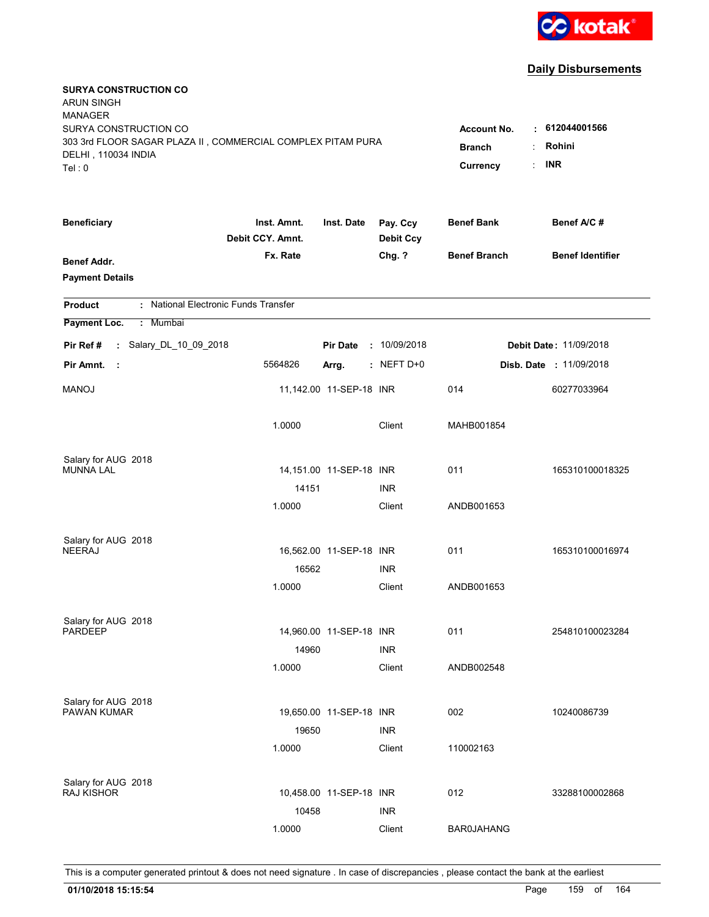kotak

## Daily Disbursements

**SURYA CONSTRUCTION CO**
ARUN SINGH
MANAGER
SURYA CONSTRUCTION CO
303 3rd FLOOR SAGAR PLAZA II , COMMERCIAL COMPLEX PITAM PURA
DELHI , 110034 INDIA
Tel : 0

**Account No.** : **612044001566**
**Branch** : **Rohini**
**Currency** : **INR**

| Beneficiary / Benef Addr. / Payment Details | Inst. Amnt. / Debit CCY. Amnt. / Fx. Rate | Inst. Date | Pay. Ccy / Debit Ccy / Chg. ? | Benef Bank / Benef Branch | Benef A/C # / Benef Identifier |
|---|---|---|---|---|---|

**Product** : National Electronic Funds Transfer
**Payment Loc.** : Mumbai

**Pir Ref #** : Salary_DL_10_09_2018 **Pir Date** : 10/09/2018 **Debit Date** : 11/09/2018
**Pir Amnt.** : 5564826 **Arrg.** : NEFT D+0 **Disb. Date** : 11/09/2018

| Beneficiary | Inst. Amnt. | Inst. Date | Pay. Ccy | Benef Bank | Benef A/C # |
|---|---|---|---|---|---|
| MANOJ | 11,142.00 | 11-SEP-18 | INR | 014 | 60277033964 |
| | 1.0000 | | Client | MAHB001854 | |
| Salary for AUG 2018 | | | | | |
| MUNNA LAL | 14,151.00 | 11-SEP-18 | INR | 011 | 165310100018325 |
| | 14151 | | INR | | |
| | 1.0000 | | Client | ANDB001653 | |
| Salary for AUG 2018 | | | | | |
| NEERAJ | 16,562.00 | 11-SEP-18 | INR | 011 | 165310100016974 |
| | 16562 | | INR | | |
| | 1.0000 | | Client | ANDB001653 | |
| Salary for AUG 2018 | | | | | |
| PARDEEP | 14,960.00 | 11-SEP-18 | INR | 011 | 254810100023284 |
| | 14960 | | INR | | |
| | 1.0000 | | Client | ANDB002548 | |
| Salary for AUG 2018 | | | | | |
| PAWAN KUMAR | 19,650.00 | 11-SEP-18 | INR | 002 | 10240086739 |
| | 19650 | | INR | | |
| | 1.0000 | | Client | 110002163 | |
| Salary for AUG 2018 | | | | | |
| RAJ KISHOR | 10,458.00 | 11-SEP-18 | INR | 012 | 33288100002868 |
| | 10458 | | INR | | |
| | 1.0000 | | Client | BAR0JAHANG | |

This is a computer generated printout & does not need signature . In case of discrepancies , please contact the bank at the earliest

**01/10/2018 15:15:54**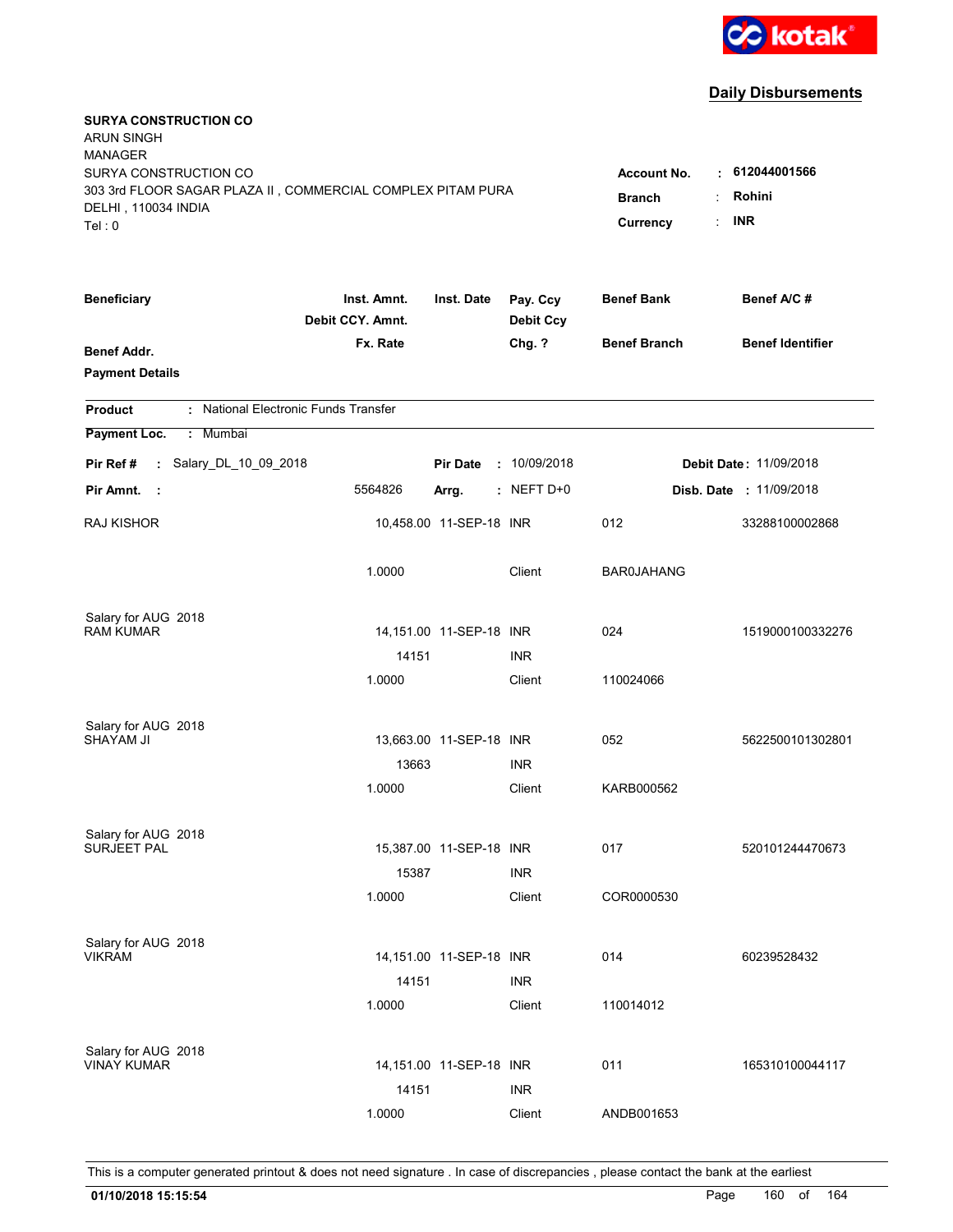**Daily Disbursements**

**SURYA CONSTRUCTION CO**
ARUN SINGH
MANAGER
SURYA CONSTRUCTION CO
303 3rd FLOOR SAGAR PLAZA II , COMMERCIAL COMPLEX PITAM PURA
DELHI , 110034 INDIA
Tel : 0

**Account No.** : **612044001566**
**Branch** : **Rohini**
**Currency** : **INR**

| Beneficiary / Benef Addr. / Payment Details | Inst. Amnt. / Debit CCY. Amnt. / Fx. Rate | Inst. Date | Pay. Ccy / Debit Ccy / Chg. ? | Benef Bank / Benef Branch | Benef A/C # / Benef Identifier |
|---|---|---|---|---|---|

**Product** : National Electronic Funds Transfer

**Payment Loc.** : Mumbai

**Pir Ref #** : Salary_DL_10_09_2018 **Pir Date** : 10/09/2018 **Debit Date** : 11/09/2018

**Pir Amnt.** : 5564826 **Arrg.** : NEFT D+0 **Disb. Date** : 11/09/2018

| Beneficiary | Inst. Amnt. | Inst. Date | Pay. Ccy | Benef Bank | Benef A/C # |
|---|---|---|---|---|---|
| RAJ KISHOR | 10,458.00 | 11-SEP-18 | INR | 012 | 33288100002868 |
| | 1.0000 | | Client | BAR0JAHANG | |
| Salary for AUG 2018 | | | | | |
| RAM KUMAR | 14,151.00 | 11-SEP-18 | INR | 024 | 1519000100332276 |
| | 14151 | | INR | | |
| | 1.0000 | | Client | 110024066 | |
| Salary for AUG 2018 | | | | | |
| SHAYAM JI | 13,663.00 | 11-SEP-18 | INR | 052 | 5622500101302801 |
| | 13663 | | INR | | |
| | 1.0000 | | Client | KARB000562 | |
| Salary for AUG 2018 | | | | | |
| SURJEET PAL | 15,387.00 | 11-SEP-18 | INR | 017 | 520101244470673 |
| | 15387 | | INR | | |
| | 1.0000 | | Client | COR0000530 | |
| Salary for AUG 2018 | | | | | |
| VIKRAM | 14,151.00 | 11-SEP-18 | INR | 014 | 60239528432 |
| | 14151 | | INR | | |
| | 1.0000 | | Client | 110014012 | |
| Salary for AUG 2018 | | | | | |
| VINAY KUMAR | 14,151.00 | 11-SEP-18 | INR | 011 | 165310100044117 |
| | 14151 | | INR | | |
| | 1.0000 | | Client | ANDB001653 | |

This is a computer generated printout & does not need signature . In case of discrepancies , please contact the bank at the earliest

**01/10/2018 15:15:54**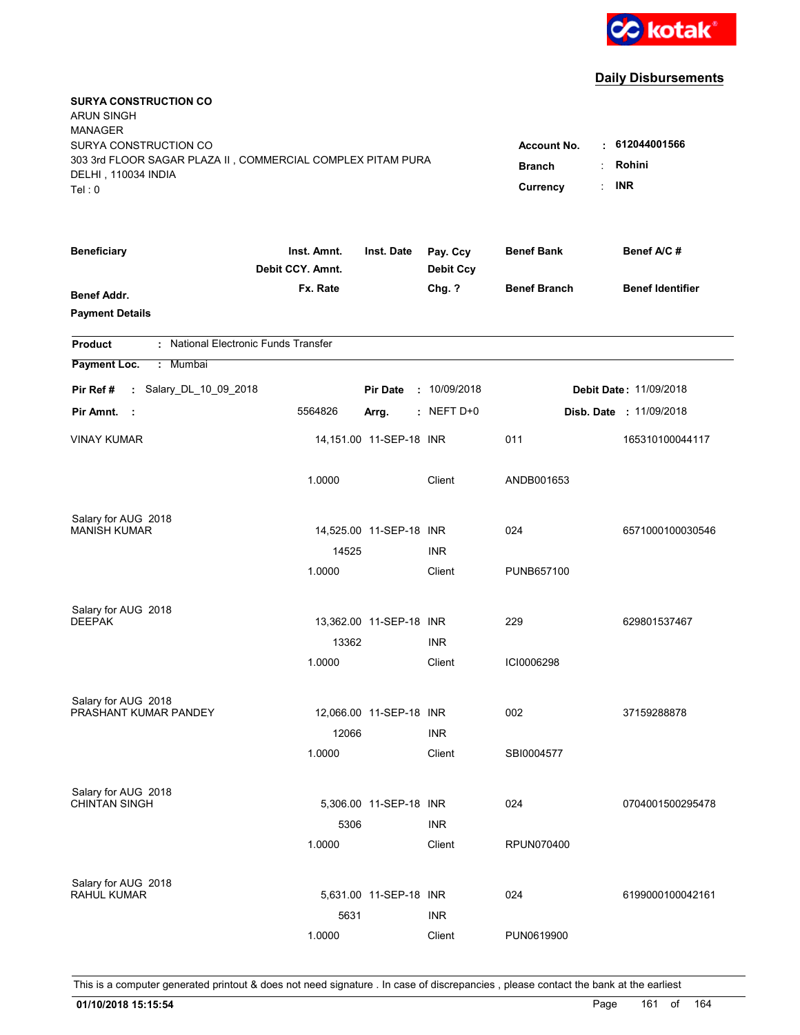kotak

## Daily Disbursements

**SURYA CONSTRUCTION CO**
ARUN SINGH
MANAGER
SURYA CONSTRUCTION CO
303 3rd FLOOR SAGAR PLAZA II , COMMERCIAL COMPLEX PITAM PURA
DELHI , 110034 INDIA
Tel : 0

**Account No.** : **612044001566**
**Branch** : **Rohini**
**Currency** : **INR**

| Beneficiary / Benef Addr. / Payment Details | Inst. Amnt. / Debit CCY. Amnt. / Fx. Rate | Inst. Date | Pay. Ccy / Debit Ccy / Chg. ? | Benef Bank / Benef Branch | Benef A/C # / Benef Identifier |
|---|---|---|---|---|---|

**Product** : National Electronic Funds Transfer
**Payment Loc.** : Mumbai

**Pir Ref #** : Salary_DL_10_09_2018 | **Pir Date** : 10/09/2018 | **Debit Date** : 11/09/2018
**Pir Amnt.** : 5564826 | **Arrg.** : NEFT D+0 | **Disb. Date** : 11/09/2018

| Beneficiary | Inst. Amnt. | Inst. Date | Pay. Ccy | Benef Bank | Benef A/C # |
|---|---|---|---|---|---|
| VINAY KUMAR | 14,151.00 | 11-SEP-18 | INR | 011 | 165310100044117 |
| | 1.0000 | | Client | ANDB001653 | |
| Salary for AUG 2018 | | | | | |
| MANISH KUMAR | 14,525.00 | 11-SEP-18 | INR | 024 | 6571000100030546 |
| | 14525 | | INR | | |
| | 1.0000 | | Client | PUNB657100 | |
| Salary for AUG 2018 | | | | | |
| DEEPAK | 13,362.00 | 11-SEP-18 | INR | 229 | 629801537467 |
| | 13362 | | INR | | |
| | 1.0000 | | Client | ICI0006298 | |
| Salary for AUG 2018 | | | | | |
| PRASHANT KUMAR PANDEY | 12,066.00 | 11-SEP-18 | INR | 002 | 37159288878 |
| | 12066 | | INR | | |
| | 1.0000 | | Client | SBI0004577 | |
| Salary for AUG 2018 | | | | | |
| CHINTAN SINGH | 5,306.00 | 11-SEP-18 | INR | 024 | 0704001500295478 |
| | 5306 | | INR | | |
| | 1.0000 | | Client | RPUN070400 | |
| Salary for AUG 2018 | | | | | |
| RAHUL KUMAR | 5,631.00 | 11-SEP-18 | INR | 024 | 6199000100042161 |
| | 5631 | | INR | | |
| | 1.0000 | | Client | PUN0619900 | |

This is a computer generated printout & does not need signature . In case of discrepancies , please contact the bank at the earliest

**01/10/2018 15:15:54**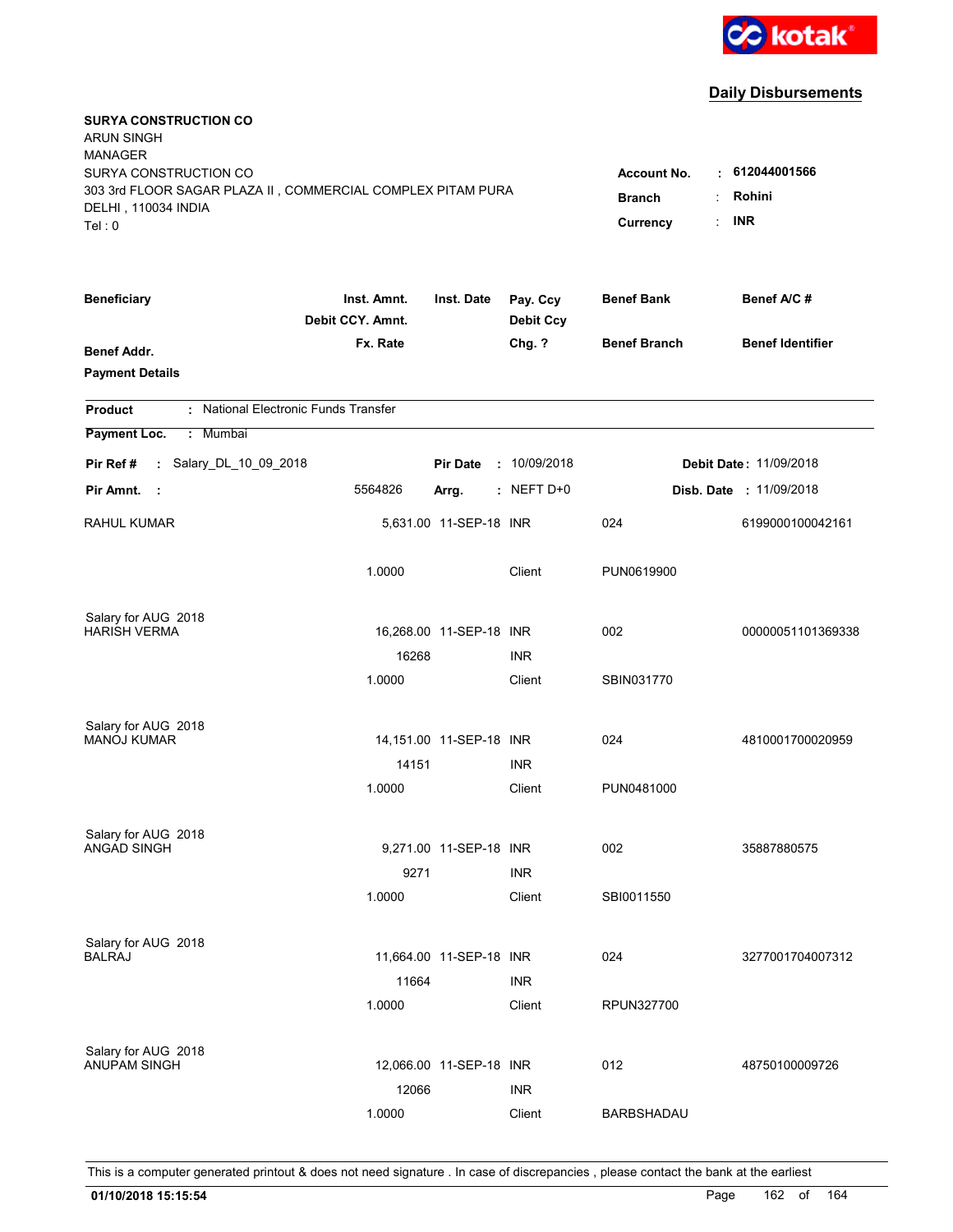kotak

## Daily Disbursements

**SURYA CONSTRUCTION CO**
ARUN SINGH
MANAGER
SURYA CONSTRUCTION CO
303 3rd FLOOR SAGAR PLAZA II , COMMERCIAL COMPLEX PITAM PURA
DELHI , 110034 INDIA
Tel : 0

| | | |
|---|---|---|
| **Account No.** | : | **612044001566** |
| **Branch** | : | **Rohini** |
| **Currency** | : | **INR** |

| Beneficiary / Benef Addr. / Payment Details | Inst. Amnt. / Debit CCY. Amnt. / Fx. Rate | Inst. Date | Pay. Ccy / Debit Ccy / Chg. ? | Benef Bank / Benef Branch | Benef A/C # / Benef Identifier |
|---|---|---|---|---|---|

**Product** : National Electronic Funds Transfer

**Payment Loc.** : Mumbai

**Pir Ref #** : Salary_DL_10_09_2018 | **Pir Date** : 10/09/2018 | **Debit Date** : 11/09/2018

**Pir Amnt.** : 5564826 | **Arrg.** : NEFT D+0 | **Disb. Date** : 11/09/2018

| Beneficiary | Inst. Amnt. | Inst. Date | Pay. Ccy | Benef Bank | Benef A/C # |
|---|---|---|---|---|---|
| RAHUL KUMAR | 5,631.00 | 11-SEP-18 | INR | 024 | 6199000100042161 |
| | 1.0000 | | Client | PUN0619900 | |
| Salary for AUG 2018 | | | | | |
| HARISH VERMA | 16,268.00 | 11-SEP-18 | INR | 002 | 00000051101369338 |
| | 16268 | | INR | | |
| | 1.0000 | | Client | SBIN031770 | |
| Salary for AUG 2018 | | | | | |
| MANOJ KUMAR | 14,151.00 | 11-SEP-18 | INR | 024 | 4810001700020959 |
| | 14151 | | INR | | |
| | 1.0000 | | Client | PUN0481000 | |
| Salary for AUG 2018 | | | | | |
| ANGAD SINGH | 9,271.00 | 11-SEP-18 | INR | 002 | 35887880575 |
| | 9271 | | INR | | |
| | 1.0000 | | Client | SBI0011550 | |
| Salary for AUG 2018 | | | | | |
| BALRAJ | 11,664.00 | 11-SEP-18 | INR | 024 | 3277001704007312 |
| | 11664 | | INR | | |
| | 1.0000 | | Client | RPUN327700 | |
| Salary for AUG 2018 | | | | | |
| ANUPAM SINGH | 12,066.00 | 11-SEP-18 | INR | 012 | 48750100009726 |
| | 12066 | | INR | | |
| | 1.0000 | | Client | BARBSHADAU | |

This is a computer generated printout & does not need signature . In case of discrepancies , please contact the bank at the earliest

**01/10/2018 15:15:54**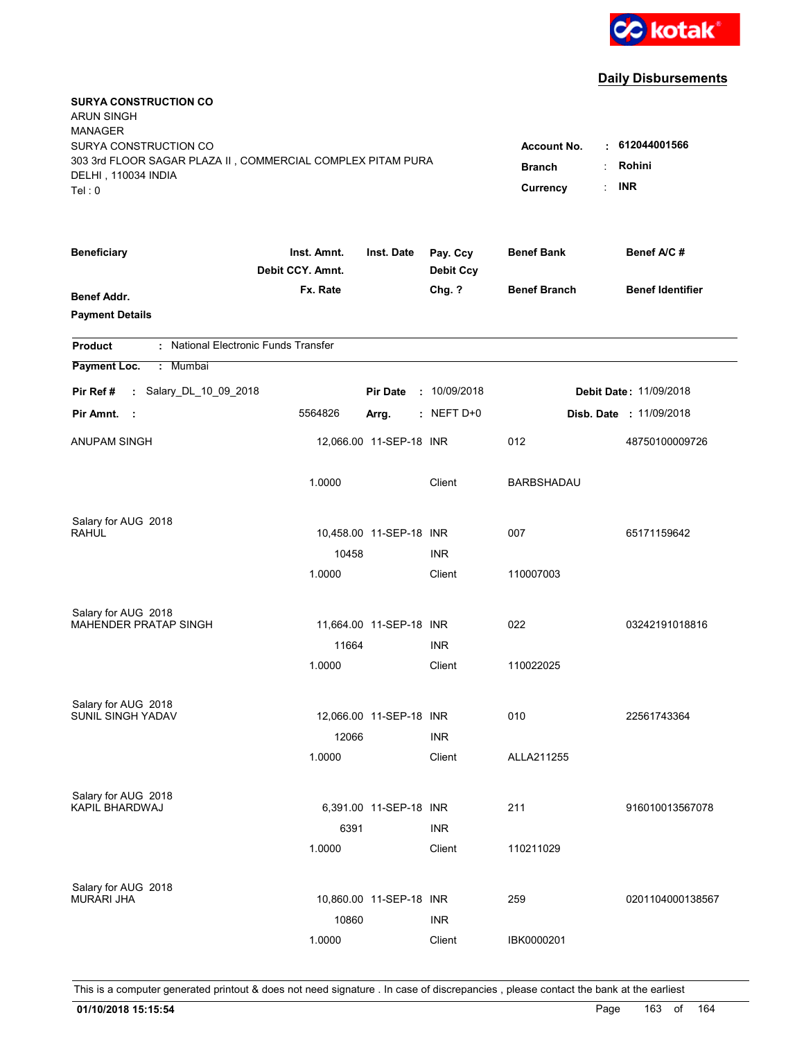kotak

## Daily Disbursements

**SURYA CONSTRUCTION CO**
ARUN SINGH
MANAGER
SURYA CONSTRUCTION CO
303 3rd FLOOR SAGAR PLAZA II , COMMERCIAL COMPLEX PITAM PURA
DELHI , 110034 INDIA
Tel : 0

**Account No.** : **612044001566**
**Branch** : **Rohini**
**Currency** : **INR**

| Beneficiary / Benef Addr. / Payment Details | Inst. Amnt. / Debit CCY. Amnt. / Fx. Rate | Inst. Date | Pay. Ccy / Debit Ccy / Chg. ? | Benef Bank / Benef Branch | Benef A/C # / Benef Identifier |
|---|---|---|---|---|---|

**Product** : National Electronic Funds Transfer

**Payment Loc.** : Mumbai

**Pir Ref #** : Salary_DL_10_09_2018 **Pir Date** : 10/09/2018 **Debit Date** : 11/09/2018

**Pir Amnt.** : 5564826 **Arrg.** : NEFT D+0 **Disb. Date** : 11/09/2018

| Beneficiary | Inst. Amnt. | Inst. Date | Pay. Ccy | Benef Bank | Benef A/C # |
|---|---|---|---|---|---|
| ANUPAM SINGH | 12,066.00 | 11-SEP-18 | INR | 012 | 48750100009726 |
| | 1.0000 | | Client | BARBSHADAU | |
| Salary for AUG 2018 | | | | | |
| RAHUL | 10,458.00 | 11-SEP-18 | INR | 007 | 65171159642 |
| | 10458 | | INR | | |
| | 1.0000 | | Client | 110007003 | |
| Salary for AUG 2018 | | | | | |
| MAHENDER PRATAP SINGH | 11,664.00 | 11-SEP-18 | INR | 022 | 03242191018816 |
| | 11664 | | INR | | |
| | 1.0000 | | Client | 110022025 | |
| Salary for AUG 2018 | | | | | |
| SUNIL SINGH YADAV | 12,066.00 | 11-SEP-18 | INR | 010 | 22561743364 |
| | 12066 | | INR | | |
| | 1.0000 | | Client | ALLA211255 | |
| Salary for AUG 2018 | | | | | |
| KAPIL BHARDWAJ | 6,391.00 | 11-SEP-18 | INR | 211 | 916010013567078 |
| | 6391 | | INR | | |
| | 1.0000 | | Client | 110211029 | |
| Salary for AUG 2018 | | | | | |
| MURARI JHA | 10,860.00 | 11-SEP-18 | INR | 259 | 0201104000138567 |
| | 10860 | | INR | | |
| | 1.0000 | | Client | IBK0000201 | |

This is a computer generated printout & does not need signature . In case of discrepancies , please contact the bank at the earliest

**01/10/2018 15:15:54**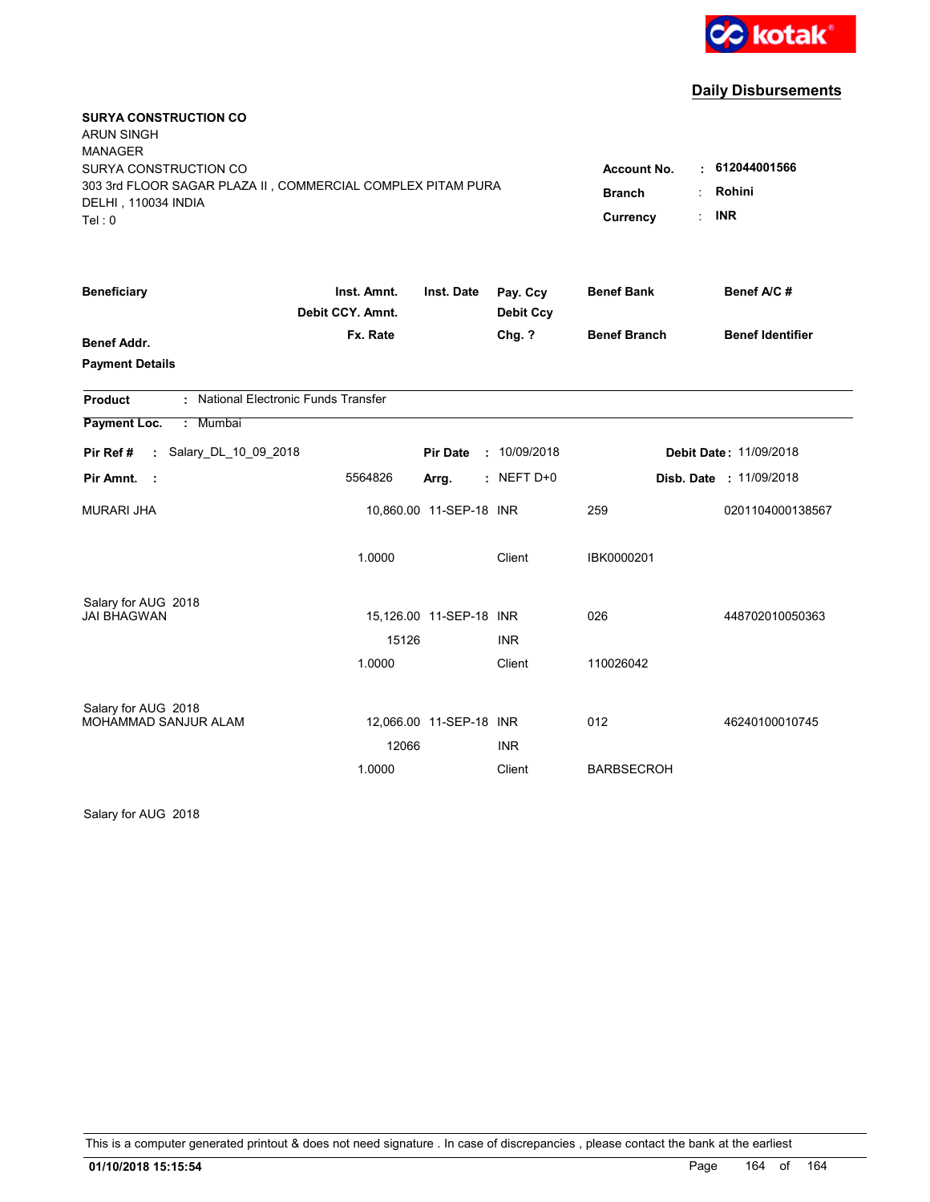kotak

## Daily Disbursements

**SURYA CONSTRUCTION CO**
ARUN SINGH
MANAGER
SURYA CONSTRUCTION CO
303 3rd FLOOR SAGAR PLAZA II , COMMERCIAL COMPLEX PITAM PURA
DELHI , 110034 INDIA
Tel : 0

**Account No.** : **612044001566**
**Branch** : **Rohini**
**Currency** : **INR**

| Beneficiary / Benef Addr. / Payment Details | Inst. Amnt. / Debit CCY. Amnt. / Fx. Rate | Inst. Date | Pay. Ccy / Debit Ccy / Chg. ? | Benef Bank / Benef Branch | Benef A/C # / Benef Identifier |
|---|---|---|---|---|---|

**Product** : National Electronic Funds Transfer

**Payment Loc.** : Mumbai

**Pir Ref #** : Salary_DL_10_09_2018 **Pir Date** : 10/09/2018 **Debit Date**: 11/09/2018

**Pir Amnt.** : 5564826 **Arrg.** : NEFT D+0 **Disb. Date** : 11/09/2018

| Beneficiary | Inst. Amnt. | Inst. Date | Pay. Ccy | Benef Bank | Benef A/C # |
|---|---|---|---|---|---|
| MURARI JHA | 10,860.00 | 11-SEP-18 | INR | 259 | 0201104000138567 |
| | 1.0000 | | Client | IBK0000201 | |
| Salary for AUG 2018 | | | | | |
| JAI BHAGWAN | 15,126.00 | 11-SEP-18 | INR | 026 | 448702010050363 |
| | 15126 | | INR | | |
| | 1.0000 | | Client | 110026042 | |
| Salary for AUG 2018 | | | | | |
| MOHAMMAD SANJUR ALAM | 12,066.00 | 11-SEP-18 | INR | 012 | 46240100010745 |
| | 12066 | | INR | | |
| | 1.0000 | | Client | BARBSECROH | |
| Salary for AUG 2018 | | | | | |

This is a computer generated printout & does not need signature . In case of discrepancies , please contact the bank at the earliest

**01/10/2018 15:15:54**